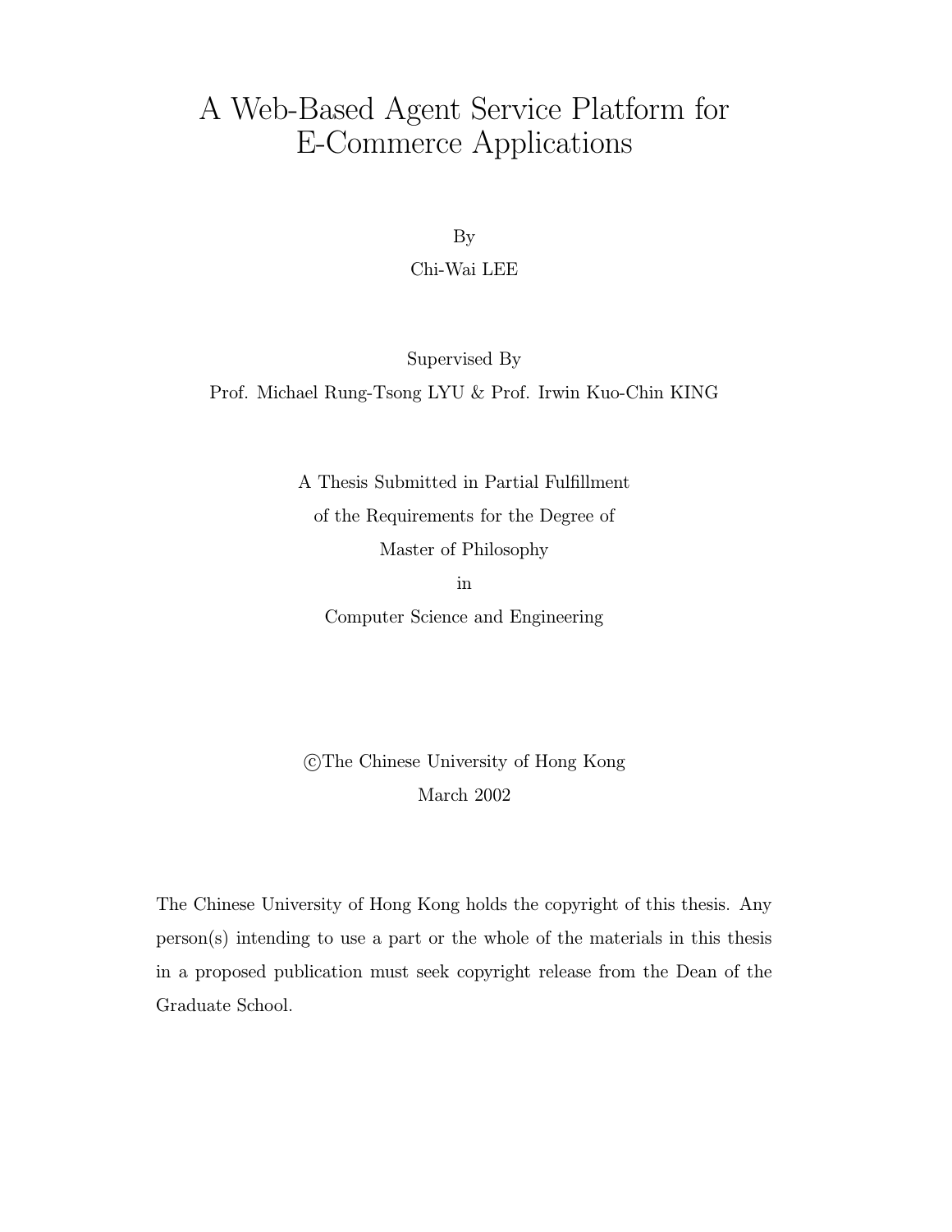# A Web-Based Agent Service Platform for E-Commerce Applications

By

Chi-Wai LEE

Supervised By

Prof. Michael Rung-Tsong LYU & Prof. Irwin Kuo-Chin KING

A Thesis Submitted in Partial Fulfillment

of the Requirements for the Degree of

Master of Philosophy

in

Computer Science and Engineering

©The Chinese University of Hong Kong

March 2002

The Chinese University of Hong Kong holds the copyright of this thesis. Any person(s) intending to use a part or the whole of the materials in this thesis in a proposed publication must seek copyright release from the Dean of the Graduate School.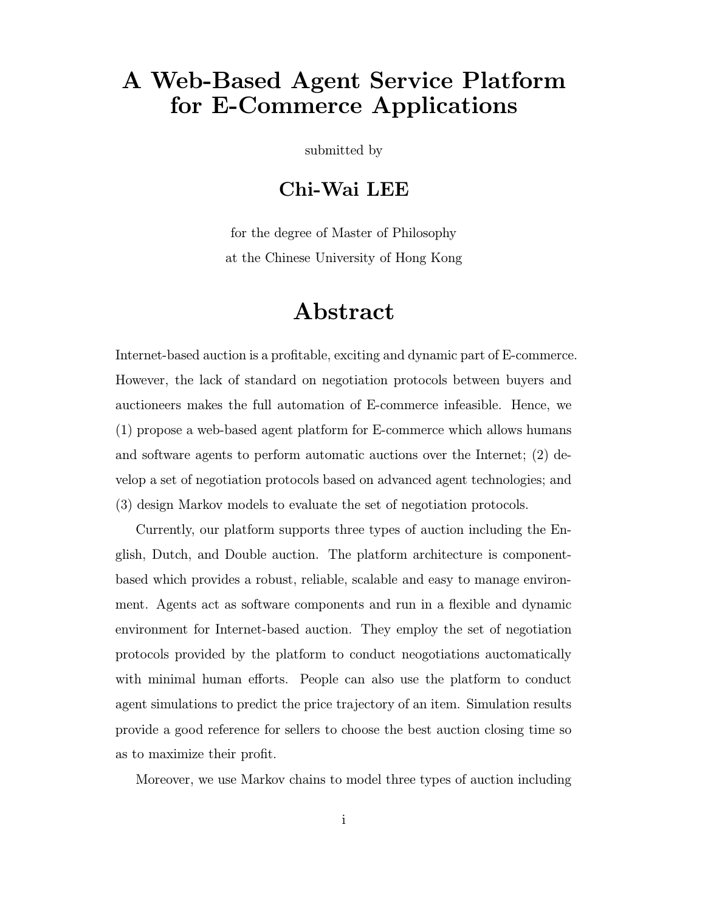# A Web-Based Agent Service Platform for E-Commerce Applications

submitted by

## Chi-Wai LEE

for the degree of Master of Philosophy

at the Chinese University of Hong Kong

# Abstract

Internet-based auction is a profitable, exciting and dynamic part of E-commerce. However, the lack of standard on negotiation protocols between buyers and auctioneers makes the full automation of E-commerce infeasible. Hence, we (1) propose a web-based agent platform for E-commerce which allows humans and software agents to perform automatic auctions over the Internet; (2) develop a set of negotiation protocols based on advanced agent technologies; and (3) design Markov models to evaluate the set of negotiation protocols.

Currently, our platform supports three types of auction including the English, Dutch, and Double auction. The platform architecture is component-based which provides a robust, reliable, scalable and easy to manage environment. Agents act as software components and run in a flexible and dynamic environment for Internet-based auction. They employ the set of negotiation protocols provided by the platform to conduct neogotiations auctomatically with minimal human efforts. People can also use the platform to conduct agent simulations to predict the price trajectory of an item. Simulation results provide a good reference for sellers to choose the best auction closing time so as to maximize their profit.

Moreover, we use Markov chains to model three types of auction including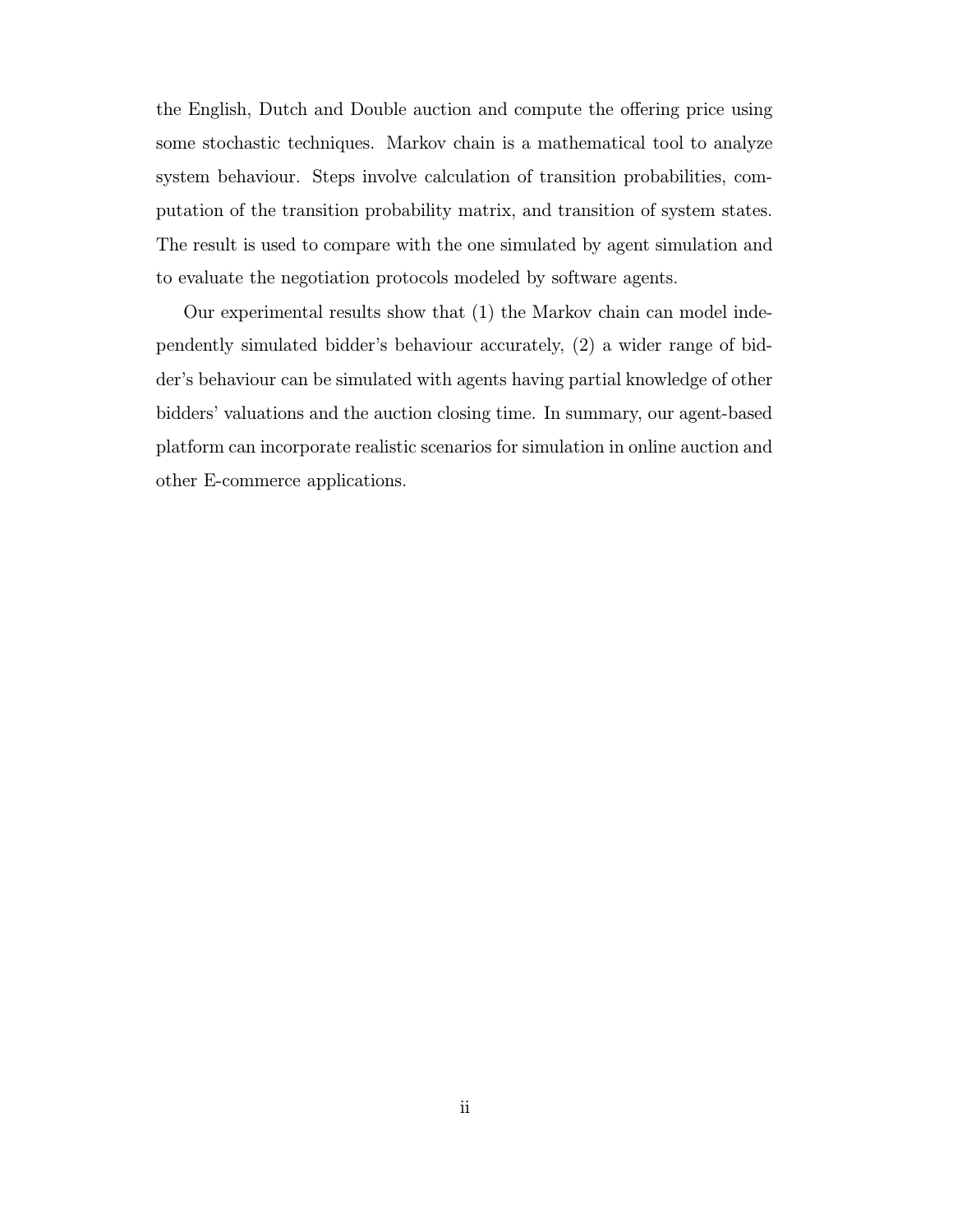the English, Dutch and Double auction and compute the offering price using some stochastic techniques. Markov chain is a mathematical tool to analyze system behaviour. Steps involve calculation of transition probabilities, computation of the transition probability matrix, and transition of system states. The result is used to compare with the one simulated by agent simulation and to evaluate the negotiation protocols modeled by software agents.

Our experimental results show that (1) the Markov chain can model independently simulated bidder's behaviour accurately, (2) a wider range of bidder's behaviour can be simulated with agents having partial knowledge of other bidders' valuations and the auction closing time. In summary, our agent-based platform can incorporate realistic scenarios for simulation in online auction and other E-commerce applications.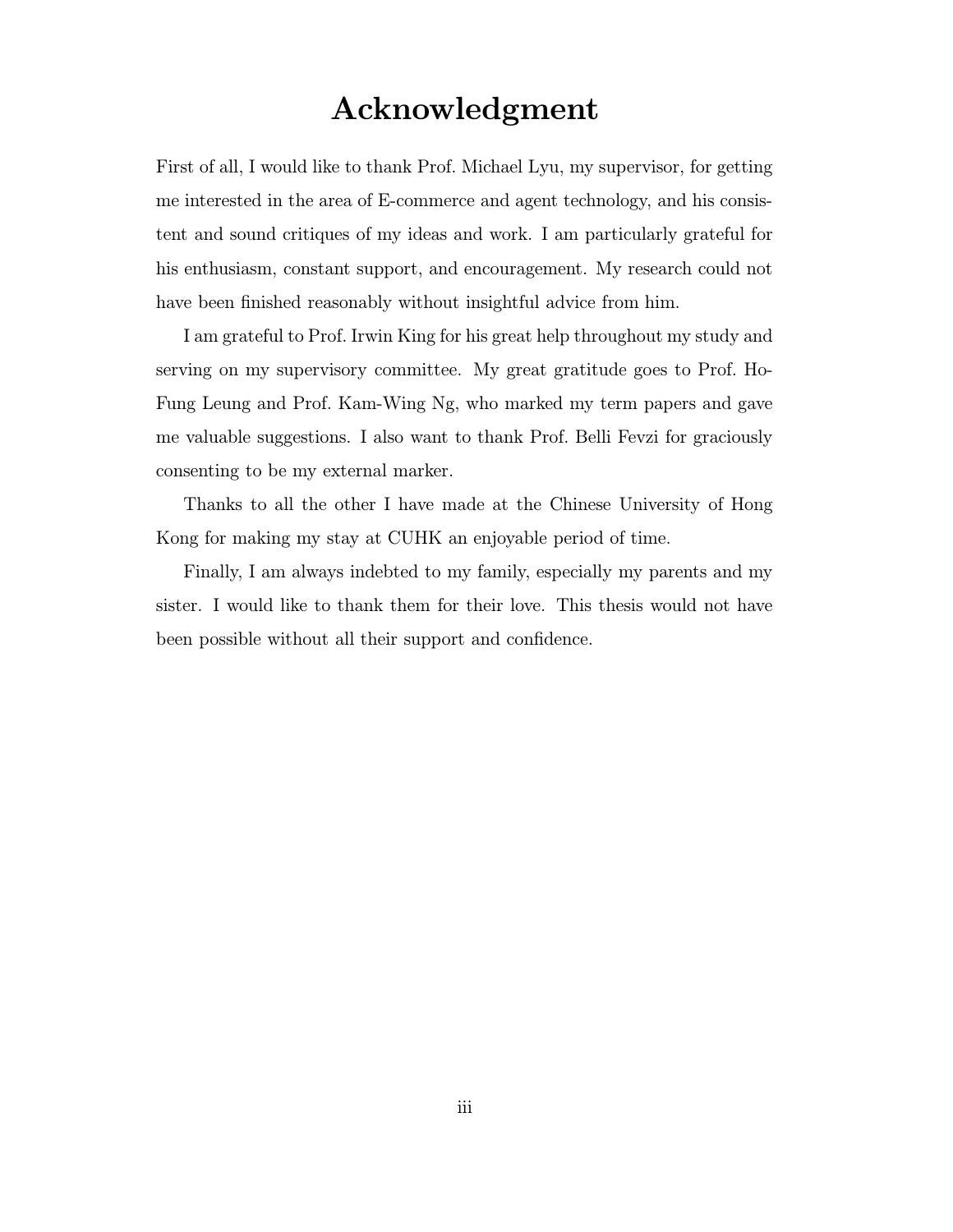# Acknowledgment

First of all, I would like to thank Prof. Michael Lyu, my supervisor, for getting me interested in the area of E-commerce and agent technology, and his consistent and sound critiques of my ideas and work. I am particularly grateful for his enthusiasm, constant support, and encouragement. My research could not have been finished reasonably without insightful advice from him.

I am grateful to Prof. Irwin King for his great help throughout my study and serving on my supervisory committee. My great gratitude goes to Prof. Ho-Fung Leung and Prof. Kam-Wing Ng, who marked my term papers and gave me valuable suggestions. I also want to thank Prof. Belli Fevzi for graciously consenting to be my external marker.

Thanks to all the other I have made at the Chinese University of Hong Kong for making my stay at CUHK an enjoyable period of time.

Finally, I am always indebted to my family, especially my parents and my sister. I would like to thank them for their love. This thesis would not have been possible without all their support and confidence.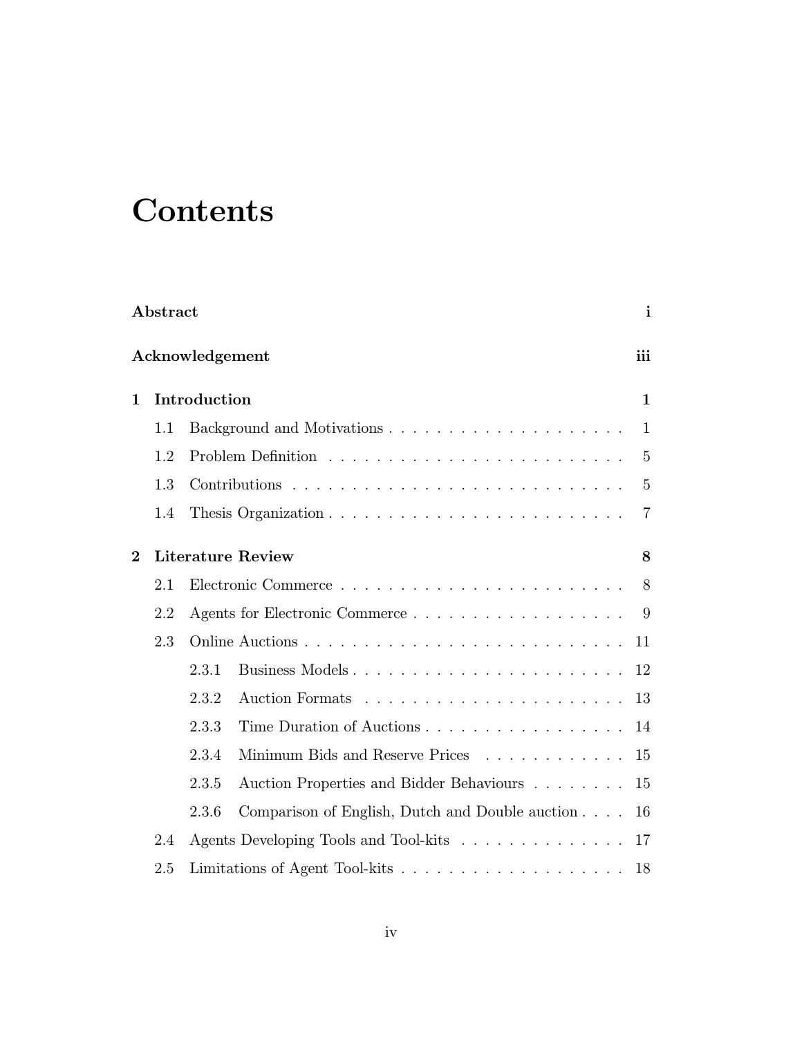# Contents

**Abstract** **i**

**Acknowledgement** **iii**

**1 Introduction** **1**

- 1.1 Background and Motivations . . . . . . . . . . . . . . . . . . . . 1
- 1.2 Problem Definition . . . . . . . . . . . . . . . . . . . . . . . . . 5
- 1.3 Contributions . . . . . . . . . . . . . . . . . . . . . . . . . . . . 5
- 1.4 Thesis Organization . . . . . . . . . . . . . . . . . . . . . . . . 7

**2 Literature Review** **8**

- 2.1 Electronic Commerce . . . . . . . . . . . . . . . . . . . . . . . . 8
- 2.2 Agents for Electronic Commerce . . . . . . . . . . . . . . . . . . 9
- 2.3 Online Auctions . . . . . . . . . . . . . . . . . . . . . . . . . . . 11
  - 2.3.1 Business Models . . . . . . . . . . . . . . . . . . . . . . . 12
  - 2.3.2 Auction Formats . . . . . . . . . . . . . . . . . . . . . . 13
  - 2.3.3 Time Duration of Auctions . . . . . . . . . . . . . . . . . 14
  - 2.3.4 Minimum Bids and Reserve Prices . . . . . . . . . . . . 15
  - 2.3.5 Auction Properties and Bidder Behaviours . . . . . . . . 15
  - 2.3.6 Comparison of English, Dutch and Double auction . . . . 16
- 2.4 Agents Developing Tools and Tool-kits . . . . . . . . . . . . . . 17
- 2.5 Limitations of Agent Tool-kits . . . . . . . . . . . . . . . . . . . 18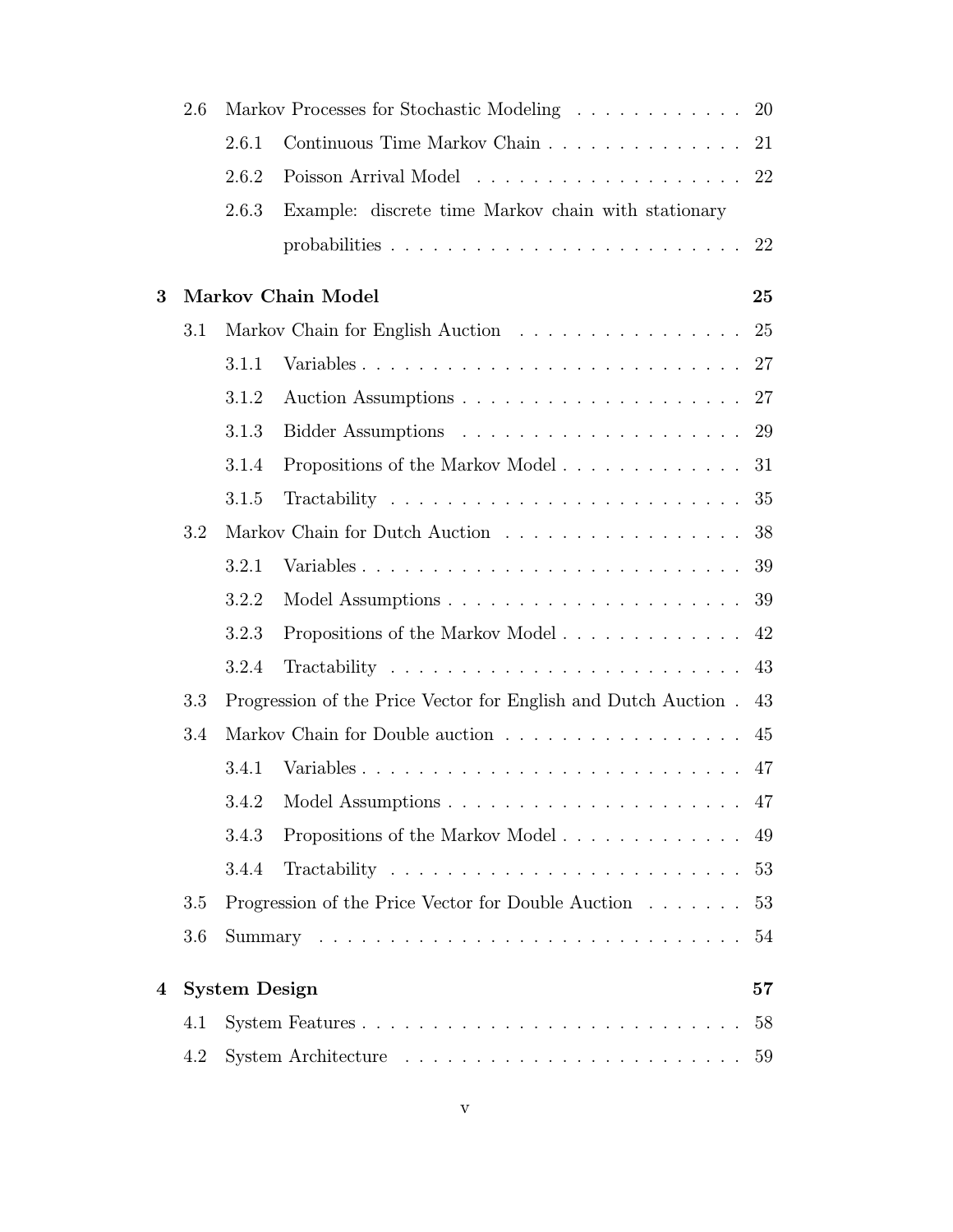- 2.6 Markov Processes for Stochastic Modeling . . . . . . . . . . . . 20
  - 2.6.1 Continuous Time Markov Chain . . . . . . . . . . . . . . 21
  - 2.6.2 Poisson Arrival Model . . . . . . . . . . . . . . . . . . . 22
  - 2.6.3 Example: discrete time Markov chain with stationary probabilities . . . . . . . . . . . . . . . . . . . . . . . . 22

**3 Markov Chain Model 25**

- 3.1 Markov Chain for English Auction . . . . . . . . . . . . . . . . 25
  - 3.1.1 Variables . . . . . . . . . . . . . . . . . . . . . . . . . . 27
  - 3.1.2 Auction Assumptions . . . . . . . . . . . . . . . . . . . . 27
  - 3.1.3 Bidder Assumptions . . . . . . . . . . . . . . . . . . . . 29
  - 3.1.4 Propositions of the Markov Model . . . . . . . . . . . . . 31
  - 3.1.5 Tractability . . . . . . . . . . . . . . . . . . . . . . . . . 35
- 3.2 Markov Chain for Dutch Auction . . . . . . . . . . . . . . . . . 38
  - 3.2.1 Variables . . . . . . . . . . . . . . . . . . . . . . . . . . 39
  - 3.2.2 Model Assumptions . . . . . . . . . . . . . . . . . . . . . 39
  - 3.2.3 Propositions of the Markov Model . . . . . . . . . . . . . 42
  - 3.2.4 Tractability . . . . . . . . . . . . . . . . . . . . . . . . . 43
- 3.3 Progression of the Price Vector for English and Dutch Auction . 43
- 3.4 Markov Chain for Double auction . . . . . . . . . . . . . . . . . 45
  - 3.4.1 Variables . . . . . . . . . . . . . . . . . . . . . . . . . . 47
  - 3.4.2 Model Assumptions . . . . . . . . . . . . . . . . . . . . . 47
  - 3.4.3 Propositions of the Markov Model . . . . . . . . . . . . . 49
  - 3.4.4 Tractability . . . . . . . . . . . . . . . . . . . . . . . . . 53
- 3.5 Progression of the Price Vector for Double Auction . . . . . . . 53
- 3.6 Summary . . . . . . . . . . . . . . . . . . . . . . . . . . . . . . 54

**4 System Design 57**

- 4.1 System Features . . . . . . . . . . . . . . . . . . . . . . . . . . 58
- 4.2 System Architecture . . . . . . . . . . . . . . . . . . . . . . . . 59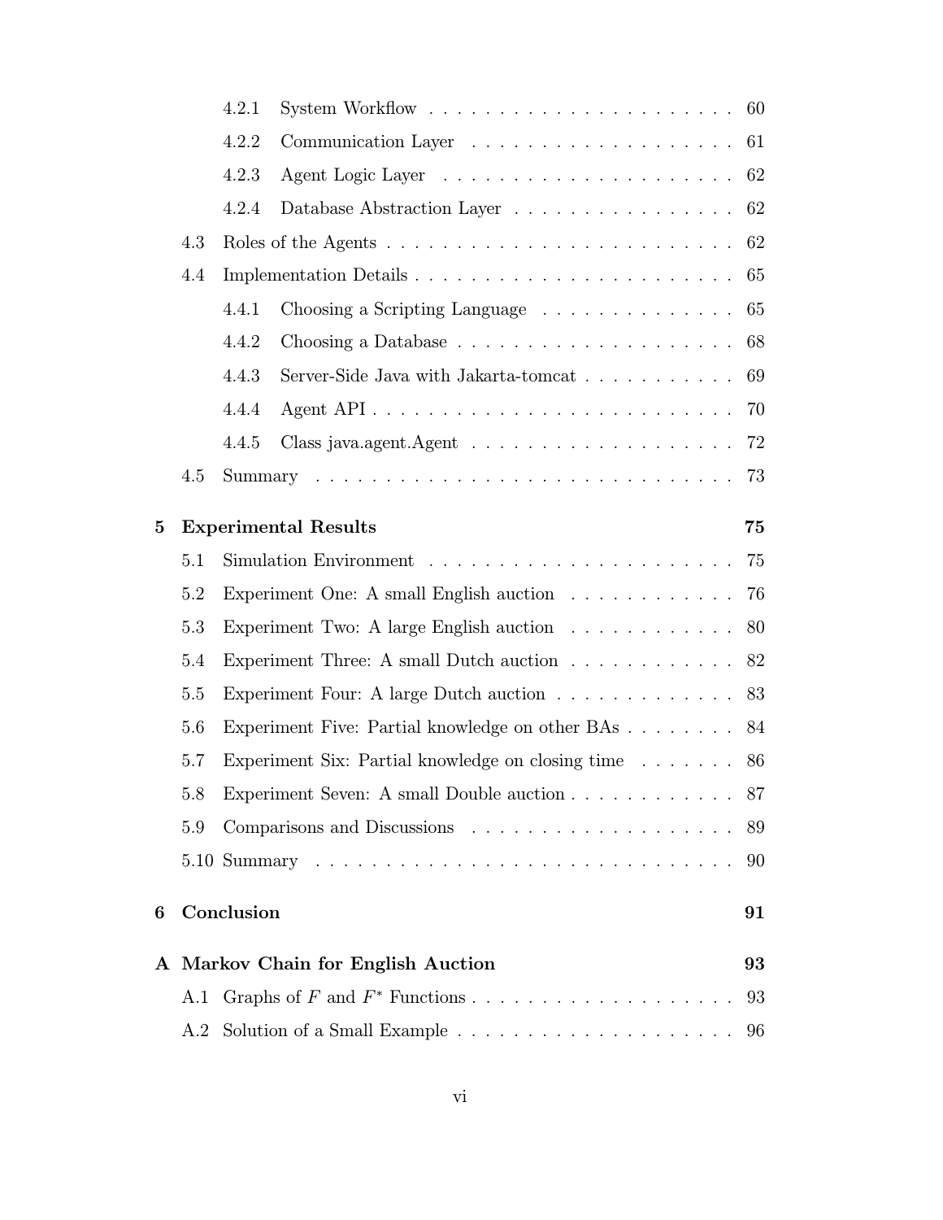- 4.2.1 System Workflow . . . . . . . . . . 60
- 4.2.2 Communication Layer . . . . . . . . . . 61
- 4.2.3 Agent Logic Layer . . . . . . . . . . 62
- 4.2.4 Database Abstraction Layer . . . . . . . . . . 62

4.3 Roles of the Agents . . . . . . . . . . 62

4.4 Implementation Details . . . . . . . . . . 65

- 4.4.1 Choosing a Scripting Language . . . . . . . . . . 65
- 4.4.2 Choosing a Database . . . . . . . . . . 68
- 4.4.3 Server-Side Java with Jakarta-tomcat . . . . . . . . . . 69
- 4.4.4 Agent API . . . . . . . . . . 70
- 4.4.5 Class java.agent.Agent . . . . . . . . . . 72

4.5 Summary . . . . . . . . . . 73

**5 Experimental Results 75**

5.1 Simulation Environment . . . . . . . . . . 75

5.2 Experiment One: A small English auction . . . . . . . . . . 76

5.3 Experiment Two: A large English auction . . . . . . . . . . 80

5.4 Experiment Three: A small Dutch auction . . . . . . . . . . 82

5.5 Experiment Four: A large Dutch auction . . . . . . . . . . 83

5.6 Experiment Five: Partial knowledge on other BAs . . . . . . . . . . 84

5.7 Experiment Six: Partial knowledge on closing time . . . . . . . . . . 86

5.8 Experiment Seven: A small Double auction . . . . . . . . . . 87

5.9 Comparisons and Discussions . . . . . . . . . . 89

5.10 Summary . . . . . . . . . . 90

**6 Conclusion 91**

**A Markov Chain for English Auction 93**

A.1 Graphs of $F$ and $F^*$ Functions . . . . . . . . . . 93

A.2 Solution of a Small Example . . . . . . . . . . 96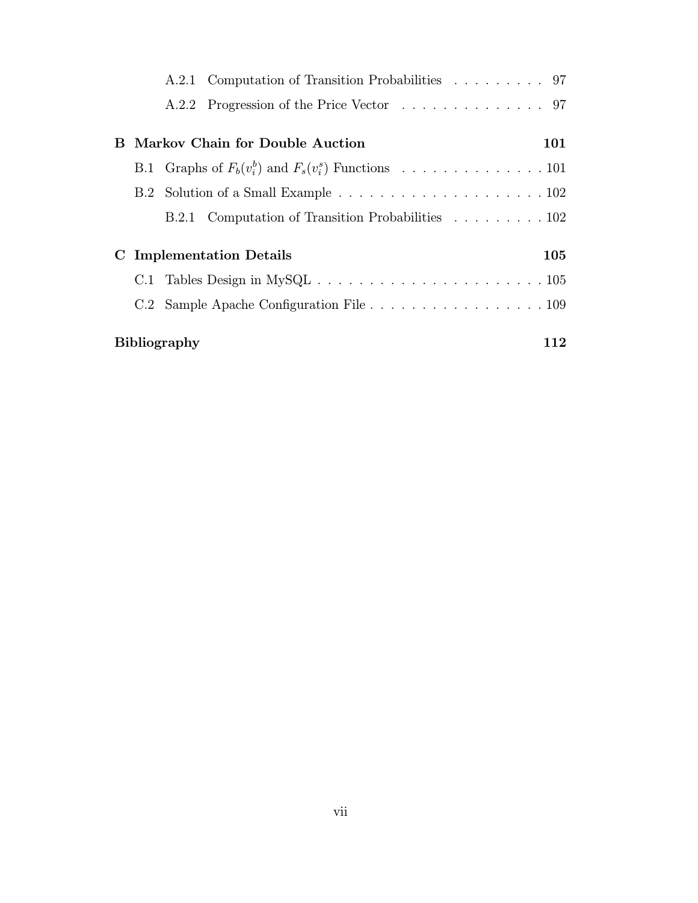A.2.1 Computation of Transition Probabilities . . . . . . . . . . 97

A.2.2 Progression of the Price Vector . . . . . . . . . . . . . . 97

**B Markov Chain for Double Auction** **101**

B.1 Graphs of $F_b(v_i^b)$ and $F_s(v_i^s)$ Functions . . . . . . . . . . . . . . 101

B.2 Solution of a Small Example . . . . . . . . . . . . . . . . . . . . . 102

B.2.1 Computation of Transition Probabilities . . . . . . . . . . 102

**C Implementation Details** **105**

C.1 Tables Design in MySQL . . . . . . . . . . . . . . . . . . . . . . . 105

C.2 Sample Apache Configuration File . . . . . . . . . . . . . . . . . . 109

**Bibliography** **112**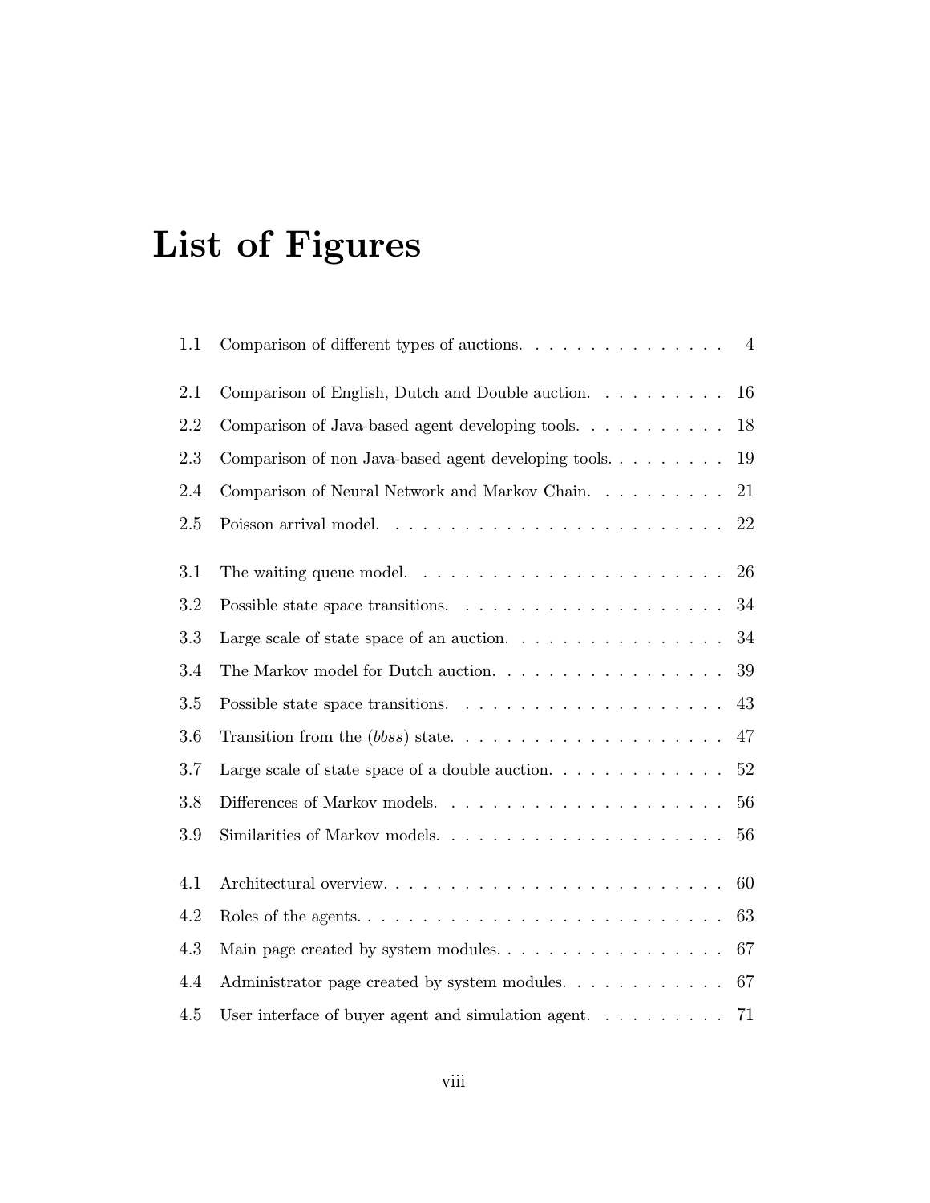# List of Figures

1.1 Comparison of different types of auctions. . . . . . . . . . . . . . . 4

2.1 Comparison of English, Dutch and Double auction. . . . . . . . . . 16

2.2 Comparison of Java-based agent developing tools. . . . . . . . . . . 18

2.3 Comparison of non Java-based agent developing tools. . . . . . . . . 19

2.4 Comparison of Neural Network and Markov Chain. . . . . . . . . . 21

2.5 Poisson arrival model. . . . . . . . . . . . . . . . . . . . . . . . . 22

3.1 The waiting queue model. . . . . . . . . . . . . . . . . . . . . . . 26

3.2 Possible state space transitions. . . . . . . . . . . . . . . . . . . . 34

3.3 Large scale of state space of an auction. . . . . . . . . . . . . . . . 34

3.4 The Markov model for Dutch auction. . . . . . . . . . . . . . . . . 39

3.5 Possible state space transitions. . . . . . . . . . . . . . . . . . . . 43

3.6 Transition from the (*bbss*) state. . . . . . . . . . . . . . . . . . . . 47

3.7 Large scale of state space of a double auction. . . . . . . . . . . . . 52

3.8 Differences of Markov models. . . . . . . . . . . . . . . . . . . . . 56

3.9 Similarities of Markov models. . . . . . . . . . . . . . . . . . . . . 56

4.1 Architectural overview. . . . . . . . . . . . . . . . . . . . . . . . . 60

4.2 Roles of the agents. . . . . . . . . . . . . . . . . . . . . . . . . . . 63

4.3 Main page created by system modules. . . . . . . . . . . . . . . . . 67

4.4 Administrator page created by system modules. . . . . . . . . . . . 67

4.5 User interface of buyer agent and simulation agent. . . . . . . . . . 71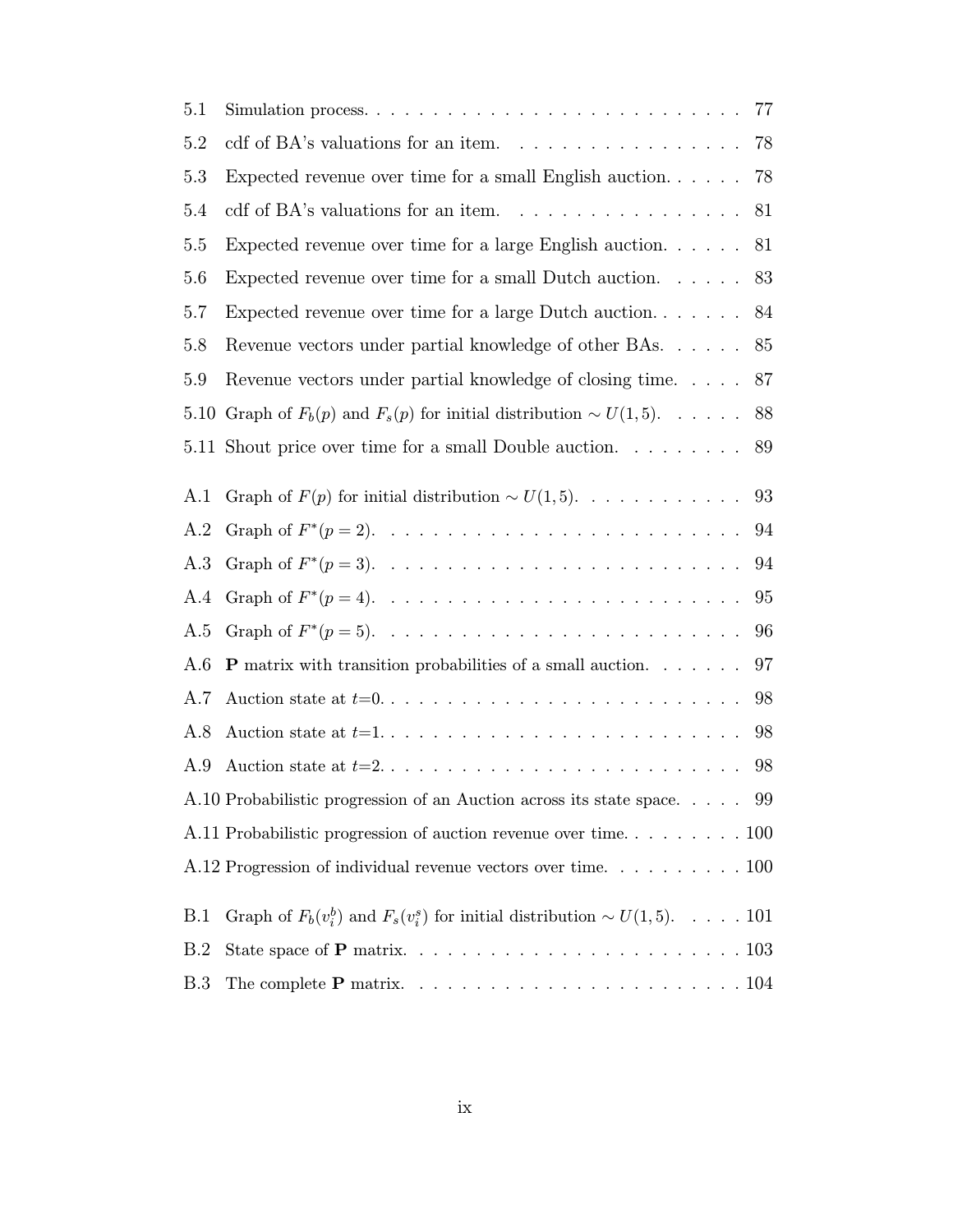5.1 Simulation process. . . . . . . . . . . . . . . . . . . . . . . . . . . 77

5.2 cdf of BA's valuations for an item. . . . . . . . . . . . . . . . . 78

5.3 Expected revenue over time for a small English auction. . . . . . 78

5.4 cdf of BA's valuations for an item. . . . . . . . . . . . . . . . . 81

5.5 Expected revenue over time for a large English auction. . . . . . 81

5.6 Expected revenue over time for a small Dutch auction. . . . . . 83

5.7 Expected revenue over time for a large Dutch auction. . . . . . . 84

5.8 Revenue vectors under partial knowledge of other BAs. . . . . . 85

5.9 Revenue vectors under partial knowledge of closing time. . . . . 87

5.10 Graph of $F_b(p)$ and $F_s(p)$ for initial distribution $\sim U(1,5)$. . . . . . 88

5.11 Shout price over time for a small Double auction. . . . . . . . . 89

A.1 Graph of $F(p)$ for initial distribution $\sim U(1,5)$. . . . . . . . . . . . 93

A.2 Graph of $F^*(p=2)$. . . . . . . . . . . . . . . . . . . . . . . . . 94

A.3 Graph of $F^*(p=3)$. . . . . . . . . . . . . . . . . . . . . . . . . 94

A.4 Graph of $F^*(p=4)$. . . . . . . . . . . . . . . . . . . . . . . . . 95

A.5 Graph of $F^*(p=5)$. . . . . . . . . . . . . . . . . . . . . . . . . 96

A.6 **P** matrix with transition probabilities of a small auction. . . . . . . 97

A.7 Auction state at $t$=0. . . . . . . . . . . . . . . . . . . . . . . . . 98

A.8 Auction state at $t$=1. . . . . . . . . . . . . . . . . . . . . . . . . 98

A.9 Auction state at $t$=2. . . . . . . . . . . . . . . . . . . . . . . . . 98

A.10 Probabilistic progression of an Auction across its state space. . . . . 99

A.11 Probabilistic progression of auction revenue over time. . . . . . . . . 100

A.12 Progression of individual revenue vectors over time. . . . . . . . . . 100

B.1 Graph of $F_b(v_i^b)$ and $F_s(v_i^s)$ for initial distribution $\sim U(1,5)$. . . . . 101

B.2 State space of **P** matrix. . . . . . . . . . . . . . . . . . . . . . . . 103

B.3 The complete **P** matrix. . . . . . . . . . . . . . . . . . . . . . . . 104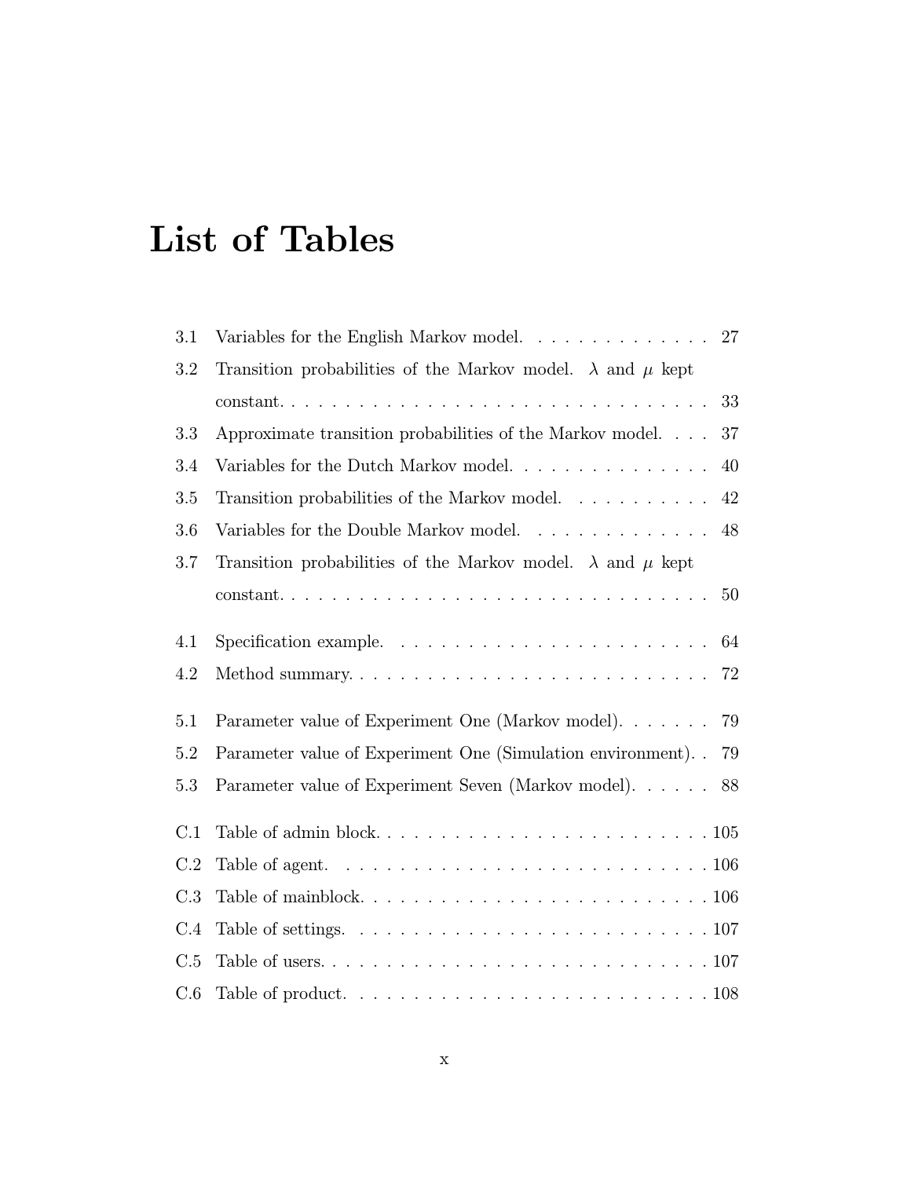# List of Tables

3.1 Variables for the English Markov model. . . . . . . . . . . . . . 27

3.2 Transition probabilities of the Markov model. $\lambda$ and $\mu$ kept constant. . . . . . . . . . . . . . . . . . . . . . . . . . . . . . . . 33

3.3 Approximate transition probabilities of the Markov model. . . . 37

3.4 Variables for the Dutch Markov model. . . . . . . . . . . . . . . 40

3.5 Transition probabilities of the Markov model. . . . . . . . . . . 42

3.6 Variables for the Double Markov model. . . . . . . . . . . . . . 48

3.7 Transition probabilities of the Markov model. $\lambda$ and $\mu$ kept constant. . . . . . . . . . . . . . . . . . . . . . . . . . . . . . . . 50

4.1 Specification example. . . . . . . . . . . . . . . . . . . . . . . . 64

4.2 Method summary. . . . . . . . . . . . . . . . . . . . . . . . . . 72

5.1 Parameter value of Experiment One (Markov model). . . . . . . 79

5.2 Parameter value of Experiment One (Simulation environment). . 79

5.3 Parameter value of Experiment Seven (Markov model). . . . . . 88

C.1 Table of admin block. . . . . . . . . . . . . . . . . . . . . . . . . 105

C.2 Table of agent. . . . . . . . . . . . . . . . . . . . . . . . . . . . 106

C.3 Table of mainblock. . . . . . . . . . . . . . . . . . . . . . . . . . 106

C.4 Table of settings. . . . . . . . . . . . . . . . . . . . . . . . . . . 107

C.5 Table of users. . . . . . . . . . . . . . . . . . . . . . . . . . . . 107

C.6 Table of product. . . . . . . . . . . . . . . . . . . . . . . . . . . 108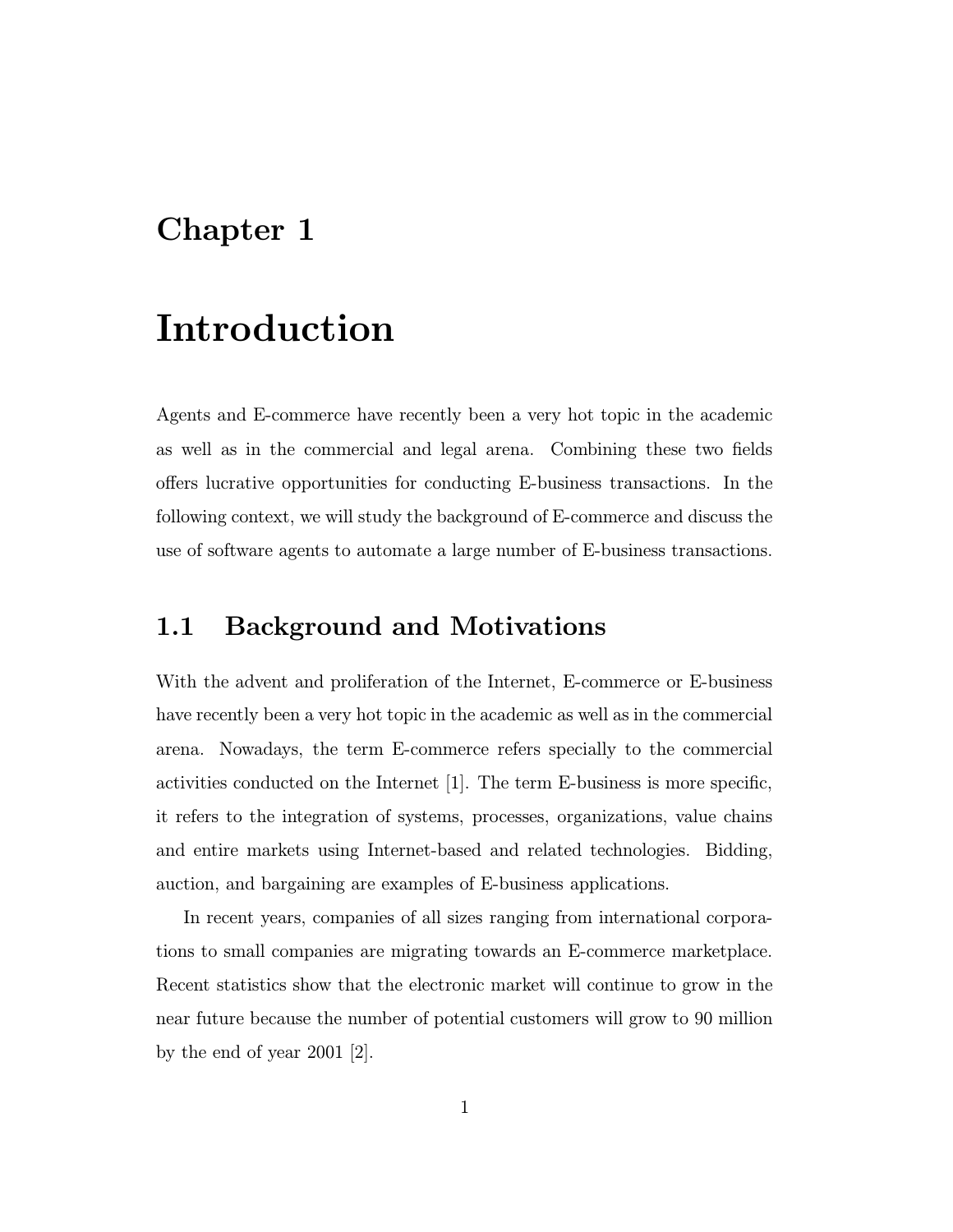# Chapter 1

# Introduction

Agents and E-commerce have recently been a very hot topic in the academic as well as in the commercial and legal arena. Combining these two fields offers lucrative opportunities for conducting E-business transactions. In the following context, we will study the background of E-commerce and discuss the use of software agents to automate a large number of E-business transactions.

## 1.1 Background and Motivations

With the advent and proliferation of the Internet, E-commerce or E-business have recently been a very hot topic in the academic as well as in the commercial arena. Nowadays, the term E-commerce refers specially to the commercial activities conducted on the Internet [1]. The term E-business is more specific, it refers to the integration of systems, processes, organizations, value chains and entire markets using Internet-based and related technologies. Bidding, auction, and bargaining are examples of E-business applications.

In recent years, companies of all sizes ranging from international corporations to small companies are migrating towards an E-commerce marketplace. Recent statistics show that the electronic market will continue to grow in the near future because the number of potential customers will grow to 90 million by the end of year 2001 [2].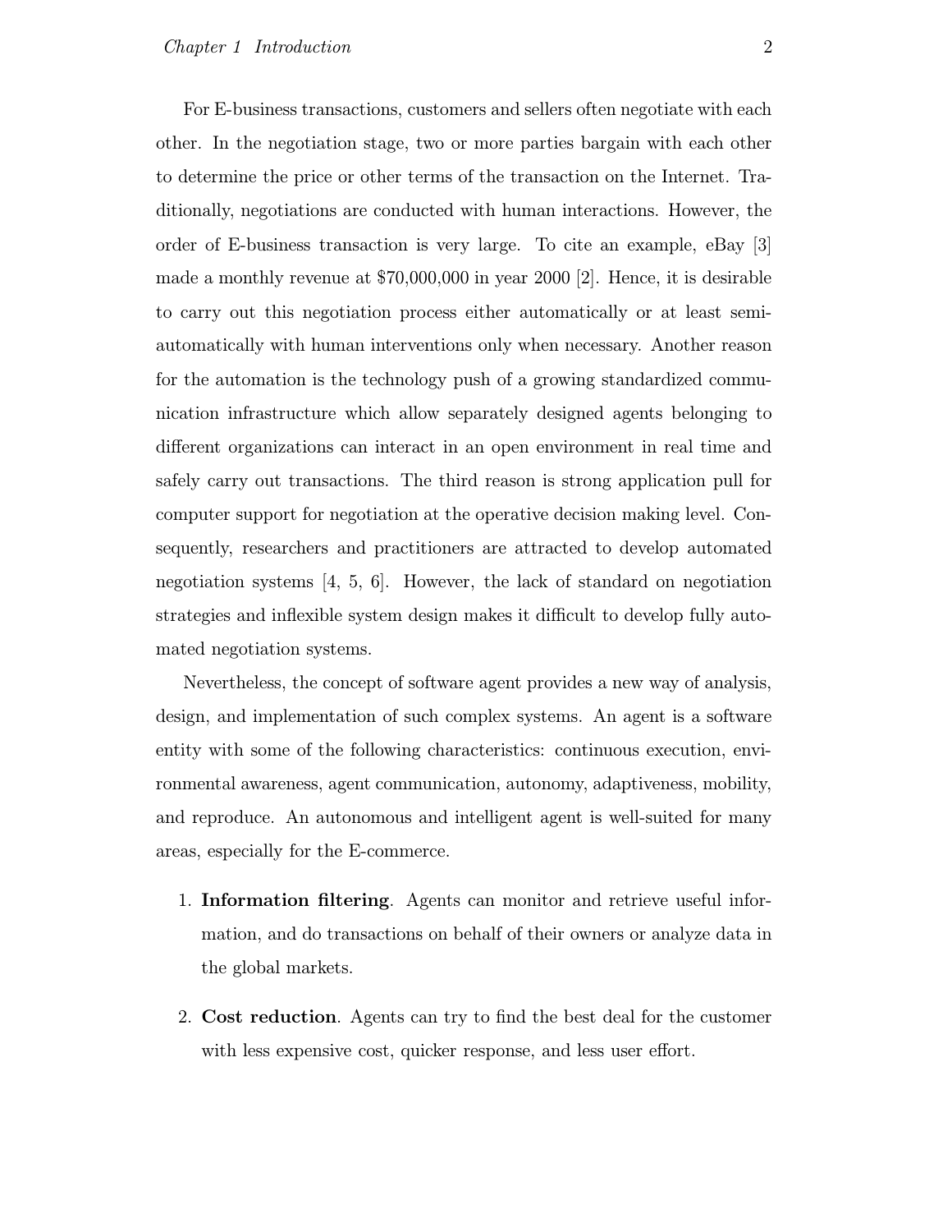For E-business transactions, customers and sellers often negotiate with each other. In the negotiation stage, two or more parties bargain with each other to determine the price or other terms of the transaction on the Internet. Traditionally, negotiations are conducted with human interactions. However, the order of E-business transaction is very large. To cite an example, eBay [3] made a monthly revenue at $70,000,000 in year 2000 [2]. Hence, it is desirable to carry out this negotiation process either automatically or at least semi-automatically with human interventions only when necessary. Another reason for the automation is the technology push of a growing standardized communication infrastructure which allow separately designed agents belonging to different organizations can interact in an open environment in real time and safely carry out transactions. The third reason is strong application pull for computer support for negotiation at the operative decision making level. Consequently, researchers and practitioners are attracted to develop automated negotiation systems [4, 5, 6]. However, the lack of standard on negotiation strategies and inflexible system design makes it difficult to develop fully automated negotiation systems.

Nevertheless, the concept of software agent provides a new way of analysis, design, and implementation of such complex systems. An agent is a software entity with some of the following characteristics: continuous execution, environmental awareness, agent communication, autonomy, adaptiveness, mobility, and reproduce. An autonomous and intelligent agent is well-suited for many areas, especially for the E-commerce.

1. **Information filtering**. Agents can monitor and retrieve useful information, and do transactions on behalf of their owners or analyze data in the global markets.

2. **Cost reduction**. Agents can try to find the best deal for the customer with less expensive cost, quicker response, and less user effort.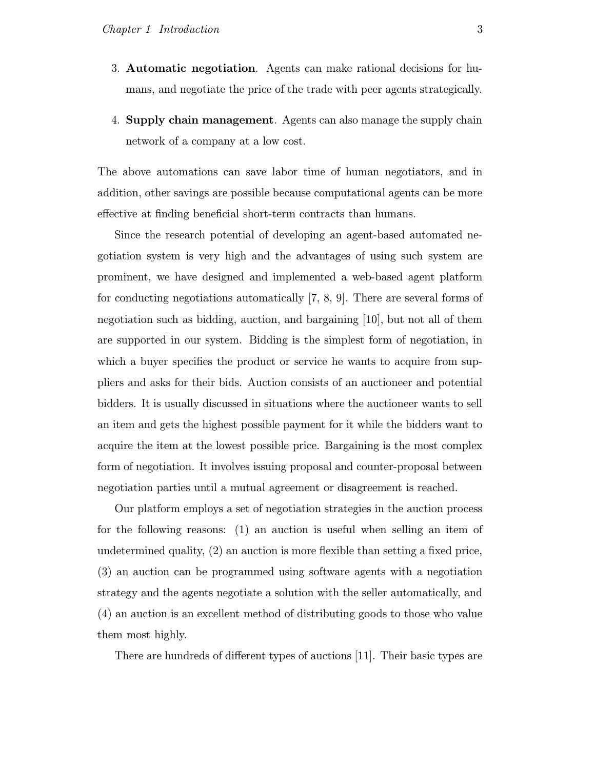3. **Automatic negotiation**. Agents can make rational decisions for humans, and negotiate the price of the trade with peer agents strategically.
4. **Supply chain management**. Agents can also manage the supply chain network of a company at a low cost.

The above automations can save labor time of human negotiators, and in addition, other savings are possible because computational agents can be more effective at finding beneficial short-term contracts than humans.

Since the research potential of developing an agent-based automated negotiation system is very high and the advantages of using such system are prominent, we have designed and implemented a web-based agent platform for conducting negotiations automatically [7, 8, 9]. There are several forms of negotiation such as bidding, auction, and bargaining [10], but not all of them are supported in our system. Bidding is the simplest form of negotiation, in which a buyer specifies the product or service he wants to acquire from suppliers and asks for their bids. Auction consists of an auctioneer and potential bidders. It is usually discussed in situations where the auctioneer wants to sell an item and gets the highest possible payment for it while the bidders want to acquire the item at the lowest possible price. Bargaining is the most complex form of negotiation. It involves issuing proposal and counter-proposal between negotiation parties until a mutual agreement or disagreement is reached.

Our platform employs a set of negotiation strategies in the auction process for the following reasons: (1) an auction is useful when selling an item of undetermined quality, (2) an auction is more flexible than setting a fixed price, (3) an auction can be programmed using software agents with a negotiation strategy and the agents negotiate a solution with the seller automatically, and (4) an auction is an excellent method of distributing goods to those who value them most highly.

There are hundreds of different types of auctions [11]. Their basic types are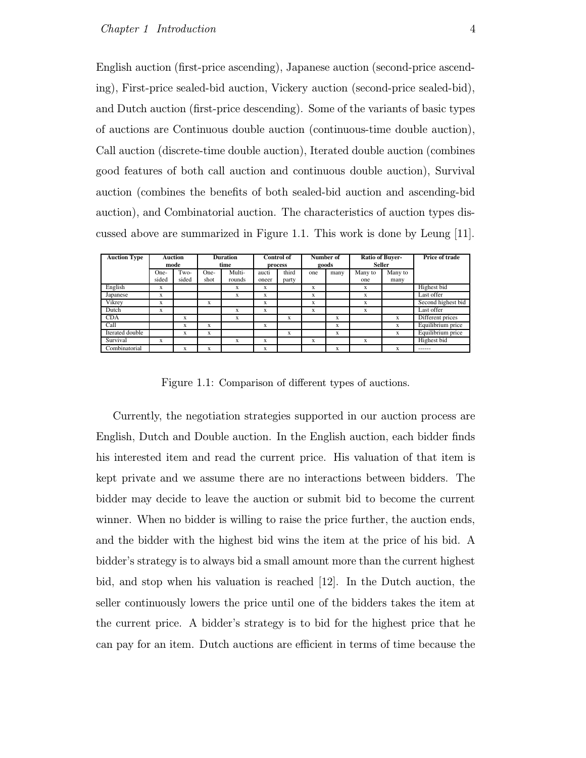English auction (first-price ascending), Japanese auction (second-price ascending), First-price sealed-bid auction, Vickery auction (second-price sealed-bid), and Dutch auction (first-price descending). Some of the variants of basic types of auctions are Continuous double auction (continuous-time double auction), Call auction (discrete-time double auction), Iterated double auction (combines good features of both call auction and continuous double auction), Survival auction (combines the benefits of both sealed-bid auction and ascending-bid auction), and Combinatorial auction. The characteristics of auction types discussed above are summarized in Figure 1.1. This work is done by Leung [11].

| **Auction Type** | **Auction mode** | | **Duration time** | | **Control of process** | | **Number of goods** | | **Ratio of Buyer-Seller** | | **Price of trade** |
|---|---|---|---|---|---|---|---|---|---|---|---|
| | One-sided | Two-sided | One-shot | Multi-rounds | auctioneer | third party | one | many | Many to one | Many to many | |
| English | x | | | x | x | | x | | x | | Highest bid |
| Japanese | x | | | x | x | | x | | x | | Last offer |
| Vikrey | x | | x | | x | | x | | x | | Second highest bid |
| Dutch | x | | | x | x | | x | | x | | Last offer |
| CDA | | x | | x | | x | | x | | x | Different prices |
| Call | | x | x | | x | | | x | | x | Equilibrium price |
| Iterated double | | x | x | | | x | | x | | x | Equilibrium price |
| Survival | x | | | x | x | | x | | x | | Highest bid |
| Combinatorial | | x | x | | x | | | x | | x | ------ |

Figure 1.1: Comparison of different types of auctions.

Currently, the negotiation strategies supported in our auction process are English, Dutch and Double auction. In the English auction, each bidder finds his interested item and read the current price. His valuation of that item is kept private and we assume there are no interactions between bidders. The bidder may decide to leave the auction or submit bid to become the current winner. When no bidder is willing to raise the price further, the auction ends, and the bidder with the highest bid wins the item at the price of his bid. A bidder's strategy is to always bid a small amount more than the current highest bid, and stop when his valuation is reached [12]. In the Dutch auction, the seller continuously lowers the price until one of the bidders takes the item at the current price. A bidder's strategy is to bid for the highest price that he can pay for an item. Dutch auctions are efficient in terms of time because the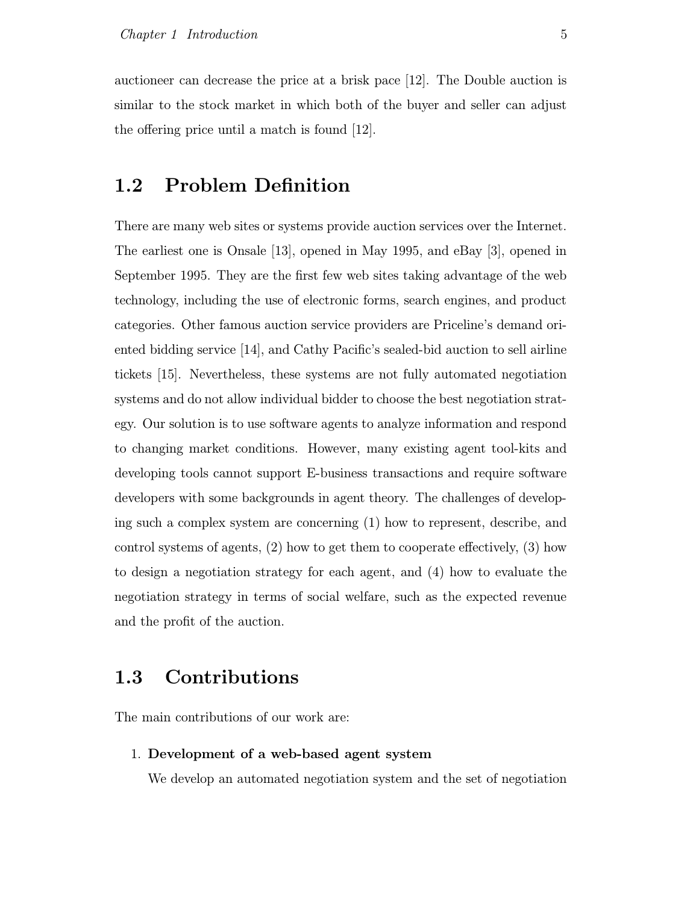auctioneer can decrease the price at a brisk pace [12]. The Double auction is similar to the stock market in which both of the buyer and seller can adjust the offering price until a match is found [12].

## 1.2 Problem Definition

There are many web sites or systems provide auction services over the Internet. The earliest one is Onsale [13], opened in May 1995, and eBay [3], opened in September 1995. They are the first few web sites taking advantage of the web technology, including the use of electronic forms, search engines, and product categories. Other famous auction service providers are Priceline's demand oriented bidding service [14], and Cathy Pacific's sealed-bid auction to sell airline tickets [15]. Nevertheless, these systems are not fully automated negotiation systems and do not allow individual bidder to choose the best negotiation strategy. Our solution is to use software agents to analyze information and respond to changing market conditions. However, many existing agent tool-kits and developing tools cannot support E-business transactions and require software developers with some backgrounds in agent theory. The challenges of developing such a complex system are concerning (1) how to represent, describe, and control systems of agents, (2) how to get them to cooperate effectively, (3) how to design a negotiation strategy for each agent, and (4) how to evaluate the negotiation strategy in terms of social welfare, such as the expected revenue and the profit of the auction.

## 1.3 Contributions

The main contributions of our work are:

1. **Development of a web-based agent system**

   We develop an automated negotiation system and the set of negotiation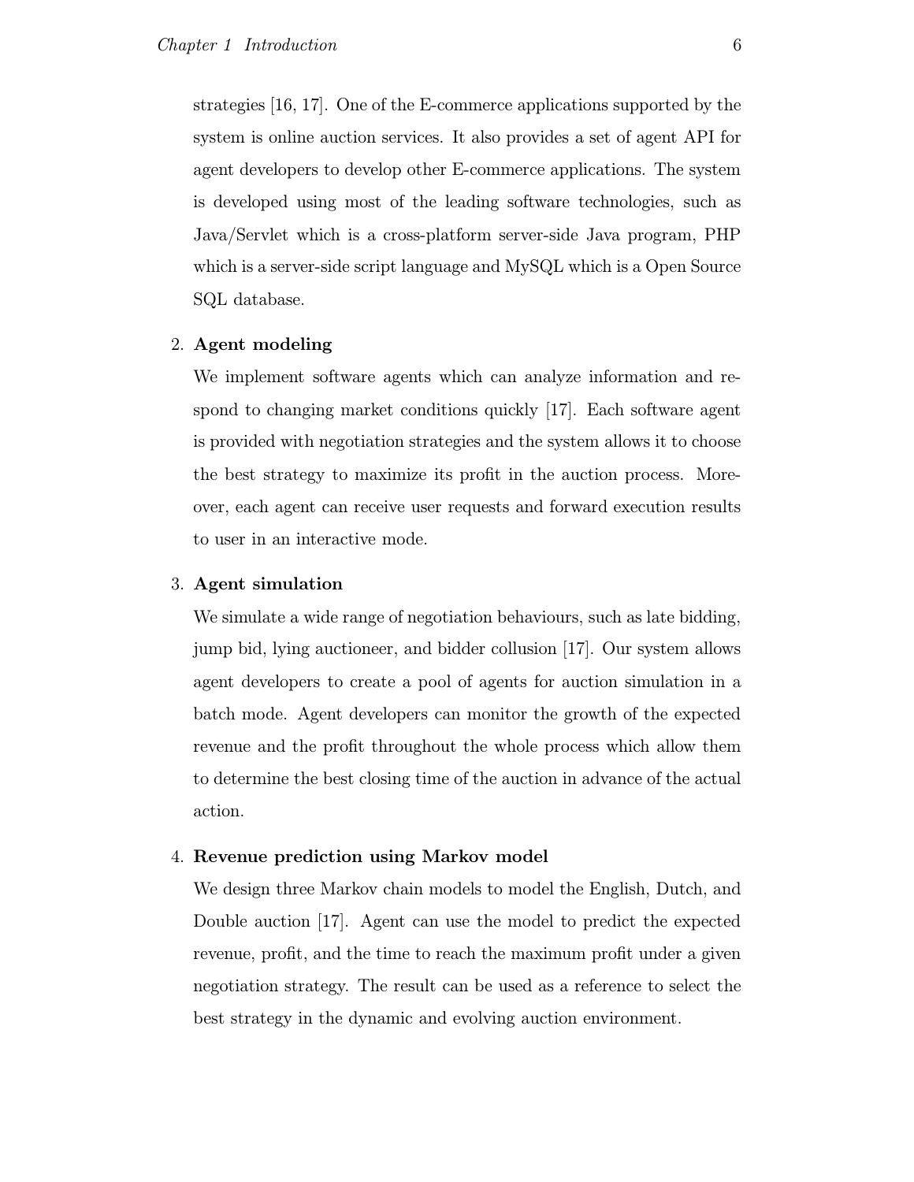strategies [16, 17]. One of the E-commerce applications supported by the system is online auction services. It also provides a set of agent API for agent developers to develop other E-commerce applications. The system is developed using most of the leading software technologies, such as Java/Servlet which is a cross-platform server-side Java program, PHP which is a server-side script language and MySQL which is a Open Source SQL database.

2. **Agent modeling**

   We implement software agents which can analyze information and respond to changing market conditions quickly [17]. Each software agent is provided with negotiation strategies and the system allows it to choose the best strategy to maximize its profit in the auction process. Moreover, each agent can receive user requests and forward execution results to user in an interactive mode.

3. **Agent simulation**

   We simulate a wide range of negotiation behaviours, such as late bidding, jump bid, lying auctioneer, and bidder collusion [17]. Our system allows agent developers to create a pool of agents for auction simulation in a batch mode. Agent developers can monitor the growth of the expected revenue and the profit throughout the whole process which allow them to determine the best closing time of the auction in advance of the actual action.

4. **Revenue prediction using Markov model**

   We design three Markov chain models to model the English, Dutch, and Double auction [17]. Agent can use the model to predict the expected revenue, profit, and the time to reach the maximum profit under a given negotiation strategy. The result can be used as a reference to select the best strategy in the dynamic and evolving auction environment.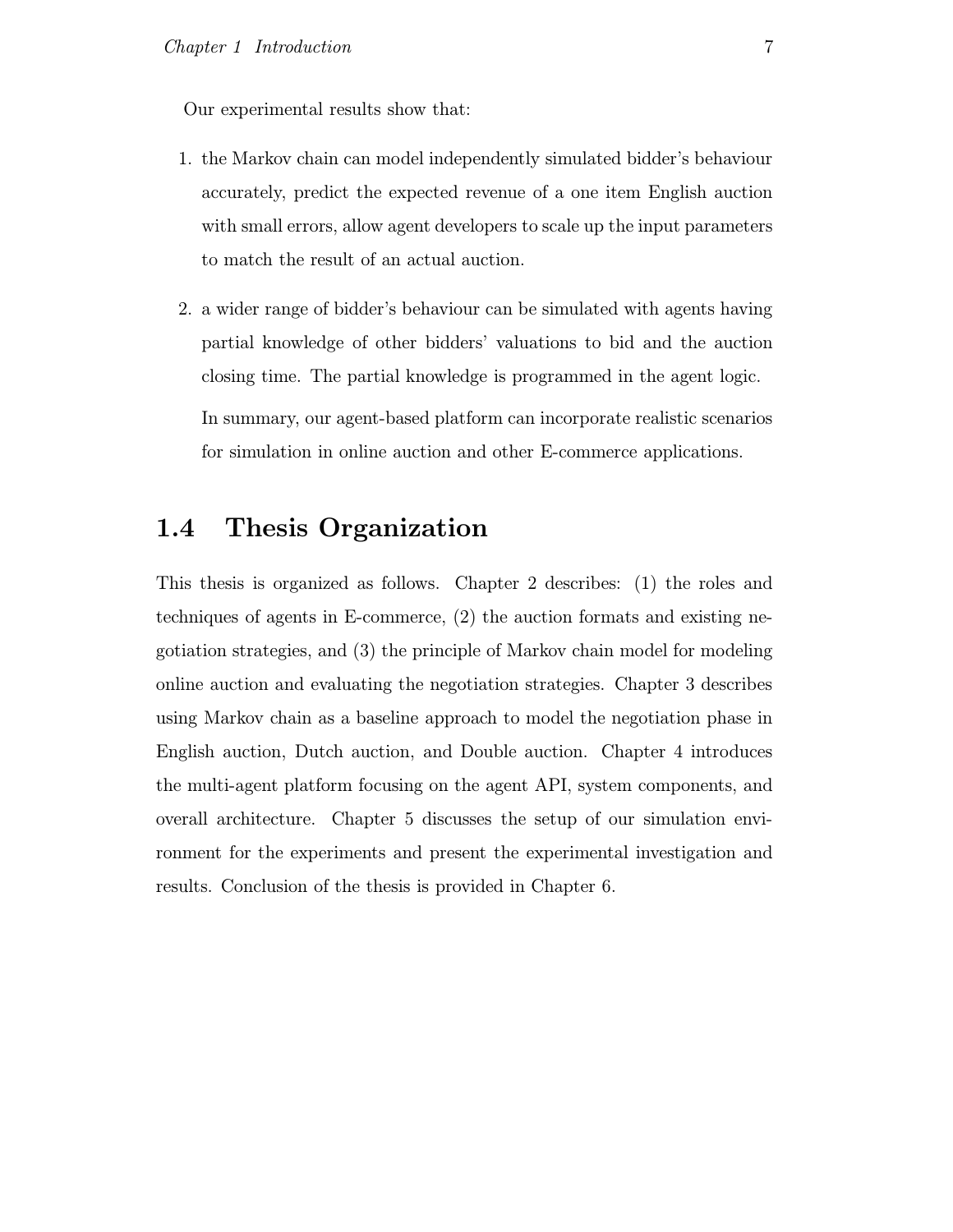Our experimental results show that:

1. the Markov chain can model independently simulated bidder's behaviour accurately, predict the expected revenue of a one item English auction with small errors, allow agent developers to scale up the input parameters to match the result of an actual auction.

2. a wider range of bidder's behaviour can be simulated with agents having partial knowledge of other bidders' valuations to bid and the auction closing time. The partial knowledge is programmed in the agent logic.

   In summary, our agent-based platform can incorporate realistic scenarios for simulation in online auction and other E-commerce applications.

## 1.4 Thesis Organization

This thesis is organized as follows. Chapter 2 describes: (1) the roles and techniques of agents in E-commerce, (2) the auction formats and existing negotiation strategies, and (3) the principle of Markov chain model for modeling online auction and evaluating the negotiation strategies. Chapter 3 describes using Markov chain as a baseline approach to model the negotiation phase in English auction, Dutch auction, and Double auction. Chapter 4 introduces the multi-agent platform focusing on the agent API, system components, and overall architecture. Chapter 5 discusses the setup of our simulation environment for the experiments and present the experimental investigation and results. Conclusion of the thesis is provided in Chapter 6.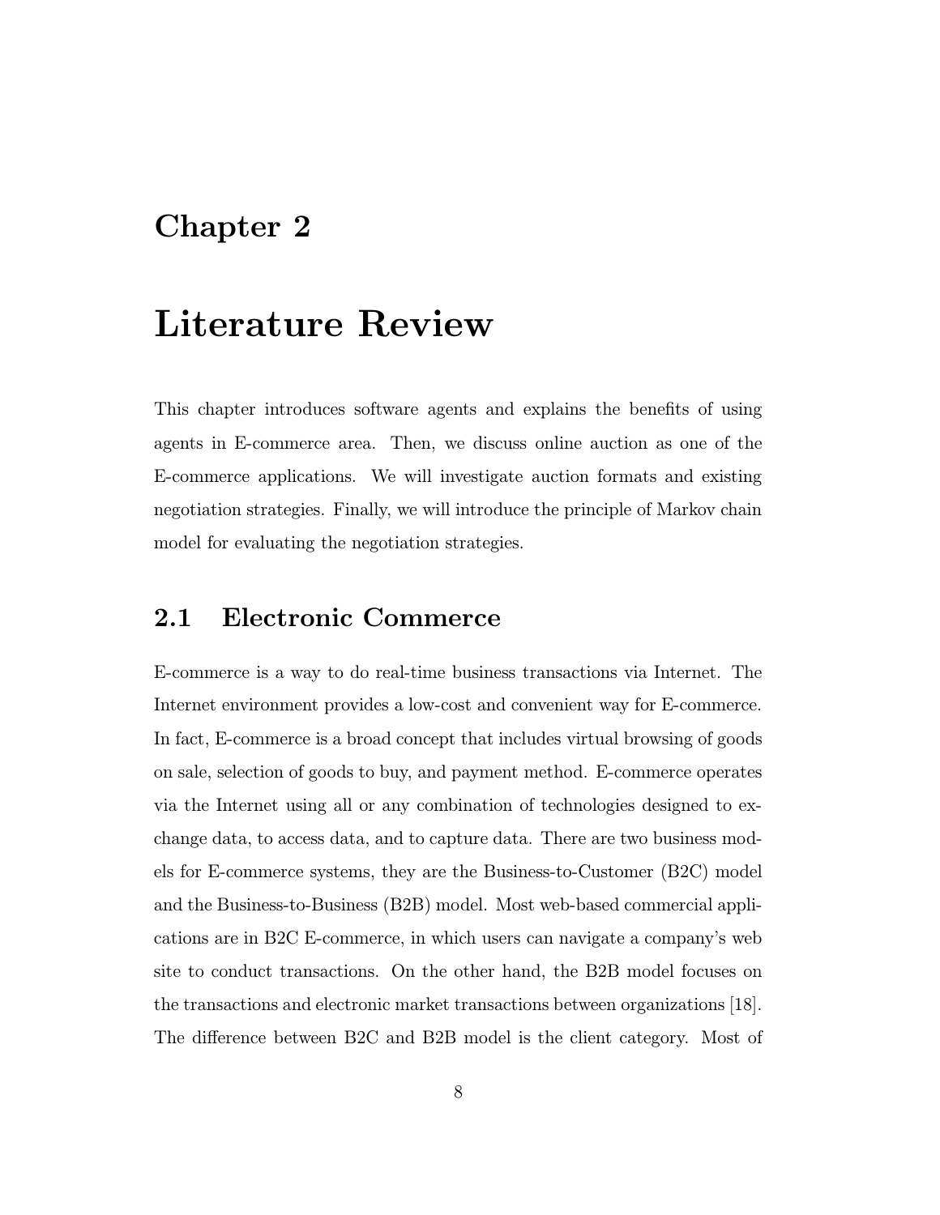# Chapter 2

# Literature Review

This chapter introduces software agents and explains the benefits of using agents in E-commerce area. Then, we discuss online auction as one of the E-commerce applications. We will investigate auction formats and existing negotiation strategies. Finally, we will introduce the principle of Markov chain model for evaluating the negotiation strategies.

## 2.1 Electronic Commerce

E-commerce is a way to do real-time business transactions via Internet. The Internet environment provides a low-cost and convenient way for E-commerce. In fact, E-commerce is a broad concept that includes virtual browsing of goods on sale, selection of goods to buy, and payment method. E-commerce operates via the Internet using all or any combination of technologies designed to exchange data, to access data, and to capture data. There are two business models for E-commerce systems, they are the Business-to-Customer (B2C) model and the Business-to-Business (B2B) model. Most web-based commercial applications are in B2C E-commerce, in which users can navigate a company's web site to conduct transactions. On the other hand, the B2B model focuses on the transactions and electronic market transactions between organizations [18]. The difference between B2C and B2B model is the client category. Most of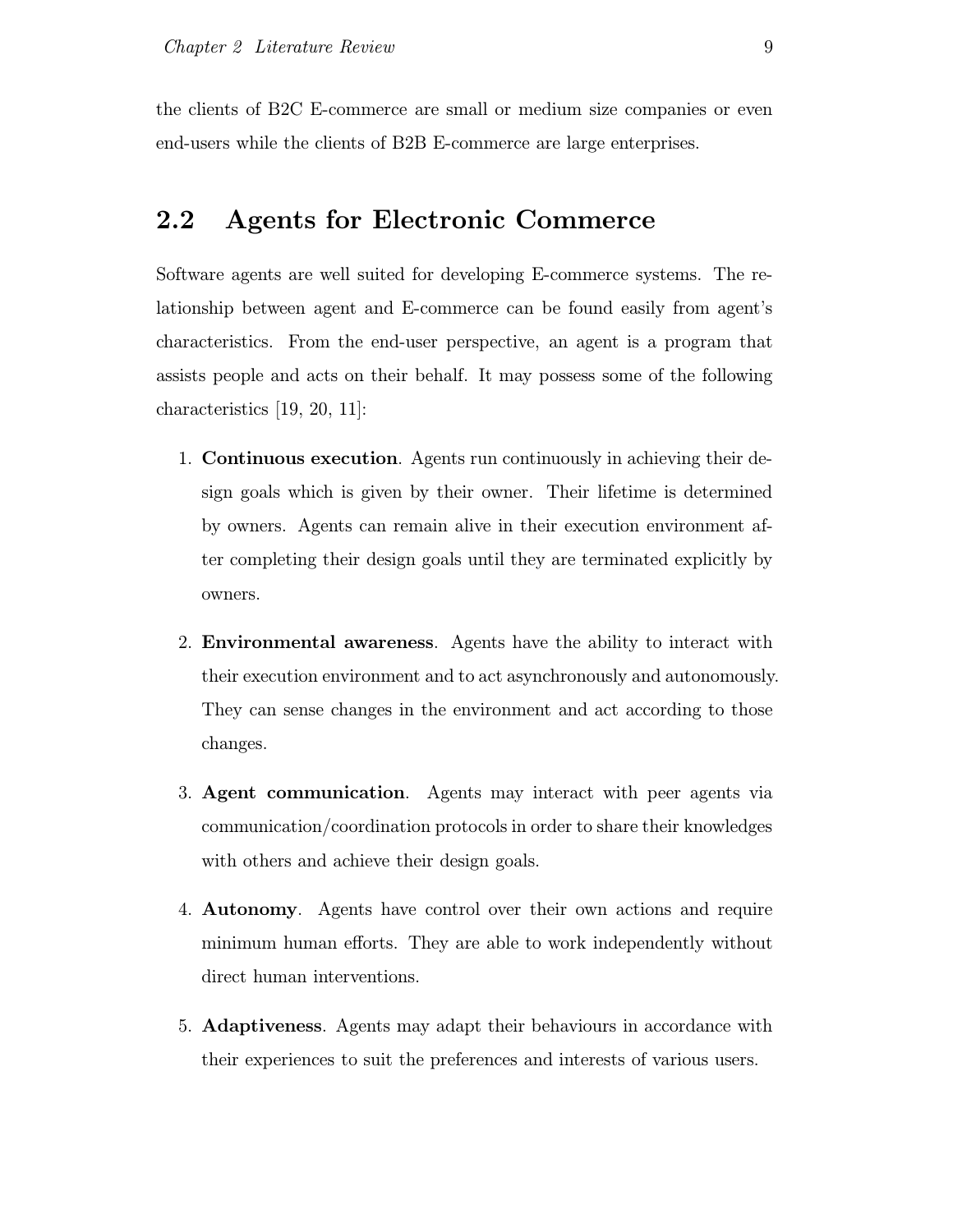the clients of B2C E-commerce are small or medium size companies or even end-users while the clients of B2B E-commerce are large enterprises.

## 2.2 Agents for Electronic Commerce

Software agents are well suited for developing E-commerce systems. The relationship between agent and E-commerce can be found easily from agent's characteristics. From the end-user perspective, an agent is a program that assists people and acts on their behalf. It may possess some of the following characteristics [19, 20, 11]:

1. **Continuous execution**. Agents run continuously in achieving their design goals which is given by their owner. Their lifetime is determined by owners. Agents can remain alive in their execution environment after completing their design goals until they are terminated explicitly by owners.

2. **Environmental awareness**. Agents have the ability to interact with their execution environment and to act asynchronously and autonomously. They can sense changes in the environment and act according to those changes.

3. **Agent communication**. Agents may interact with peer agents via communication/coordination protocols in order to share their knowledges with others and achieve their design goals.

4. **Autonomy**. Agents have control over their own actions and require minimum human efforts. They are able to work independently without direct human interventions.

5. **Adaptiveness**. Agents may adapt their behaviours in accordance with their experiences to suit the preferences and interests of various users.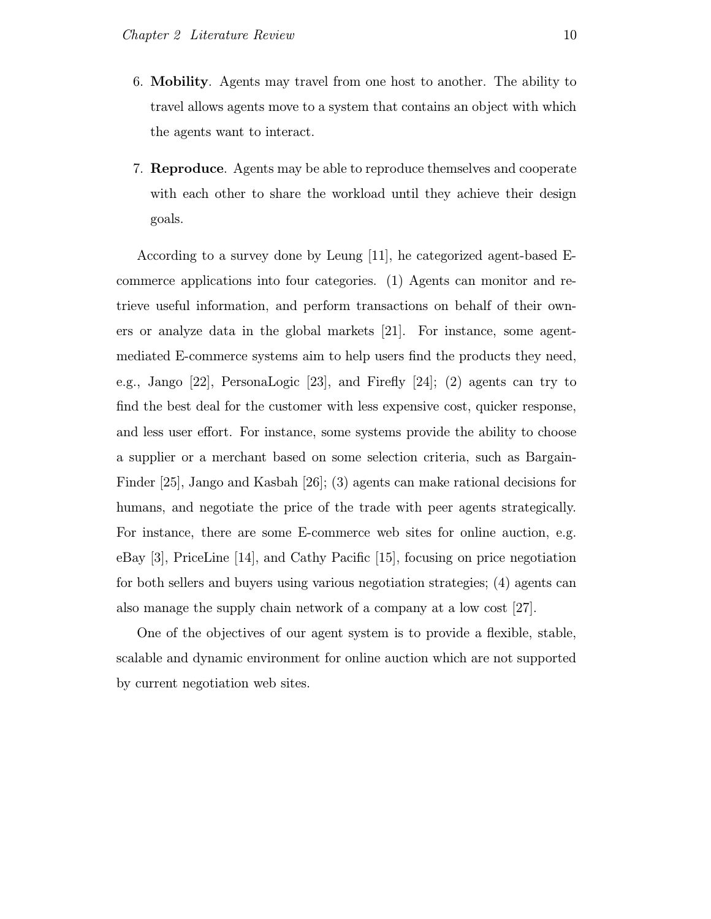6. **Mobility**. Agents may travel from one host to another. The ability to travel allows agents move to a system that contains an object with which the agents want to interact.

7. **Reproduce**. Agents may be able to reproduce themselves and cooperate with each other to share the workload until they achieve their design goals.

According to a survey done by Leung [11], he categorized agent-based E-commerce applications into four categories. (1) Agents can monitor and retrieve useful information, and perform transactions on behalf of their owners or analyze data in the global markets [21]. For instance, some agent-mediated E-commerce systems aim to help users find the products they need, e.g., Jango [22], PersonaLogic [23], and Firefly [24]; (2) agents can try to find the best deal for the customer with less expensive cost, quicker response, and less user effort. For instance, some systems provide the ability to choose a supplier or a merchant based on some selection criteria, such as Bargain-Finder [25], Jango and Kasbah [26]; (3) agents can make rational decisions for humans, and negotiate the price of the trade with peer agents strategically. For instance, there are some E-commerce web sites for online auction, e.g. eBay [3], PriceLine [14], and Cathy Pacific [15], focusing on price negotiation for both sellers and buyers using various negotiation strategies; (4) agents can also manage the supply chain network of a company at a low cost [27].

One of the objectives of our agent system is to provide a flexible, stable, scalable and dynamic environment for online auction which are not supported by current negotiation web sites.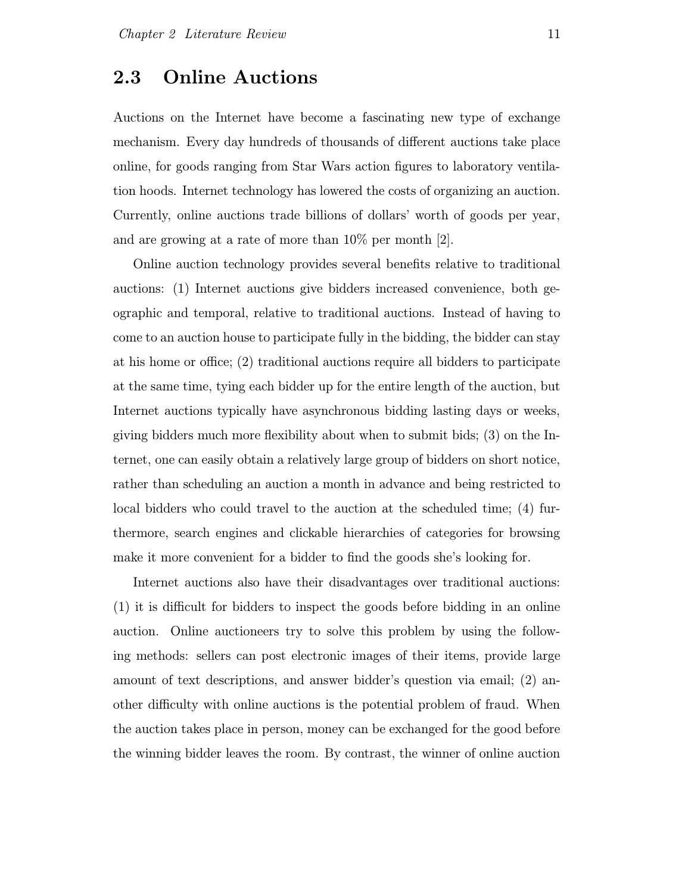## 2.3 Online Auctions

Auctions on the Internet have become a fascinating new type of exchange mechanism. Every day hundreds of thousands of different auctions take place online, for goods ranging from Star Wars action figures to laboratory ventilation hoods. Internet technology has lowered the costs of organizing an auction. Currently, online auctions trade billions of dollars' worth of goods per year, and are growing at a rate of more than 10% per month [2].

Online auction technology provides several benefits relative to traditional auctions: (1) Internet auctions give bidders increased convenience, both geographic and temporal, relative to traditional auctions. Instead of having to come to an auction house to participate fully in the bidding, the bidder can stay at his home or office; (2) traditional auctions require all bidders to participate at the same time, tying each bidder up for the entire length of the auction, but Internet auctions typically have asynchronous bidding lasting days or weeks, giving bidders much more flexibility about when to submit bids; (3) on the Internet, one can easily obtain a relatively large group of bidders on short notice, rather than scheduling an auction a month in advance and being restricted to local bidders who could travel to the auction at the scheduled time; (4) furthermore, search engines and clickable hierarchies of categories for browsing make it more convenient for a bidder to find the goods she's looking for.

Internet auctions also have their disadvantages over traditional auctions: (1) it is difficult for bidders to inspect the goods before bidding in an online auction. Online auctioneers try to solve this problem by using the following methods: sellers can post electronic images of their items, provide large amount of text descriptions, and answer bidder's question via email; (2) another difficulty with online auctions is the potential problem of fraud. When the auction takes place in person, money can be exchanged for the good before the winning bidder leaves the room. By contrast, the winner of online auction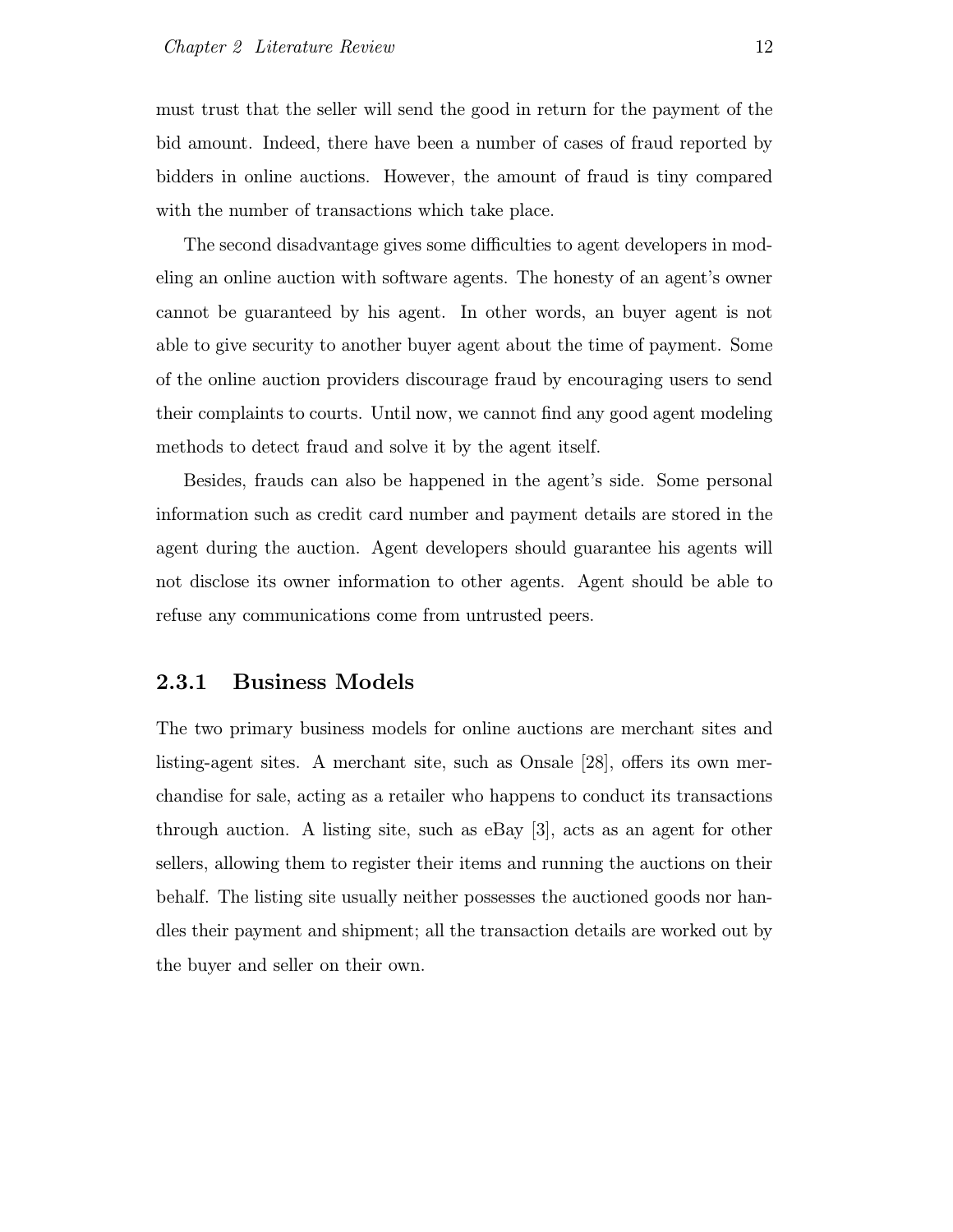must trust that the seller will send the good in return for the payment of the bid amount. Indeed, there have been a number of cases of fraud reported by bidders in online auctions. However, the amount of fraud is tiny compared with the number of transactions which take place.

The second disadvantage gives some difficulties to agent developers in modeling an online auction with software agents. The honesty of an agent's owner cannot be guaranteed by his agent. In other words, an buyer agent is not able to give security to another buyer agent about the time of payment. Some of the online auction providers discourage fraud by encouraging users to send their complaints to courts. Until now, we cannot find any good agent modeling methods to detect fraud and solve it by the agent itself.

Besides, frauds can also be happened in the agent's side. Some personal information such as credit card number and payment details are stored in the agent during the auction. Agent developers should guarantee his agents will not disclose its owner information to other agents. Agent should be able to refuse any communications come from untrusted peers.

### 2.3.1 Business Models

The two primary business models for online auctions are merchant sites and listing-agent sites. A merchant site, such as Onsale [28], offers its own merchandise for sale, acting as a retailer who happens to conduct its transactions through auction. A listing site, such as eBay [3], acts as an agent for other sellers, allowing them to register their items and running the auctions on their behalf. The listing site usually neither possesses the auctioned goods nor handles their payment and shipment; all the transaction details are worked out by the buyer and seller on their own.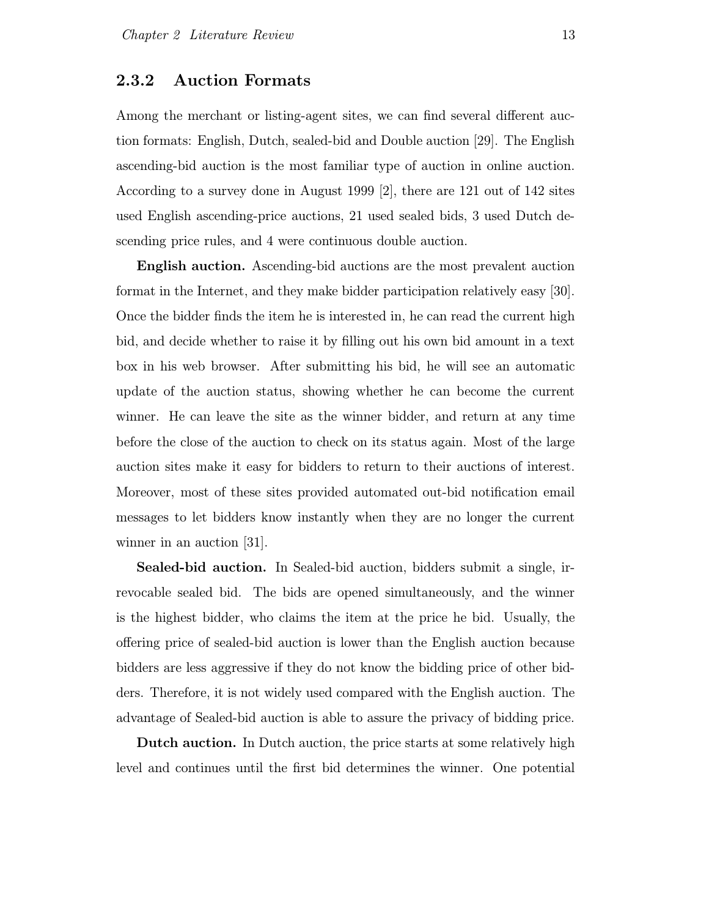### 2.3.2 Auction Formats

Among the merchant or listing-agent sites, we can find several different auction formats: English, Dutch, sealed-bid and Double auction [29]. The English ascending-bid auction is the most familiar type of auction in online auction. According to a survey done in August 1999 [2], there are 121 out of 142 sites used English ascending-price auctions, 21 used sealed bids, 3 used Dutch descending price rules, and 4 were continuous double auction.

**English auction.** Ascending-bid auctions are the most prevalent auction format in the Internet, and they make bidder participation relatively easy [30]. Once the bidder finds the item he is interested in, he can read the current high bid, and decide whether to raise it by filling out his own bid amount in a text box in his web browser. After submitting his bid, he will see an automatic update of the auction status, showing whether he can become the current winner. He can leave the site as the winner bidder, and return at any time before the close of the auction to check on its status again. Most of the large auction sites make it easy for bidders to return to their auctions of interest. Moreover, most of these sites provided automated out-bid notification email messages to let bidders know instantly when they are no longer the current winner in an auction [31].

**Sealed-bid auction.** In Sealed-bid auction, bidders submit a single, irrevocable sealed bid. The bids are opened simultaneously, and the winner is the highest bidder, who claims the item at the price he bid. Usually, the offering price of sealed-bid auction is lower than the English auction because bidders are less aggressive if they do not know the bidding price of other bidders. Therefore, it is not widely used compared with the English auction. The advantage of Sealed-bid auction is able to assure the privacy of bidding price.

**Dutch auction.** In Dutch auction, the price starts at some relatively high level and continues until the first bid determines the winner. One potential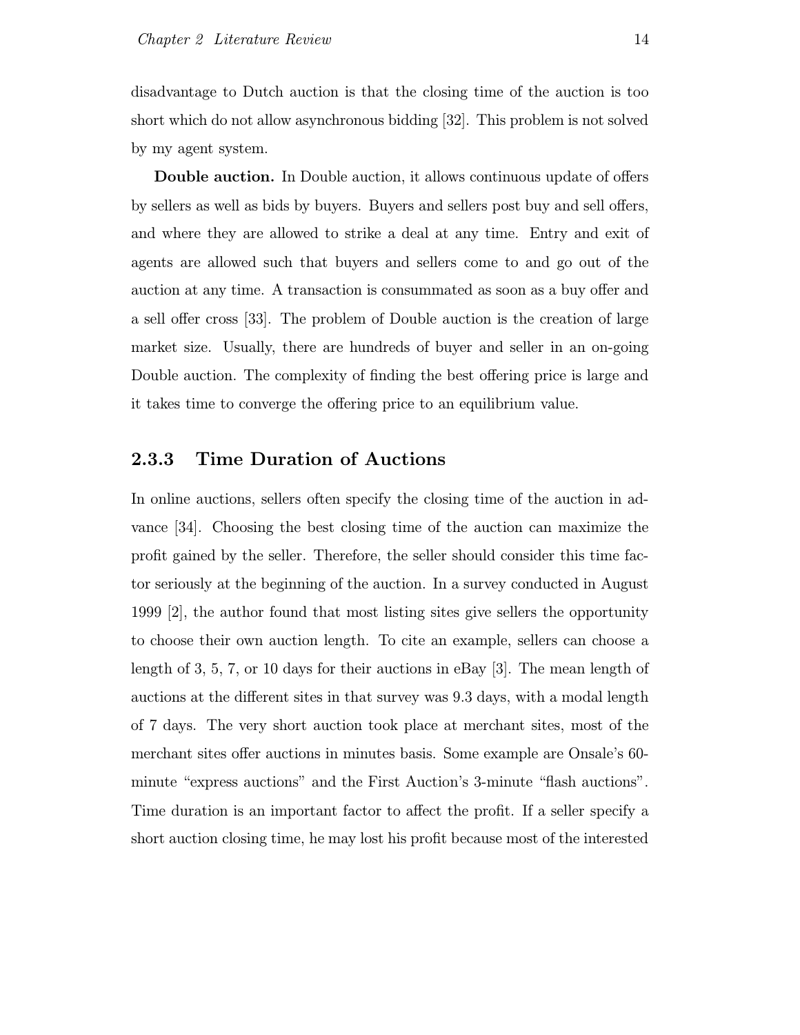disadvantage to Dutch auction is that the closing time of the auction is too short which do not allow asynchronous bidding [32]. This problem is not solved by my agent system.

**Double auction.** In Double auction, it allows continuous update of offers by sellers as well as bids by buyers. Buyers and sellers post buy and sell offers, and where they are allowed to strike a deal at any time. Entry and exit of agents are allowed such that buyers and sellers come to and go out of the auction at any time. A transaction is consummated as soon as a buy offer and a sell offer cross [33]. The problem of Double auction is the creation of large market size. Usually, there are hundreds of buyer and seller in an on-going Double auction. The complexity of finding the best offering price is large and it takes time to converge the offering price to an equilibrium value.

### 2.3.3 Time Duration of Auctions

In online auctions, sellers often specify the closing time of the auction in advance [34]. Choosing the best closing time of the auction can maximize the profit gained by the seller. Therefore, the seller should consider this time factor seriously at the beginning of the auction. In a survey conducted in August 1999 [2], the author found that most listing sites give sellers the opportunity to choose their own auction length. To cite an example, sellers can choose a length of 3, 5, 7, or 10 days for their auctions in eBay [3]. The mean length of auctions at the different sites in that survey was 9.3 days, with a modal length of 7 days. The very short auction took place at merchant sites, most of the merchant sites offer auctions in minutes basis. Some example are Onsale's 60-minute "express auctions" and the First Auction's 3-minute "flash auctions". Time duration is an important factor to affect the profit. If a seller specify a short auction closing time, he may lost his profit because most of the interested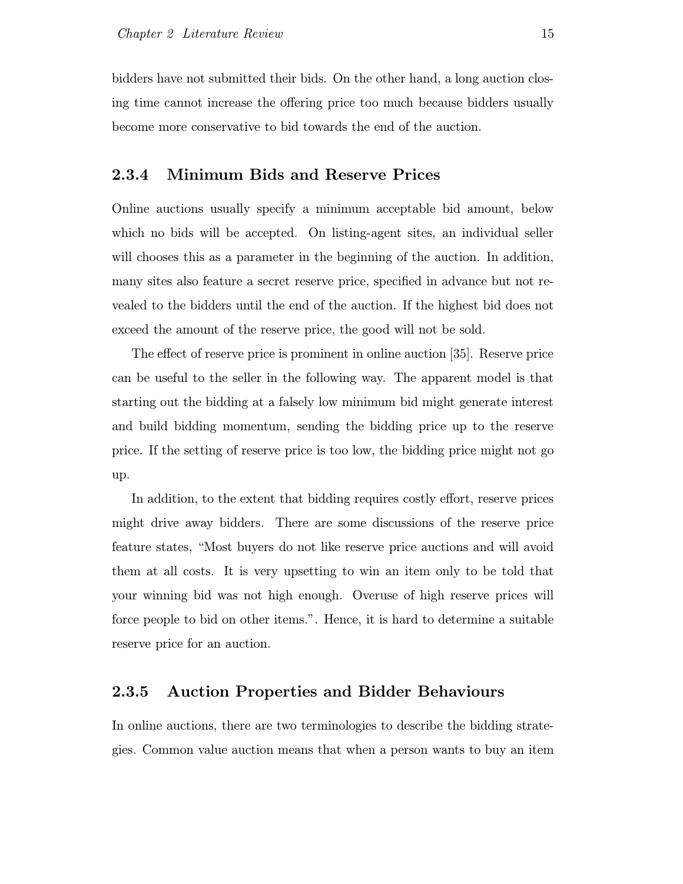bidders have not submitted their bids. On the other hand, a long auction closing time cannot increase the offering price too much because bidders usually become more conservative to bid towards the end of the auction.

### 2.3.4 Minimum Bids and Reserve Prices

Online auctions usually specify a minimum acceptable bid amount, below which no bids will be accepted. On listing-agent sites, an individual seller will chooses this as a parameter in the beginning of the auction. In addition, many sites also feature a secret reserve price, specified in advance but not revealed to the bidders until the end of the auction. If the highest bid does not exceed the amount of the reserve price, the good will not be sold.

The effect of reserve price is prominent in online auction [35]. Reserve price can be useful to the seller in the following way. The apparent model is that starting out the bidding at a falsely low minimum bid might generate interest and build bidding momentum, sending the bidding price up to the reserve price. If the setting of reserve price is too low, the bidding price might not go up.

In addition, to the extent that bidding requires costly effort, reserve prices might drive away bidders. There are some discussions of the reserve price feature states, "Most buyers do not like reserve price auctions and will avoid them at all costs. It is very upsetting to win an item only to be told that your winning bid was not high enough. Overuse of high reserve prices will force people to bid on other items.". Hence, it is hard to determine a suitable reserve price for an auction.

### 2.3.5 Auction Properties and Bidder Behaviours

In online auctions, there are two terminologies to describe the bidding strategies. Common value auction means that when a person wants to buy an item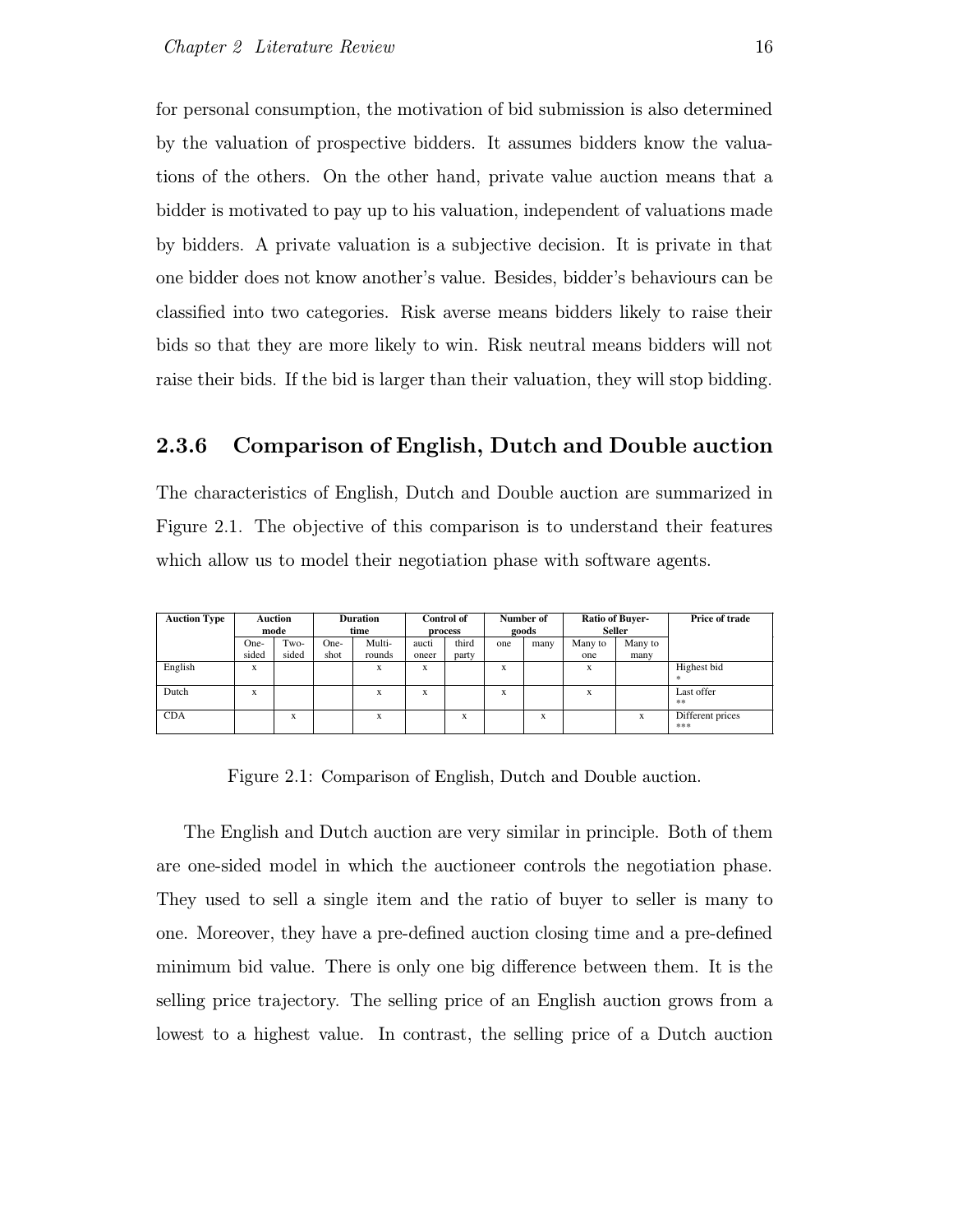for personal consumption, the motivation of bid submission is also determined by the valuation of prospective bidders. It assumes bidders know the valuations of the others. On the other hand, private value auction means that a bidder is motivated to pay up to his valuation, independent of valuations made by bidders. A private valuation is a subjective decision. It is private in that one bidder does not know another's value. Besides, bidder's behaviours can be classified into two categories. Risk averse means bidders likely to raise their bids so that they are more likely to win. Risk neutral means bidders will not raise their bids. If the bid is larger than their valuation, they will stop bidding.

### 2.3.6 Comparison of English, Dutch and Double auction

The characteristics of English, Dutch and Double auction are summarized in Figure 2.1. The objective of this comparison is to understand their features which allow us to model their negotiation phase with software agents.

| Auction Type | Auction mode | | Duration time | | Control of process | | Number of goods | | Ratio of Buyer-Seller | | Price of trade |
|---|---|---|---|---|---|---|---|---|---|---|---|
| | One-sided | Two-sided | One-shot | Multi-rounds | auctioneer | third party | one | many | Many to one | Many to many | |
| English | x | | | x | x | | x | | x | | Highest bid * |
| Dutch | x | | | x | x | | x | | x | | Last offer ** |
| CDA | | x | | x | | x | | x | | x | Different prices *** |

Figure 2.1: Comparison of English, Dutch and Double auction.

The English and Dutch auction are very similar in principle. Both of them are one-sided model in which the auctioneer controls the negotiation phase. They used to sell a single item and the ratio of buyer to seller is many to one. Moreover, they have a pre-defined auction closing time and a pre-defined minimum bid value. There is only one big difference between them. It is the selling price trajectory. The selling price of an English auction grows from a lowest to a highest value. In contrast, the selling price of a Dutch auction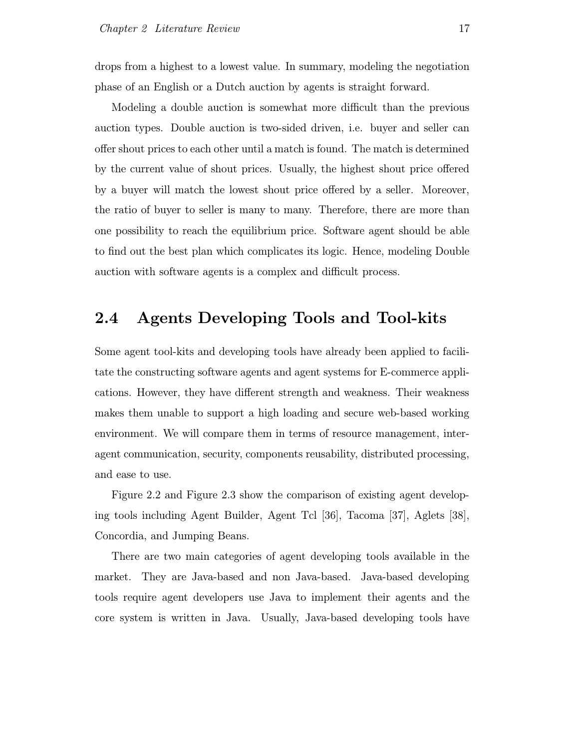drops from a highest to a lowest value. In summary, modeling the negotiation phase of an English or a Dutch auction by agents is straight forward.

Modeling a double auction is somewhat more difficult than the previous auction types. Double auction is two-sided driven, i.e. buyer and seller can offer shout prices to each other until a match is found. The match is determined by the current value of shout prices. Usually, the highest shout price offered by a buyer will match the lowest shout price offered by a seller. Moreover, the ratio of buyer to seller is many to many. Therefore, there are more than one possibility to reach the equilibrium price. Software agent should be able to find out the best plan which complicates its logic. Hence, modeling Double auction with software agents is a complex and difficult process.

## 2.4 Agents Developing Tools and Tool-kits

Some agent tool-kits and developing tools have already been applied to facilitate the constructing software agents and agent systems for E-commerce applications. However, they have different strength and weakness. Their weakness makes them unable to support a high loading and secure web-based working environment. We will compare them in terms of resource management, inter-agent communication, security, components reusability, distributed processing, and ease to use.

Figure 2.2 and Figure 2.3 show the comparison of existing agent developing tools including Agent Builder, Agent Tcl [36], Tacoma [37], Aglets [38], Concordia, and Jumping Beans.

There are two main categories of agent developing tools available in the market. They are Java-based and non Java-based. Java-based developing tools require agent developers use Java to implement their agents and the core system is written in Java. Usually, Java-based developing tools have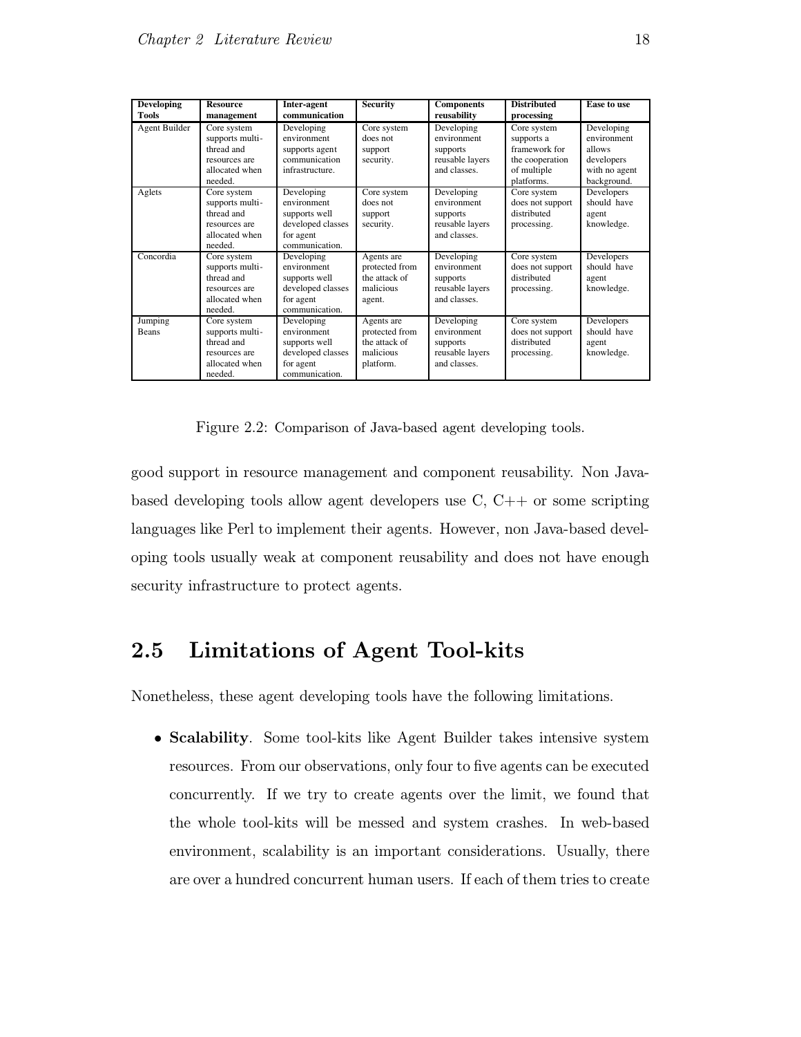| Developing Tools | Resource management | Inter-agent communication | Security | Components reusability | Distributed processing | Ease to use |
| --- | --- | --- | --- | --- | --- | --- |
| Agent Builder | Core system supports multi-thread and resources are allocated when needed. | Developing environment supports agent communication infrastructure. | Core system does not support security. | Developing environment supports reusable layers and classes. | Core system supports a framework for the cooperation of multiple platforms. | Developing environment allows developers with no agent background. |
| Aglets | Core system supports multi-thread and resources are allocated when needed. | Developing environment supports well developed classes for agent communication. | Core system does not support security. | Developing environment supports reusable layers and classes. | Core system does not support distributed processing. | Developers should have agent knowledge. |
| Concordia | Core system supports multi-thread and resources are allocated when needed. | Developing environment supports well developed classes for agent communication. | Agents are protected from the attack of malicious agent. | Developing environment supports reusable layers and classes. | Core system does not support distributed processing. | Developers should have agent knowledge. |
| Jumping Beans | Core system supports multi-thread and resources are allocated when needed. | Developing environment supports well developed classes for agent communication. | Agents are protected from the attack of malicious platform. | Developing environment supports reusable layers and classes. | Core system does not support distributed processing. | Developers should have agent knowledge. |

Figure 2.2: Comparison of Java-based agent developing tools.

good support in resource management and component reusability. Non Java-based developing tools allow agent developers use C, C++ or some scripting languages like Perl to implement their agents. However, non Java-based developing tools usually weak at component reusability and does not have enough security infrastructure to protect agents.

## 2.5 Limitations of Agent Tool-kits

Nonetheless, these agent developing tools have the following limitations.

- **Scalability**. Some tool-kits like Agent Builder takes intensive system resources. From our observations, only four to five agents can be executed concurrently. If we try to create agents over the limit, we found that the whole tool-kits will be messed and system crashes. In web-based environment, scalability is an important considerations. Usually, there are over a hundred concurrent human users. If each of them tries to create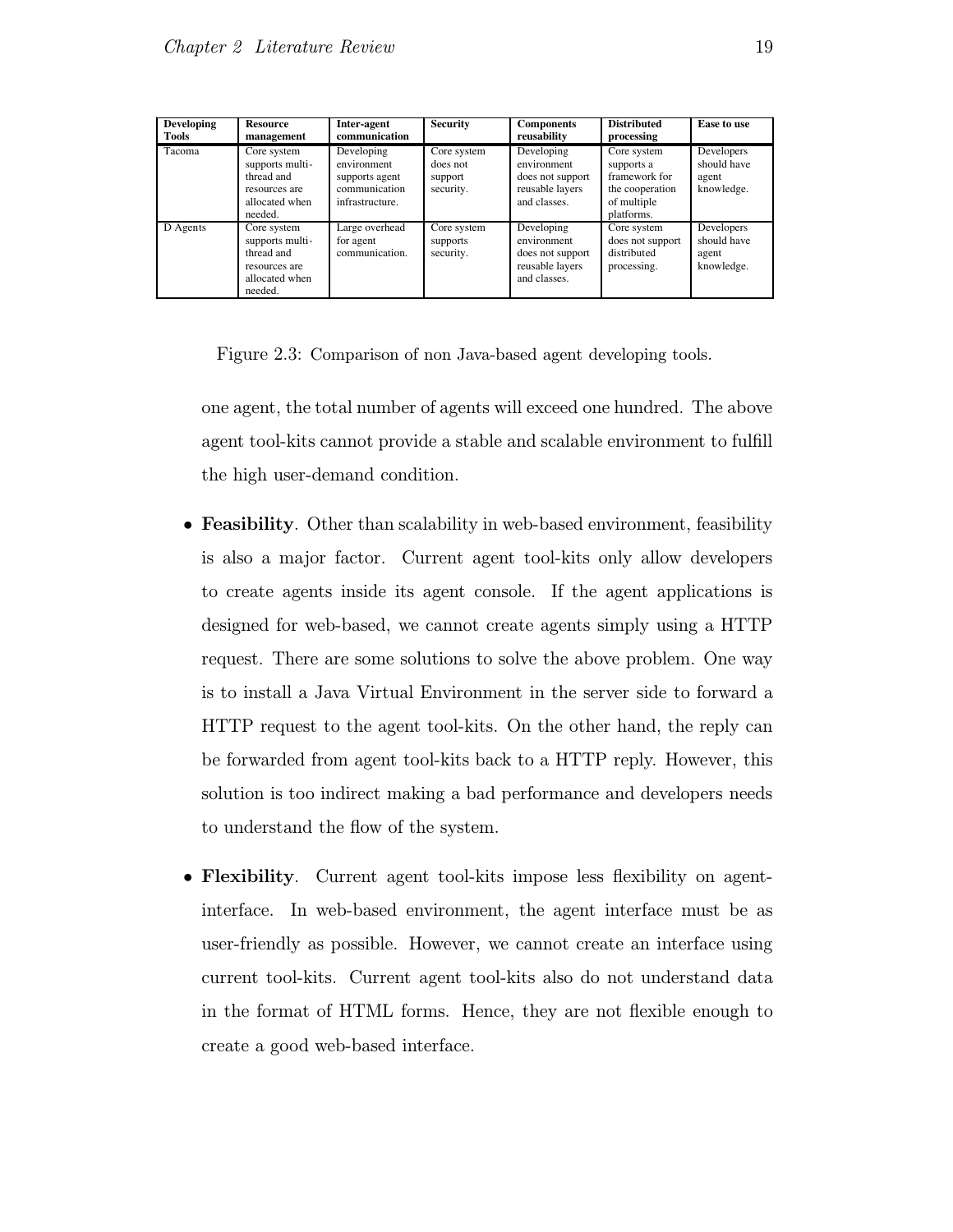| Developing Tools | Resource management | Inter-agent communication | Security | Components reusability | Distributed processing | Ease to use |
|---|---|---|---|---|---|---|
| Tacoma | Core system supports multi-thread and resources are allocated when needed. | Developing environment supports agent communication infrastructure. | Core system does not support security. | Developing environment does not support reusable layers and classes. | Core system supports a framework for the cooperation of multiple platforms. | Developers should have agent knowledge. |
| D Agents | Core system supports multi-thread and resources are allocated when needed. | Large overhead for agent communication. | Core system supports security. | Developing environment does not support reusable layers and classes. | Core system does not support distributed processing. | Developers should have agent knowledge. |

Figure 2.3: Comparison of non Java-based agent developing tools.

one agent, the total number of agents will exceed one hundred. The above agent tool-kits cannot provide a stable and scalable environment to fulfill the high user-demand condition.

- **Feasibility**. Other than scalability in web-based environment, feasibility is also a major factor. Current agent tool-kits only allow developers to create agents inside its agent console. If the agent applications is designed for web-based, we cannot create agents simply using a HTTP request. There are some solutions to solve the above problem. One way is to install a Java Virtual Environment in the server side to forward a HTTP request to the agent tool-kits. On the other hand, the reply can be forwarded from agent tool-kits back to a HTTP reply. However, this solution is too indirect making a bad performance and developers needs to understand the flow of the system.

- **Flexibility**. Current agent tool-kits impose less flexibility on agent-interface. In web-based environment, the agent interface must be as user-friendly as possible. However, we cannot create an interface using current tool-kits. Current agent tool-kits also do not understand data in the format of HTML forms. Hence, they are not flexible enough to create a good web-based interface.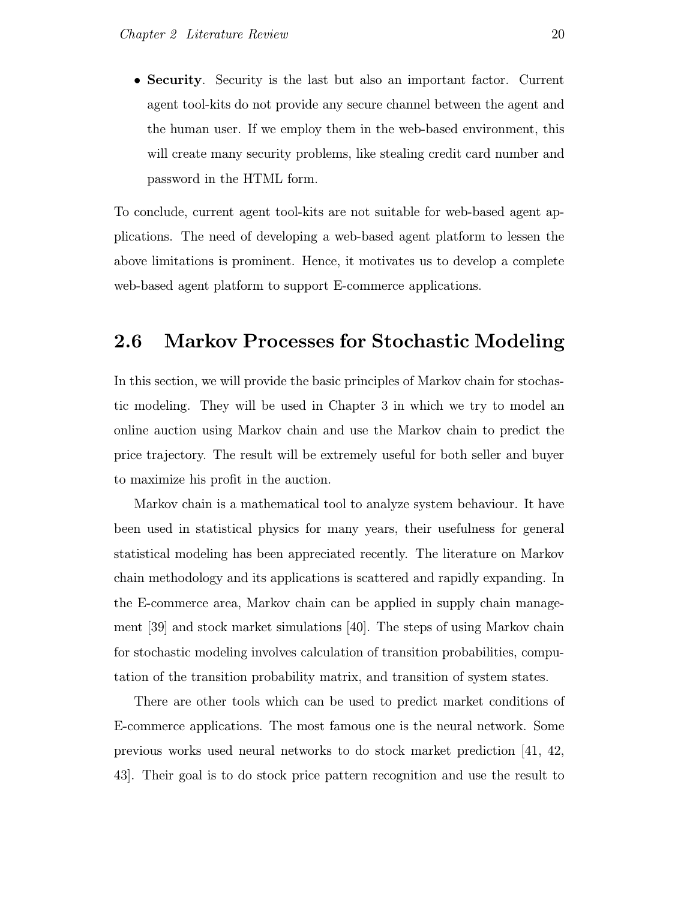- **Security**. Security is the last but also an important factor. Current agent tool-kits do not provide any secure channel between the agent and the human user. If we employ them in the web-based environment, this will create many security problems, like stealing credit card number and password in the HTML form.

To conclude, current agent tool-kits are not suitable for web-based agent applications. The need of developing a web-based agent platform to lessen the above limitations is prominent. Hence, it motivates us to develop a complete web-based agent platform to support E-commerce applications.

## 2.6 Markov Processes for Stochastic Modeling

In this section, we will provide the basic principles of Markov chain for stochastic modeling. They will be used in Chapter 3 in which we try to model an online auction using Markov chain and use the Markov chain to predict the price trajectory. The result will be extremely useful for both seller and buyer to maximize his profit in the auction.

Markov chain is a mathematical tool to analyze system behaviour. It have been used in statistical physics for many years, their usefulness for general statistical modeling has been appreciated recently. The literature on Markov chain methodology and its applications is scattered and rapidly expanding. In the E-commerce area, Markov chain can be applied in supply chain management [39] and stock market simulations [40]. The steps of using Markov chain for stochastic modeling involves calculation of transition probabilities, computation of the transition probability matrix, and transition of system states.

There are other tools which can be used to predict market conditions of E-commerce applications. The most famous one is the neural network. Some previous works used neural networks to do stock market prediction [41, 42, 43]. Their goal is to do stock price pattern recognition and use the result to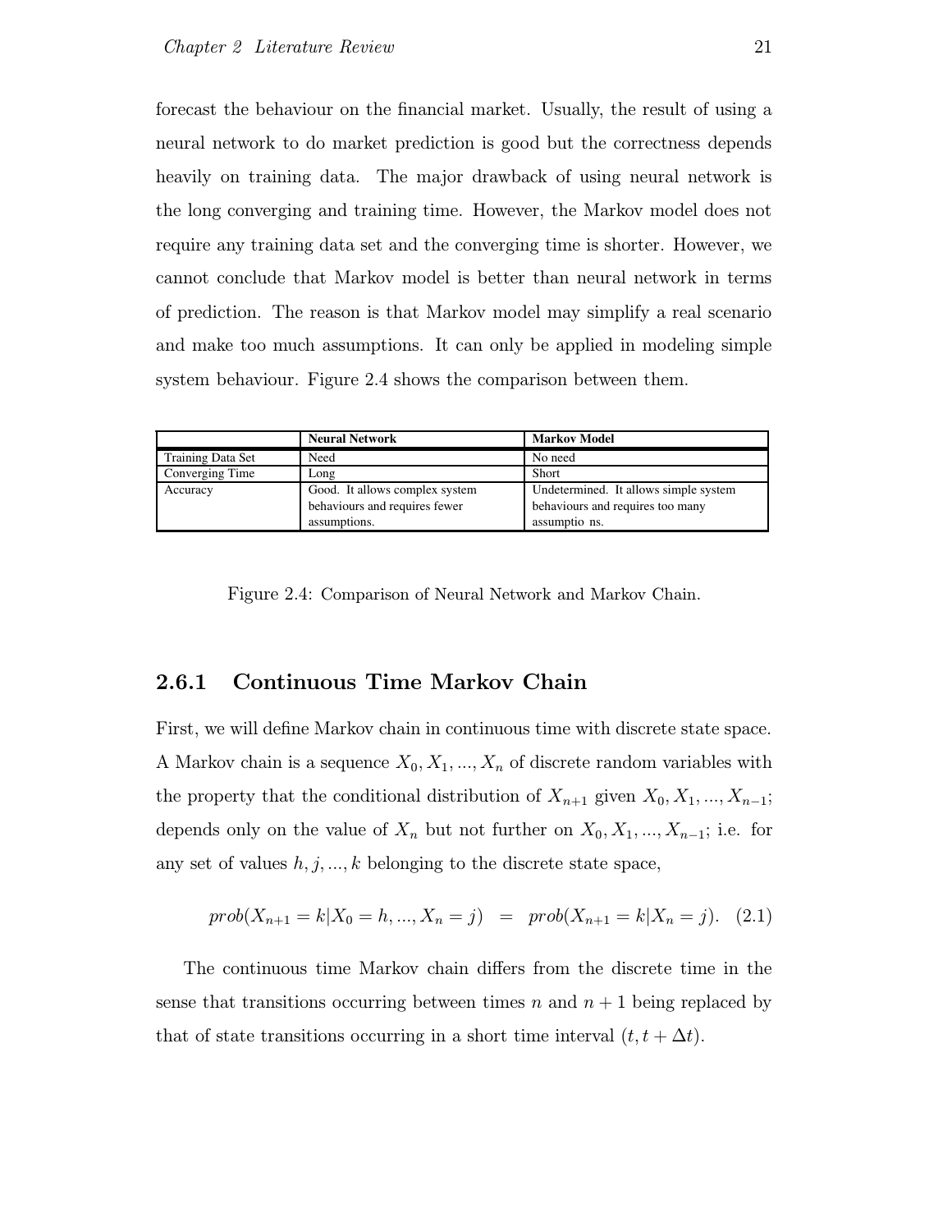forecast the behaviour on the financial market. Usually, the result of using a neural network to do market prediction is good but the correctness depends heavily on training data. The major drawback of using neural network is the long converging and training time. However, the Markov model does not require any training data set and the converging time is shorter. However, we cannot conclude that Markov model is better than neural network in terms of prediction. The reason is that Markov model may simplify a real scenario and make too much assumptions. It can only be applied in modeling simple system behaviour. Figure 2.4 shows the comparison between them.

| | **Neural Network** | **Markov Model** |
|---|---|---|
| Training Data Set | Need | No need |
| Converging Time | Long | Short |
| Accuracy | Good. It allows complex system behaviours and requires fewer assumptions. | Undetermined. It allows simple system behaviours and requires too many assumptio ns. |

Figure 2.4: Comparison of Neural Network and Markov Chain.

### 2.6.1 Continuous Time Markov Chain

First, we will define Markov chain in continuous time with discrete state space. A Markov chain is a sequence $X_0, X_1, ..., X_n$ of discrete random variables with the property that the conditional distribution of $X_{n+1}$ given $X_0, X_1, ..., X_{n-1}$; depends only on the value of $X_n$ but not further on $X_0, X_1, ..., X_{n-1}$; i.e. for any set of values $h, j, ..., k$ belonging to the discrete state space,

$$prob(X_{n+1} = k | X_0 = h, ..., X_n = j) \quad = \quad prob(X_{n+1} = k | X_n = j). \quad (2.1)$$

The continuous time Markov chain differs from the discrete time in the sense that transitions occurring between times $n$ and $n+1$ being replaced by that of state transitions occurring in a short time interval $(t, t + \Delta t)$.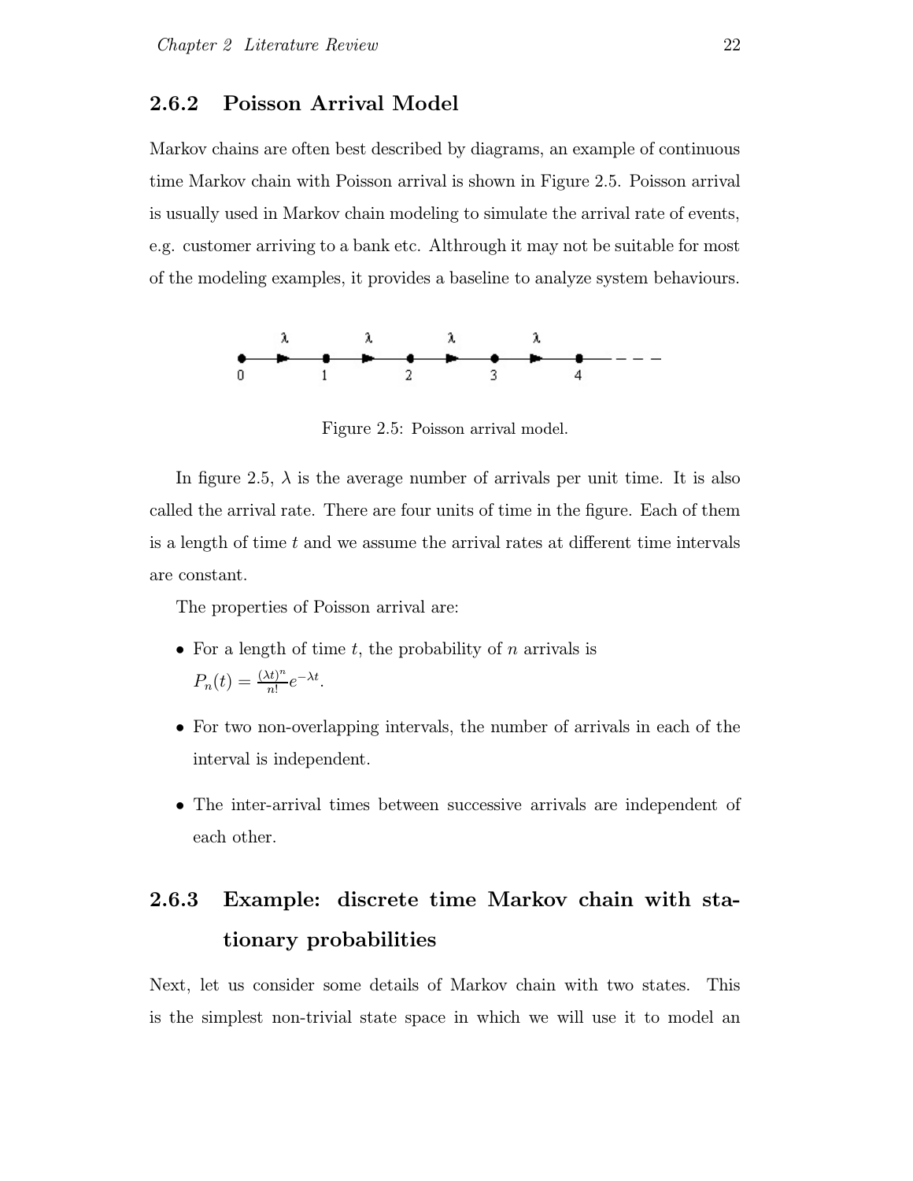### 2.6.2 Poisson Arrival Model

Markov chains are often best described by diagrams, an example of continuous time Markov chain with Poisson arrival is shown in Figure 2.5. Poisson arrival is usually used in Markov chain modeling to simulate the arrival rate of events, e.g. customer arriving to a bank etc. Althrough it may not be suitable for most of the modeling examples, it provides a baseline to analyze system behaviours.

Figure 2.5: Poisson arrival model.

In figure 2.5, $\lambda$ is the average number of arrivals per unit time. It is also called the arrival rate. There are four units of time in the figure. Each of them is a length of time $t$ and we assume the arrival rates at different time intervals are constant.

The properties of Poisson arrival are:

- For a length of time $t$, the probability of $n$ arrivals is $P_n(t) = \frac{(\lambda t)^n}{n!} e^{-\lambda t}$.
- For two non-overlapping intervals, the number of arrivals in each of the interval is independent.
- The inter-arrival times between successive arrivals are independent of each other.

### 2.6.3 Example: discrete time Markov chain with stationary probabilities

Next, let us consider some details of Markov chain with two states. This is the simplest non-trivial state space in which we will use it to model an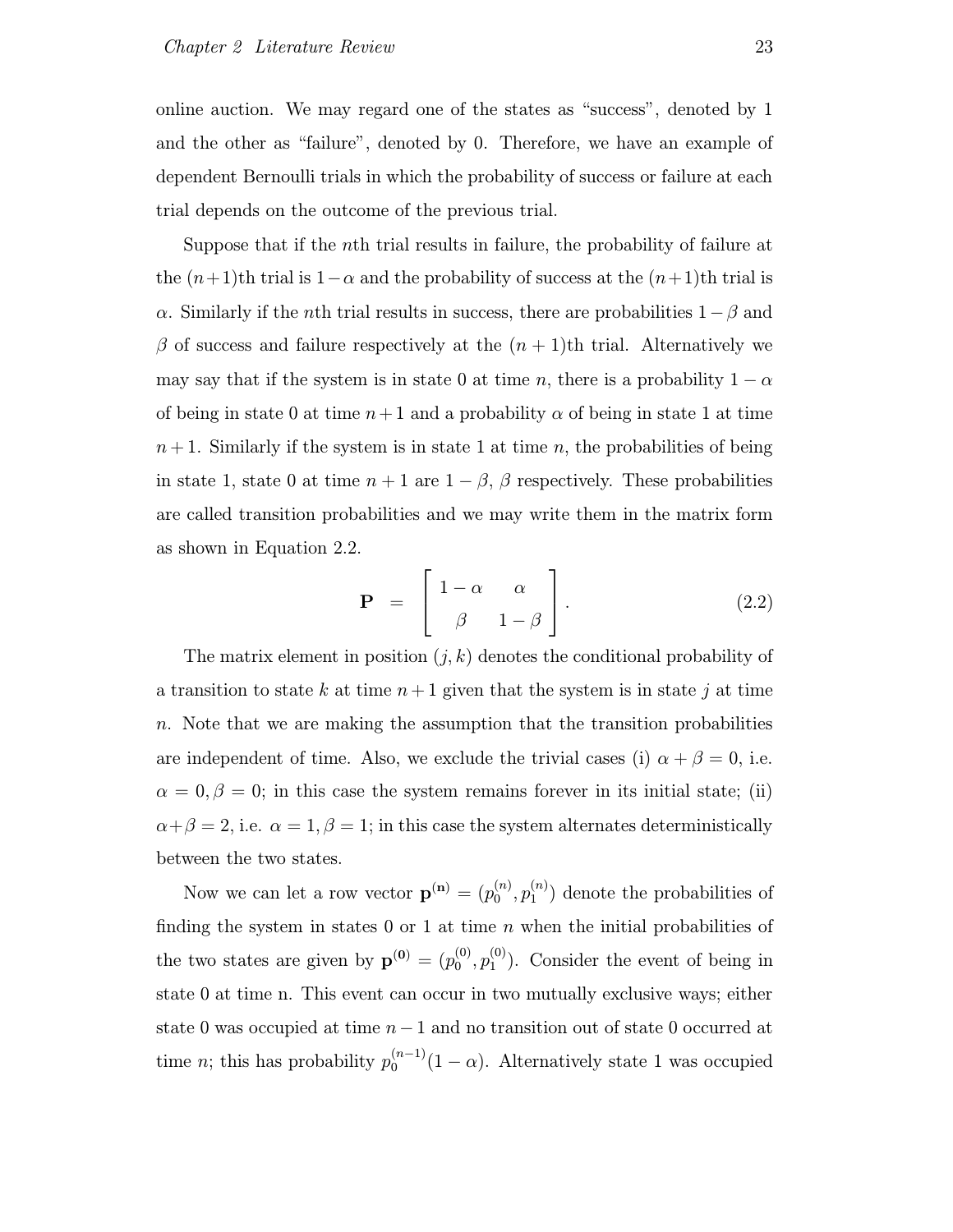online auction. We may regard one of the states as "success", denoted by 1 and the other as "failure", denoted by 0. Therefore, we have an example of dependent Bernoulli trials in which the probability of success or failure at each trial depends on the outcome of the previous trial.

Suppose that if the $n$th trial results in failure, the probability of failure at the $(n+1)$th trial is $1-\alpha$ and the probability of success at the $(n+1)$th trial is $\alpha$. Similarly if the $n$th trial results in success, there are probabilities $1-\beta$ and $\beta$ of success and failure respectively at the $(n+1)$th trial. Alternatively we may say that if the system is in state 0 at time $n$, there is a probability $1-\alpha$ of being in state 0 at time $n+1$ and a probability $\alpha$ of being in state 1 at time $n+1$. Similarly if the system is in state 1 at time $n$, the probabilities of being in state 1, state 0 at time $n+1$ are $1-\beta$, $\beta$ respectively. These probabilities are called transition probabilities and we may write them in the matrix form as shown in Equation 2.2.

$$\mathbf{P} = \begin{bmatrix} 1-\alpha & \alpha \\ \beta & 1-\beta \end{bmatrix}. \tag{2.2}$$

The matrix element in position $(j,k)$ denotes the conditional probability of a transition to state $k$ at time $n+1$ given that the system is in state $j$ at time $n$. Note that we are making the assumption that the transition probabilities are independent of time. Also, we exclude the trivial cases (i) $\alpha+\beta=0$, i.e. $\alpha=0, \beta=0$; in this case the system remains forever in its initial state; (ii) $\alpha+\beta=2$, i.e. $\alpha=1, \beta=1$; in this case the system alternates deterministically between the two states.

Now we can let a row vector $\mathbf{p^{(n)}} = (p_0^{(n)}, p_1^{(n)})$ denote the probabilities of finding the system in states 0 or 1 at time $n$ when the initial probabilities of the two states are given by $\mathbf{p^{(0)}} = (p_0^{(0)}, p_1^{(0)})$. Consider the event of being in state 0 at time n. This event can occur in two mutually exclusive ways; either state 0 was occupied at time $n-1$ and no transition out of state 0 occurred at time $n$; this has probability $p_0^{(n-1)}(1-\alpha)$. Alternatively state 1 was occupied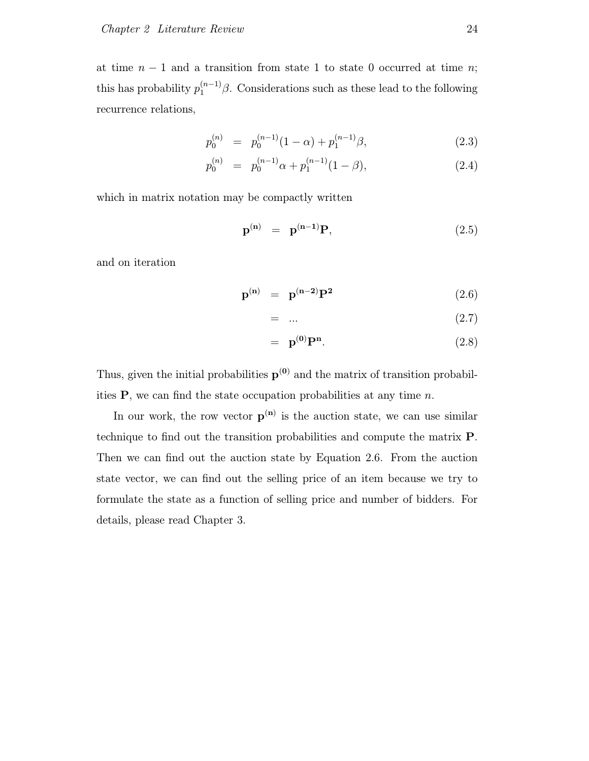at time $n-1$ and a transition from state 1 to state 0 occurred at time $n$; this has probability $p_1^{(n-1)}\beta$. Considerations such as these lead to the following recurrence relations,

$$p_0^{(n)} = p_0^{(n-1)}(1-\alpha) + p_1^{(n-1)}\beta, \tag{2.3}$$

$$p_0^{(n)} = p_0^{(n-1)}\alpha + p_1^{(n-1)}(1-\beta), \tag{2.4}$$

which in matrix notation may be compactly written

$$\mathbf{p^{(n)}} = \mathbf{p^{(n-1)}P}, \tag{2.5}$$

and on iteration

$$\mathbf{p^{(n)}} = \mathbf{p^{(n-2)}P^2} \tag{2.6}$$

$$= \ldots \tag{2.7}$$

$$= \mathbf{p^{(0)}P^n}. \tag{2.8}$$

Thus, given the initial probabilities $\mathbf{p^{(0)}}$ and the matrix of transition probabilities $\mathbf{P}$, we can find the state occupation probabilities at any time $n$.

In our work, the row vector $\mathbf{p^{(n)}}$ is the auction state, we can use similar technique to find out the transition probabilities and compute the matrix $\mathbf{P}$. Then we can find out the auction state by Equation 2.6. From the auction state vector, we can find out the selling price of an item because we try to formulate the state as a function of selling price and number of bidders. For details, please read Chapter 3.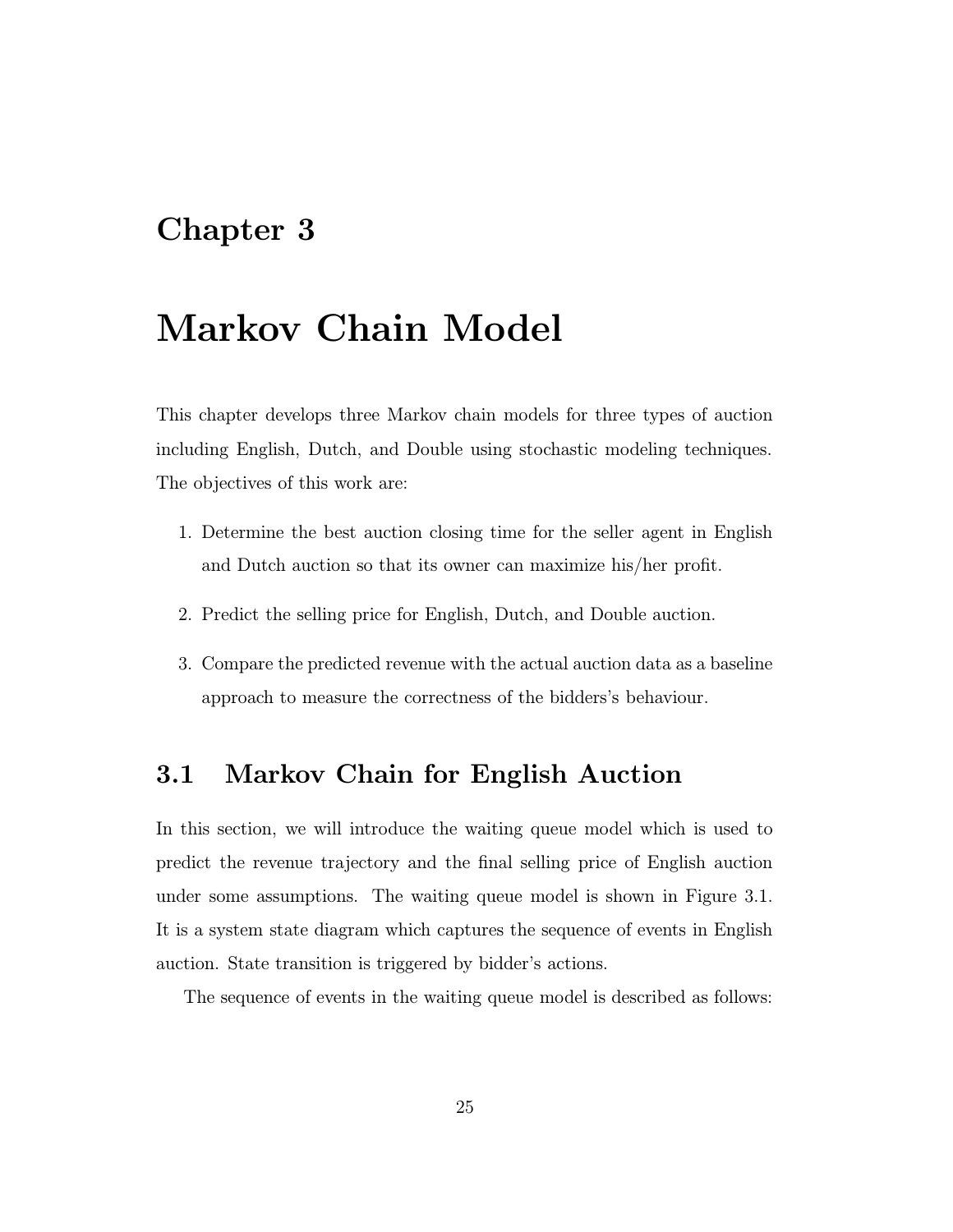# Chapter 3

# Markov Chain Model

This chapter develops three Markov chain models for three types of auction including English, Dutch, and Double using stochastic modeling techniques. The objectives of this work are:

1. Determine the best auction closing time for the seller agent in English and Dutch auction so that its owner can maximize his/her profit.
2. Predict the selling price for English, Dutch, and Double auction.
3. Compare the predicted revenue with the actual auction data as a baseline approach to measure the correctness of the bidders's behaviour.

## 3.1 Markov Chain for English Auction

In this section, we will introduce the waiting queue model which is used to predict the revenue trajectory and the final selling price of English auction under some assumptions. The waiting queue model is shown in Figure 3.1. It is a system state diagram which captures the sequence of events in English auction. State transition is triggered by bidder's actions.

The sequence of events in the waiting queue model is described as follows: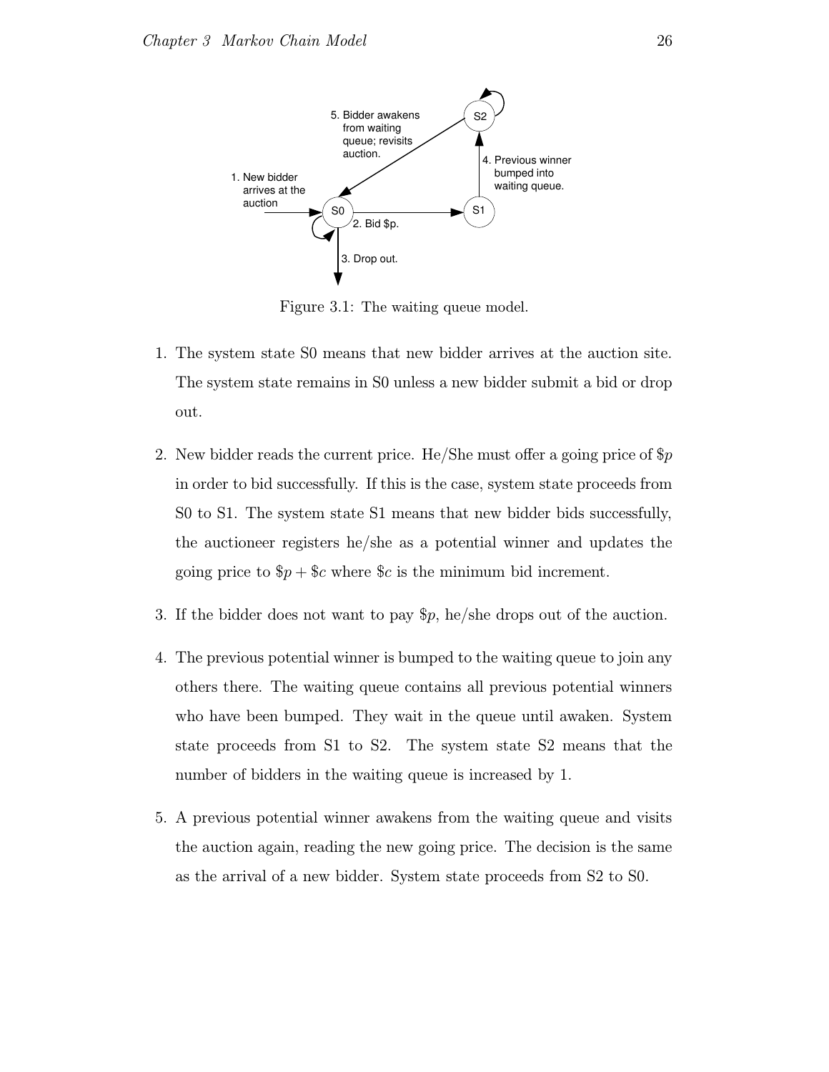Figure 3.1: The waiting queue model.

1. The system state S0 means that new bidder arrives at the auction site. The system state remains in S0 unless a new bidder submit a bid or drop out.

2. New bidder reads the current price. He/She must offer a going price of $\$p$ in order to bid successfully. If this is the case, system state proceeds from S0 to S1. The system state S1 means that new bidder bids successfully, the auctioneer registers he/she as a potential winner and updates the going price to $\$p + \$c$ where $\$c$ is the minimum bid increment.

3. If the bidder does not want to pay $\$p$, he/she drops out of the auction.

4. The previous potential winner is bumped to the waiting queue to join any others there. The waiting queue contains all previous potential winners who have been bumped. They wait in the queue until awaken. System state proceeds from S1 to S2. The system state S2 means that the number of bidders in the waiting queue is increased by 1.

5. A previous potential winner awakens from the waiting queue and visits the auction again, reading the new going price. The decision is the same as the arrival of a new bidder. System state proceeds from S2 to S0.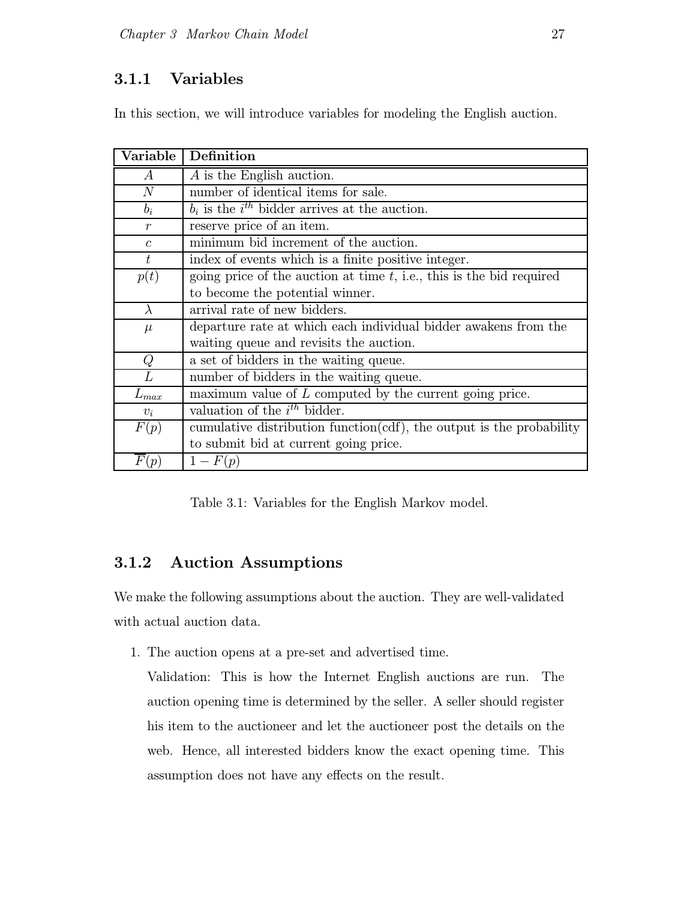### 3.1.1 Variables

In this section, we will introduce variables for modeling the English auction.

| Variable | Definition |
|---|---|
| $A$ | $A$ is the English auction. |
| $N$ | number of identical items for sale. |
| $b_i$ | $b_i$ is the $i^{th}$ bidder arrives at the auction. |
| $r$ | reserve price of an item. |
| $c$ | minimum bid increment of the auction. |
| $t$ | index of events which is a finite positive integer. |
| $p(t)$ | going price of the auction at time $t$, i.e., this is the bid required to become the potential winner. |
| $\lambda$ | arrival rate of new bidders. |
| $\mu$ | departure rate at which each individual bidder awakens from the waiting queue and revisits the auction. |
| $Q$ | a set of bidders in the waiting queue. |
| $L$ | number of bidders in the waiting queue. |
| $L_{max}$ | maximum value of $L$ computed by the current going price. |
| $v_i$ | valuation of the $i^{th}$ bidder. |
| $F(p)$ | cumulative distribution function(cdf), the output is the probability to submit bid at current going price. |
| $\overline{F}(p)$ | $1 - F(p)$ |

Table 3.1: Variables for the English Markov model.

### 3.1.2 Auction Assumptions

We make the following assumptions about the auction. They are well-validated with actual auction data.

1. The auction opens at a pre-set and advertised time.

   Validation: This is how the Internet English auctions are run. The auction opening time is determined by the seller. A seller should register his item to the auctioneer and let the auctioneer post the details on the web. Hence, all interested bidders know the exact opening time. This assumption does not have any effects on the result.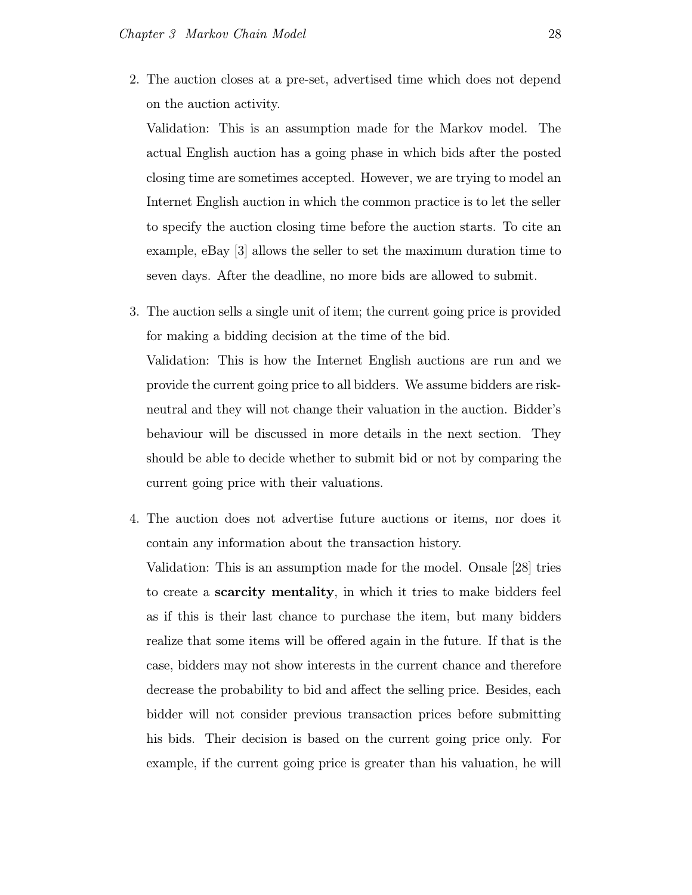2. The auction closes at a pre-set, advertised time which does not depend on the auction activity.

   Validation: This is an assumption made for the Markov model. The actual English auction has a going phase in which bids after the posted closing time are sometimes accepted. However, we are trying to model an Internet English auction in which the common practice is to let the seller to specify the auction closing time before the auction starts. To cite an example, eBay [3] allows the seller to set the maximum duration time to seven days. After the deadline, no more bids are allowed to submit.

3. The auction sells a single unit of item; the current going price is provided for making a bidding decision at the time of the bid.

   Validation: This is how the Internet English auctions are run and we provide the current going price to all bidders. We assume bidders are risk-neutral and they will not change their valuation in the auction. Bidder's behaviour will be discussed in more details in the next section. They should be able to decide whether to submit bid or not by comparing the current going price with their valuations.

4. The auction does not advertise future auctions or items, nor does it contain any information about the transaction history.

   Validation: This is an assumption made for the model. Onsale [28] tries to create a **scarcity mentality**, in which it tries to make bidders feel as if this is their last chance to purchase the item, but many bidders realize that some items will be offered again in the future. If that is the case, bidders may not show interests in the current chance and therefore decrease the probability to bid and affect the selling price. Besides, each bidder will not consider previous transaction prices before submitting his bids. Their decision is based on the current going price only. For example, if the current going price is greater than his valuation, he will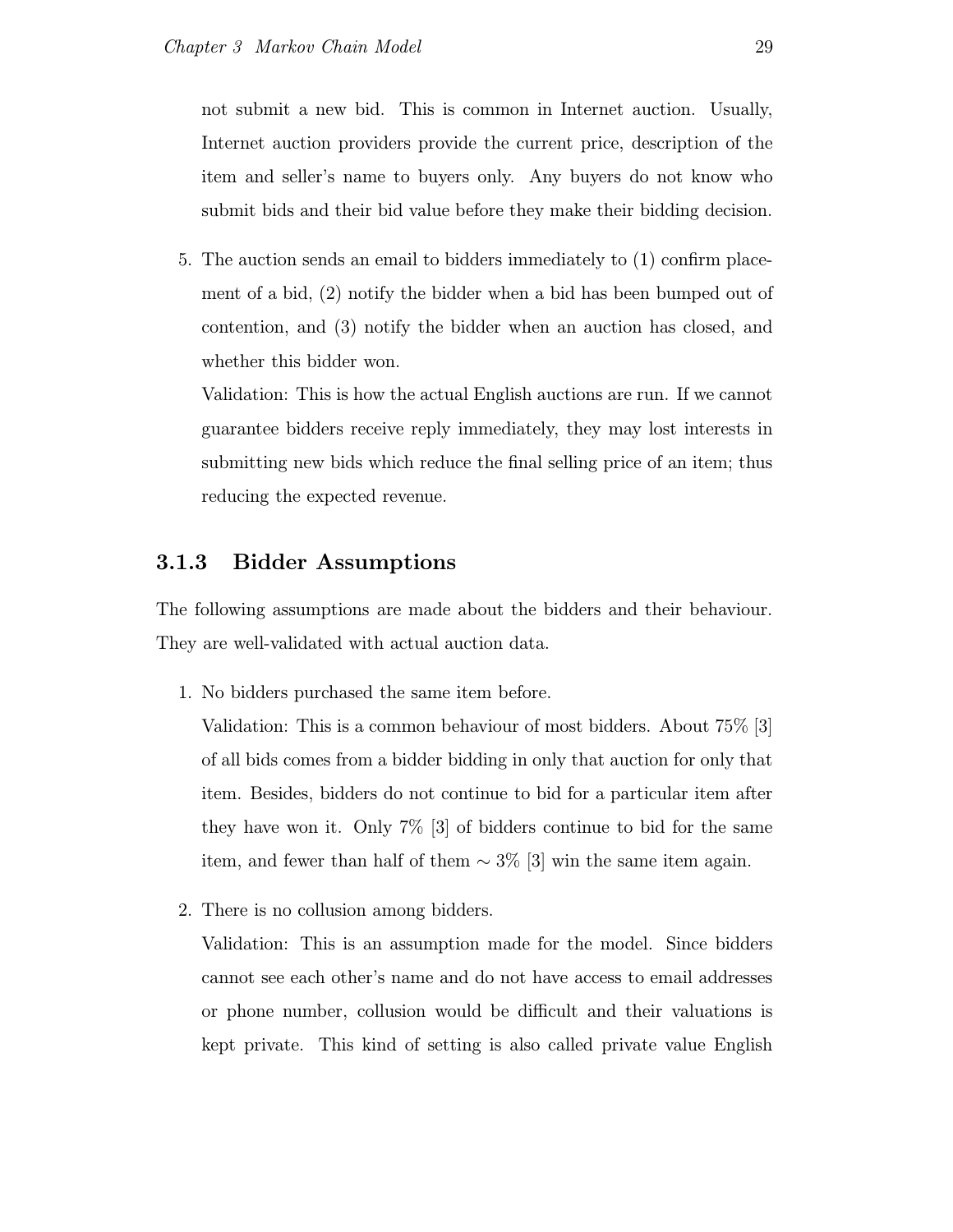not submit a new bid. This is common in Internet auction. Usually, Internet auction providers provide the current price, description of the item and seller's name to buyers only. Any buyers do not know who submit bids and their bid value before they make their bidding decision.

5. The auction sends an email to bidders immediately to (1) confirm placement of a bid, (2) notify the bidder when a bid has been bumped out of contention, and (3) notify the bidder when an auction has closed, and whether this bidder won.

   Validation: This is how the actual English auctions are run. If we cannot guarantee bidders receive reply immediately, they may lost interests in submitting new bids which reduce the final selling price of an item; thus reducing the expected revenue.

### 3.1.3 Bidder Assumptions

The following assumptions are made about the bidders and their behaviour. They are well-validated with actual auction data.

1. No bidders purchased the same item before.

   Validation: This is a common behaviour of most bidders. About 75% [3] of all bids comes from a bidder bidding in only that auction for only that item. Besides, bidders do not continue to bid for a particular item after they have won it. Only 7% [3] of bidders continue to bid for the same item, and fewer than half of them $\sim 3\%$ [3] win the same item again.

2. There is no collusion among bidders.

   Validation: This is an assumption made for the model. Since bidders cannot see each other's name and do not have access to email addresses or phone number, collusion would be difficult and their valuations is kept private. This kind of setting is also called private value English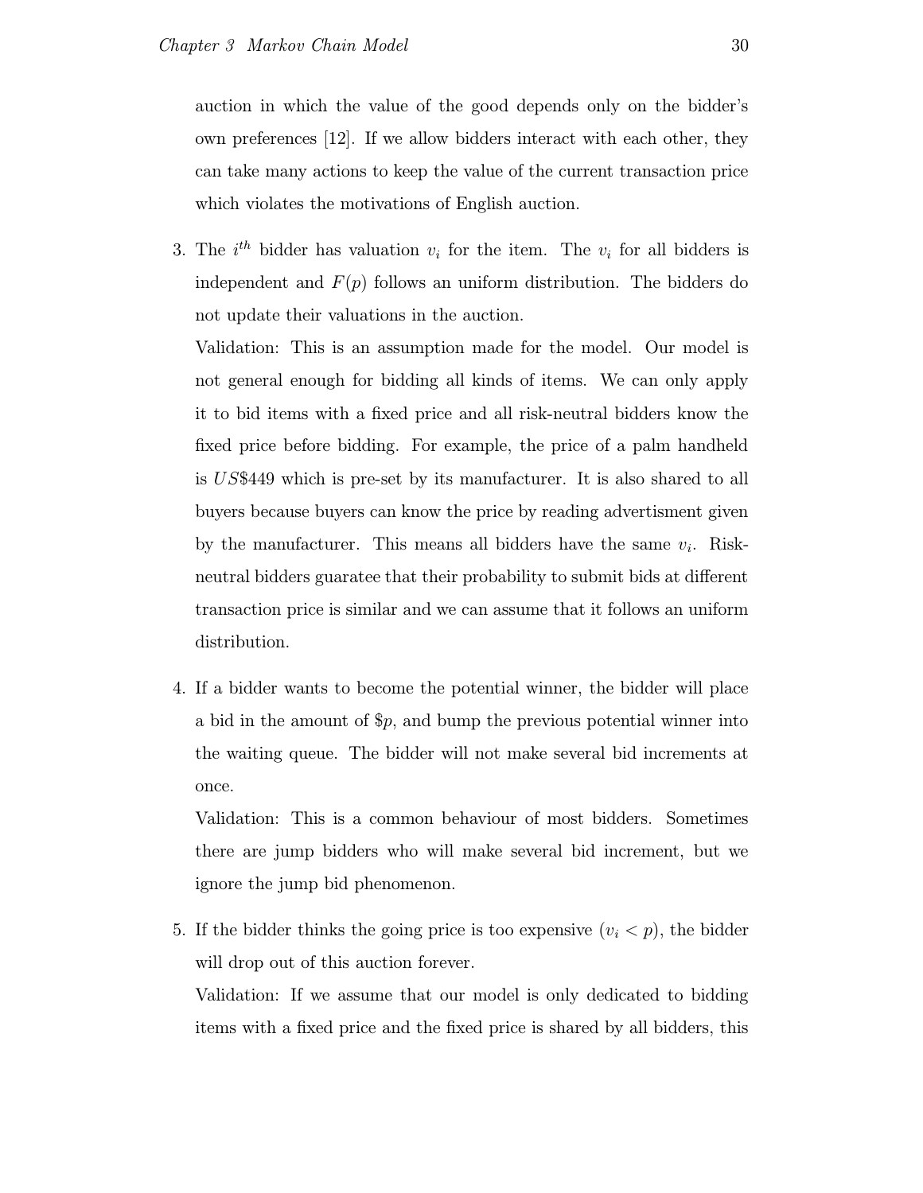auction in which the value of the good depends only on the bidder's own preferences [12]. If we allow bidders interact with each other, they can take many actions to keep the value of the current transaction price which violates the motivations of English auction.

3. The $i^{th}$ bidder has valuation $v_i$ for the item. The $v_i$ for all bidders is independent and $F(p)$ follows an uniform distribution. The bidders do not update their valuations in the auction.

   Validation: This is an assumption made for the model. Our model is not general enough for bidding all kinds of items. We can only apply it to bid items with a fixed price and all risk-neutral bidders know the fixed price before bidding. For example, the price of a palm handheld is $US\$449$ which is pre-set by its manufacturer. It is also shared to all buyers because buyers can know the price by reading advertisment given by the manufacturer. This means all bidders have the same $v_i$. Risk-neutral bidders guarantee that their probability to submit bids at different transaction price is similar and we can assume that it follows an uniform distribution.

4. If a bidder wants to become the potential winner, the bidder will place a bid in the amount of $\$p$, and bump the previous potential winner into the waiting queue. The bidder will not make several bid increments at once.

   Validation: This is a common behaviour of most bidders. Sometimes there are jump bidders who will make several bid increment, but we ignore the jump bid phenomenon.

5. If the bidder thinks the going price is too expensive ($v_i < p$), the bidder will drop out of this auction forever.

   Validation: If we assume that our model is only dedicated to bidding items with a fixed price and the fixed price is shared by all bidders, this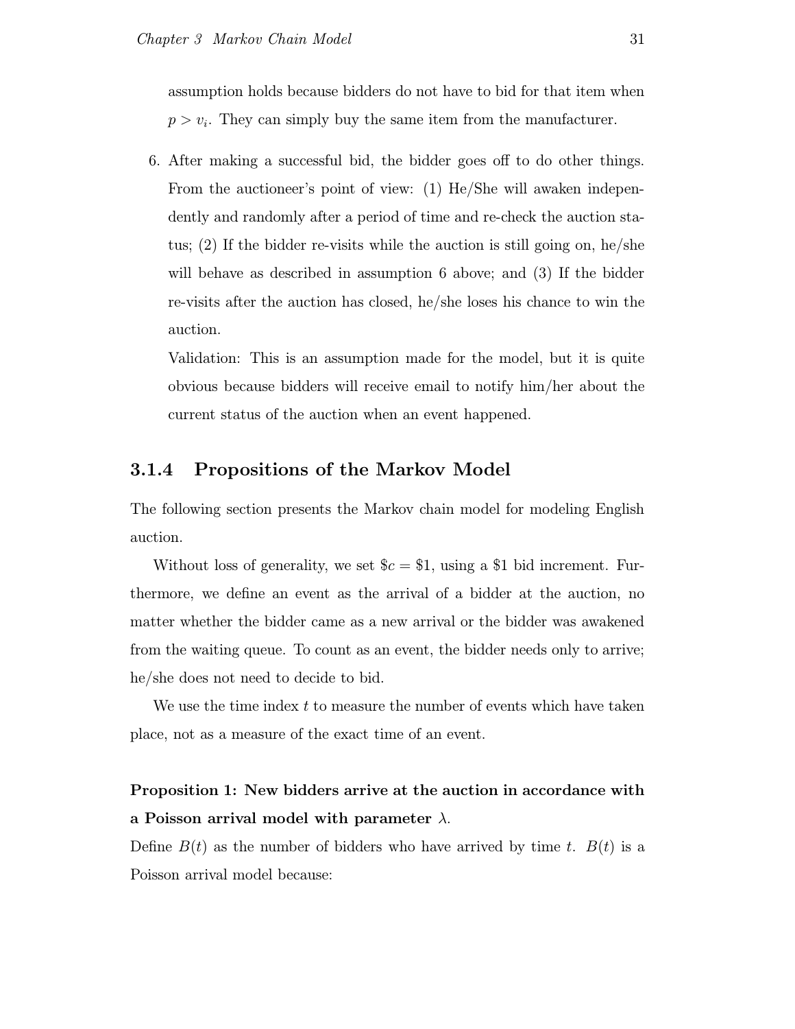assumption holds because bidders do not have to bid for that item when $p > v_i$. They can simply buy the same item from the manufacturer.

6. After making a successful bid, the bidder goes off to do other things. From the auctioneer's point of view: (1) He/She will awaken independently and randomly after a period of time and re-check the auction status; (2) If the bidder re-visits while the auction is still going on, he/she will behave as described in assumption 6 above; and (3) If the bidder re-visits after the auction has closed, he/she loses his chance to win the auction.

   Validation: This is an assumption made for the model, but it is quite obvious because bidders will receive email to notify him/her about the current status of the auction when an event happened.

### 3.1.4 Propositions of the Markov Model

The following section presents the Markov chain model for modeling English auction.

Without loss of generality, we set $\$c = \$1$, using a \$1 bid increment. Furthermore, we define an event as the arrival of a bidder at the auction, no matter whether the bidder came as a new arrival or the bidder was awakened from the waiting queue. To count as an event, the bidder needs only to arrive; he/she does not need to decide to bid.

We use the time index $t$ to measure the number of events which have taken place, not as a measure of the exact time of an event.

**Proposition 1: New bidders arrive at the auction in accordance with a Poisson arrival model with parameter $\lambda$.**

Define $B(t)$ as the number of bidders who have arrived by time $t$. $B(t)$ is a Poisson arrival model because: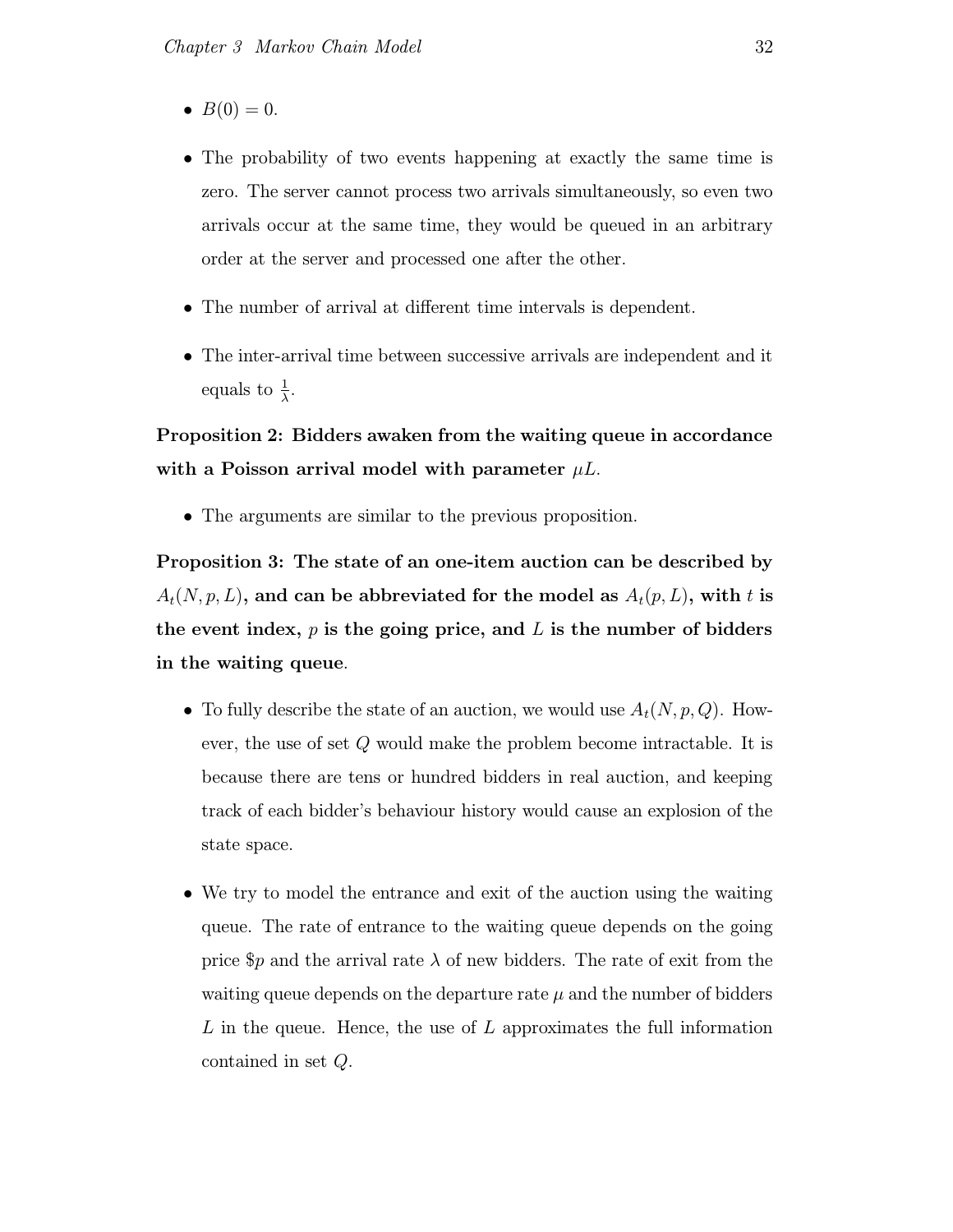- $B(0) = 0$.

- The probability of two events happening at exactly the same time is zero. The server cannot process two arrivals simultaneously, so even two arrivals occur at the same time, they would be queued in an arbitrary order at the server and processed one after the other.

- The number of arrival at different time intervals is dependent.

- The inter-arrival time between successive arrivals are independent and it equals to $\frac{1}{\lambda}$.

**Proposition 2: Bidders awaken from the waiting queue in accordance with a Poisson arrival model with parameter $\mu L$.**

- The arguments are similar to the previous proposition.

**Proposition 3: The state of an one-item auction can be described by $A_t(N, p, L)$, and can be abbreviated for the model as $A_t(p, L)$, with $t$ is the event index, $p$ is the going price, and $L$ is the number of bidders in the waiting queue.**

- To fully describe the state of an auction, we would use $A_t(N, p, Q)$. However, the use of set $Q$ would make the problem become intractable. It is because there are tens or hundred bidders in real auction, and keeping track of each bidder's behaviour history would cause an explosion of the state space.

- We try to model the entrance and exit of the auction using the waiting queue. The rate of entrance to the waiting queue depends on the going price $\$p$ and the arrival rate $\lambda$ of new bidders. The rate of exit from the waiting queue depends on the departure rate $\mu$ and the number of bidders $L$ in the queue. Hence, the use of $L$ approximates the full information contained in set $Q$.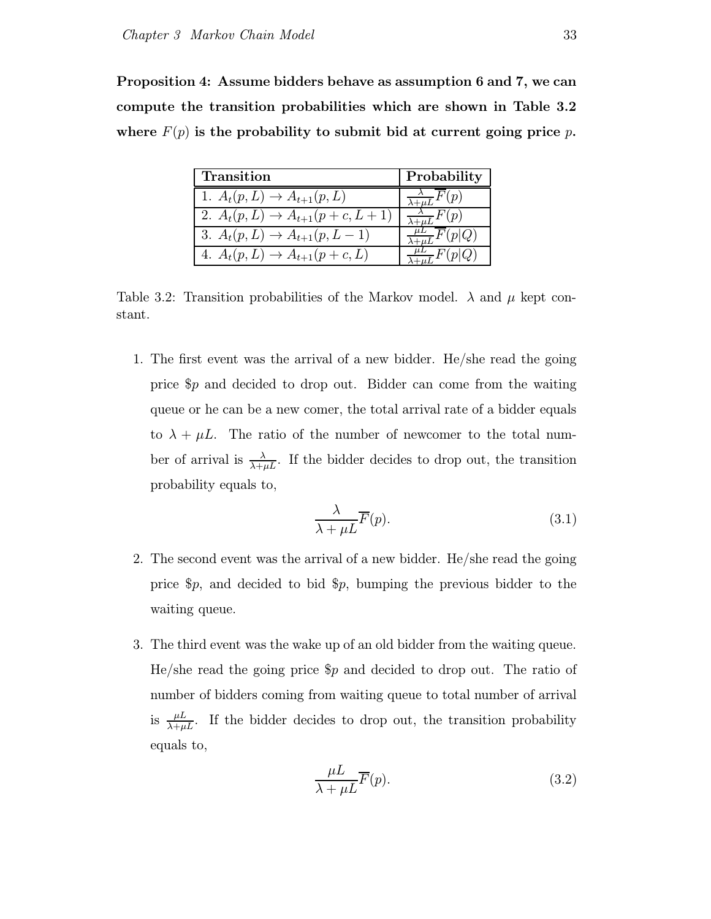**Proposition 4: Assume bidders behave as assumption 6 and 7, we can compute the transition probabilities which are shown in Table 3.2 where $F(p)$ is the probability to submit bid at current going price $p$.**

| Transition | Probability |
|---|---|
| 1. $A_t(p, L) \rightarrow A_{t+1}(p, L)$ | $\frac{\lambda}{\lambda+\mu L}\overline{F}(p)$ |
| 2. $A_t(p, L) \rightarrow A_{t+1}(p+c, L+1)$ | $\frac{\lambda}{\lambda+\mu L}F(p)$ |
| 3. $A_t(p, L) \rightarrow A_{t+1}(p, L-1)$ | $\frac{\mu L}{\lambda+\mu L}\overline{F}(p\vert Q)$ |
| 4. $A_t(p, L) \rightarrow A_{t+1}(p+c, L)$ | $\frac{\mu L}{\lambda+\mu L}F(p\vert Q)$ |

Table 3.2: Transition probabilities of the Markov model. $\lambda$ and $\mu$ kept constant.

1. The first event was the arrival of a new bidder. He/she read the going price \$$p$ and decided to drop out. Bidder can come from the waiting queue or he can be a new comer, the total arrival rate of a bidder equals to $\lambda + \mu L$. The ratio of the number of newcomer to the total number of arrival is $\frac{\lambda}{\lambda+\mu L}$. If the bidder decides to drop out, the transition probability equals to,

$$\frac{\lambda}{\lambda + \mu L}\overline{F}(p). \tag{3.1}$$

2. The second event was the arrival of a new bidder. He/she read the going price \$$p$, and decided to bid \$$p$, bumping the previous bidder to the waiting queue.

3. The third event was the wake up of an old bidder from the waiting queue. He/she read the going price \$$p$ and decided to drop out. The ratio of number of bidders coming from waiting queue to total number of arrival is $\frac{\mu L}{\lambda+\mu L}$. If the bidder decides to drop out, the transition probability equals to,

$$\frac{\mu L}{\lambda + \mu L}\overline{F}(p). \tag{3.2}$$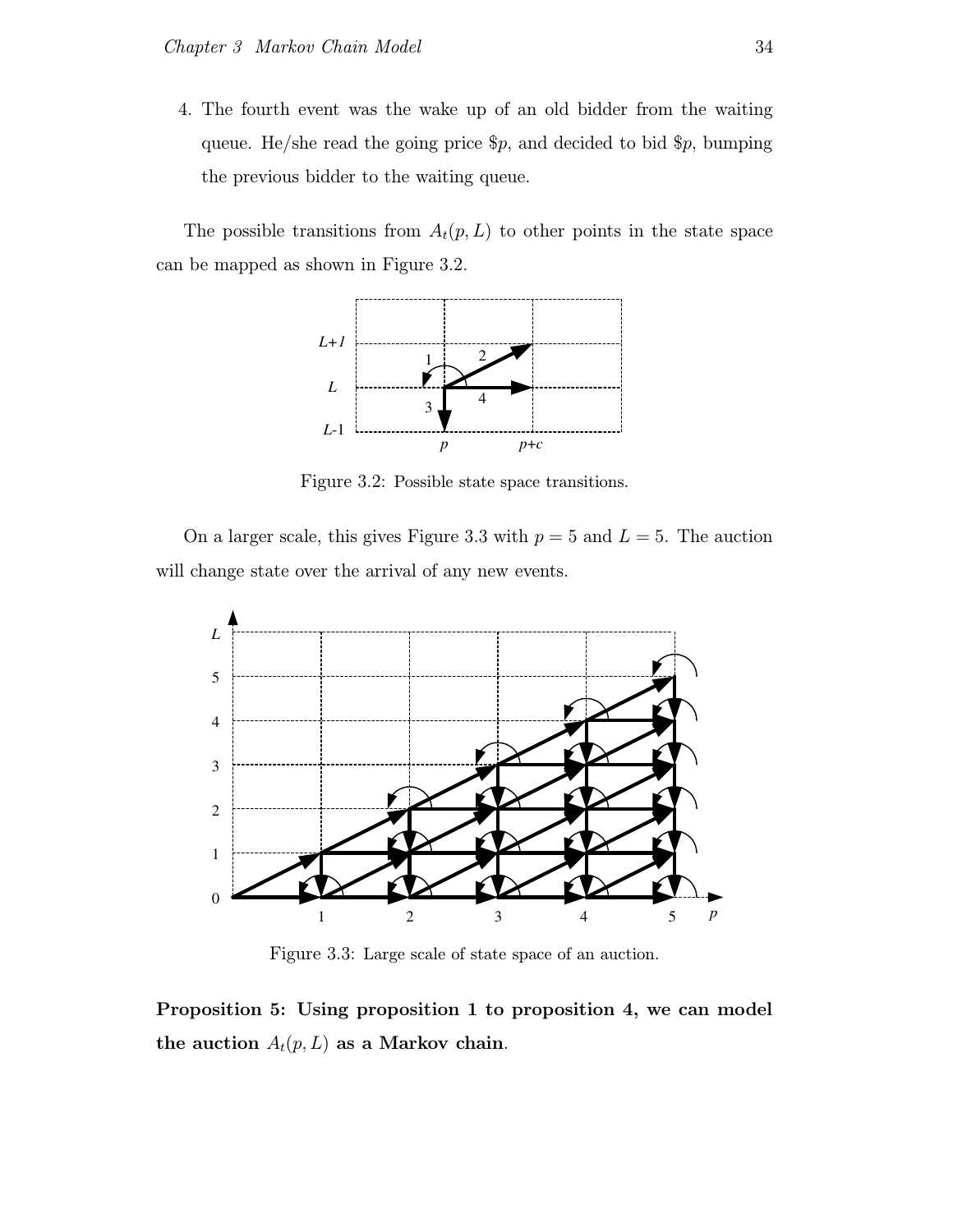4. The fourth event was the wake up of an old bidder from the waiting queue. He/she read the going price \$$p$, and decided to bid \$$p$, bumping the previous bidder to the waiting queue.

The possible transitions from $A_t(p, L)$ to other points in the state space can be mapped as shown in Figure 3.2.

Figure 3.2: Possible state space transitions.

On a larger scale, this gives Figure 3.3 with $p = 5$ and $L = 5$. The auction will change state over the arrival of any new events.

Figure 3.3: Large scale of state space of an auction.

**Proposition 5: Using proposition 1 to proposition 4, we can model the auction $A_t(p, L)$ as a Markov chain.**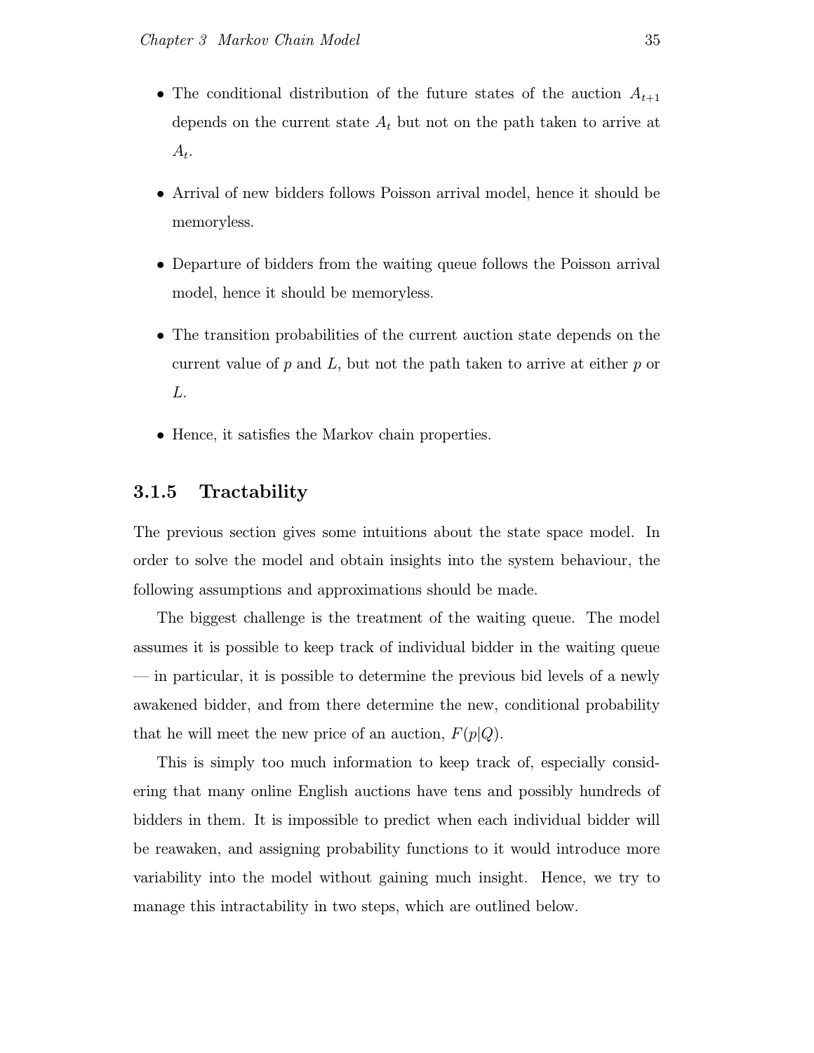- The conditional distribution of the future states of the auction $A_{t+1}$ depends on the current state $A_t$ but not on the path taken to arrive at $A_t$.
- Arrival of new bidders follows Poisson arrival model, hence it should be memoryless.
- Departure of bidders from the waiting queue follows the Poisson arrival model, hence it should be memoryless.
- The transition probabilities of the current auction state depends on the current value of $p$ and $L$, but not the path taken to arrive at either $p$ or $L$.
- Hence, it satisfies the Markov chain properties.

### 3.1.5 Tractability

The previous section gives some intuitions about the state space model. In order to solve the model and obtain insights into the system behaviour, the following assumptions and approximations should be made.

The biggest challenge is the treatment of the waiting queue. The model assumes it is possible to keep track of individual bidder in the waiting queue — in particular, it is possible to determine the previous bid levels of a newly awakened bidder, and from there determine the new, conditional probability that he will meet the new price of an auction, $F(p|Q)$.

This is simply too much information to keep track of, especially considering that many online English auctions have tens and possibly hundreds of bidders in them. It is impossible to predict when each individual bidder will be reawaken, and assigning probability functions to it would introduce more variability into the model without gaining much insight. Hence, we try to manage this intractability in two steps, which are outlined below.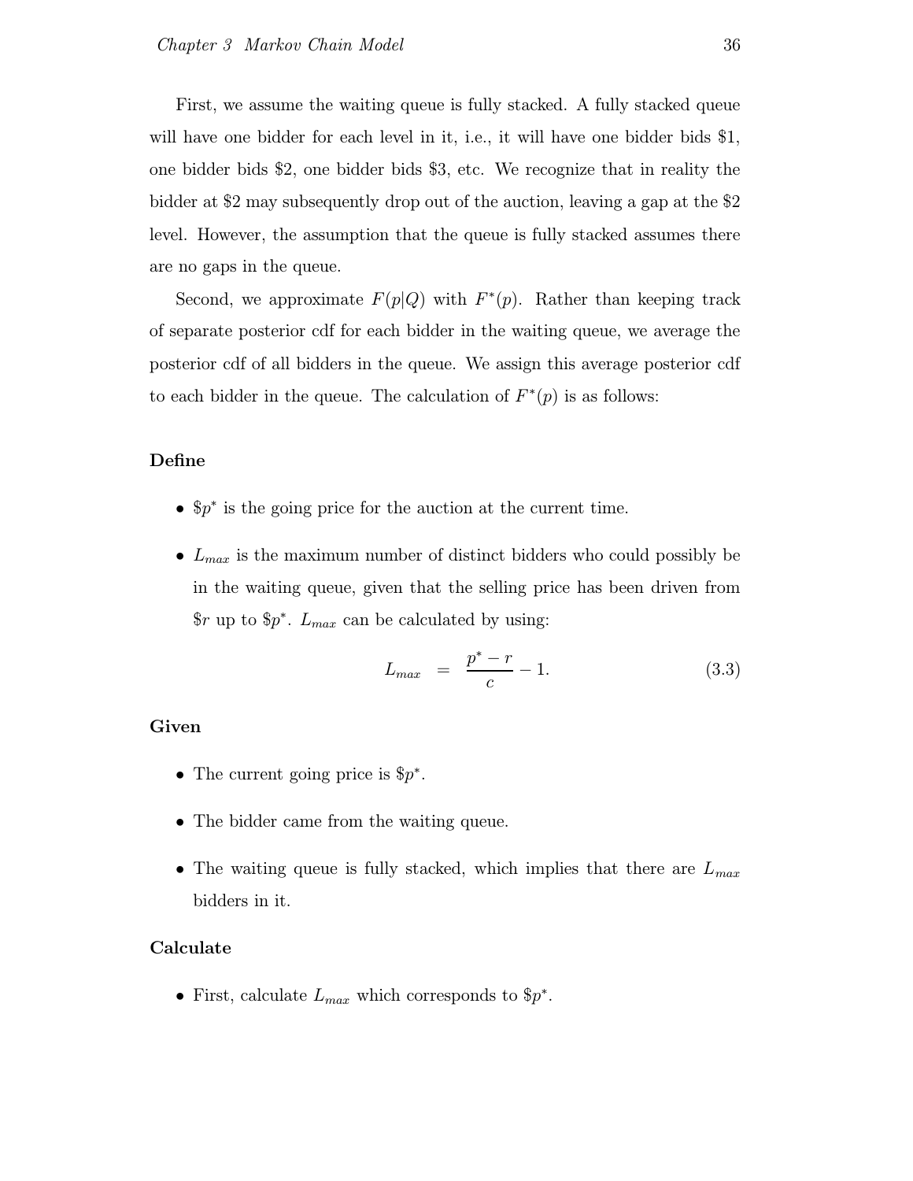First, we assume the waiting queue is fully stacked. A fully stacked queue will have one bidder for each level in it, i.e., it will have one bidder bids \$1, one bidder bids \$2, one bidder bids \$3, etc. We recognize that in reality the bidder at \$2 may subsequently drop out of the auction, leaving a gap at the \$2 level. However, the assumption that the queue is fully stacked assumes there are no gaps in the queue.

Second, we approximate $F(p|Q)$ with $F^*(p)$. Rather than keeping track of separate posterior cdf for each bidder in the waiting queue, we average the posterior cdf of all bidders in the queue. We assign this average posterior cdf to each bidder in the queue. The calculation of $F^*(p)$ is as follows:

**Define**

- $\$p^*$ is the going price for the auction at the current time.
- $L_{max}$ is the maximum number of distinct bidders who could possibly be in the waiting queue, given that the selling price has been driven from $\$r$ up to $\$p^*$. $L_{max}$ can be calculated by using:

$$L_{max} \;=\; \frac{p^* - r}{c} - 1. \tag{3.3}$$

**Given**

- The current going price is $\$p^*$.
- The bidder came from the waiting queue.
- The waiting queue is fully stacked, which implies that there are $L_{max}$ bidders in it.

**Calculate**

- First, calculate $L_{max}$ which corresponds to $\$p^*$.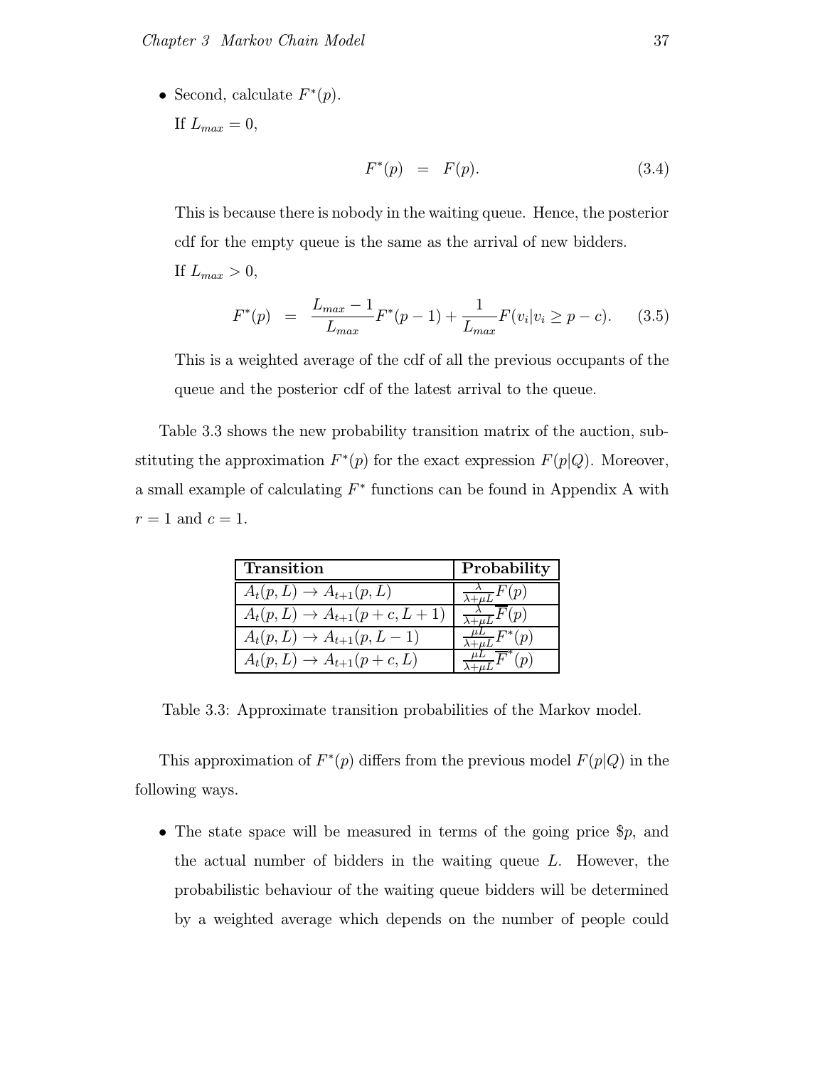- Second, calculate $F^*(p)$.

  If $L_{max} = 0$,

$$F^*(p) = F(p). \tag{3.4}$$

  This is because there is nobody in the waiting queue. Hence, the posterior cdf for the empty queue is the same as the arrival of new bidders.

  If $L_{max} > 0$,

$$F^*(p) = \frac{L_{max} - 1}{L_{max}} F^*(p-1) + \frac{1}{L_{max}} F(v_i | v_i \geq p - c). \tag{3.5}$$

  This is a weighted average of the cdf of all the previous occupants of the queue and the posterior cdf of the latest arrival to the queue.

Table 3.3 shows the new probability transition matrix of the auction, substituting the approximation $F^*(p)$ for the exact expression $F(p|Q)$. Moreover, a small example of calculating $F^*$ functions can be found in Appendix A with $r = 1$ and $c = 1$.

| **Transition** | **Probability** |
|---|---|
| $A_t(p, L) \rightarrow A_{t+1}(p, L)$ | $\frac{\lambda}{\lambda+\mu L} F(p)$ |
| $A_t(p, L) \rightarrow A_{t+1}(p + c, L + 1)$ | $\frac{\lambda}{\lambda+\mu L} \overline{F}(p)$ |
| $A_t(p, L) \rightarrow A_{t+1}(p, L - 1)$ | $\frac{\mu L}{\lambda+\mu L} F^*(p)$ |
| $A_t(p, L) \rightarrow A_{t+1}(p + c, L)$ | $\frac{\mu L}{\lambda+\mu L} \overline{F}^*(p)$ |

Table 3.3: Approximate transition probabilities of the Markov model.

This approximation of $F^*(p)$ differs from the previous model $F(p|Q)$ in the following ways.

- The state space will be measured in terms of the going price \$$p$, and the actual number of bidders in the waiting queue $L$. However, the probabilistic behaviour of the waiting queue bidders will be determined by a weighted average which depends on the number of people could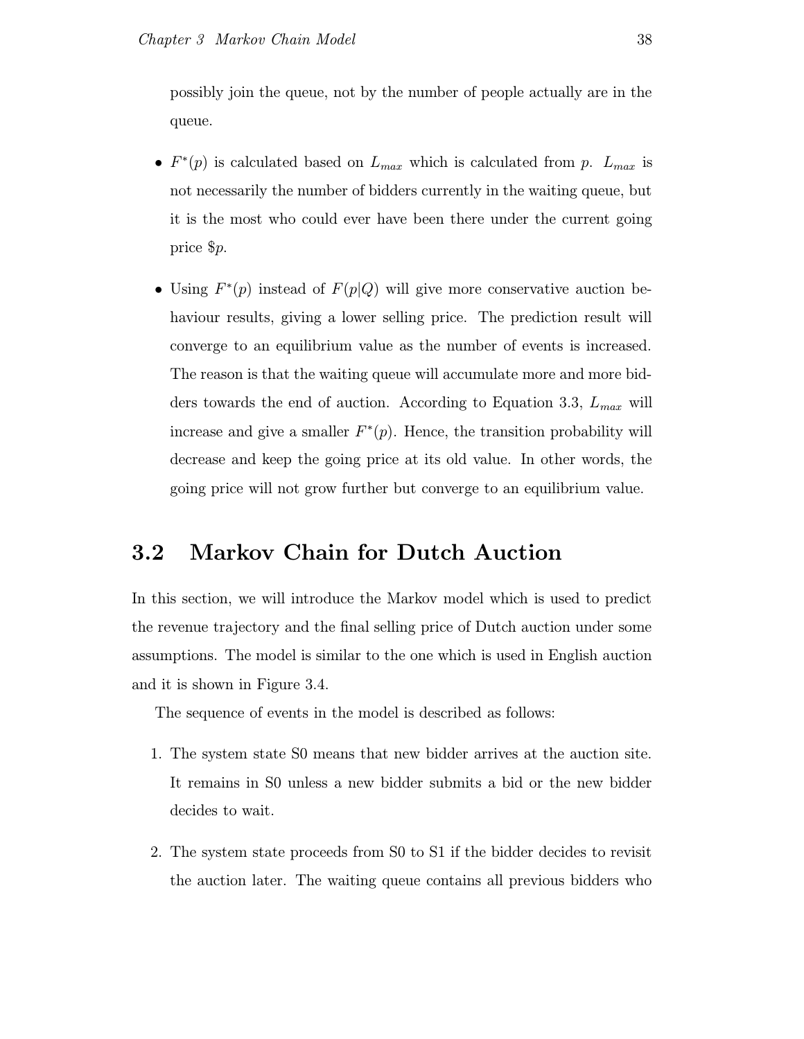possibly join the queue, not by the number of people actually are in the queue.

- $F^*(p)$ is calculated based on $L_{max}$ which is calculated from $p$. $L_{max}$ is not necessarily the number of bidders currently in the waiting queue, but it is the most who could ever have been there under the current going price $\$p$.

- Using $F^*(p)$ instead of $F(p|Q)$ will give more conservative auction behaviour results, giving a lower selling price. The prediction result will converge to an equilibrium value as the number of events is increased. The reason is that the waiting queue will accumulate more and more bidders towards the end of auction. According to Equation 3.3, $L_{max}$ will increase and give a smaller $F^*(p)$. Hence, the transition probability will decrease and keep the going price at its old value. In other words, the going price will not grow further but converge to an equilibrium value.

## 3.2 Markov Chain for Dutch Auction

In this section, we will introduce the Markov model which is used to predict the revenue trajectory and the final selling price of Dutch auction under some assumptions. The model is similar to the one which is used in English auction and it is shown in Figure 3.4.

The sequence of events in the model is described as follows:

1. The system state S0 means that new bidder arrives at the auction site. It remains in S0 unless a new bidder submits a bid or the new bidder decides to wait.

2. The system state proceeds from S0 to S1 if the bidder decides to revisit the auction later. The waiting queue contains all previous bidders who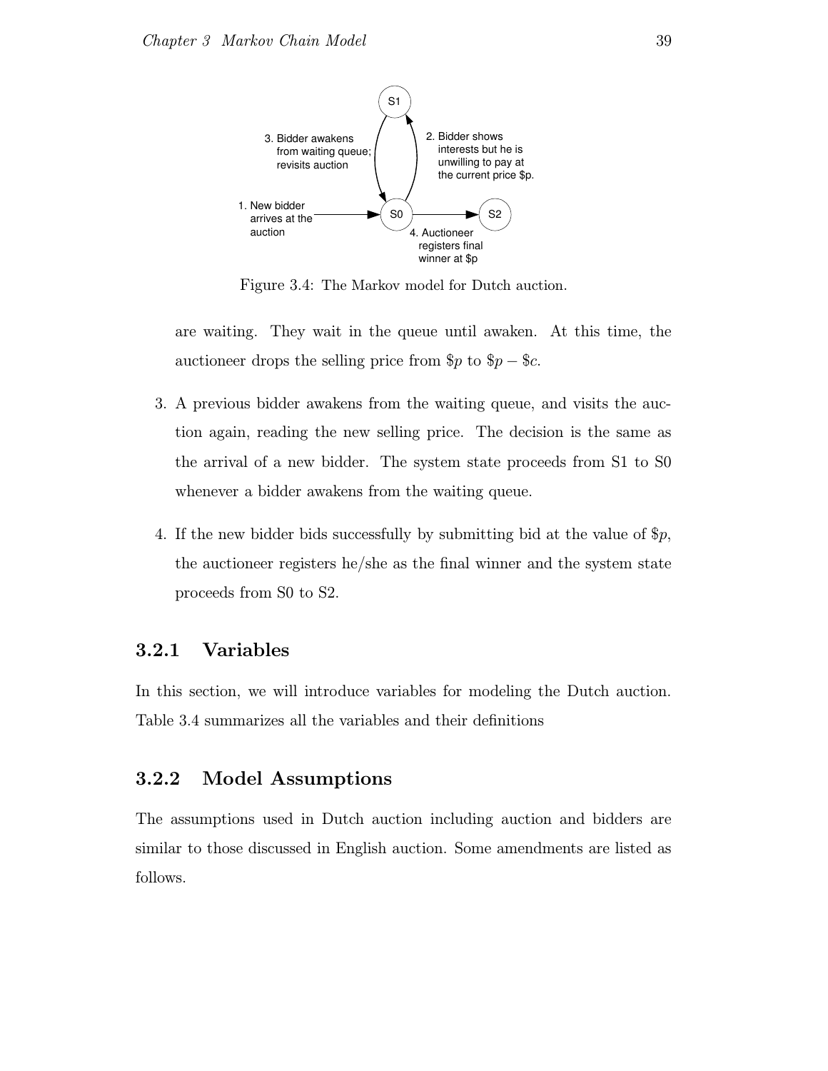Figure 3.4: The Markov model for Dutch auction.

are waiting. They wait in the queue until awaken. At this time, the auctioneer drops the selling price from $\$p$ to $\$p - \$c$.

3. A previous bidder awakens from the waiting queue, and visits the auction again, reading the new selling price. The decision is the same as the arrival of a new bidder. The system state proceeds from S1 to S0 whenever a bidder awakens from the waiting queue.

4. If the new bidder bids successfully by submitting bid at the value of $\$p$, the auctioneer registers he/she as the final winner and the system state proceeds from S0 to S2.

### 3.2.1 Variables

In this section, we will introduce variables for modeling the Dutch auction. Table 3.4 summarizes all the variables and their definitions

### 3.2.2 Model Assumptions

The assumptions used in Dutch auction including auction and bidders are similar to those discussed in English auction. Some amendments are listed as follows.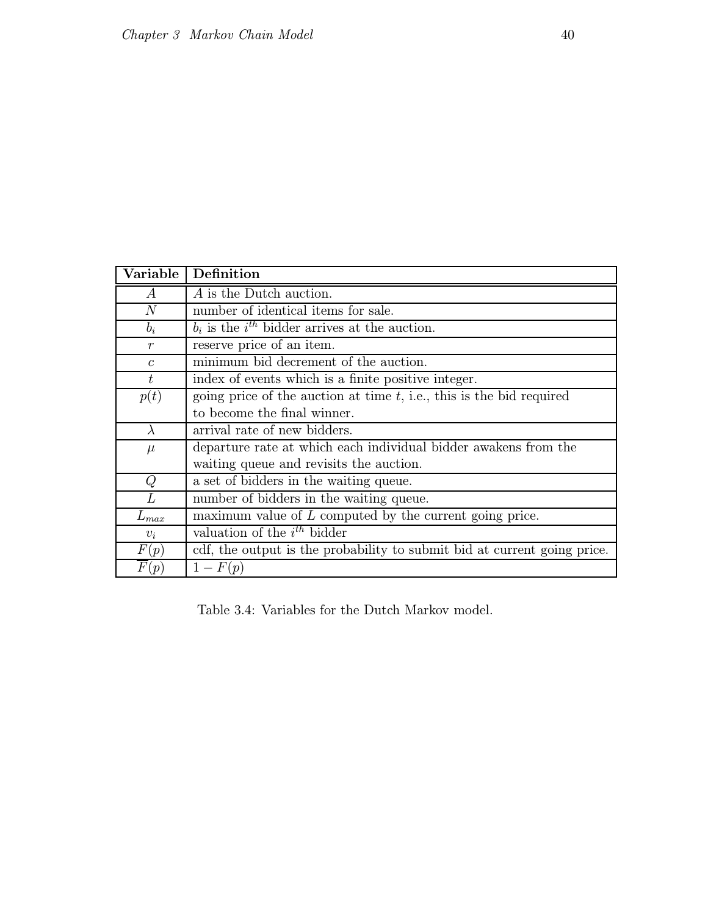| Variable | Definition |
|---|---|
| $A$ | $A$ is the Dutch auction. |
| $N$ | number of identical items for sale. |
| $b_i$ | $b_i$ is the $i^{th}$ bidder arrives at the auction. |
| $r$ | reserve price of an item. |
| $c$ | minimum bid decrement of the auction. |
| $t$ | index of events which is a finite positive integer. |
| $p(t)$ | going price of the auction at time $t$, i.e., this is the bid required to become the final winner. |
| $\lambda$ | arrival rate of new bidders. |
| $\mu$ | departure rate at which each individual bidder awakens from the waiting queue and revisits the auction. |
| $Q$ | a set of bidders in the waiting queue. |
| $L$ | number of bidders in the waiting queue. |
| $L_{max}$ | maximum value of $L$ computed by the current going price. |
| $v_i$ | valuation of the $i^{th}$ bidder |
| $F(p)$ | cdf, the output is the probability to submit bid at current going price. |
| $\overline{F}(p)$ | $1 - F(p)$ |

Table 3.4: Variables for the Dutch Markov model.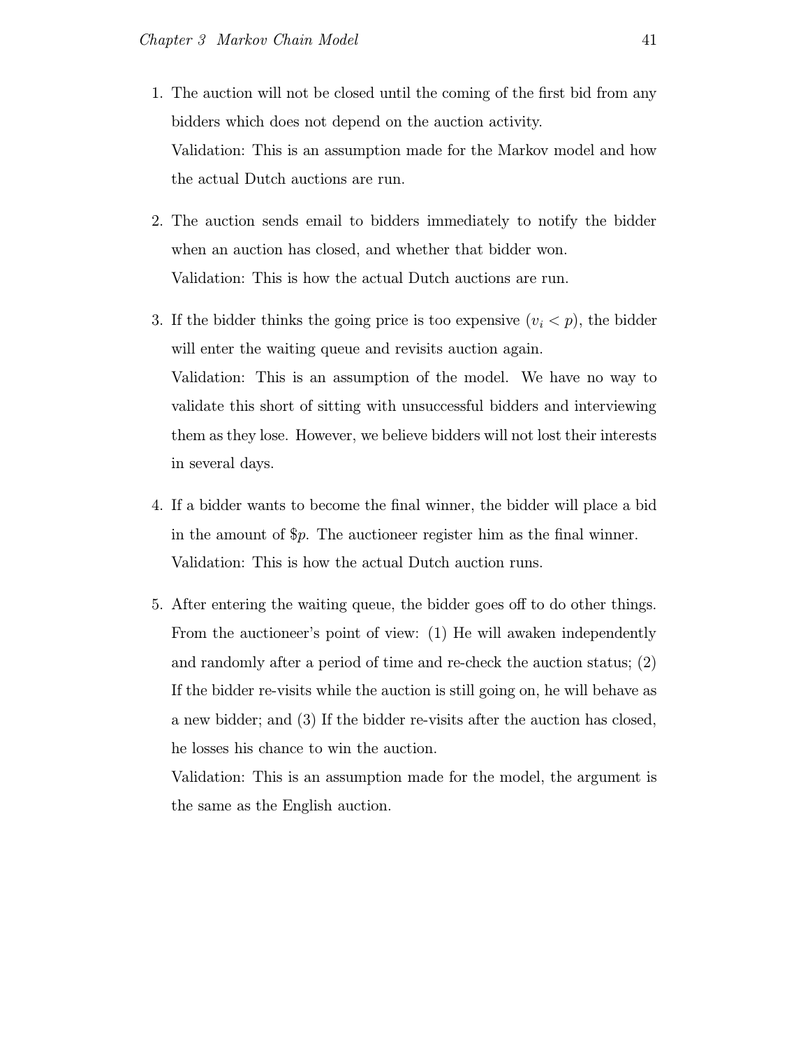1. The auction will not be closed until the coming of the first bid from any bidders which does not depend on the auction activity.

   Validation: This is an assumption made for the Markov model and how the actual Dutch auctions are run.

2. The auction sends email to bidders immediately to notify the bidder when an auction has closed, and whether that bidder won.

   Validation: This is how the actual Dutch auctions are run.

3. If the bidder thinks the going price is too expensive ($v_i < p$), the bidder will enter the waiting queue and revisits auction again.

   Validation: This is an assumption of the model. We have no way to validate this short of sitting with unsuccessful bidders and interviewing them as they lose. However, we believe bidders will not lost their interests in several days.

4. If a bidder wants to become the final winner, the bidder will place a bid in the amount of $\$p$. The auctioneer register him as the final winner.

   Validation: This is how the actual Dutch auction runs.

5. After entering the waiting queue, the bidder goes off to do other things. From the auctioneer's point of view: (1) He will awaken independently and randomly after a period of time and re-check the auction status; (2) If the bidder re-visits while the auction is still going on, he will behave as a new bidder; and (3) If the bidder re-visits after the auction has closed, he losses his chance to win the auction.

   Validation: This is an assumption made for the model, the argument is the same as the English auction.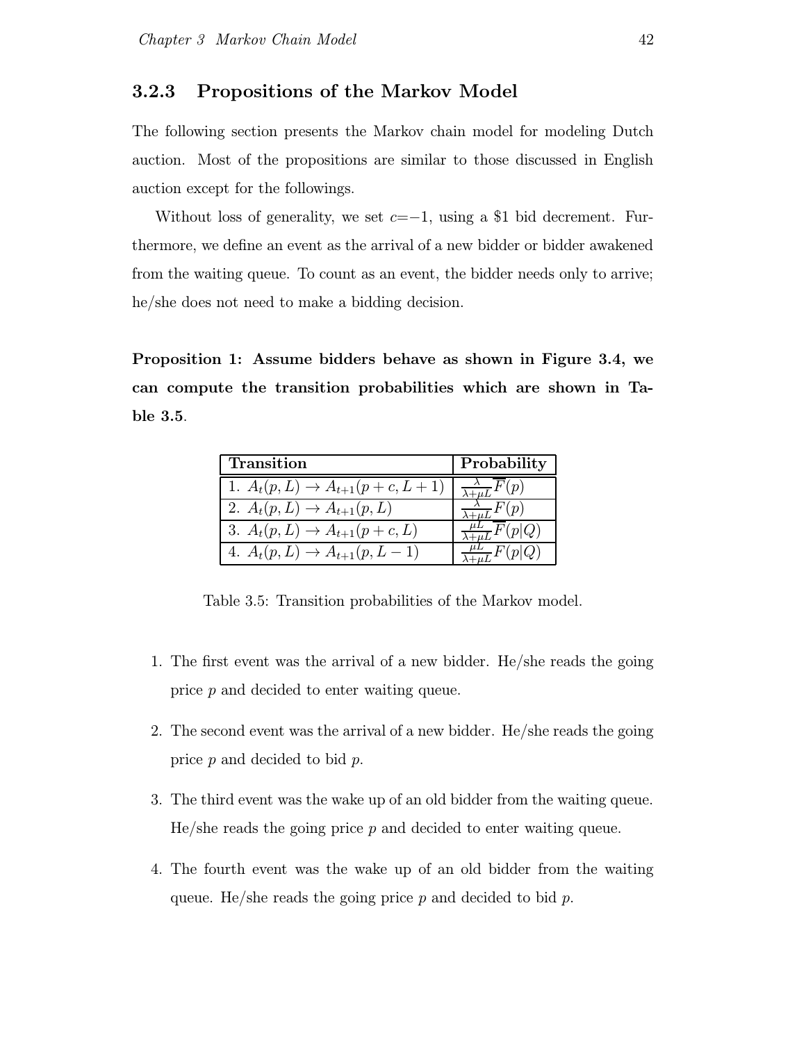### 3.2.3 Propositions of the Markov Model

The following section presents the Markov chain model for modeling Dutch auction. Most of the propositions are similar to those discussed in English auction except for the followings.

Without loss of generality, we set $c = -1$, using a \$1 bid decrement. Furthermore, we define an event as the arrival of a new bidder or bidder awakened from the waiting queue. To count as an event, the bidder needs only to arrive; he/she does not need to make a bidding decision.

**Proposition 1: Assume bidders behave as shown in Figure 3.4, we can compute the transition probabilities which are shown in Table 3.5.**

| Transition | Probability |
|---|---|
| 1. $A_t(p, L) \rightarrow A_{t+1}(p + c, L + 1)$ | $\frac{\lambda}{\lambda+\mu L}\overline{F}(p)$ |
| 2. $A_t(p, L) \rightarrow A_{t+1}(p, L)$ | $\frac{\lambda}{\lambda+\mu L}F(p)$ |
| 3. $A_t(p, L) \rightarrow A_{t+1}(p + c, L)$ | $\frac{\mu L}{\lambda+\mu L}\overline{F}(p\vert Q)$ |
| 4. $A_t(p, L) \rightarrow A_{t+1}(p, L - 1)$ | $\frac{\mu L}{\lambda+\mu L}F(p\vert Q)$ |

Table 3.5: Transition probabilities of the Markov model.

1. The first event was the arrival of a new bidder. He/she reads the going price $p$ and decided to enter waiting queue.
2. The second event was the arrival of a new bidder. He/she reads the going price $p$ and decided to bid $p$.
3. The third event was the wake up of an old bidder from the waiting queue. He/she reads the going price $p$ and decided to enter waiting queue.
4. The fourth event was the wake up of an old bidder from the waiting queue. He/she reads the going price $p$ and decided to bid $p$.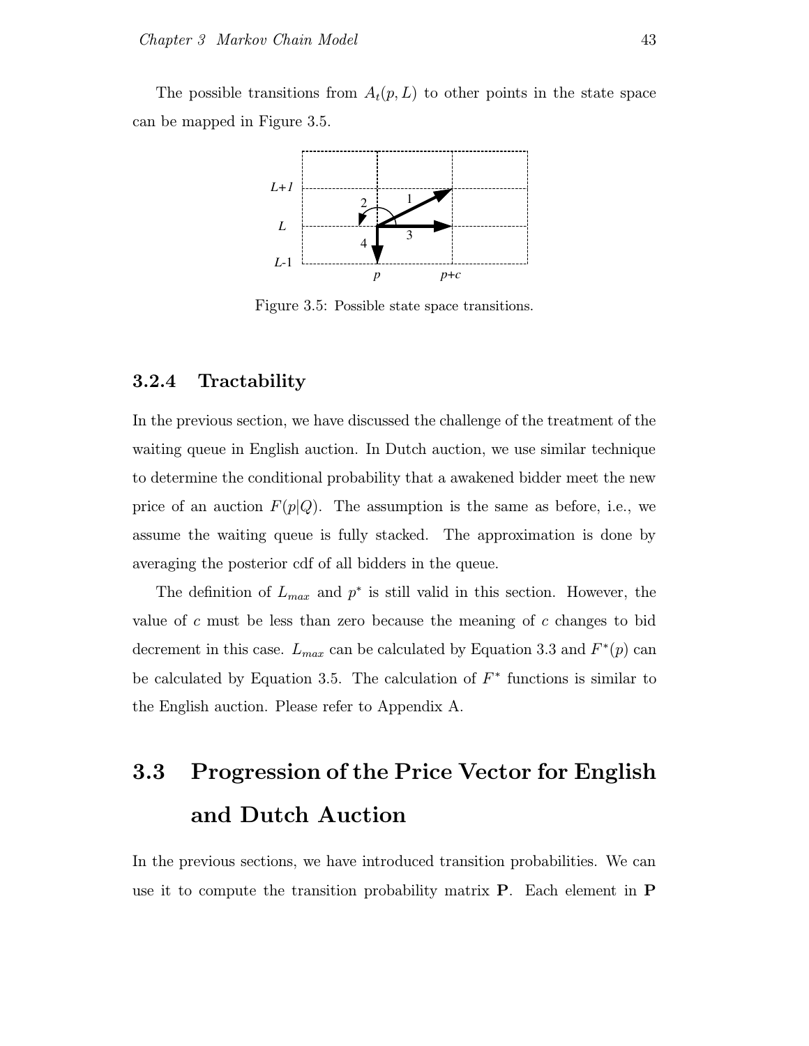The possible transitions from $A_t(p, L)$ to other points in the state space can be mapped in Figure 3.5.

Figure 3.5: Possible state space transitions.

### 3.2.4 Tractability

In the previous section, we have discussed the challenge of the treatment of the waiting queue in English auction. In Dutch auction, we use similar technique to determine the conditional probability that a awakened bidder meet the new price of an auction $F(p|Q)$. The assumption is the same as before, i.e., we assume the waiting queue is fully stacked. The approximation is done by averaging the posterior cdf of all bidders in the queue.

The definition of $L_{max}$ and $p^*$ is still valid in this section. However, the value of $c$ must be less than zero because the meaning of $c$ changes to bid decrement in this case. $L_{max}$ can be calculated by Equation 3.3 and $F^*(p)$ can be calculated by Equation 3.5. The calculation of $F^*$ functions is similar to the English auction. Please refer to Appendix A.

## 3.3 Progression of the Price Vector for English and Dutch Auction

In the previous sections, we have introduced transition probabilities. We can use it to compute the transition probability matrix $\mathbf{P}$. Each element in $\mathbf{P}$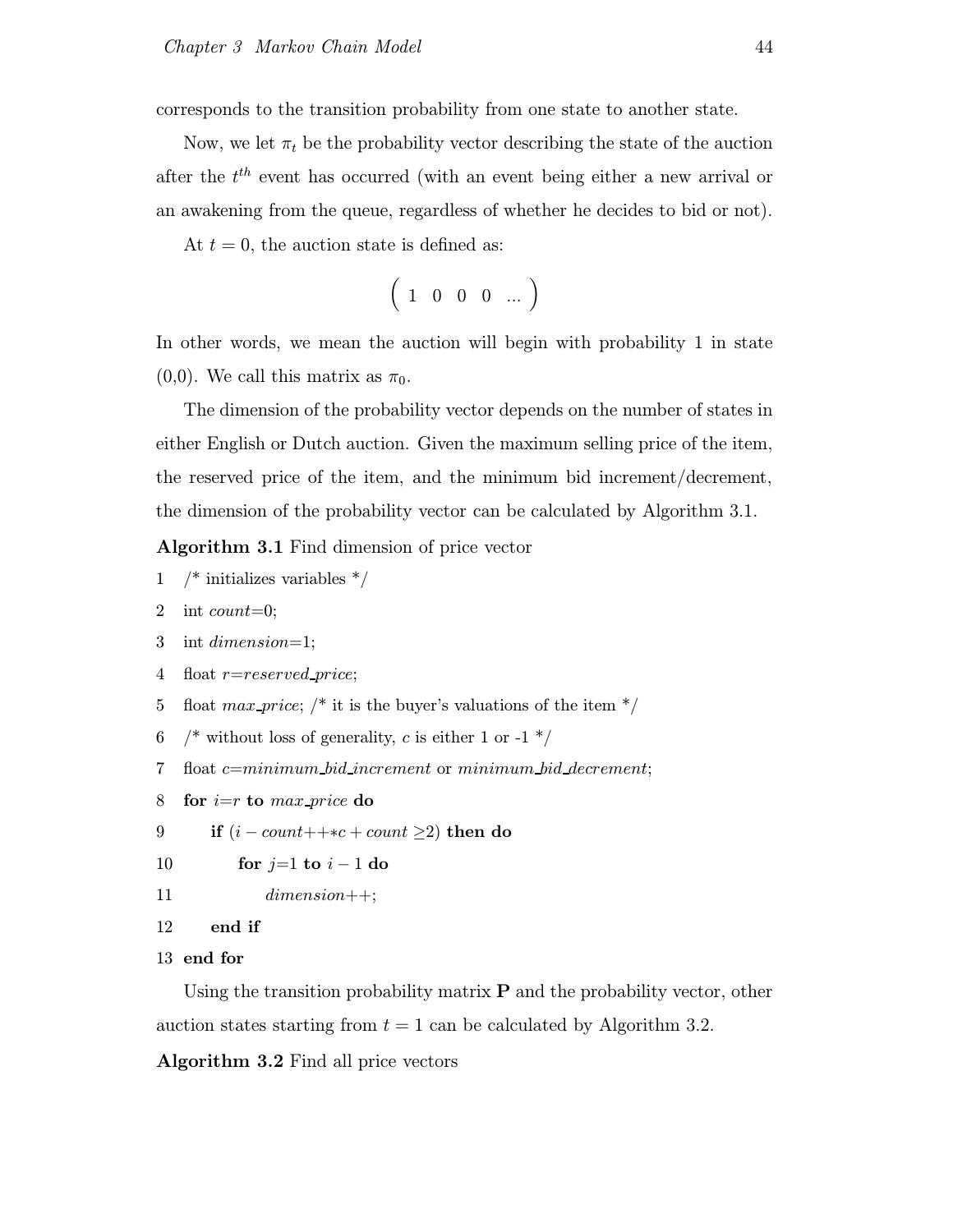corresponds to the transition probability from one state to another state.

Now, we let $\pi_t$ be the probability vector describing the state of the auction after the $t^{th}$ event has occurred (with an event being either a new arrival or an awakening from the queue, regardless of whether he decides to bid or not).

At $t = 0$, the auction state is defined as:

$$\begin{pmatrix} 1 & 0 & 0 & 0 & ... \end{pmatrix}$$

In other words, we mean the auction will begin with probability 1 in state (0,0). We call this matrix as $\pi_0$.

The dimension of the probability vector depends on the number of states in either English or Dutch auction. Given the maximum selling price of the item, the reserved price of the item, and the minimum bid increment/decrement, the dimension of the probability vector can be calculated by Algorithm 3.1.

**Algorithm 3.1** Find dimension of price vector

```
1   /* initializes variables */
2   int count=0;
3   int dimension=1;
4   float r=reserved_price;
5   float max_price; /* it is the buyer's valuations of the item */
6   /* without loss of generality, c is either 1 or -1 */
7   float c=minimum_bid_increment or minimum_bid_decrement;
8   for i=r to max_price do
9       if (i − count++*c + count ≥2) then do
10          for j=1 to i − 1 do
11              dimension++;
12      end if
13  end for
```

Using the transition probability matrix **P** and the probability vector, other auction states starting from $t = 1$ can be calculated by Algorithm 3.2.

**Algorithm 3.2** Find all price vectors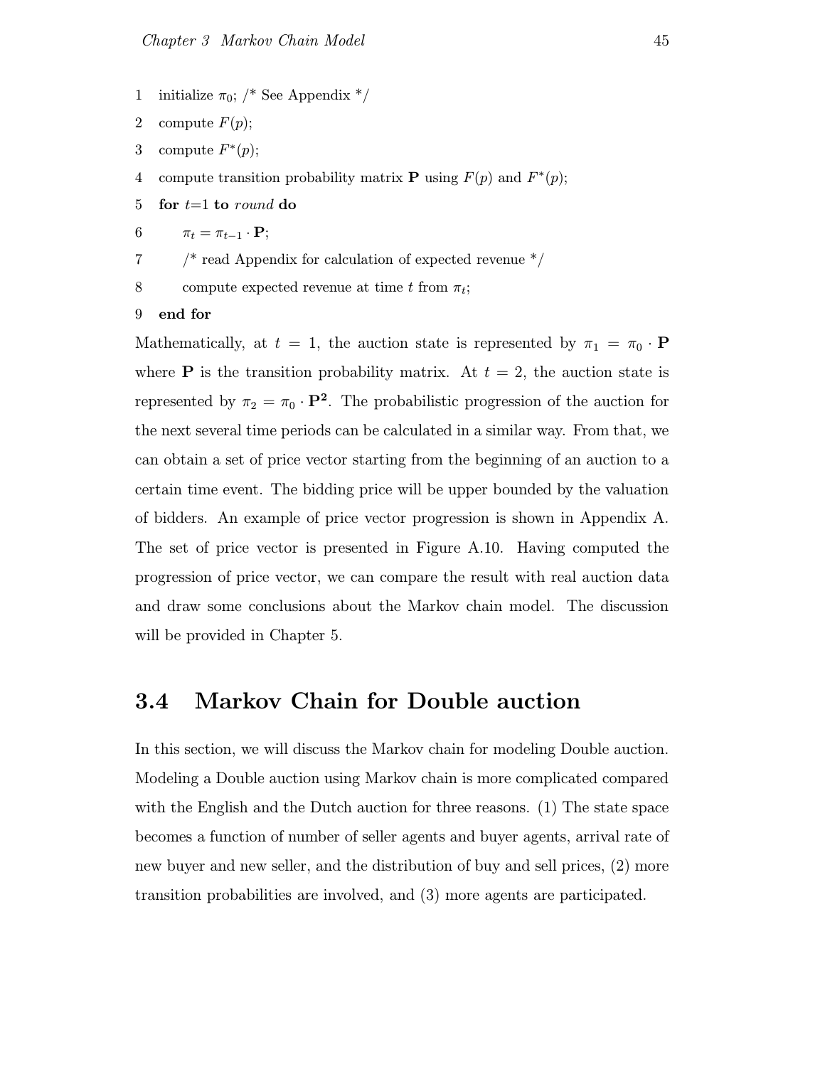```
1  initialize π0; /* See Appendix */
2  compute F(p);
3  compute F*(p);
4  compute transition probability matrix P using F(p) and F*(p);
5  for t=1 to round do
6      πt = πt−1 · P;
7      /* read Appendix for calculation of expected revenue */
8      compute expected revenue at time t from πt;
9  end for
```

Mathematically, at $t = 1$, the auction state is represented by $\pi_1 = \pi_0 \cdot \mathbf{P}$ where $\mathbf{P}$ is the transition probability matrix. At $t = 2$, the auction state is represented by $\pi_2 = \pi_0 \cdot \mathbf{P^2}$. The probabilistic progression of the auction for the next several time periods can be calculated in a similar way. From that, we can obtain a set of price vector starting from the beginning of an auction to a certain time event. The bidding price will be upper bounded by the valuation of bidders. An example of price vector progression is shown in Appendix A. The set of price vector is presented in Figure A.10. Having computed the progression of price vector, we can compare the result with real auction data and draw some conclusions about the Markov chain model. The discussion will be provided in Chapter 5.

## 3.4 Markov Chain for Double auction

In this section, we will discuss the Markov chain for modeling Double auction. Modeling a Double auction using Markov chain is more complicated compared with the English and the Dutch auction for three reasons. (1) The state space becomes a function of number of seller agents and buyer agents, arrival rate of new buyer and new seller, and the distribution of buy and sell prices, (2) more transition probabilities are involved, and (3) more agents are participated.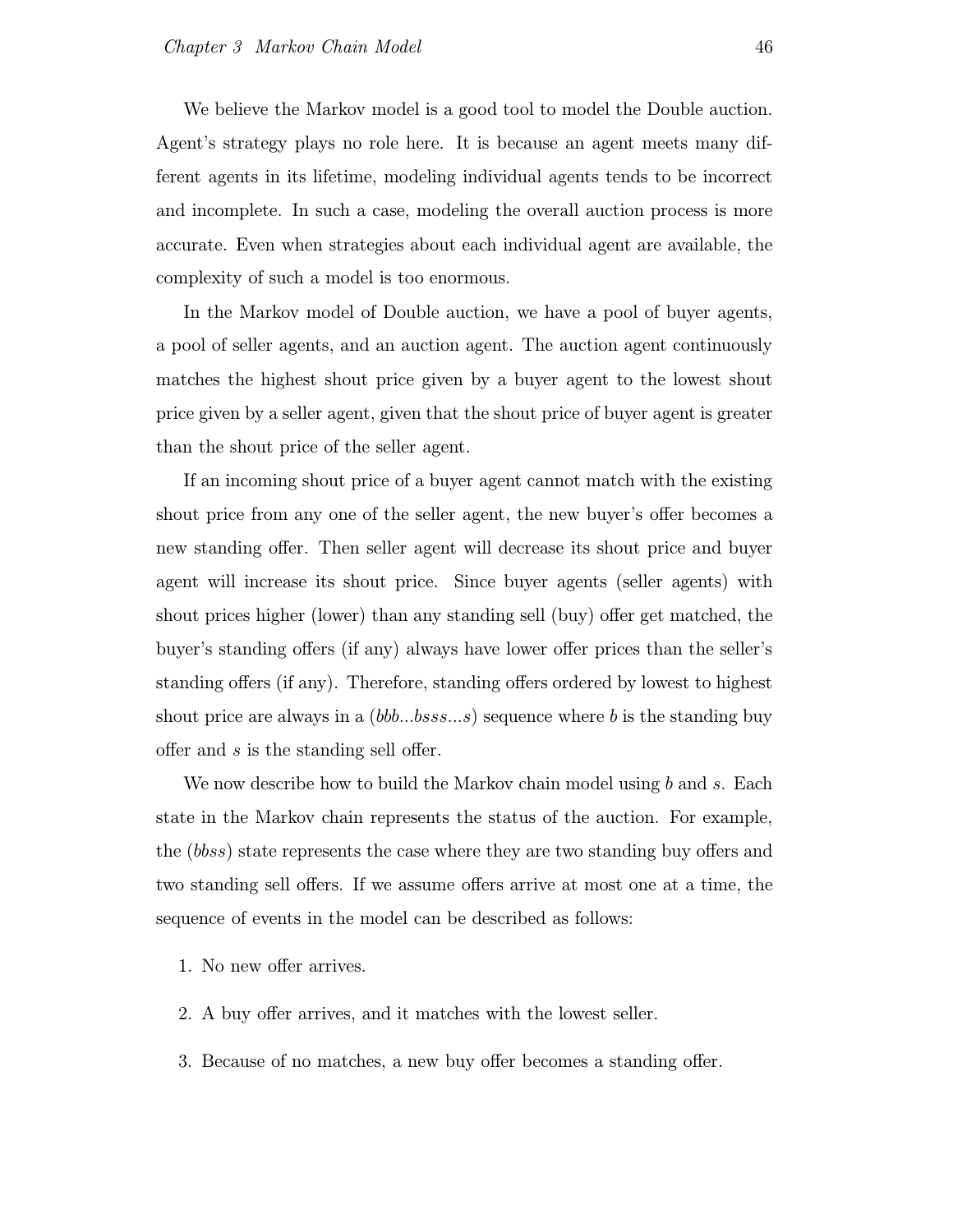We believe the Markov model is a good tool to model the Double auction. Agent's strategy plays no role here. It is because an agent meets many different agents in its lifetime, modeling individual agents tends to be incorrect and incomplete. In such a case, modeling the overall auction process is more accurate. Even when strategies about each individual agent are available, the complexity of such a model is too enormous.

In the Markov model of Double auction, we have a pool of buyer agents, a pool of seller agents, and an auction agent. The auction agent continuously matches the highest shout price given by a buyer agent to the lowest shout price given by a seller agent, given that the shout price of buyer agent is greater than the shout price of the seller agent.

If an incoming shout price of a buyer agent cannot match with the existing shout price from any one of the seller agent, the new buyer's offer becomes a new standing offer. Then seller agent will decrease its shout price and buyer agent will increase its shout price. Since buyer agents (seller agents) with shout prices higher (lower) than any standing sell (buy) offer get matched, the buyer's standing offers (if any) always have lower offer prices than the seller's standing offers (if any). Therefore, standing offers ordered by lowest to highest shout price are always in a (*bbb...bsss...s*) sequence where *b* is the standing buy offer and *s* is the standing sell offer.

We now describe how to build the Markov chain model using *b* and *s*. Each state in the Markov chain represents the status of the auction. For example, the (*bbss*) state represents the case where they are two standing buy offers and two standing sell offers. If we assume offers arrive at most one at a time, the sequence of events in the model can be described as follows:

1. No new offer arrives.
2. A buy offer arrives, and it matches with the lowest seller.
3. Because of no matches, a new buy offer becomes a standing offer.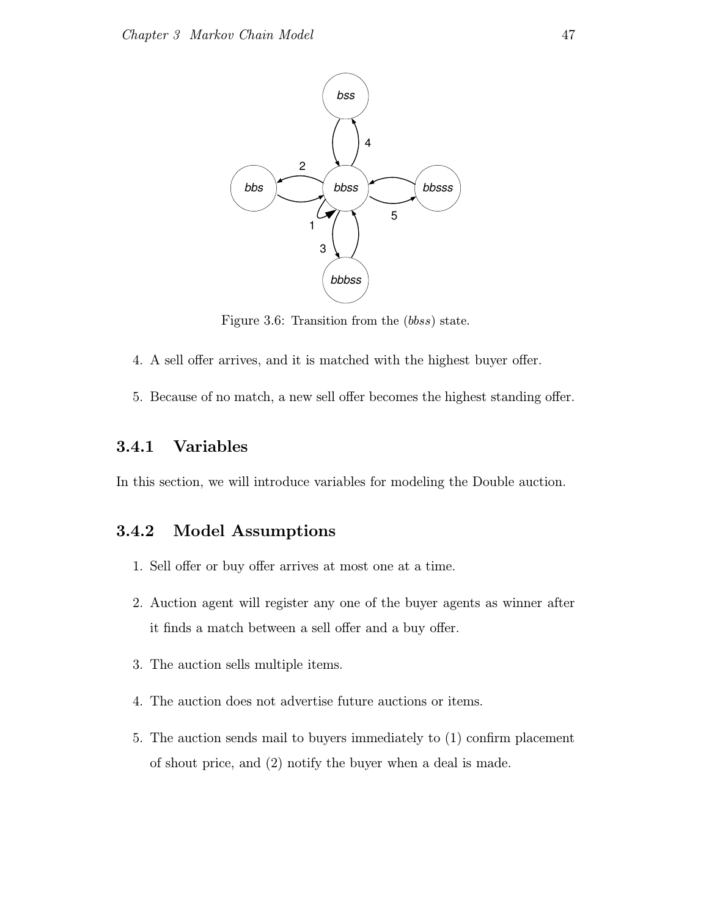Figure 3.6: Transition from the (*bbss*) state.

4. A sell offer arrives, and it is matched with the highest buyer offer.
5. Because of no match, a new sell offer becomes the highest standing offer.

### 3.4.1 Variables

In this section, we will introduce variables for modeling the Double auction.

### 3.4.2 Model Assumptions

1. Sell offer or buy offer arrives at most one at a time.
2. Auction agent will register any one of the buyer agents as winner after it finds a match between a sell offer and a buy offer.
3. The auction sells multiple items.
4. The auction does not advertise future auctions or items.
5. The auction sends mail to buyers immediately to (1) confirm placement of shout price, and (2) notify the buyer when a deal is made.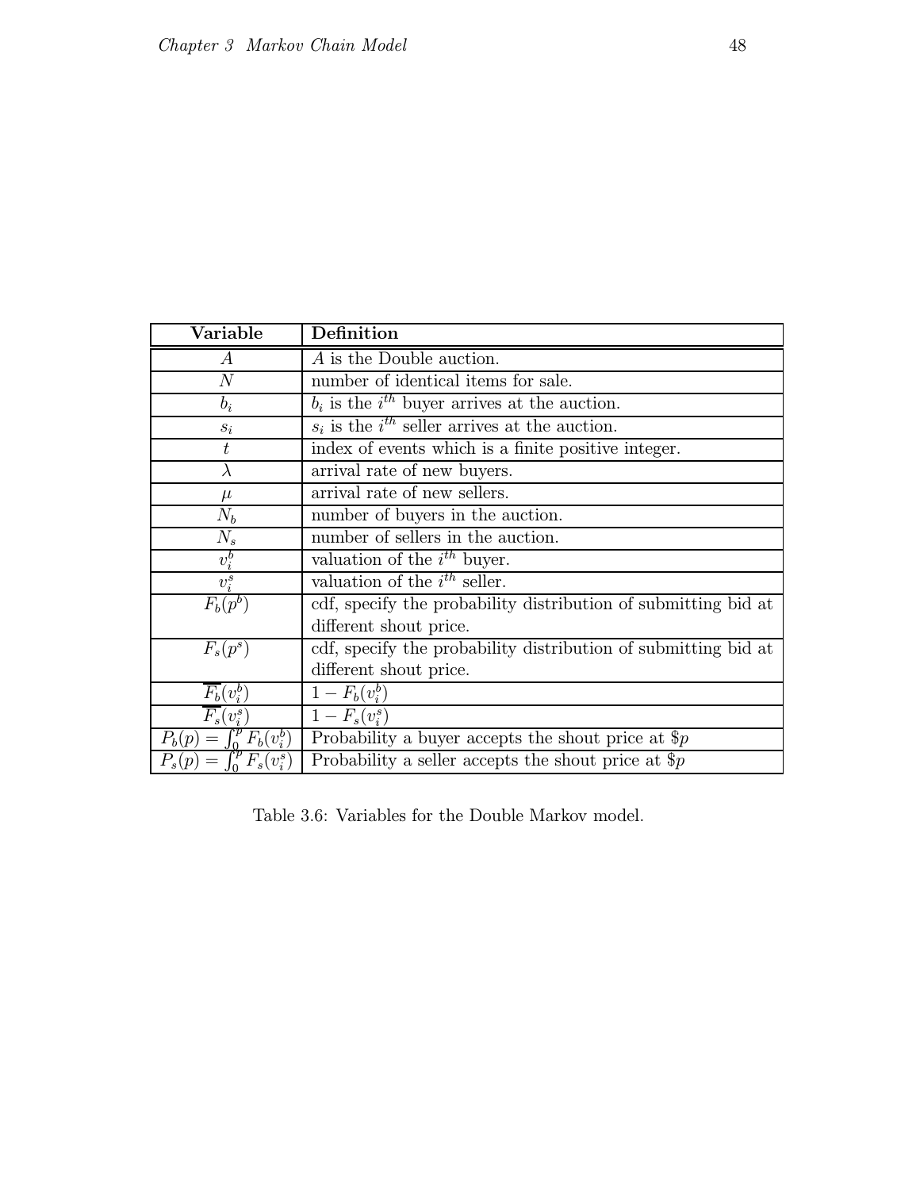| Variable | Definition |
|---|---|
| $A$ | $A$ is the Double auction. |
| $N$ | number of identical items for sale. |
| $b_i$ | $b_i$ is the $i^{th}$ buyer arrives at the auction. |
| $s_i$ | $s_i$ is the $i^{th}$ seller arrives at the auction. |
| $t$ | index of events which is a finite positive integer. |
| $\lambda$ | arrival rate of new buyers. |
| $\mu$ | arrival rate of new sellers. |
| $N_b$ | number of buyers in the auction. |
| $N_s$ | number of sellers in the auction. |
| $v_i^b$ | valuation of the $i^{th}$ buyer. |
| $v_i^s$ | valuation of the $i^{th}$ seller. |
| $F_b(p^b)$ | cdf, specify the probability distribution of submitting bid at different shout price. |
| $F_s(p^s)$ | cdf, specify the probability distribution of submitting bid at different shout price. |
| $\overline{F_b}(v_i^b)$ | $1 - F_b(v_i^b)$ |
| $\overline{F_s}(v_i^s)$ | $1 - F_s(v_i^s)$ |
| $P_b(p) = \int_0^p F_b(v_i^b)$ | Probability a buyer accepts the shout price at \$$p$ |
| $P_s(p) = \int_0^p F_s(v_i^s)$ | Probability a seller accepts the shout price at \$$p$ |

Table 3.6: Variables for the Double Markov model.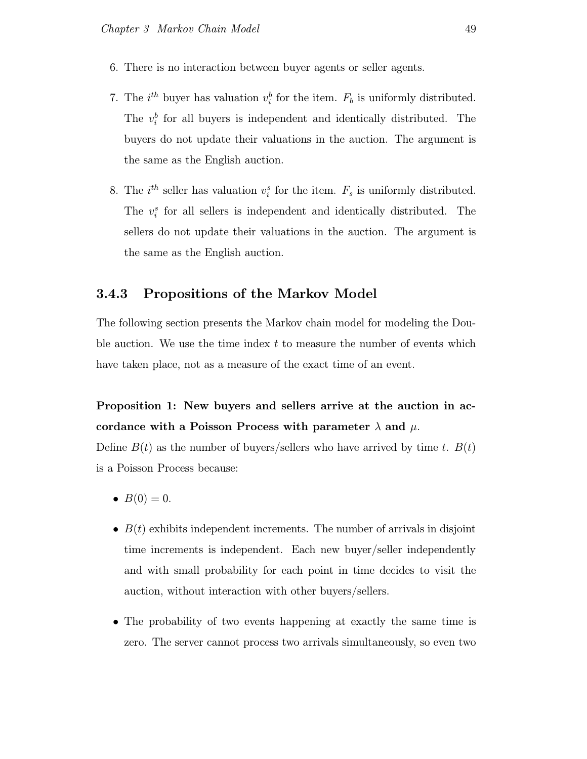6. There is no interaction between buyer agents or seller agents.

7. The $i^{th}$ buyer has valuation $v_i^b$ for the item. $F_b$ is uniformly distributed. The $v_i^b$ for all buyers is independent and identically distributed. The buyers do not update their valuations in the auction. The argument is the same as the English auction.

8. The $i^{th}$ seller has valuation $v_i^s$ for the item. $F_s$ is uniformly distributed. The $v_i^s$ for all sellers is independent and identically distributed. The sellers do not update their valuations in the auction. The argument is the same as the English auction.

### 3.4.3 Propositions of the Markov Model

The following section presents the Markov chain model for modeling the Double auction. We use the time index $t$ to measure the number of events which have taken place, not as a measure of the exact time of an event.

**Proposition 1: New buyers and sellers arrive at the auction in accordance with a Poisson Process with parameter $\lambda$ and $\mu$.**
Define $B(t)$ as the number of buyers/sellers who have arrived by time $t$. $B(t)$ is a Poisson Process because:

- $B(0) = 0$.
- $B(t)$ exhibits independent increments. The number of arrivals in disjoint time increments is independent. Each new buyer/seller independently and with small probability for each point in time decides to visit the auction, without interaction with other buyers/sellers.
- The probability of two events happening at exactly the same time is zero. The server cannot process two arrivals simultaneously, so even two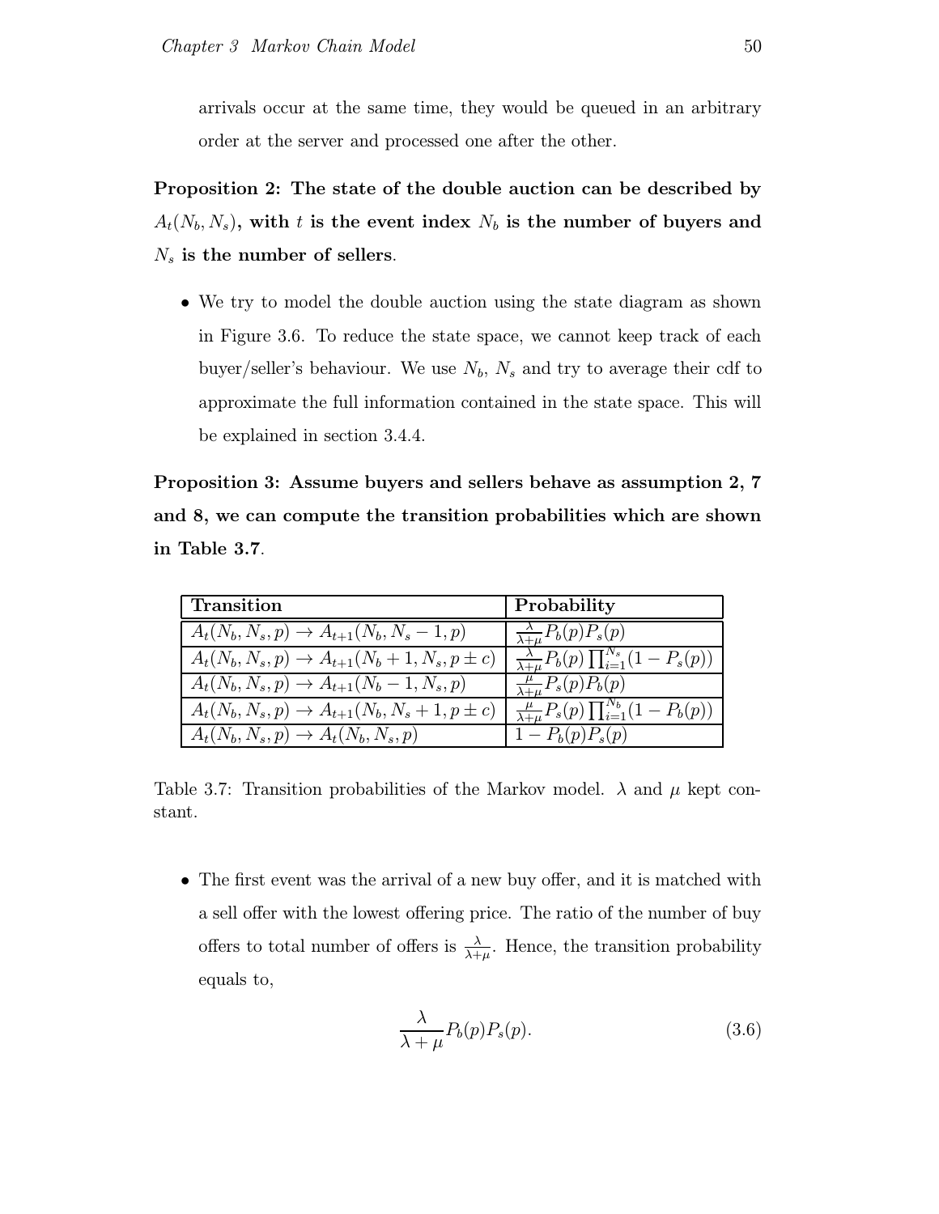arrivals occur at the same time, they would be queued in an arbitrary order at the server and processed one after the other.

**Proposition 2: The state of the double auction can be described by $A_t(N_b, N_s)$, with $t$ is the event index $N_b$ is the number of buyers and $N_s$ is the number of sellers**.

- We try to model the double auction using the state diagram as shown in Figure 3.6. To reduce the state space, we cannot keep track of each buyer/seller's behaviour. We use $N_b$, $N_s$ and try to average their cdf to approximate the full information contained in the state space. This will be explained in section 3.4.4.

**Proposition 3: Assume buyers and sellers behave as assumption 2, 7 and 8, we can compute the transition probabilities which are shown in Table 3.7**.

| **Transition** | **Probability** |
|---|---|
| $A_t(N_b, N_s, p) \to A_{t+1}(N_b, N_s - 1, p)$ | $\frac{\lambda}{\lambda+\mu} P_b(p) P_s(p)$ |
| $A_t(N_b, N_s, p) \to A_{t+1}(N_b + 1, N_s, p \pm c)$ | $\frac{\lambda}{\lambda+\mu} P_b(p) \prod_{i=1}^{N_s}(1 - P_s(p))$ |
| $A_t(N_b, N_s, p) \to A_{t+1}(N_b - 1, N_s, p)$ | $\frac{\mu}{\lambda+\mu} P_s(p) P_b(p)$ |
| $A_t(N_b, N_s, p) \to A_{t+1}(N_b, N_s + 1, p \pm c)$ | $\frac{\mu}{\lambda+\mu} P_s(p) \prod_{i=1}^{N_b}(1 - P_b(p))$ |
| $A_t(N_b, N_s, p) \to A_t(N_b, N_s, p)$ | $1 - P_b(p) P_s(p)$ |

Table 3.7: Transition probabilities of the Markov model. $\lambda$ and $\mu$ kept constant.

- The first event was the arrival of a new buy offer, and it is matched with a sell offer with the lowest offering price. The ratio of the number of buy offers to total number of offers is $\frac{\lambda}{\lambda+\mu}$. Hence, the transition probability equals to,

$$\frac{\lambda}{\lambda + \mu} P_b(p) P_s(p). \tag{3.6}$$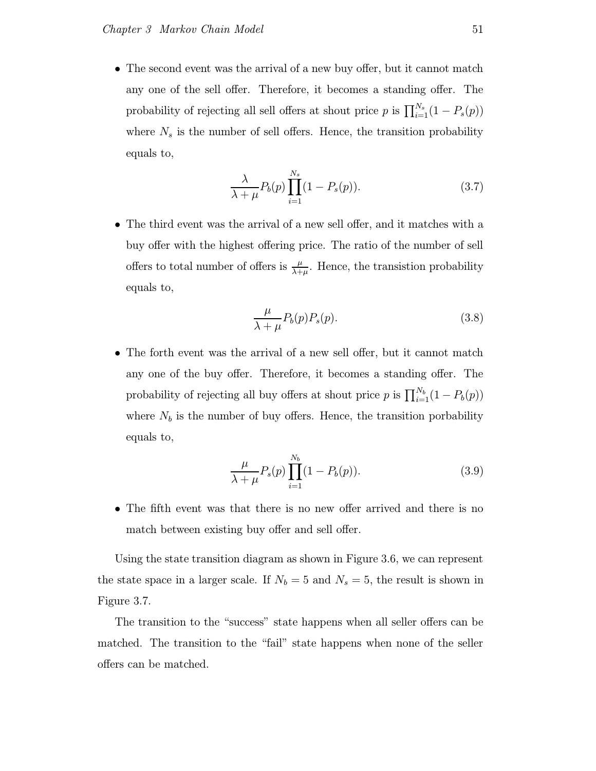- The second event was the arrival of a new buy offer, but it cannot match any one of the sell offer. Therefore, it becomes a standing offer. The probability of rejecting all sell offers at shout price $p$ is $\prod_{i=1}^{N_s}(1 - P_s(p))$ where $N_s$ is the number of sell offers. Hence, the transition probability equals to,

$$\frac{\lambda}{\lambda + \mu} P_b(p) \prod_{i=1}^{N_s}(1 - P_s(p)). \tag{3.7}$$

- The third event was the arrival of a new sell offer, and it matches with a buy offer with the highest offering price. The ratio of the number of sell offers to total number of offers is $\frac{\mu}{\lambda+\mu}$. Hence, the transistion probability equals to,

$$\frac{\mu}{\lambda + \mu} P_b(p) P_s(p). \tag{3.8}$$

- The forth event was the arrival of a new sell offer, but it cannot match any one of the buy offer. Therefore, it becomes a standing offer. The probability of rejecting all buy offers at shout price $p$ is $\prod_{i=1}^{N_b}(1 - P_b(p))$ where $N_b$ is the number of buy offers. Hence, the transition porbability equals to,

$$\frac{\mu}{\lambda + \mu} P_s(p) \prod_{i=1}^{N_b}(1 - P_b(p)). \tag{3.9}$$

- The fifth event was that there is no new offer arrived and there is no match between existing buy offer and sell offer.

Using the state transition diagram as shown in Figure 3.6, we can represent the state space in a larger scale. If $N_b = 5$ and $N_s = 5$, the result is shown in Figure 3.7.

The transition to the "success" state happens when all seller offers can be matched. The transition to the "fail" state happens when none of the seller offers can be matched.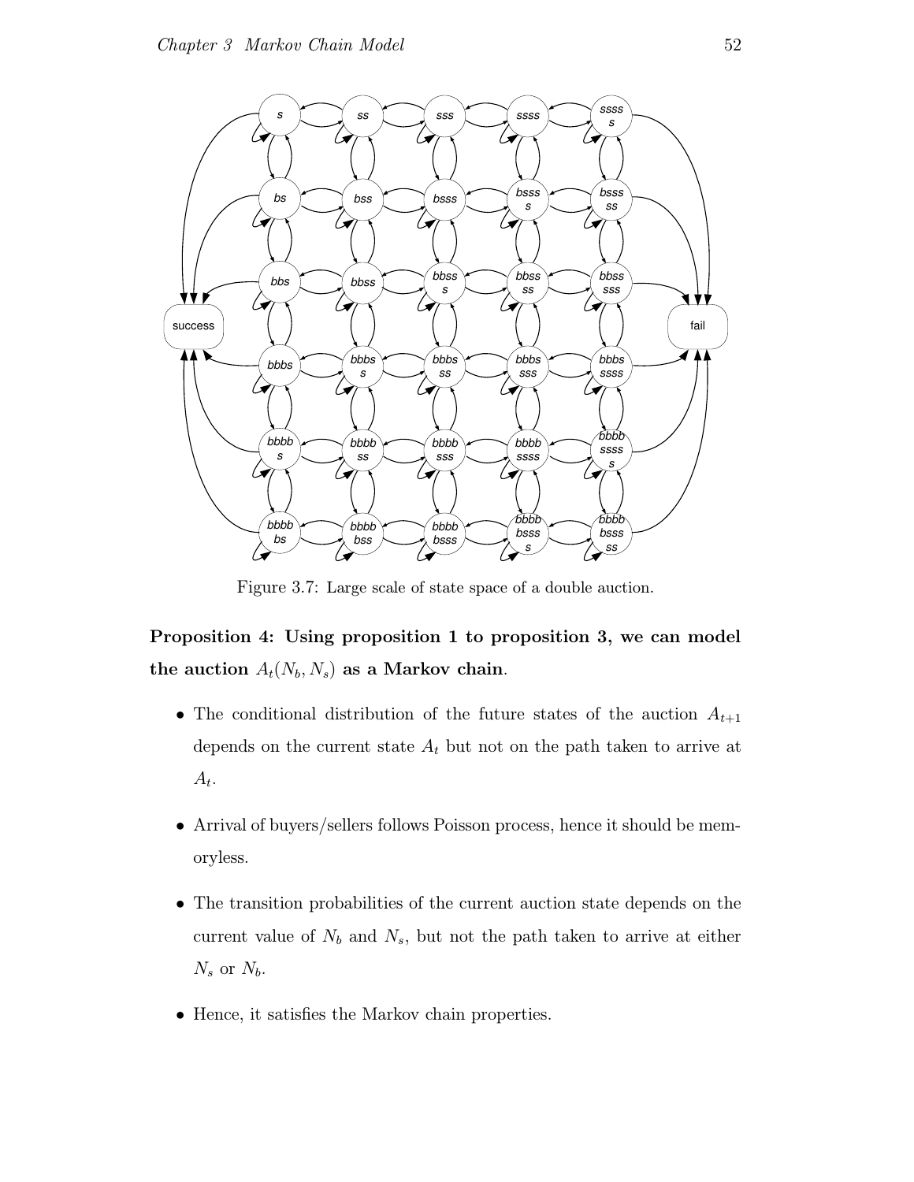Figure 3.7: Large scale of state space of a double auction.

**Proposition 4: Using proposition 1 to proposition 3, we can model the auction $A_t(N_b, N_s)$ as a Markov chain**.

- The conditional distribution of the future states of the auction $A_{t+1}$ depends on the current state $A_t$ but not on the path taken to arrive at $A_t$.
- Arrival of buyers/sellers follows Poisson process, hence it should be memoryless.
- The transition probabilities of the current auction state depends on the current value of $N_b$ and $N_s$, but not the path taken to arrive at either $N_s$ or $N_b$.
- Hence, it satisfies the Markov chain properties.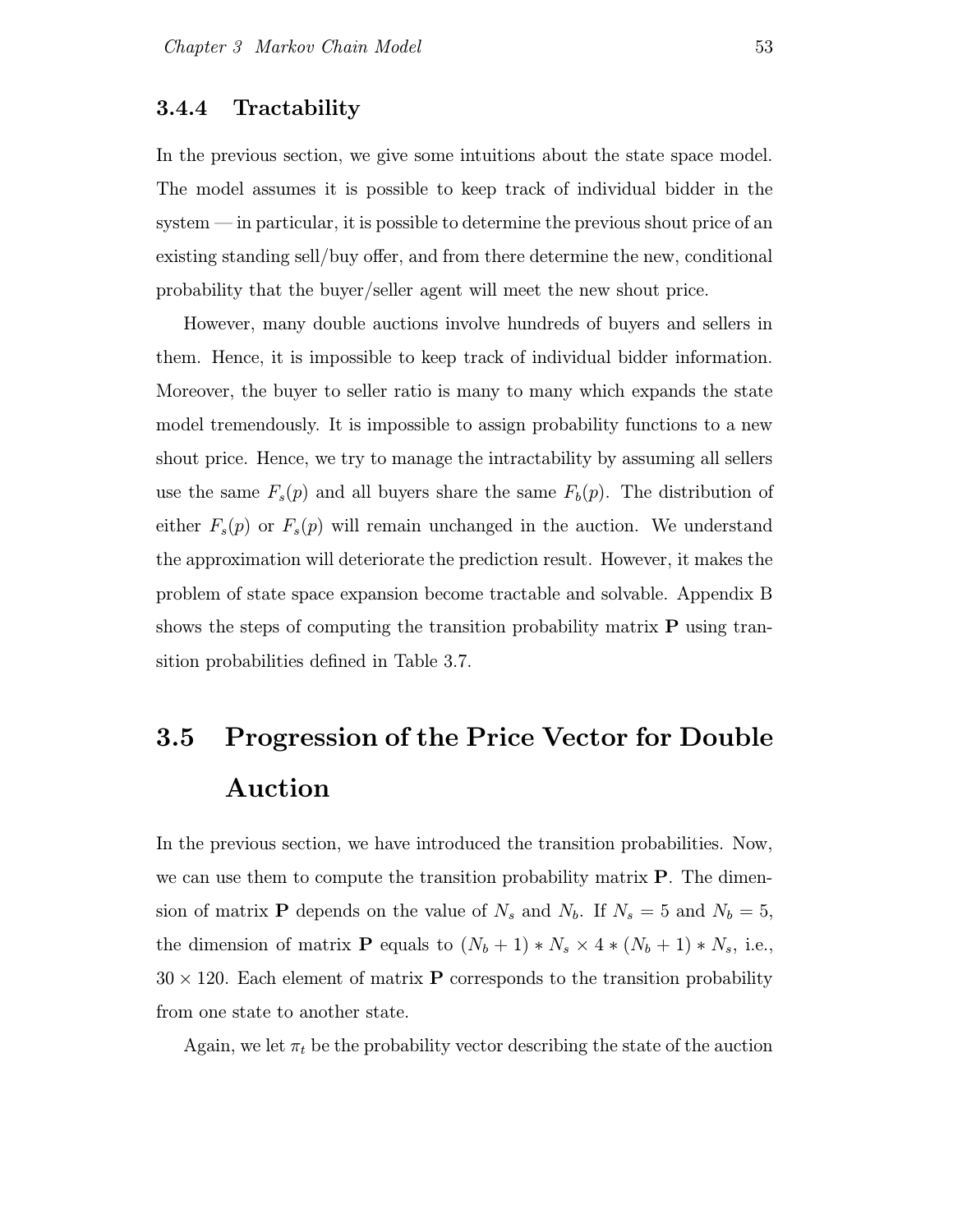### 3.4.4 Tractability

In the previous section, we give some intuitions about the state space model. The model assumes it is possible to keep track of individual bidder in the system — in particular, it is possible to determine the previous shout price of an existing standing sell/buy offer, and from there determine the new, conditional probability that the buyer/seller agent will meet the new shout price.

However, many double auctions involve hundreds of buyers and sellers in them. Hence, it is impossible to keep track of individual bidder information. Moreover, the buyer to seller ratio is many to many which expands the state model tremendously. It is impossible to assign probability functions to a new shout price. Hence, we try to manage the intractability by assuming all sellers use the same $F_s(p)$ and all buyers share the same $F_b(p)$. The distribution of either $F_s(p)$ or $F_s(p)$ will remain unchanged in the auction. We understand the approximation will deteriorate the prediction result. However, it makes the problem of state space expansion become tractable and solvable. Appendix B shows the steps of computing the transition probability matrix $\mathbf{P}$ using transition probabilities defined in Table 3.7.

## 3.5 Progression of the Price Vector for Double Auction

In the previous section, we have introduced the transition probabilities. Now, we can use them to compute the transition probability matrix $\mathbf{P}$. The dimension of matrix $\mathbf{P}$ depends on the value of $N_s$ and $N_b$. If $N_s = 5$ and $N_b = 5$, the dimension of matrix $\mathbf{P}$ equals to $(N_b + 1) * N_s \times 4 * (N_b + 1) * N_s$, i.e., $30 \times 120$. Each element of matrix $\mathbf{P}$ corresponds to the transition probability from one state to another state.

Again, we let $\pi_t$ be the probability vector describing the state of the auction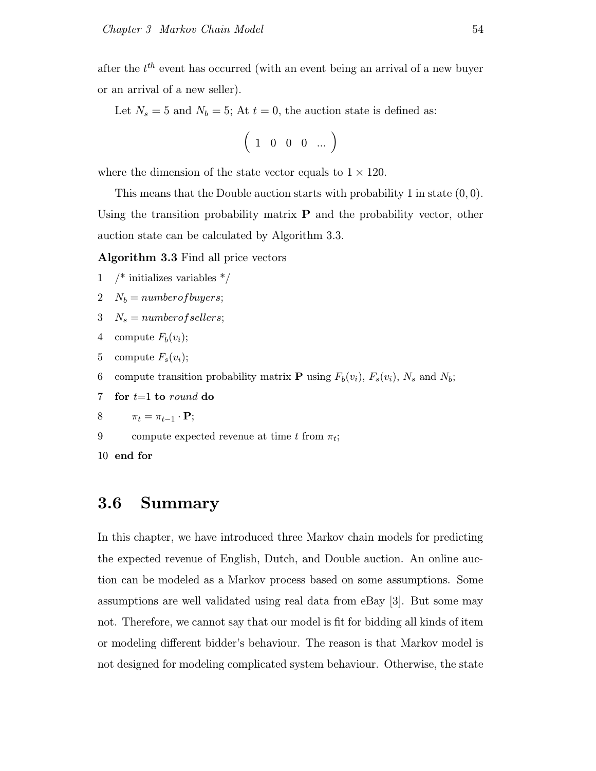after the $t^{th}$ event has occurred (with an event being an arrival of a new buyer or an arrival of a new seller).

Let $N_s = 5$ and $N_b = 5$; At $t = 0$, the auction state is defined as:

$$\begin{pmatrix} 1 & 0 & 0 & 0 & ... \end{pmatrix}$$

where the dimension of the state vector equals to $1 \times 120$.

This means that the Double auction starts with probability 1 in state $(0, 0)$. Using the transition probability matrix $\mathbf{P}$ and the probability vector, other auction state can be calculated by Algorithm 3.3.

**Algorithm 3.3** Find all price vectors

1 /* initializes variables */

2 $N_b = numberofbuyers$;

3 $N_s = numberofsellers$;

4 compute $F_b(v_i)$;

5 compute $F_s(v_i)$;

6 compute transition probability matrix $\mathbf{P}$ using $F_b(v_i)$, $F_s(v_i)$, $N_s$ and $N_b$;

7 **for** $t$=1 **to** $round$ **do**

8 $\pi_t = \pi_{t-1} \cdot \mathbf{P}$;

9 compute expected revenue at time $t$ from $\pi_t$;

10 **end for**

## 3.6 Summary

In this chapter, we have introduced three Markov chain models for predicting the expected revenue of English, Dutch, and Double auction. An online auction can be modeled as a Markov process based on some assumptions. Some assumptions are well validated using real data from eBay [3]. But some may not. Therefore, we cannot say that our model is fit for bidding all kinds of item or modeling different bidder's behaviour. The reason is that Markov model is not designed for modeling complicated system behaviour. Otherwise, the state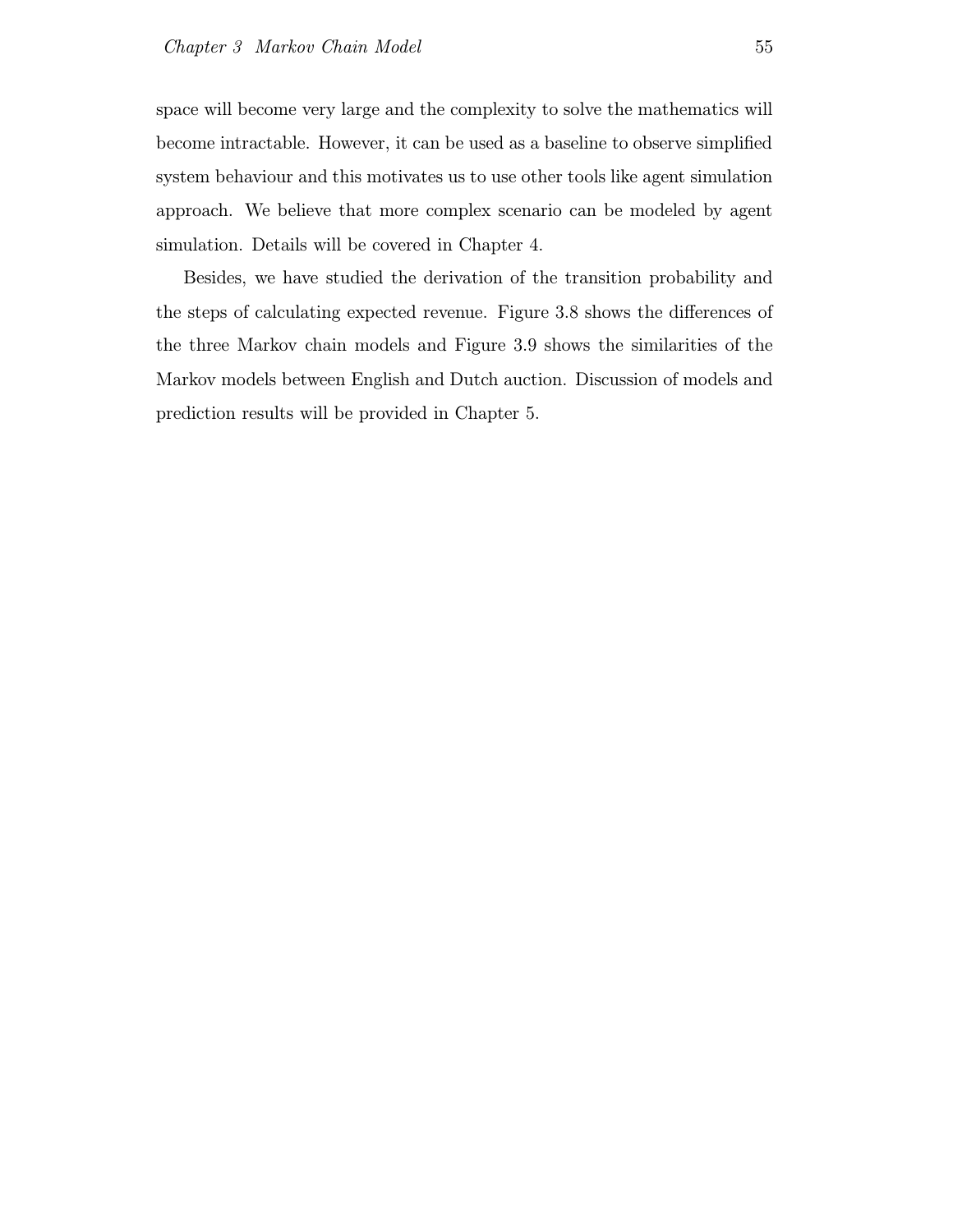space will become very large and the complexity to solve the mathematics will become intractable. However, it can be used as a baseline to observe simplified system behaviour and this motivates us to use other tools like agent simulation approach. We believe that more complex scenario can be modeled by agent simulation. Details will be covered in Chapter 4.

Besides, we have studied the derivation of the transition probability and the steps of calculating expected revenue. Figure 3.8 shows the differences of the three Markov chain models and Figure 3.9 shows the similarities of the Markov models between English and Dutch auction. Discussion of models and prediction results will be provided in Chapter 5.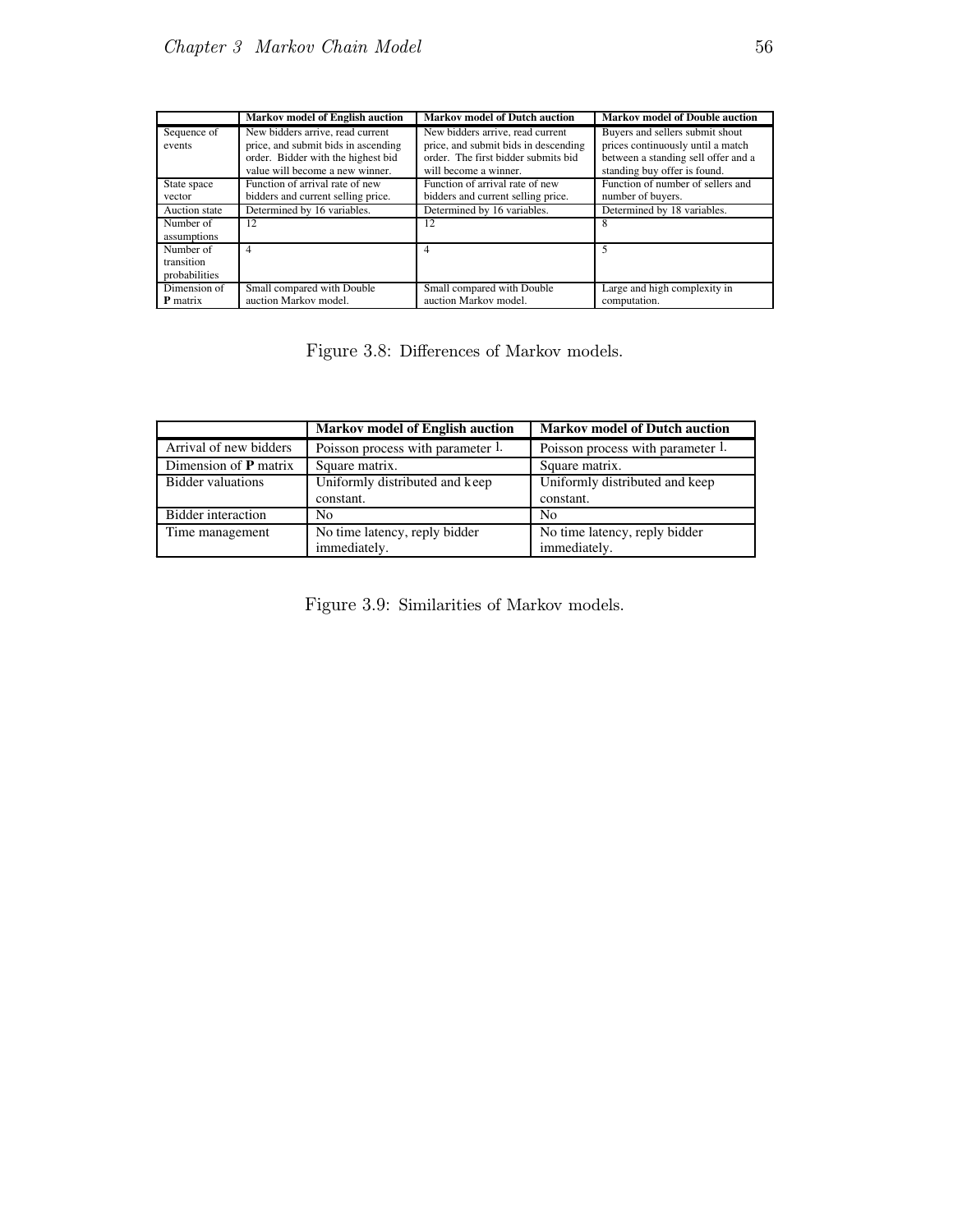| | Markov model of English auction | Markov model of Dutch auction | Markov model of Double auction |
|---|---|---|---|
| Sequence of events | New bidders arrive, read current price, and submit bids in ascending order. Bidder with the highest bid value will become a new winner. | New bidders arrive, read current price, and submit bids in descending order. The first bidder submits bid will become a winner. | Buyers and sellers submit shout prices continuously until a match between a standing sell offer and a standing buy offer is found. |
| State space vector | Function of arrival rate of new bidders and current selling price. | Function of arrival rate of new bidders and current selling price. | Function of number of sellers and number of buyers. |
| Auction state | Determined by 16 variables. | Determined by 16 variables. | Determined by 18 variables. |
| Number of assumptions | 12 | 12 | 8 |
| Number of transition probabilities | 4 | 4 | 5 |
| Dimension of **P** matrix | Small compared with Double auction Markov model. | Small compared with Double auction Markov model. | Large and high complexity in computation. |

Figure 3.8: Differences of Markov models.

| | Markov model of English auction | Markov model of Dutch auction |
|---|---|---|
| Arrival of new bidders | Poisson process with parameter l. | Poisson process with parameter l. |
| Dimension of **P** matrix | Square matrix. | Square matrix. |
| Bidder valuations | Uniformly distributed and keep constant. | Uniformly distributed and keep constant. |
| Bidder interaction | No | No |
| Time management | No time latency, reply bidder immediately. | No time latency, reply bidder immediately. |

Figure 3.9: Similarities of Markov models.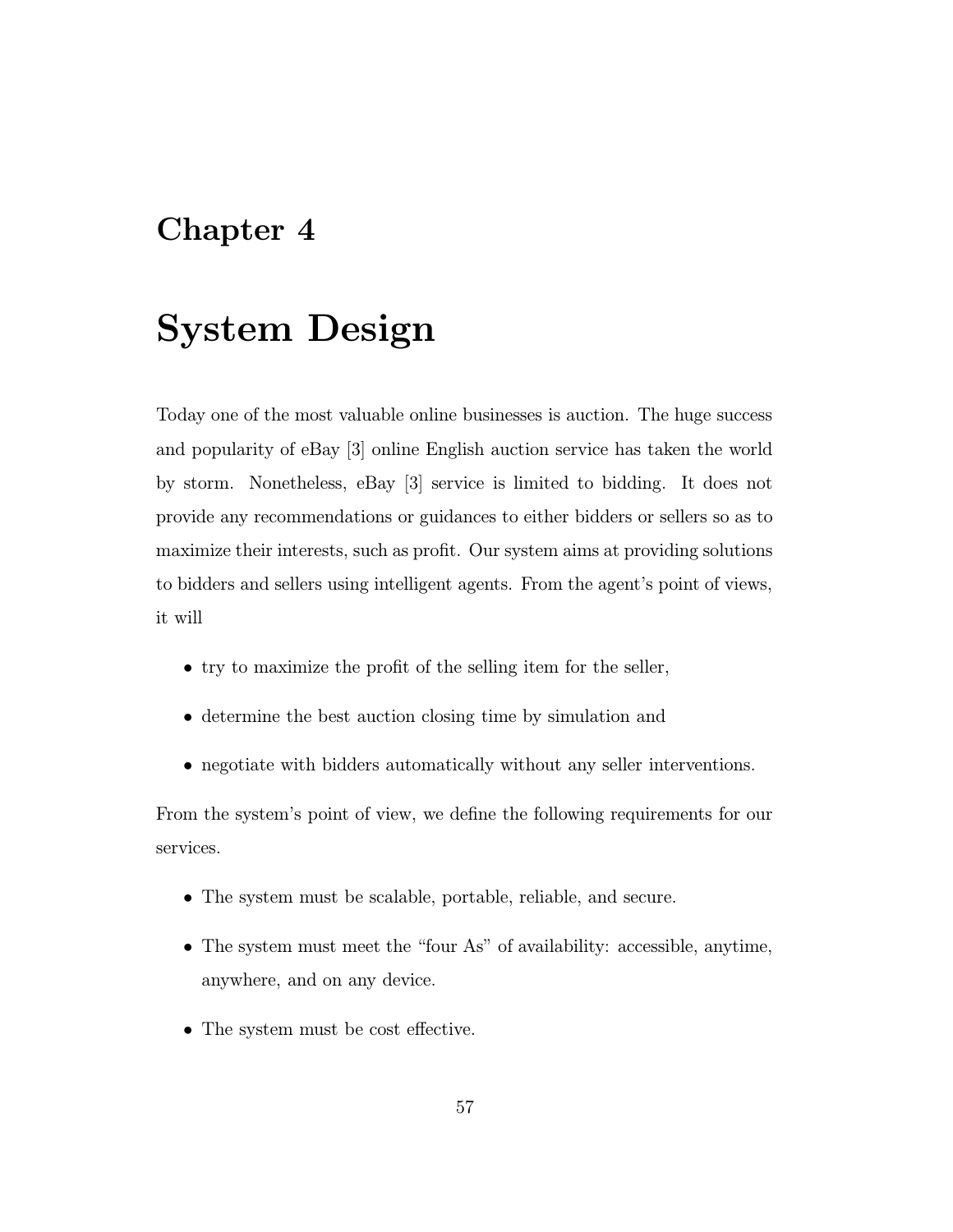# Chapter 4

# System Design

Today one of the most valuable online businesses is auction. The huge success and popularity of eBay [3] online English auction service has taken the world by storm. Nonetheless, eBay [3] service is limited to bidding. It does not provide any recommendations or guidances to either bidders or sellers so as to maximize their interests, such as profit. Our system aims at providing solutions to bidders and sellers using intelligent agents. From the agent's point of views, it will

- try to maximize the profit of the selling item for the seller,
- determine the best auction closing time by simulation and
- negotiate with bidders automatically without any seller interventions.

From the system's point of view, we define the following requirements for our services.

- The system must be scalable, portable, reliable, and secure.
- The system must meet the "four As" of availability: accessible, anytime, anywhere, and on any device.
- The system must be cost effective.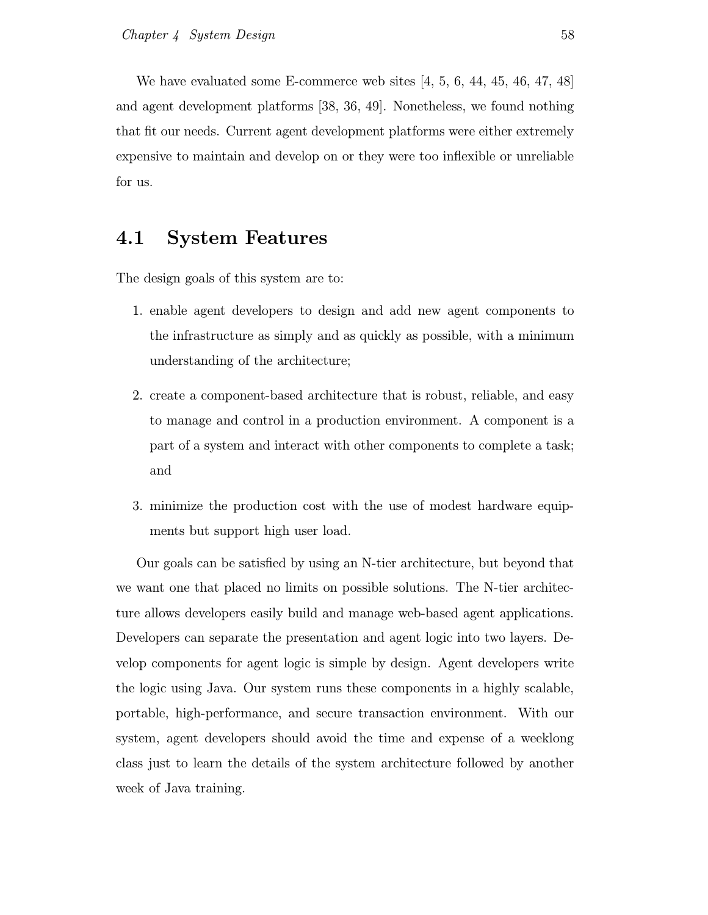We have evaluated some E-commerce web sites [4, 5, 6, 44, 45, 46, 47, 48] and agent development platforms [38, 36, 49]. Nonetheless, we found nothing that fit our needs. Current agent development platforms were either extremely expensive to maintain and develop on or they were too inflexible or unreliable for us.

## 4.1 System Features

The design goals of this system are to:

1. enable agent developers to design and add new agent components to the infrastructure as simply and as quickly as possible, with a minimum understanding of the architecture;

2. create a component-based architecture that is robust, reliable, and easy to manage and control in a production environment. A component is a part of a system and interact with other components to complete a task; and

3. minimize the production cost with the use of modest hardware equipments but support high user load.

Our goals can be satisfied by using an N-tier architecture, but beyond that we want one that placed no limits on possible solutions. The N-tier architecture allows developers easily build and manage web-based agent applications. Developers can separate the presentation and agent logic into two layers. Develop components for agent logic is simple by design. Agent developers write the logic using Java. Our system runs these components in a highly scalable, portable, high-performance, and secure transaction environment. With our system, agent developers should avoid the time and expense of a weeklong class just to learn the details of the system architecture followed by another week of Java training.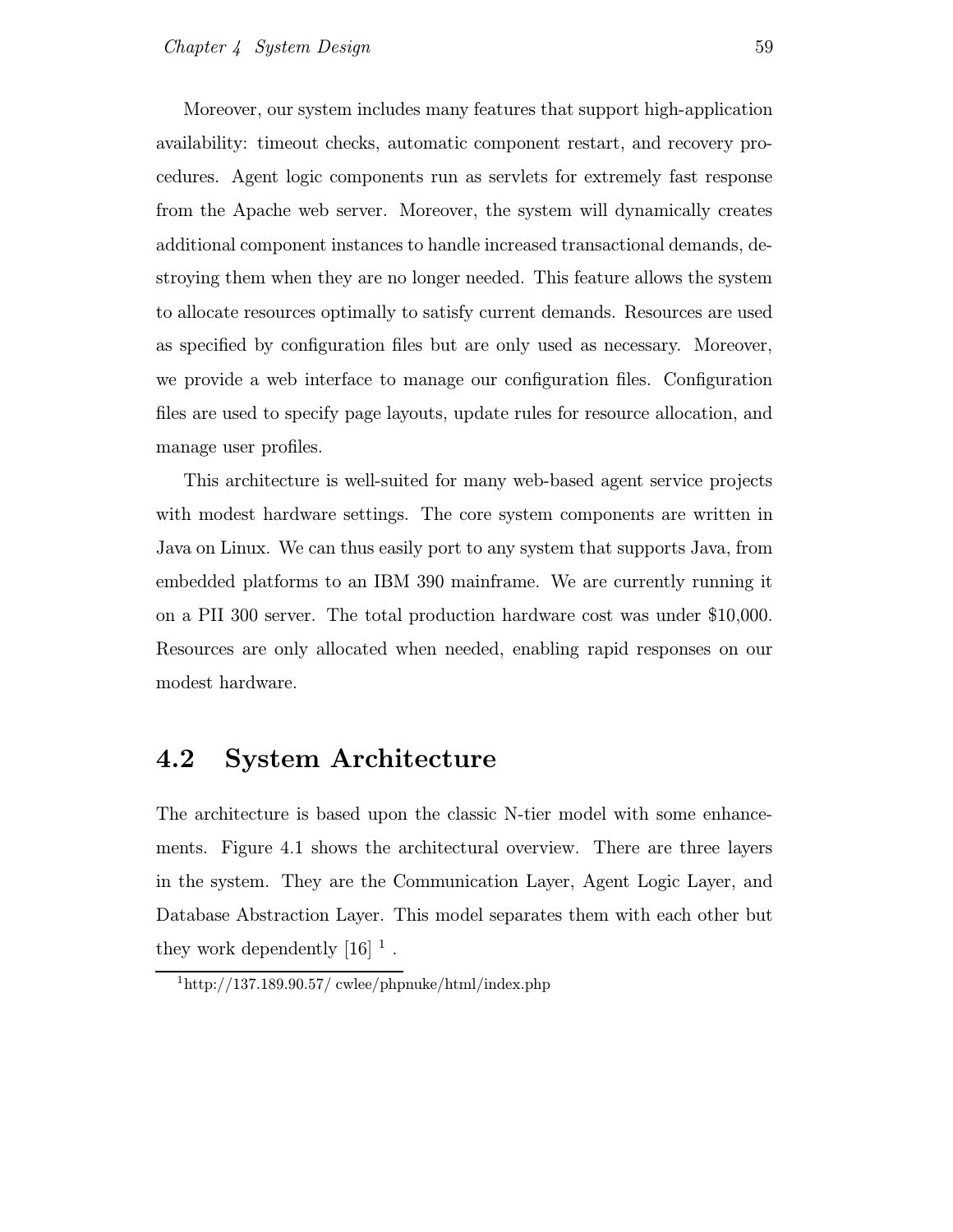Moreover, our system includes many features that support high-application availability: timeout checks, automatic component restart, and recovery procedures. Agent logic components run as servlets for extremely fast response from the Apache web server. Moreover, the system will dynamically creates additional component instances to handle increased transactional demands, destroying them when they are no longer needed. This feature allows the system to allocate resources optimally to satisfy current demands. Resources are used as specified by configuration files but are only used as necessary. Moreover, we provide a web interface to manage our configuration files. Configuration files are used to specify page layouts, update rules for resource allocation, and manage user profiles.

This architecture is well-suited for many web-based agent service projects with modest hardware settings. The core system components are written in Java on Linux. We can thus easily port to any system that supports Java, from embedded platforms to an IBM 390 mainframe. We are currently running it on a PII 300 server. The total production hardware cost was under $10,000. Resources are only allocated when needed, enabling rapid responses on our modest hardware.

## 4.2 System Architecture

The architecture is based upon the classic N-tier model with some enhancements. Figure 4.1 shows the architectural overview. There are three layers in the system. They are the Communication Layer, Agent Logic Layer, and Database Abstraction Layer. This model separates them with each other but they work dependently [16] [1] .

[1] http://137.189.90.57/ cwlee/phpnuke/html/index.php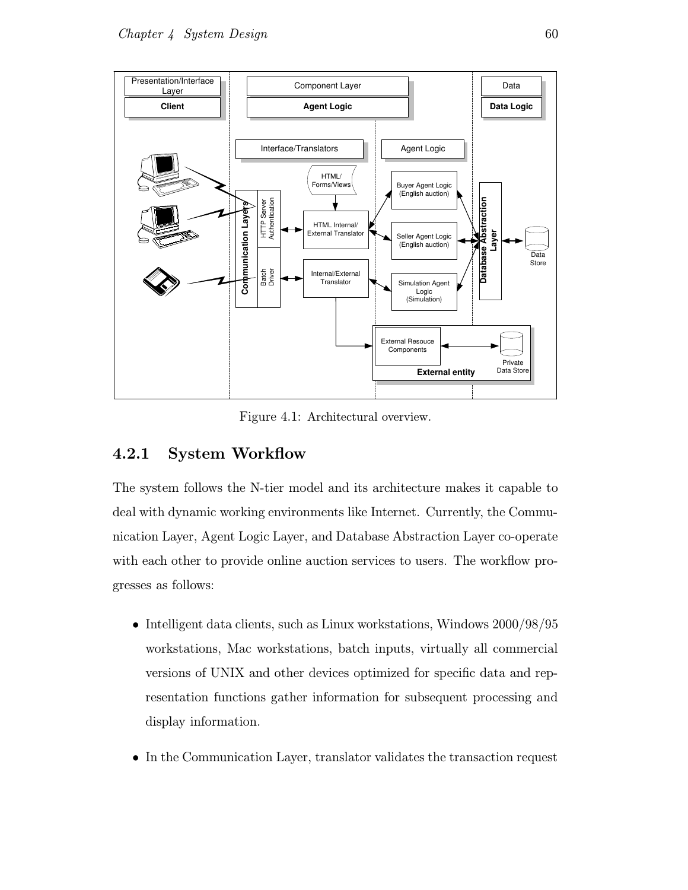Figure 4.1: Architectural overview.

### 4.2.1 System Workflow

The system follows the N-tier model and its architecture makes it capable to deal with dynamic working environments like Internet. Currently, the Communication Layer, Agent Logic Layer, and Database Abstraction Layer co-operate with each other to provide online auction services to users. The workflow progresses as follows:

- Intelligent data clients, such as Linux workstations, Windows 2000/98/95 workstations, Mac workstations, batch inputs, virtually all commercial versions of UNIX and other devices optimized for specific data and representation functions gather information for subsequent processing and display information.
- In the Communication Layer, translator validates the transaction request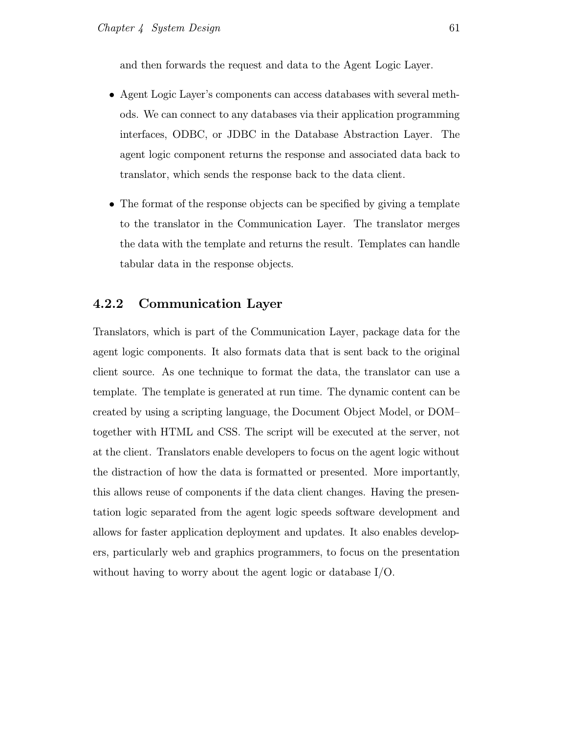and then forwards the request and data to the Agent Logic Layer.

- Agent Logic Layer's components can access databases with several methods. We can connect to any databases via their application programming interfaces, ODBC, or JDBC in the Database Abstraction Layer. The agent logic component returns the response and associated data back to translator, which sends the response back to the data client.

- The format of the response objects can be specified by giving a template to the translator in the Communication Layer. The translator merges the data with the template and returns the result. Templates can handle tabular data in the response objects.

### 4.2.2 Communication Layer

Translators, which is part of the Communication Layer, package data for the agent logic components. It also formats data that is sent back to the original client source. As one technique to format the data, the translator can use a template. The template is generated at run time. The dynamic content can be created by using a scripting language, the Document Object Model, or DOM–together with HTML and CSS. The script will be executed at the server, not at the client. Translators enable developers to focus on the agent logic without the distraction of how the data is formatted or presented. More importantly, this allows reuse of components if the data client changes. Having the presentation logic separated from the agent logic speeds software development and allows for faster application deployment and updates. It also enables developers, particularly web and graphics programmers, to focus on the presentation without having to worry about the agent logic or database I/O.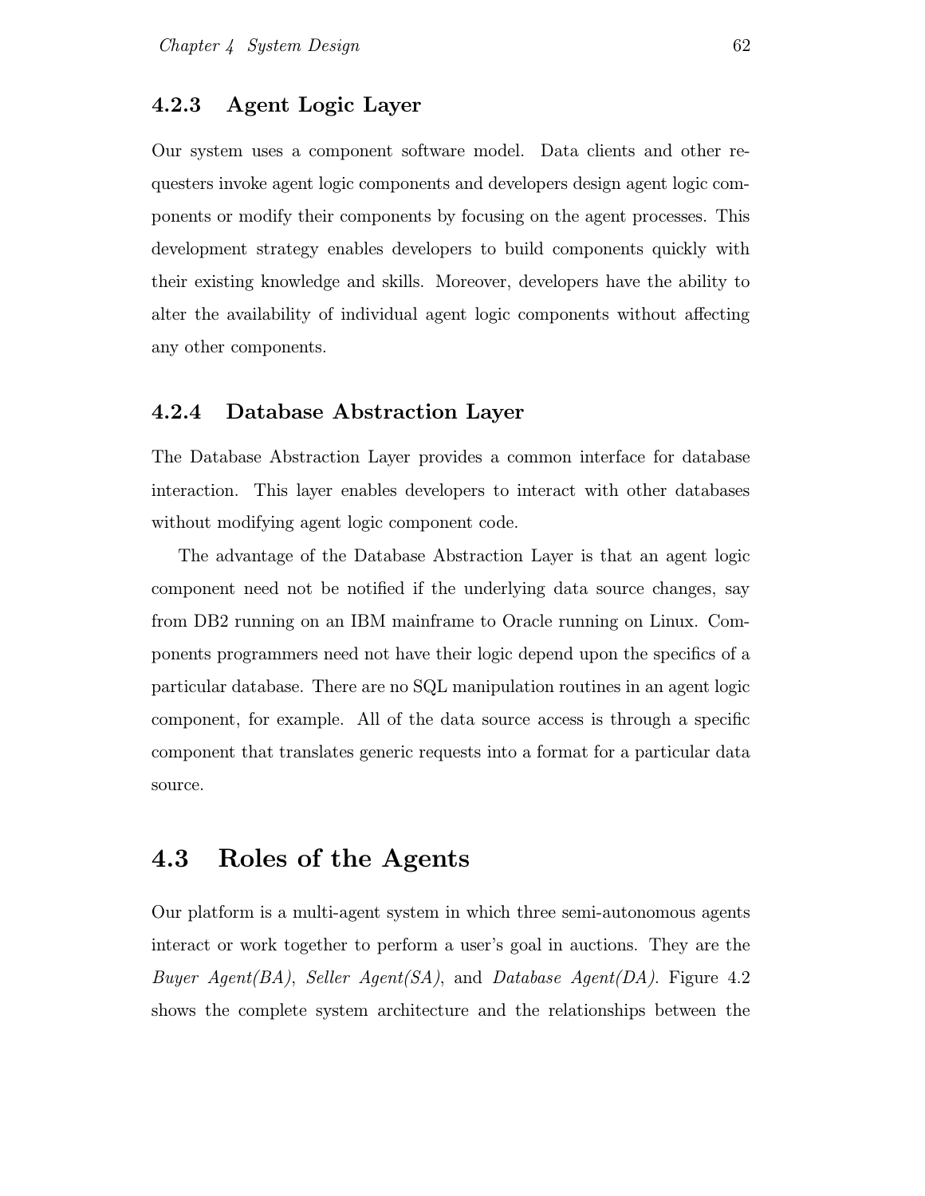### 4.2.3 Agent Logic Layer

Our system uses a component software model. Data clients and other requesters invoke agent logic components and developers design agent logic components or modify their components by focusing on the agent processes. This development strategy enables developers to build components quickly with their existing knowledge and skills. Moreover, developers have the ability to alter the availability of individual agent logic components without affecting any other components.

### 4.2.4 Database Abstraction Layer

The Database Abstraction Layer provides a common interface for database interaction. This layer enables developers to interact with other databases without modifying agent logic component code.

The advantage of the Database Abstraction Layer is that an agent logic component need not be notified if the underlying data source changes, say from DB2 running on an IBM mainframe to Oracle running on Linux. Components programmers need not have their logic depend upon the specifics of a particular database. There are no SQL manipulation routines in an agent logic component, for example. All of the data source access is through a specific component that translates generic requests into a format for a particular data source.

## 4.3 Roles of the Agents

Our platform is a multi-agent system in which three semi-autonomous agents interact or work together to perform a user's goal in auctions. They are the *Buyer Agent(BA)*, *Seller Agent(SA)*, and *Database Agent(DA)*. Figure 4.2 shows the complete system architecture and the relationships between the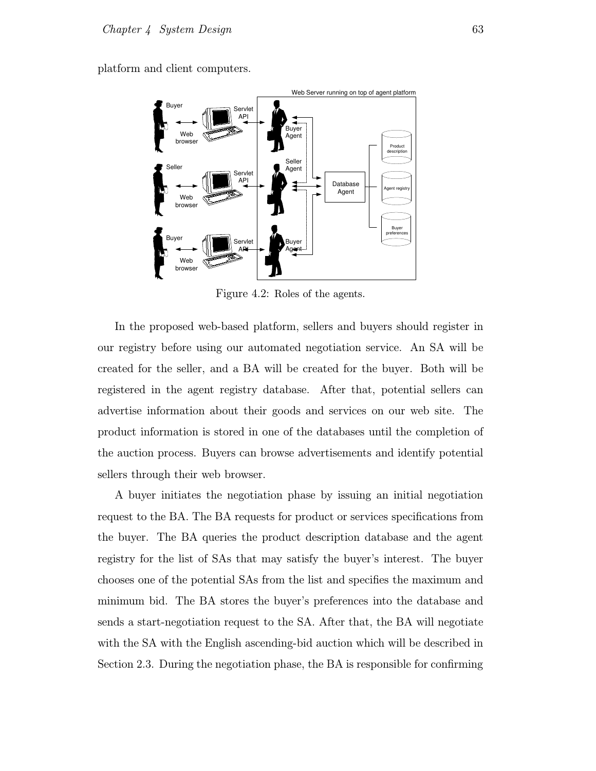platform and client computers.

Figure 4.2: Roles of the agents.

In the proposed web-based platform, sellers and buyers should register in our registry before using our automated negotiation service. An SA will be created for the seller, and a BA will be created for the buyer. Both will be registered in the agent registry database. After that, potential sellers can advertise information about their goods and services on our web site. The product information is stored in one of the databases until the completion of the auction process. Buyers can browse advertisements and identify potential sellers through their web browser.

A buyer initiates the negotiation phase by issuing an initial negotiation request to the BA. The BA requests for product or services specifications from the buyer. The BA queries the product description database and the agent registry for the list of SAs that may satisfy the buyer's interest. The buyer chooses one of the potential SAs from the list and specifies the maximum and minimum bid. The BA stores the buyer's preferences into the database and sends a start-negotiation request to the SA. After that, the BA will negotiate with the SA with the English ascending-bid auction which will be described in Section 2.3. During the negotiation phase, the BA is responsible for confirming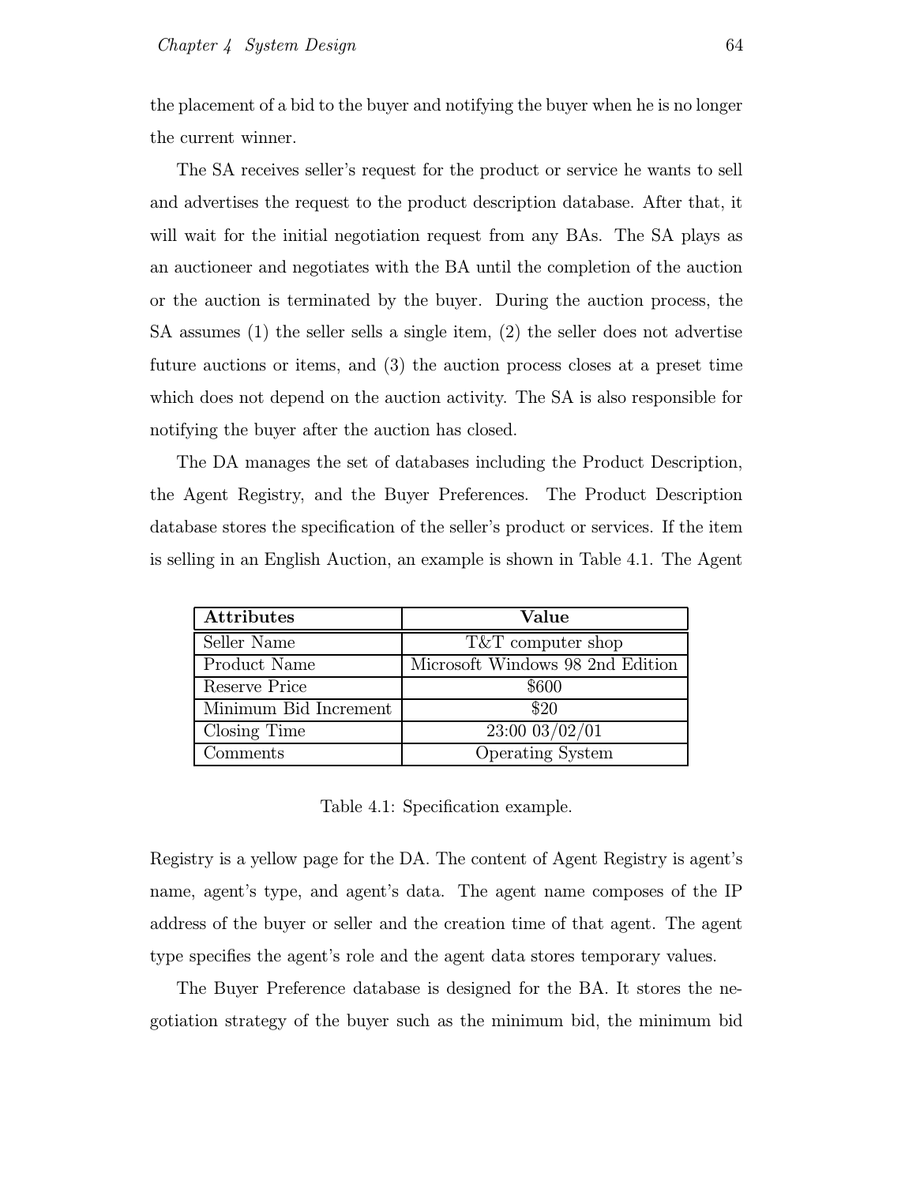the placement of a bid to the buyer and notifying the buyer when he is no longer the current winner.

The SA receives seller's request for the product or service he wants to sell and advertises the request to the product description database. After that, it will wait for the initial negotiation request from any BAs. The SA plays as an auctioneer and negotiates with the BA until the completion of the auction or the auction is terminated by the buyer. During the auction process, the SA assumes (1) the seller sells a single item, (2) the seller does not advertise future auctions or items, and (3) the auction process closes at a preset time which does not depend on the auction activity. The SA is also responsible for notifying the buyer after the auction has closed.

The DA manages the set of databases including the Product Description, the Agent Registry, and the Buyer Preferences. The Product Description database stores the specification of the seller's product or services. If the item is selling in an English Auction, an example is shown in Table 4.1. The Agent

| **Attributes** | **Value** |
|---|---|
| Seller Name | T&T computer shop |
| Product Name | Microsoft Windows 98 2nd Edition |
| Reserve Price | $600 |
| Minimum Bid Increment | $20 |
| Closing Time | 23:00 03/02/01 |
| Comments | Operating System |

Table 4.1: Specification example.

Registry is a yellow page for the DA. The content of Agent Registry is agent's name, agent's type, and agent's data. The agent name composes of the IP address of the buyer or seller and the creation time of that agent. The agent type specifies the agent's role and the agent data stores temporary values.

The Buyer Preference database is designed for the BA. It stores the negotiation strategy of the buyer such as the minimum bid, the minimum bid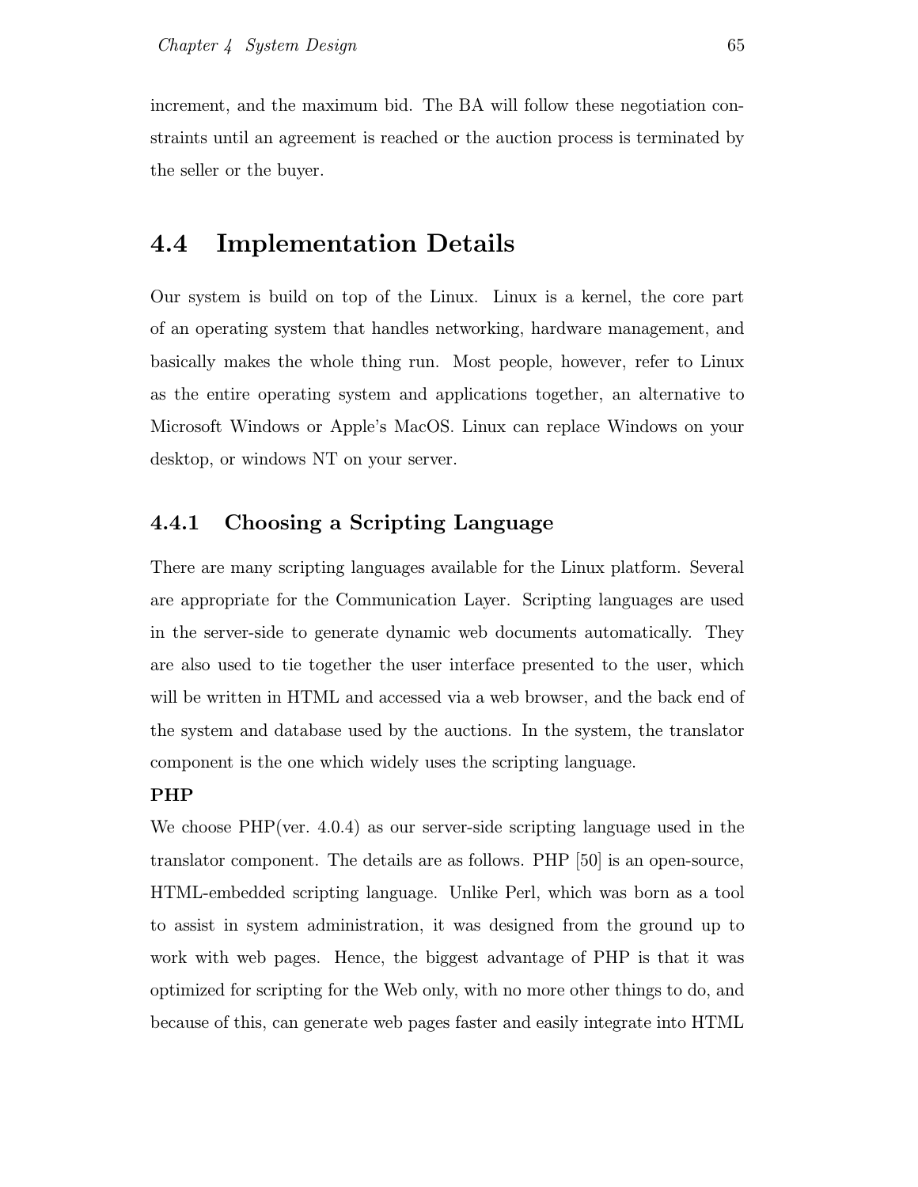increment, and the maximum bid. The BA will follow these negotiation constraints until an agreement is reached or the auction process is terminated by the seller or the buyer.

## 4.4 Implementation Details

Our system is build on top of the Linux. Linux is a kernel, the core part of an operating system that handles networking, hardware management, and basically makes the whole thing run. Most people, however, refer to Linux as the entire operating system and applications together, an alternative to Microsoft Windows or Apple's MacOS. Linux can replace Windows on your desktop, or windows NT on your server.

### 4.4.1 Choosing a Scripting Language

There are many scripting languages available for the Linux platform. Several are appropriate for the Communication Layer. Scripting languages are used in the server-side to generate dynamic web documents automatically. They are also used to tie together the user interface presented to the user, which will be written in HTML and accessed via a web browser, and the back end of the system and database used by the auctions. In the system, the translator component is the one which widely uses the scripting language.

**PHP**

We choose PHP(ver. 4.0.4) as our server-side scripting language used in the translator component. The details are as follows. PHP [50] is an open-source, HTML-embedded scripting language. Unlike Perl, which was born as a tool to assist in system administration, it was designed from the ground up to work with web pages. Hence, the biggest advantage of PHP is that it was optimized for scripting for the Web only, with no more other things to do, and because of this, can generate web pages faster and easily integrate into HTML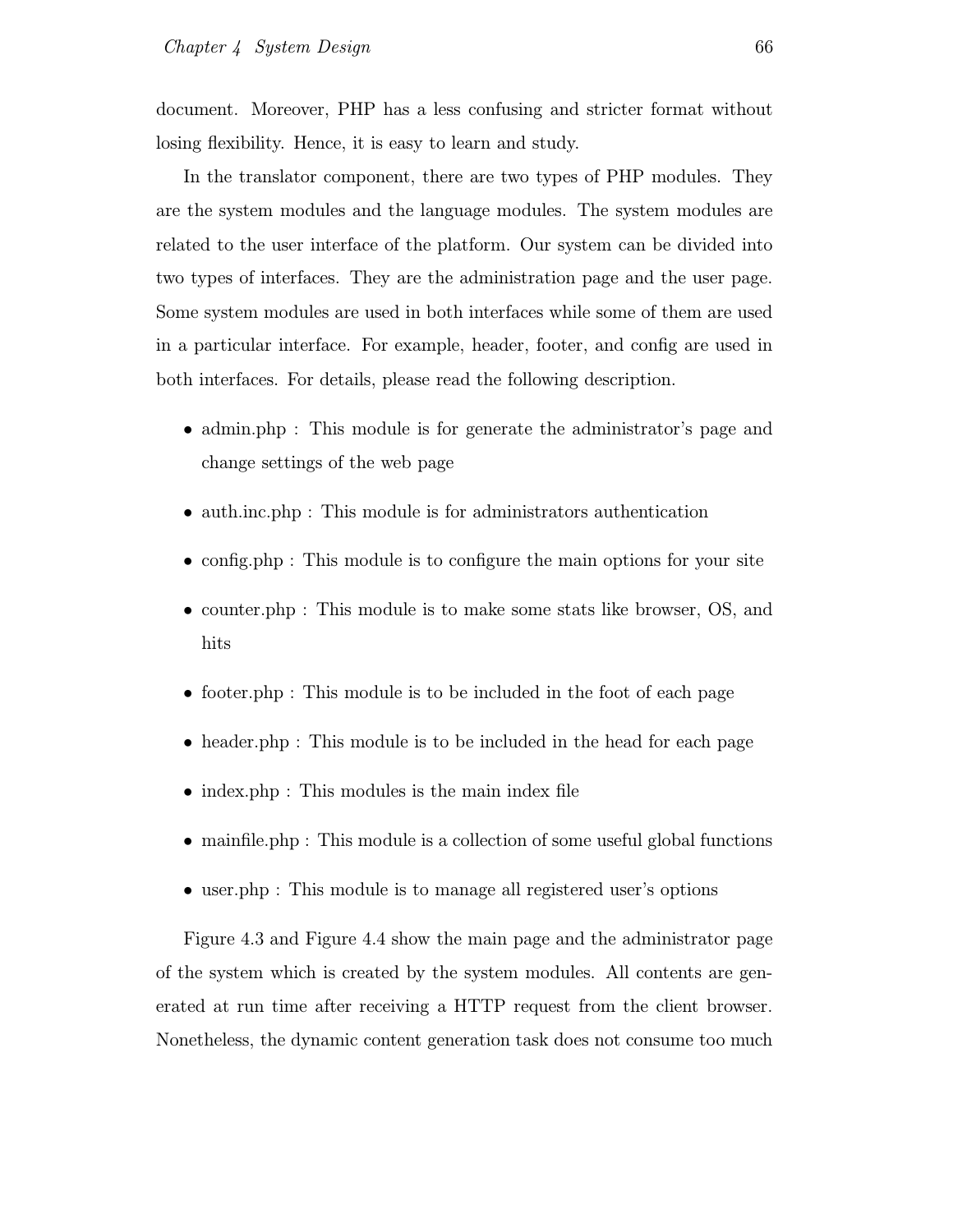document. Moreover, PHP has a less confusing and stricter format without losing flexibility. Hence, it is easy to learn and study.

In the translator component, there are two types of PHP modules. They are the system modules and the language modules. The system modules are related to the user interface of the platform. Our system can be divided into two types of interfaces. They are the administration page and the user page. Some system modules are used in both interfaces while some of them are used in a particular interface. For example, header, footer, and config are used in both interfaces. For details, please read the following description.

- admin.php : This module is for generate the administrator's page and change settings of the web page
- auth.inc.php : This module is for administrators authentication
- config.php : This module is to configure the main options for your site
- counter.php : This module is to make some stats like browser, OS, and hits
- footer.php : This module is to be included in the foot of each page
- header.php : This module is to be included in the head for each page
- index.php : This modules is the main index file
- mainfile.php : This module is a collection of some useful global functions
- user.php : This module is to manage all registered user's options

Figure 4.3 and Figure 4.4 show the main page and the administrator page of the system which is created by the system modules. All contents are generated at run time after receiving a HTTP request from the client browser. Nonetheless, the dynamic content generation task does not consume too much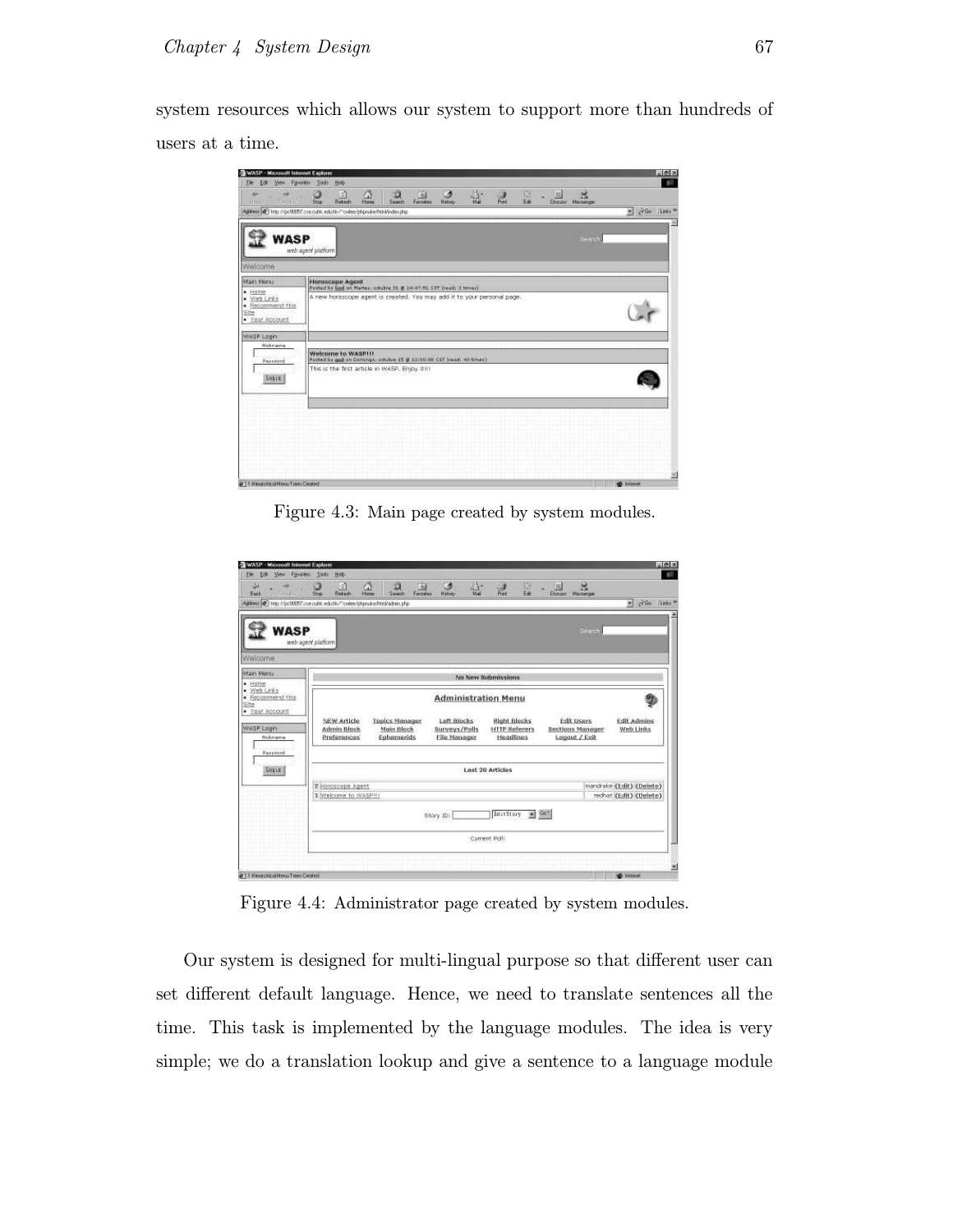system resources which allows our system to support more than hundreds of users at a time.

Figure 4.3: Main page created by system modules.

Figure 4.4: Administrator page created by system modules.

Our system is designed for multi-lingual purpose so that different user can set different default language. Hence, we need to translate sentences all the time. This task is implemented by the language modules. The idea is very simple; we do a translation lookup and give a sentence to a language module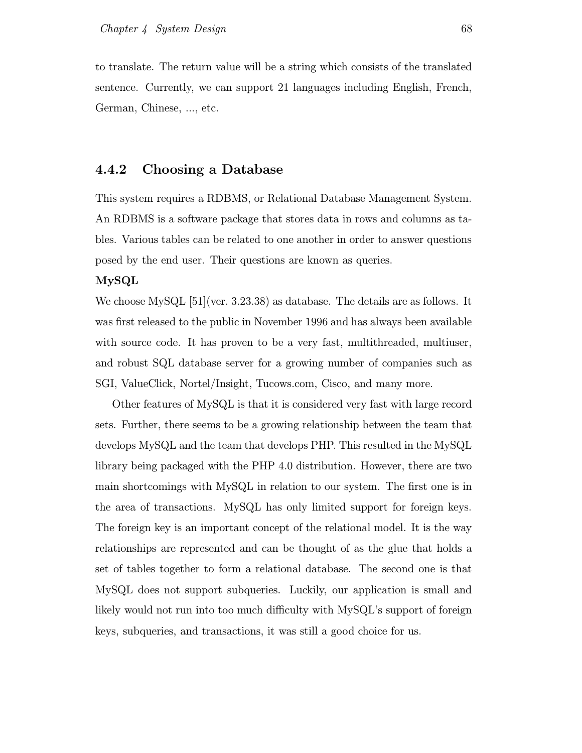to translate. The return value will be a string which consists of the translated sentence. Currently, we can support 21 languages including English, French, German, Chinese, ..., etc.

### 4.4.2 Choosing a Database

This system requires a RDBMS, or Relational Database Management System. An RDBMS is a software package that stores data in rows and columns as tables. Various tables can be related to one another in order to answer questions posed by the end user. Their questions are known as queries.

**MySQL**

We choose MySQL [51](ver. 3.23.38) as database. The details are as follows. It was first released to the public in November 1996 and has always been available with source code. It has proven to be a very fast, multithreaded, multiuser, and robust SQL database server for a growing number of companies such as SGI, ValueClick, Nortel/Insight, Tucows.com, Cisco, and many more.

Other features of MySQL is that it is considered very fast with large record sets. Further, there seems to be a growing relationship between the team that develops MySQL and the team that develops PHP. This resulted in the MySQL library being packaged with the PHP 4.0 distribution. However, there are two main shortcomings with MySQL in relation to our system. The first one is in the area of transactions. MySQL has only limited support for foreign keys. The foreign key is an important concept of the relational model. It is the way relationships are represented and can be thought of as the glue that holds a set of tables together to form a relational database. The second one is that MySQL does not support subqueries. Luckily, our application is small and likely would not run into too much difficulty with MySQL's support of foreign keys, subqueries, and transactions, it was still a good choice for us.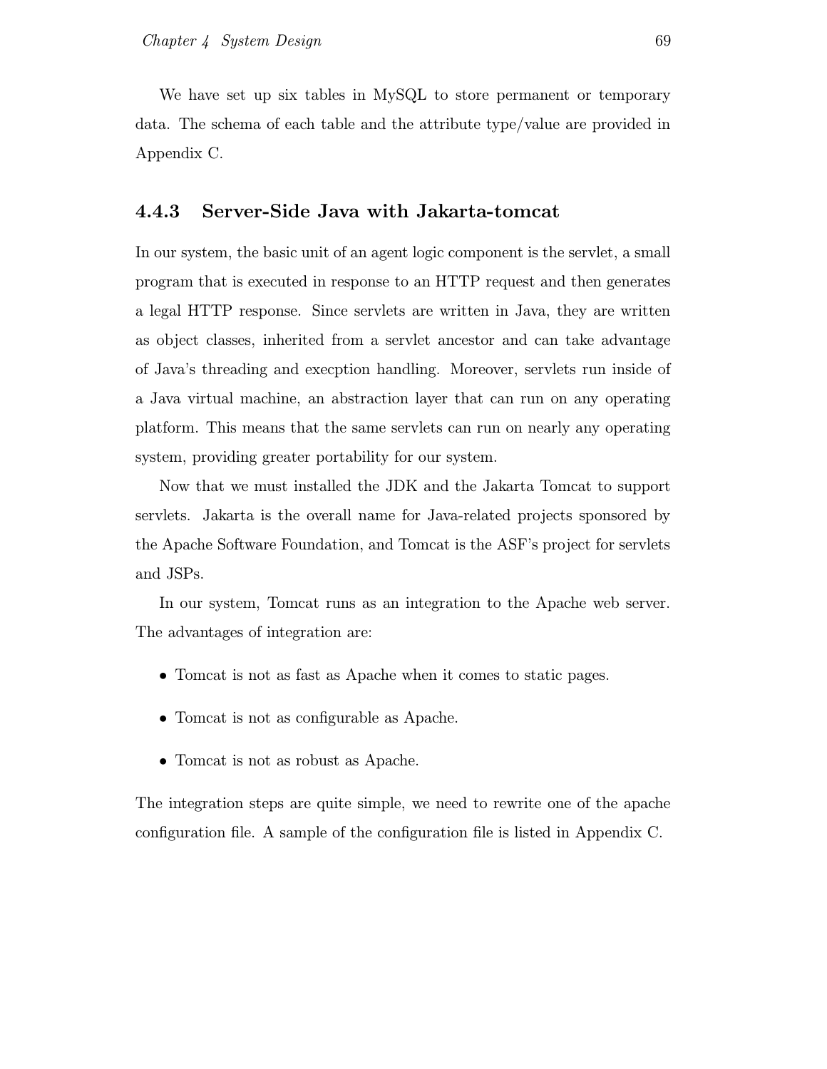We have set up six tables in MySQL to store permanent or temporary data. The schema of each table and the attribute type/value are provided in Appendix C.

### 4.4.3 Server-Side Java with Jakarta-tomcat

In our system, the basic unit of an agent logic component is the servlet, a small program that is executed in response to an HTTP request and then generates a legal HTTP response. Since servlets are written in Java, they are written as object classes, inherited from a servlet ancestor and can take advantage of Java's threading and execption handling. Moreover, servlets run inside of a Java virtual machine, an abstraction layer that can run on any operating platform. This means that the same servlets can run on nearly any operating system, providing greater portability for our system.

Now that we must installed the JDK and the Jakarta Tomcat to support servlets. Jakarta is the overall name for Java-related projects sponsored by the Apache Software Foundation, and Tomcat is the ASF's project for servlets and JSPs.

In our system, Tomcat runs as an integration to the Apache web server. The advantages of integration are:

- Tomcat is not as fast as Apache when it comes to static pages.
- Tomcat is not as configurable as Apache.
- Tomcat is not as robust as Apache.

The integration steps are quite simple, we need to rewrite one of the apache configuration file. A sample of the configuration file is listed in Appendix C.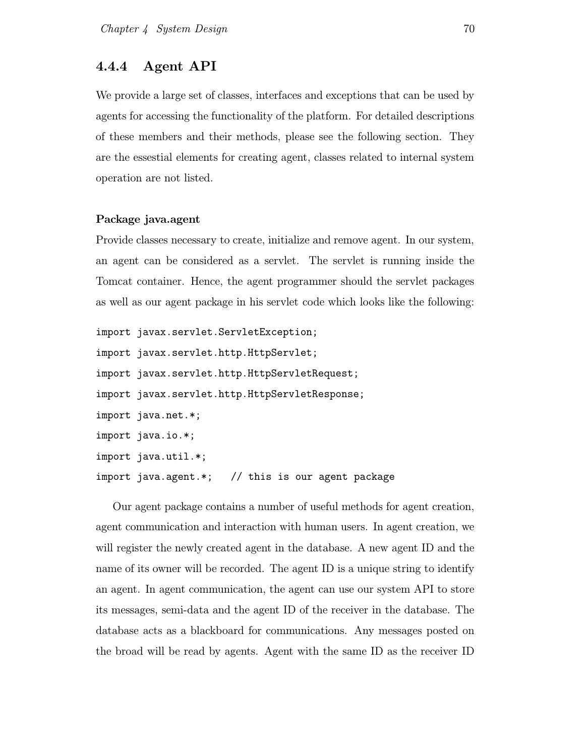### 4.4.4 Agent API

We provide a large set of classes, interfaces and exceptions that can be used by agents for accessing the functionality of the platform. For detailed descriptions of these members and their methods, please see the following section. They are the essestial elements for creating agent, classes related to internal system operation are not listed.

**Package java.agent**

Provide classes necessary to create, initialize and remove agent. In our system, an agent can be considered as a servlet. The servlet is running inside the Tomcat container. Hence, the agent programmer should the servlet packages as well our agent package in his servlet code which looks like the following:

```
import javax.servlet.ServletException;
import javax.servlet.http.HttpServlet;
import javax.servlet.http.HttpServletRequest;
import javax.servlet.http.HttpServletResponse;
import java.net.*;
import java.io.*;
import java.util.*;
import java.agent.*;   // this is our agent package
```

Our agent package contains a number of useful methods for agent creation, agent communication and interaction with human users. In agent creation, we will register the newly created agent in the database. A new agent ID and the name of its owner will be recorded. The agent ID is a unique string to identify an agent. In agent communication, the agent can use our system API to store its messages, semi-data and the agent ID of the receiver in the database. The database acts as a blackboard for communications. Any messages posted on the broad will be read by agents. Agent with the same ID as the receiver ID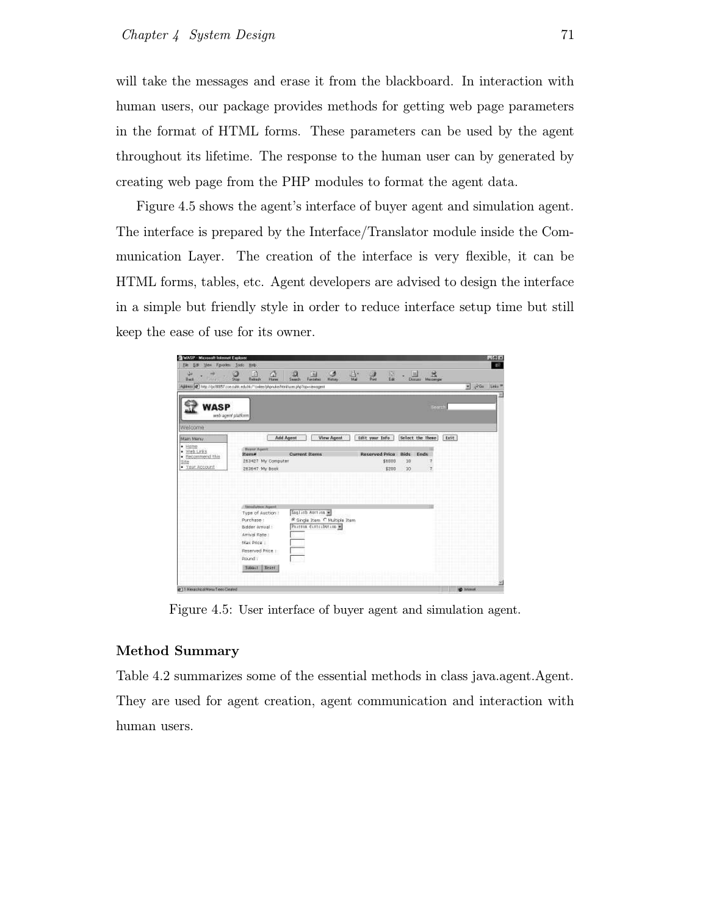will take the messages and erase it from the blackboard. In interaction with human users, our package provides methods for getting web page parameters in the format of HTML forms. These parameters can be used by the agent throughout its lifetime. The response to the human user can by generated by creating web page from the PHP modules to format the agent data.

Figure 4.5 shows the agent's interface of buyer agent and simulation agent. The interface is prepared by the Interface/Translator module inside the Communication Layer. The creation of the interface is very flexible, it can be HTML forms, tables, etc. Agent developers are advised to design the interface in a simple but friendly style in order to reduce interface setup time but still keep the ease of use for its owner.

Figure 4.5: User interface of buyer agent and simulation agent.

### Method Summary

Table 4.2 summarizes some of the essential methods in class java.agent.Agent. They are used for agent creation, agent communication and interaction with human users.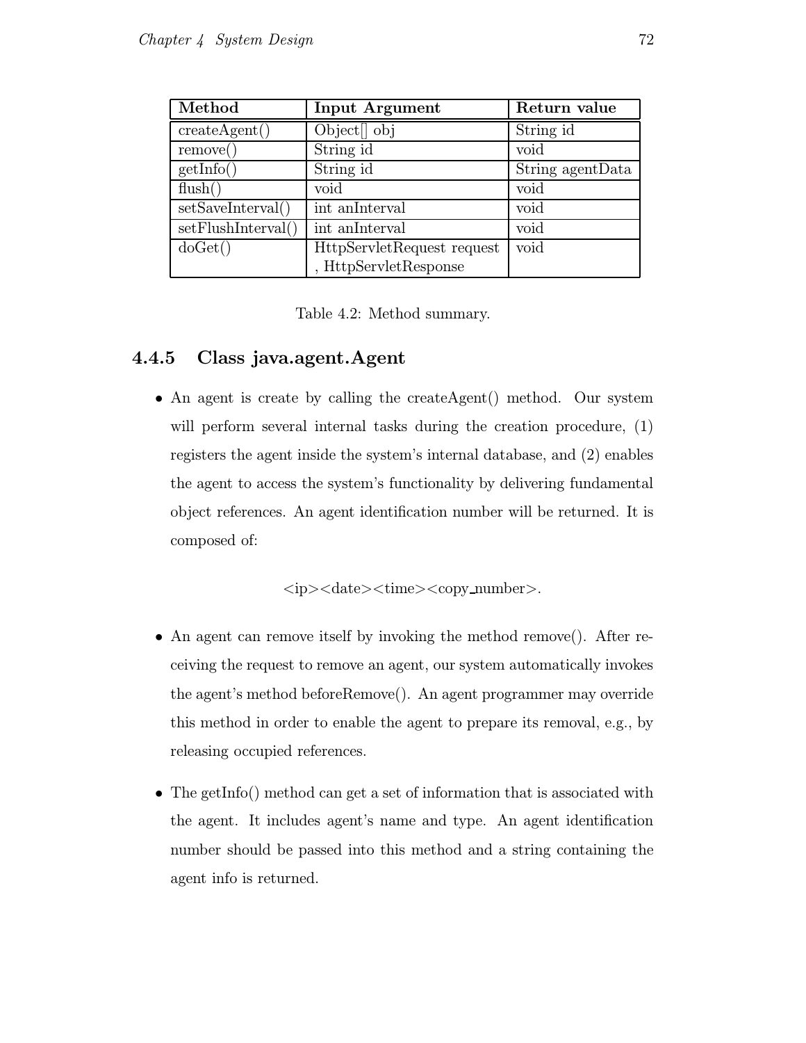| Method | Input Argument | Return value |
|---|---|---|
| createAgent() | Object[] obj | String id |
| remove() | String id | void |
| getInfo() | String id | String agentData |
| flush() | void | void |
| setSaveInterval() | int anInterval | void |
| setFlushInterval() | int anInterval | void |
| doGet() | HttpServletRequest request , HttpServletResponse | void |

Table 4.2: Method summary.

### 4.4.5 Class java.agent.Agent

- An agent is create by calling the createAgent() method. Our system will perform several internal tasks during the creation procedure, (1) registers the agent inside the system's internal database, and (2) enables the agent to access the system's functionality by delivering fundamental object references. An agent identification number will be returned. It is composed of:

  <ip><date><time><copy_number>.

- An agent can remove itself by invoking the method remove(). After receiving the request to remove an agent, our system automatically invokes the agent's method beforeRemove(). An agent programmer may override this method in order to enable the agent to prepare its removal, e.g., by releasing occupied references.

- The getInfo() method can get a set of information that is associated with the agent. It includes agent's name and type. An agent identification number should be passed into this method and a string containing the agent info is returned.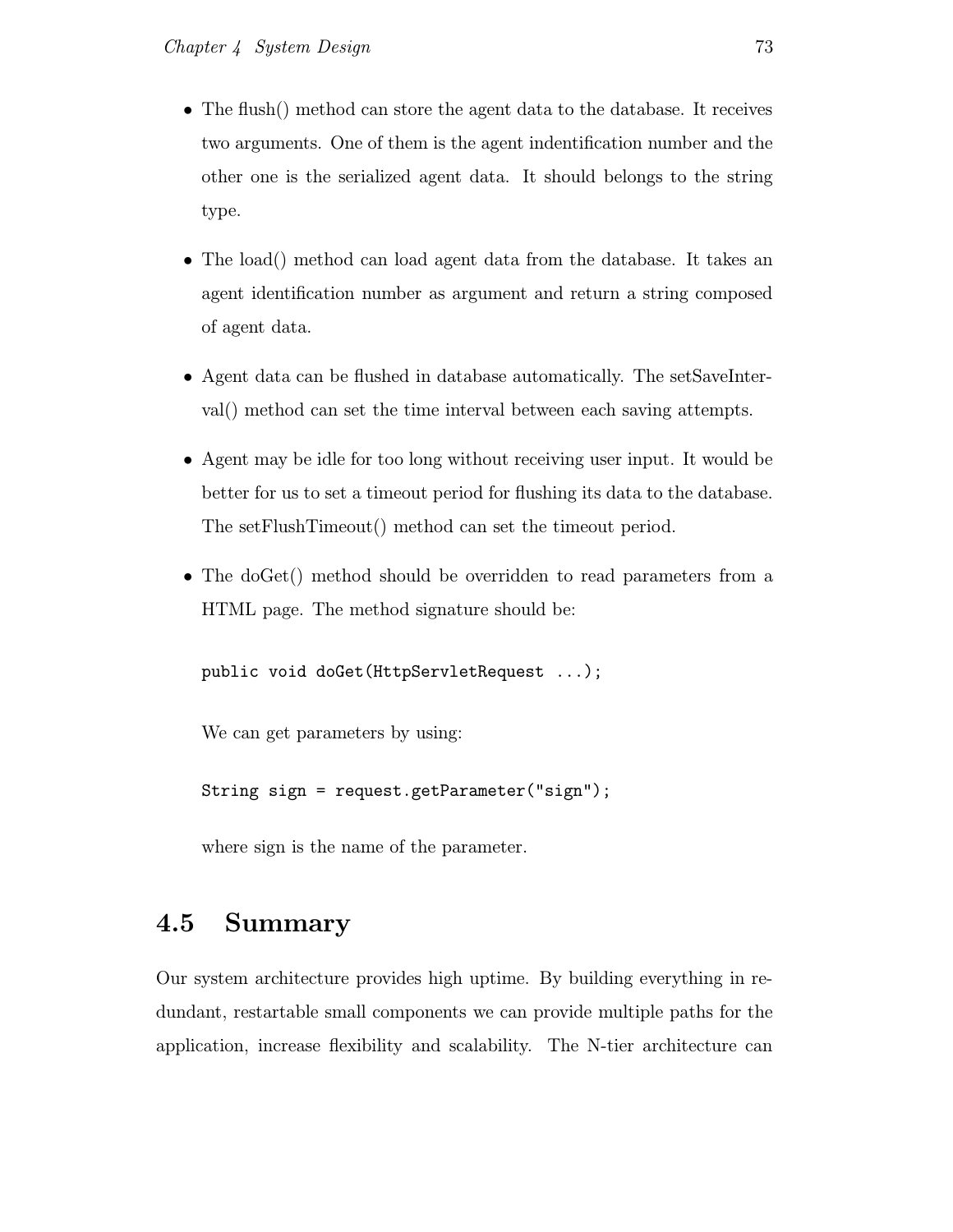- The flush() method can store the agent data to the database. It receives two arguments. One of them is the agent indentification number and the other one is the serialized agent data. It should belongs to the string type.

- The load() method can load agent data from the database. It takes an agent identification number as argument and return a string composed of agent data.

- Agent data can be flushed in database automatically. The setSaveInterval() method can set the time interval between each saving attempts.

- Agent may be idle for too long without receiving user input. It would be better for us to set a timeout period for flushing its data to the database. The setFlushTimeout() method can set the timeout period.

- The doGet() method should be overridden to read parameters from a HTML page. The method signature should be:

  ```
  public void doGet(HttpServletRequest ...);
  ```

  We can get parameters by using:

  ```
  String sign = request.getParameter("sign");
  ```

  where sign is the name of the parameter.

## 4.5 Summary

Our system architecture provides high uptime. By building everything in redundant, restartable small components we can provide multiple paths for the application, increase flexibility and scalability. The N-tier architecture can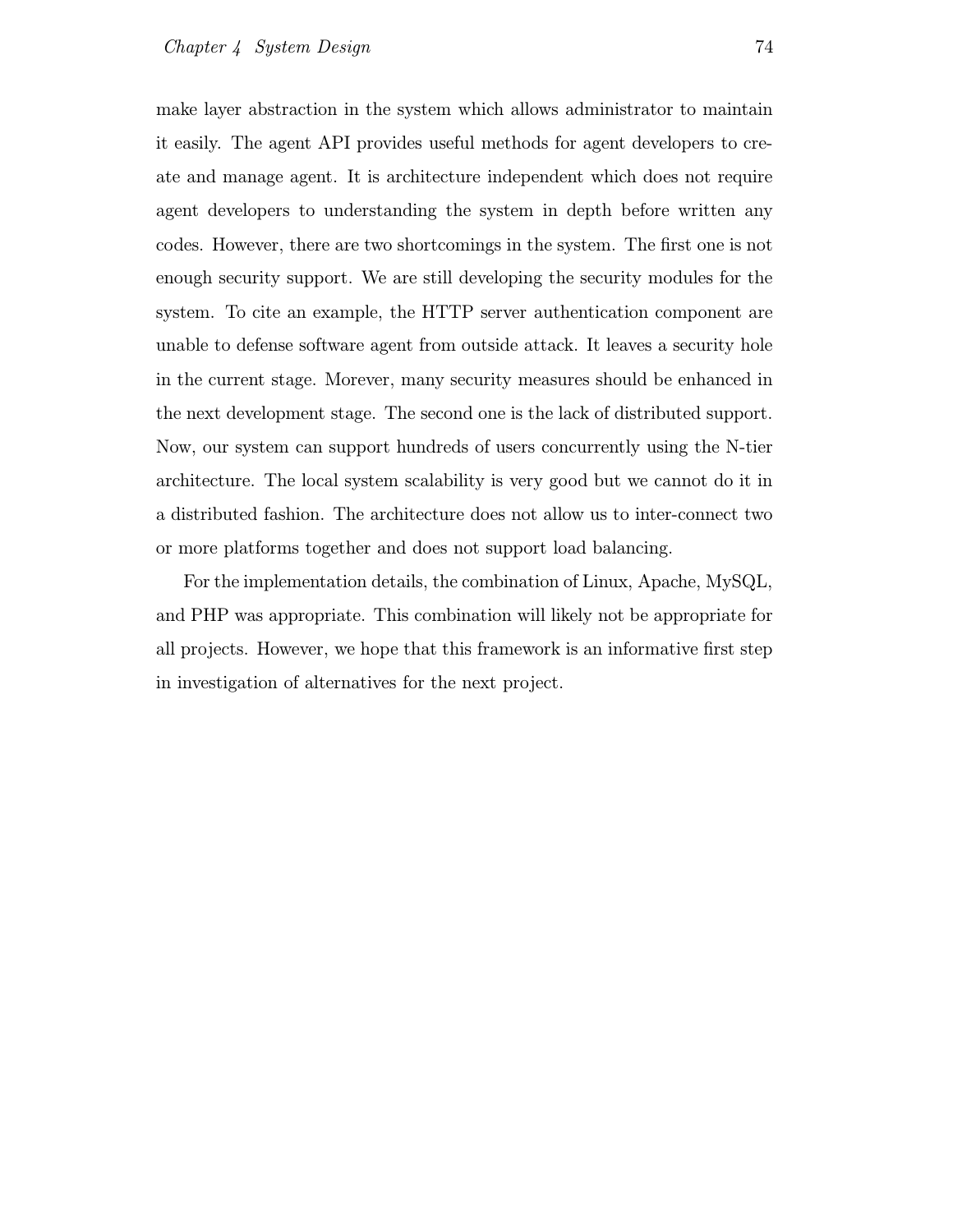make layer abstraction in the system which allows administrator to maintain it easily. The agent API provides useful methods for agent developers to create and manage agent. It is architecture independent which does not require agent developers to understanding the system in depth before written any codes. However, there are two shortcomings in the system. The first one is not enough security support. We are still developing the security modules for the system. To cite an example, the HTTP server authentication component are unable to defense software agent from outside attack. It leaves a security hole in the current stage. Morever, many security measures should be enhanced in the next development stage. The second one is the lack of distributed support. Now, our system can support hundreds of users concurrently using the N-tier architecture. The local system scalability is very good but we cannot do it in a distributed fashion. The architecture does not allow us to inter-connect two or more platforms together and does not support load balancing.

For the implementation details, the combination of Linux, Apache, MySQL, and PHP was appropriate. This combination will likely not be appropriate for all projects. However, we hope that this framework is an informative first step in investigation of alternatives for the next project.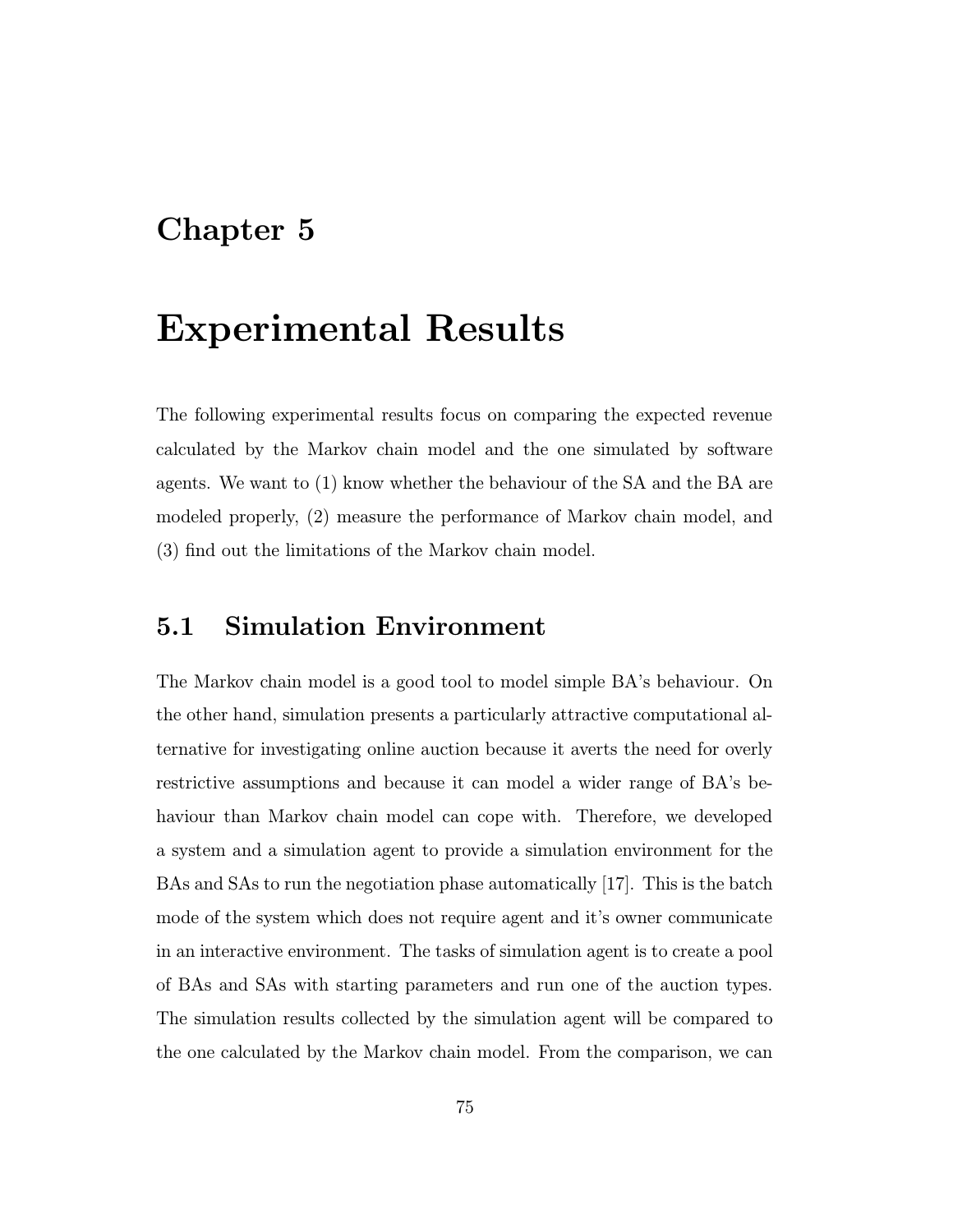# Chapter 5

# Experimental Results

The following experimental results focus on comparing the expected revenue calculated by the Markov chain model and the one simulated by software agents. We want to (1) know whether the behaviour of the SA and the BA are modeled properly, (2) measure the performance of Markov chain model, and (3) find out the limitations of the Markov chain model.

## 5.1 Simulation Environment

The Markov chain model is a good tool to model simple BA's behaviour. On the other hand, simulation presents a particularly attractive computational alternative for investigating online auction because it averts the need for overly restrictive assumptions and because it can model a wider range of BA's behaviour than Markov chain model can cope with. Therefore, we developed a system and a simulation agent to provide a simulation environment for the BAs and SAs to run the negotiation phase automatically [17]. This is the batch mode of the system which does not require agent and it's owner communicate in an interactive environment. The tasks of simulation agent is to create a pool of BAs and SAs with starting parameters and run one of the auction types. The simulation results collected by the simulation agent will be compared to the one calculated by the Markov chain model. From the comparison, we can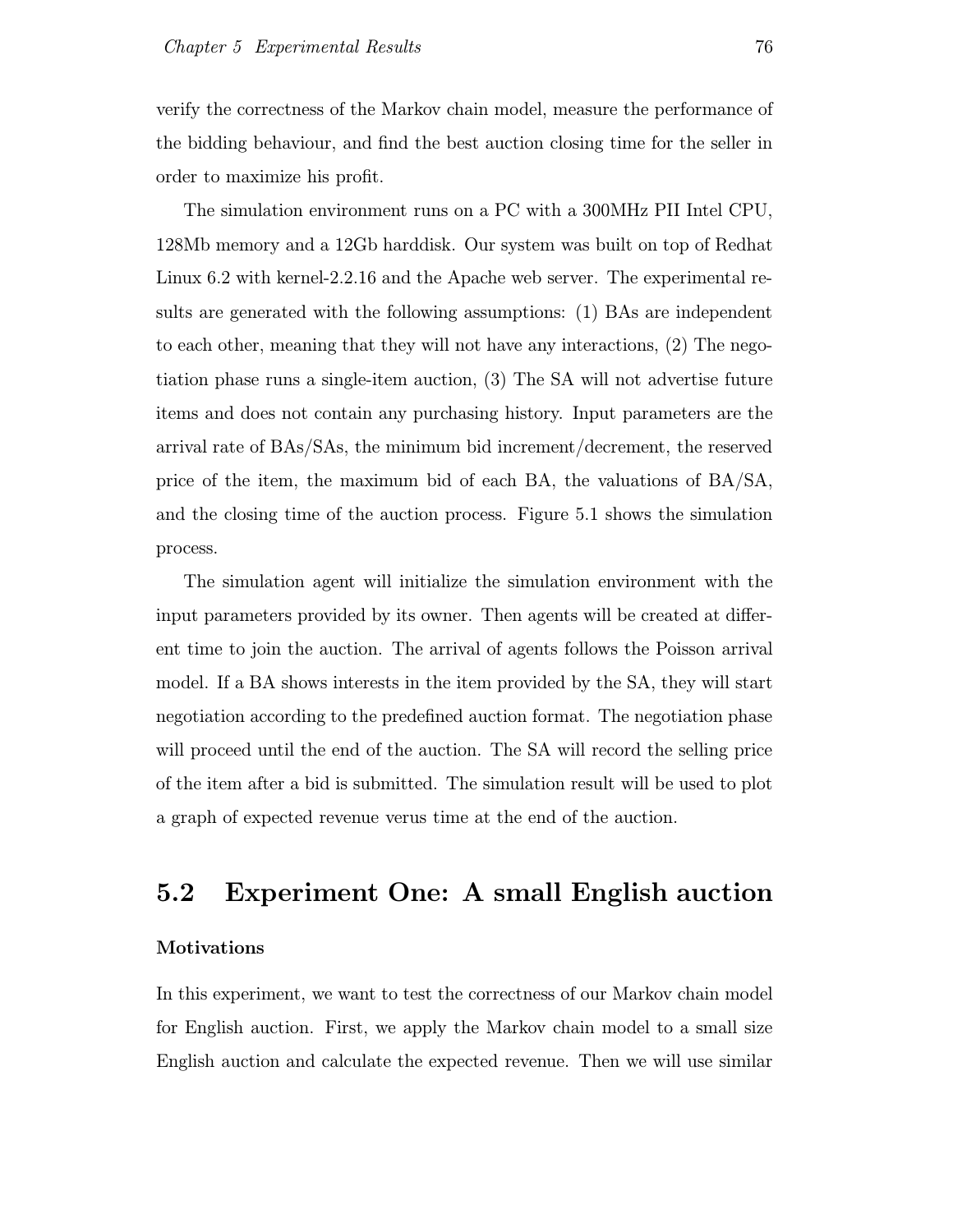verify the correctness of the Markov chain model, measure the performance of the bidding behaviour, and find the best auction closing time for the seller in order to maximize his profit.

The simulation environment runs on a PC with a 300MHz PII Intel CPU, 128Mb memory and a 12Gb harddisk. Our system was built on top of Redhat Linux 6.2 with kernel-2.2.16 and the Apache web server. The experimental results are generated with the following assumptions: (1) BAs are independent to each other, meaning that they will not have any interactions, (2) The negotiation phase runs a single-item auction, (3) The SA will not advertise future items and does not contain any purchasing history. Input parameters are the arrival rate of BAs/SAs, the minimum bid increment/decrement, the reserved price of the item, the maximum bid of each BA, the valuations of BA/SA, and the closing time of the auction process. Figure 5.1 shows the simulation process.

The simulation agent will initialize the simulation environment with the input parameters provided by its owner. Then agents will be created at different time to join the auction. The arrival of agents follows the Poisson arrival model. If a BA shows interests in the item provided by the SA, they will start negotiation according to the predefined auction format. The negotiation phase will proceed until the end of the auction. The SA will record the selling price of the item after a bid is submitted. The simulation result will be used to plot a graph of expected revenue verus time at the end of the auction.

## 5.2 Experiment One: A small English auction

**Motivations**

In this experiment, we want to test the correctness of our Markov chain model for English auction. First, we apply the Markov chain model to a small size English auction and calculate the expected revenue. Then we will use similar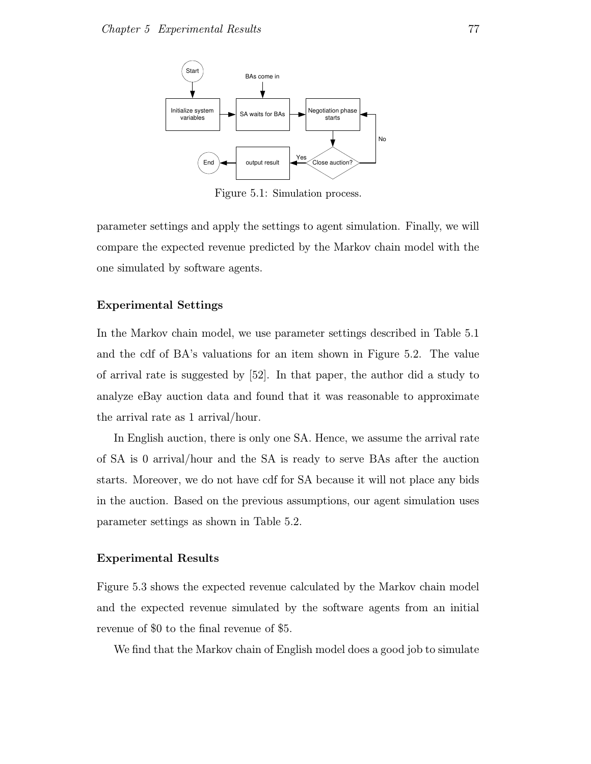Figure 5.1: Simulation process.

parameter settings and apply the settings to agent simulation. Finally, we will compare the expected revenue predicted by the Markov chain model with the one simulated by software agents.

### Experimental Settings

In the Markov chain model, we use parameter settings described in Table 5.1 and the cdf of BA's valuations for an item shown in Figure 5.2. The value of arrival rate is suggested by [52]. In that paper, the author did a study to analyze eBay auction data and found that it was reasonable to approximate the arrival rate as 1 arrival/hour.

In English auction, there is only one SA. Hence, we assume the arrival rate of SA is 0 arrival/hour and the SA is ready to serve BAs after the auction starts. Moreover, we do not have cdf for SA because it will not place any bids in the auction. Based on the previous assumptions, our agent simulation uses parameter settings as shown in Table 5.2.

### Experimental Results

Figure 5.3 shows the expected revenue calculated by the Markov chain model and the expected revenue simulated by the software agents from an initial revenue of \$0 to the final revenue of \$5.

We find that the Markov chain of English model does a good job to simulate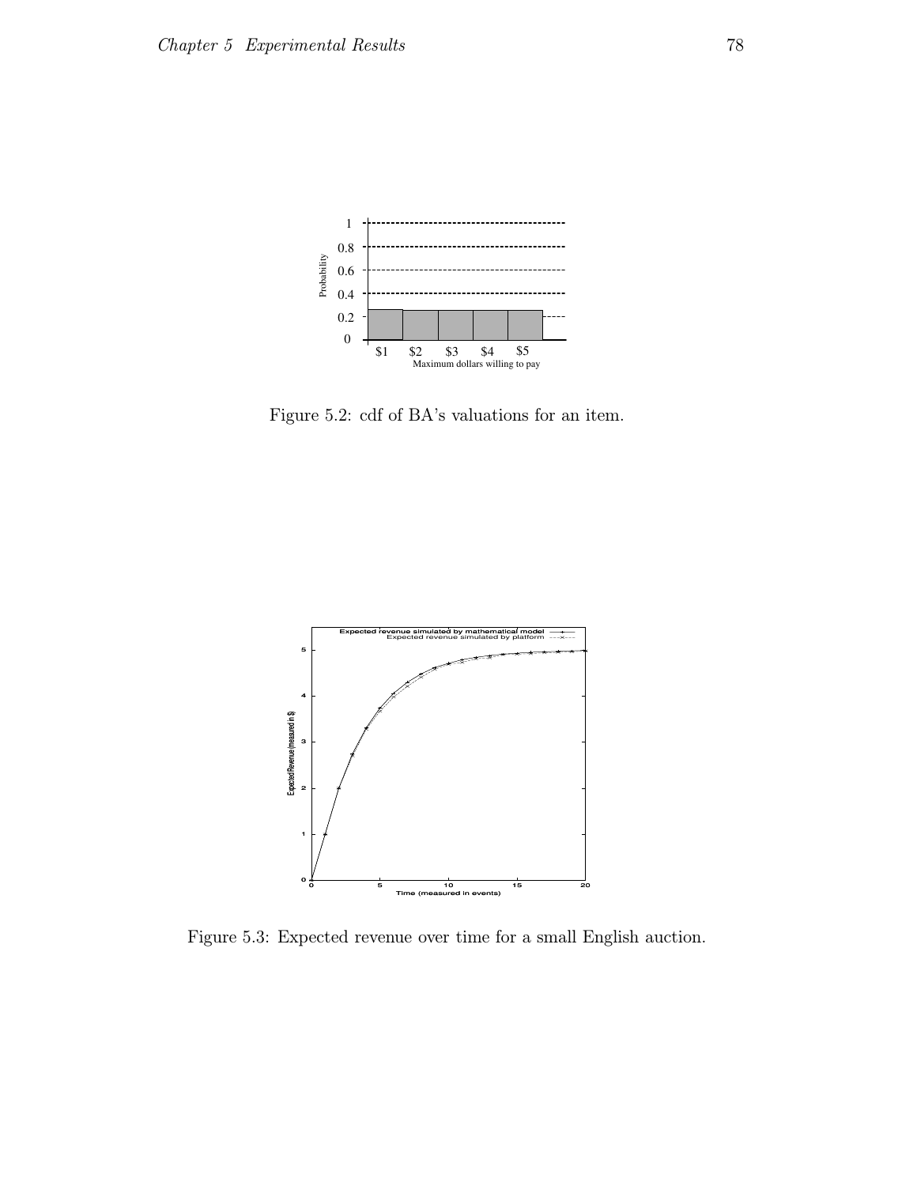Figure 5.2: cdf of BA's valuations for an item.

Figure 5.3: Expected revenue over time for a small English auction.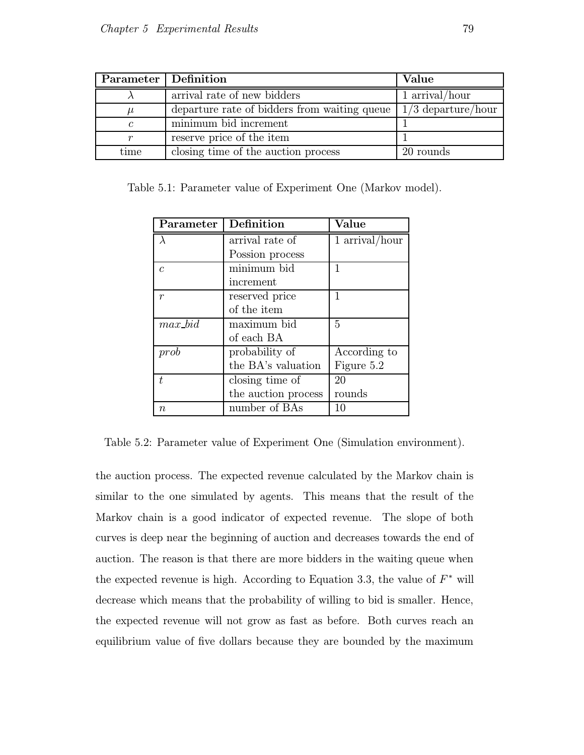| Parameter | Definition | Value |
|---|---|---|
| $\lambda$ | arrival rate of new bidders | 1 arrival/hour |
| $\mu$ | departure rate of bidders from waiting queue | 1/3 departure/hour |
| $c$ | minimum bid increment | 1 |
| $r$ | reserve price of the item | 1 |
| time | closing time of the auction process | 20 rounds |

Table 5.1: Parameter value of Experiment One (Markov model).

| Parameter | Definition | Value |
|---|---|---|
| $\lambda$ | arrival rate of Possion process | 1 arrival/hour |
| $c$ | minimum bid increment | 1 |
| $r$ | reserved price of the item | 1 |
| $max\_bid$ | maximum bid of each BA | 5 |
| $prob$ | probability of the BA's valuation | According to Figure 5.2 |
| $t$ | closing time of the auction process | 20 rounds |
| $n$ | number of BAs | 10 |

Table 5.2: Parameter value of Experiment One (Simulation environment).

the auction process. The expected revenue calculated by the Markov chain is similar to the one simulated by agents. This means that the result of the Markov chain is a good indicator of expected revenue. The slope of both curves is deep near the beginning of auction and decreases towards the end of auction. The reason is that there are more bidders in the waiting queue when the expected revenue is high. According to Equation 3.3, the value of $F^*$ will decrease which means that the probability of willing to bid is smaller. Hence, the expected revenue will not grow as fast as before. Both curves reach an equilibrium value of five dollars because they are bounded by the maximum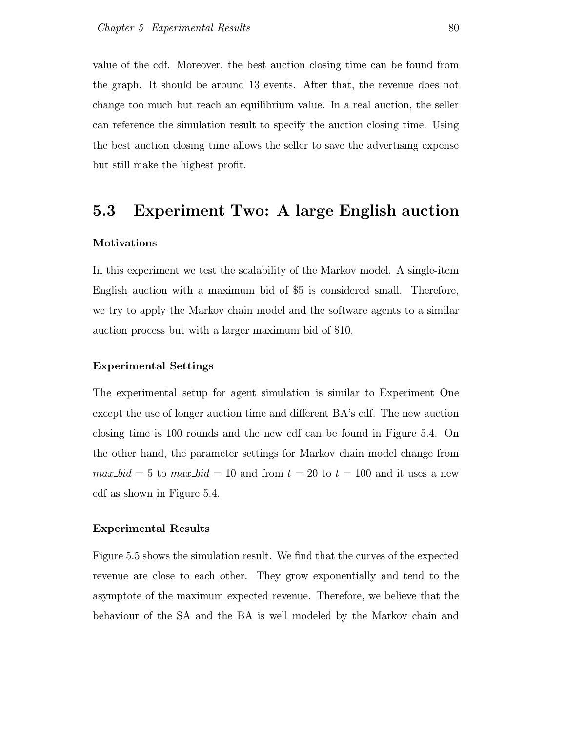value of the cdf. Moreover, the best auction closing time can be found from the graph. It should be around 13 events. After that, the revenue does not change too much but reach an equilibrium value. In a real auction, the seller can reference the simulation result to specify the auction closing time. Using the best auction closing time allows the seller to save the advertising expense but still make the highest profit.

## 5.3 Experiment Two: A large English auction

**Motivations**

In this experiment we test the scalability of the Markov model. A single-item English auction with a maximum bid of $5 is considered small. Therefore, we try to apply the Markov chain model and the software agents to a similar auction process but with a larger maximum bid of $10.

**Experimental Settings**

The experimental setup for agent simulation is similar to Experiment One except the use of longer auction time and different BA's cdf. The new auction closing time is 100 rounds and the new cdf can be found in Figure 5.4. On the other hand, the parameter settings for Markov chain model change from $max\_bid = 5$ to $max\_bid = 10$ and from $t = 20$ to $t = 100$ and it uses a new cdf as shown in Figure 5.4.

**Experimental Results**

Figure 5.5 shows the simulation result. We find that the curves of the expected revenue are close to each other. They grow exponentially and tend to the asymptote of the maximum expected revenue. Therefore, we believe that the behaviour of the SA and the BA is well modeled by the Markov chain and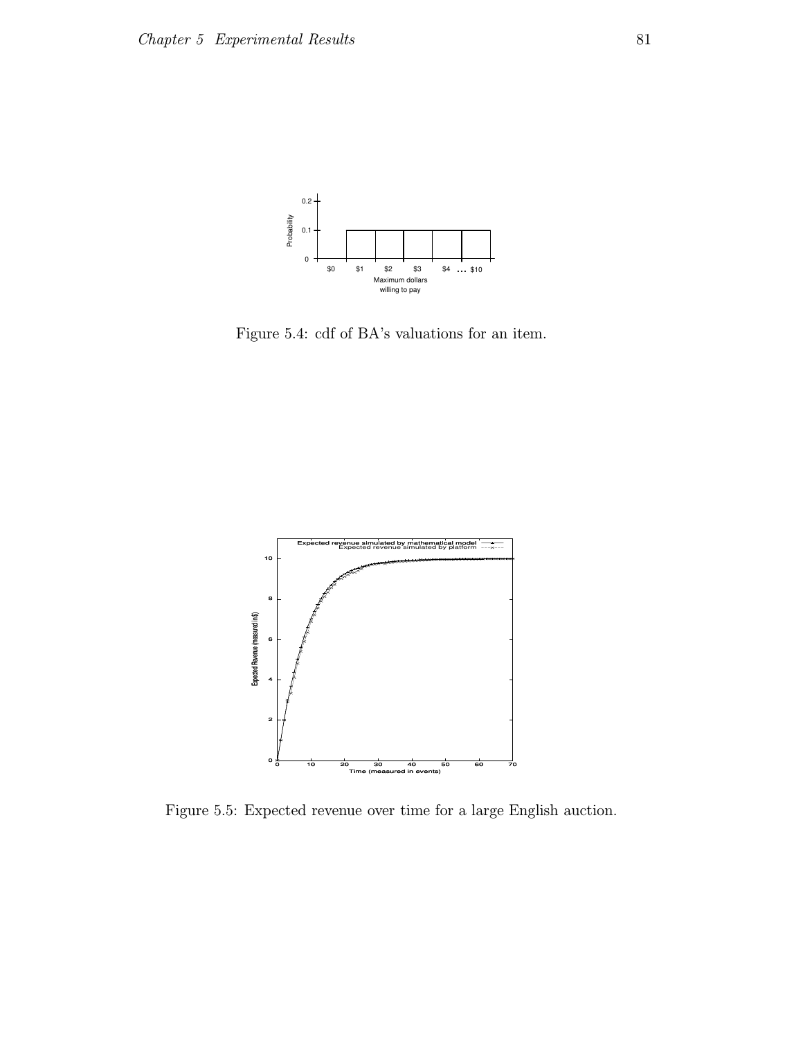Figure 5.4: cdf of BA's valuations for an item.

Figure 5.5: Expected revenue over time for a large English auction.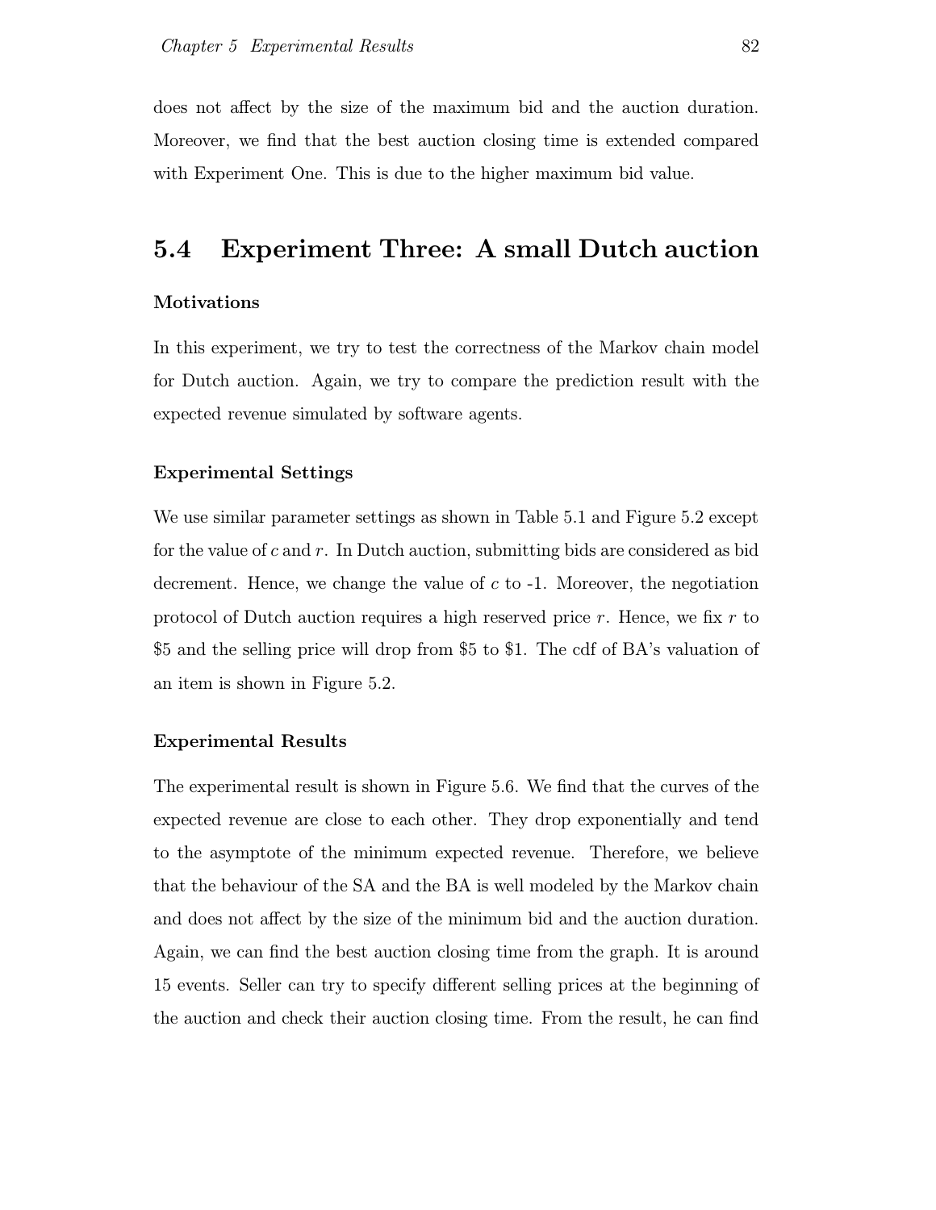does not affect by the size of the maximum bid and the auction duration. Moreover, we find that the best auction closing time is extended compared with Experiment One. This is due to the higher maximum bid value.

## 5.4 Experiment Three: A small Dutch auction

### Motivations

In this experiment, we try to test the correctness of the Markov chain model for Dutch auction. Again, we try to compare the prediction result with the expected revenue simulated by software agents.

### Experimental Settings

We use similar parameter settings as shown in Table 5.1 and Figure 5.2 except for the value of $c$ and $r$. In Dutch auction, submitting bids are considered as bid decrement. Hence, we change the value of $c$ to -1. Moreover, the negotiation protocol of Dutch auction requires a high reserved price $r$. Hence, we fix $r$ to \$5 and the selling price will drop from \$5 to \$1. The cdf of BA's valuation of an item is shown in Figure 5.2.

### Experimental Results

The experimental result is shown in Figure 5.6. We find that the curves of the expected revenue are close to each other. They drop exponentially and tend to the asymptote of the minimum expected revenue. Therefore, we believe that the behaviour of the SA and the BA is well modeled by the Markov chain and does not affect by the size of the minimum bid and the auction duration. Again, we can find the best auction closing time from the graph. It is around 15 events. Seller can try to specify different selling prices at the beginning of the auction and check their auction closing time. From the result, he can find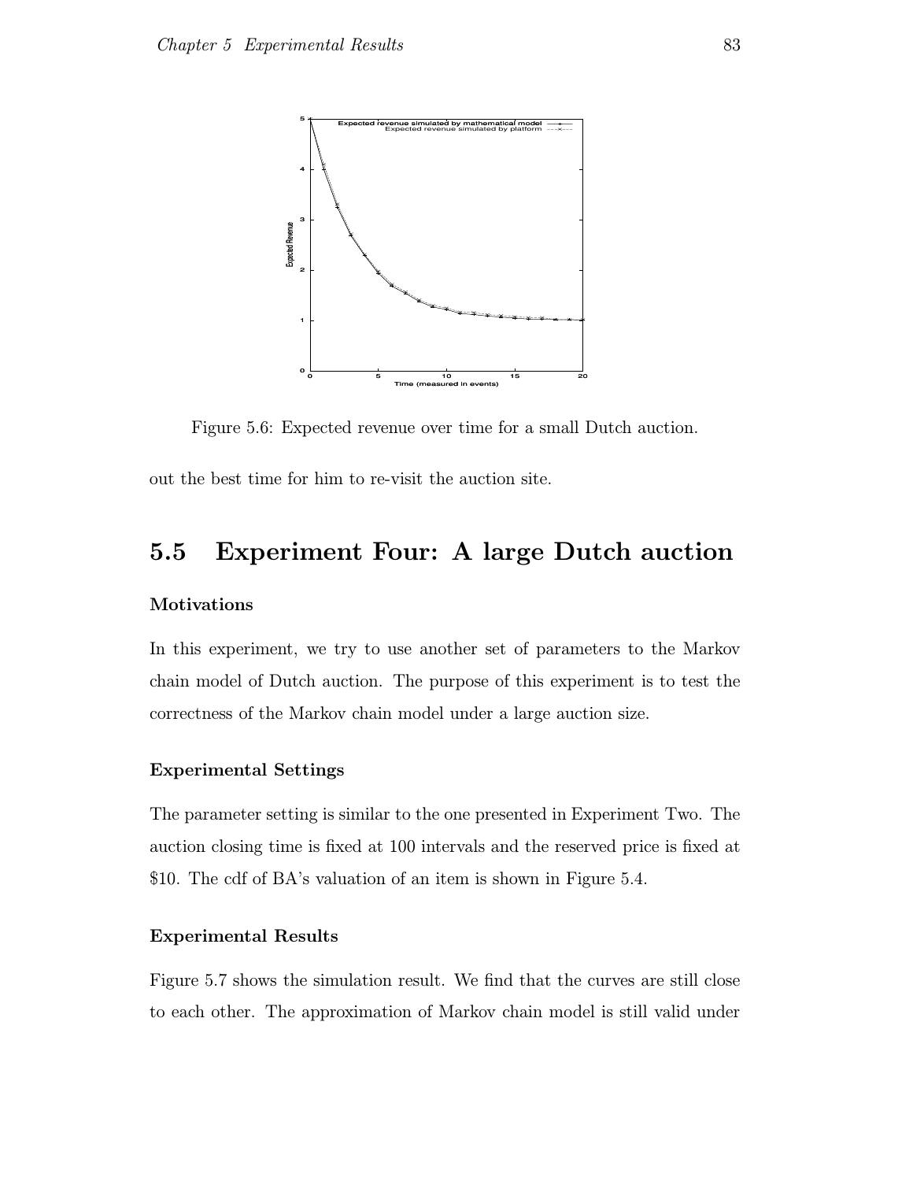Figure 5.6: Expected revenue over time for a small Dutch auction.

out the best time for him to re-visit the auction site.

## 5.5 Experiment Four: A large Dutch auction

### Motivations

In this experiment, we try to use another set of parameters to the Markov chain model of Dutch auction. The purpose of this experiment is to test the correctness of the Markov chain model under a large auction size.

### Experimental Settings

The parameter setting is similar to the one presented in Experiment Two. The auction closing time is fixed at 100 intervals and the reserved price is fixed at \$10. The cdf of BA's valuation of an item is shown in Figure 5.4.

### Experimental Results

Figure 5.7 shows the simulation result. We find that the curves are still close to each other. The approximation of Markov chain model is still valid under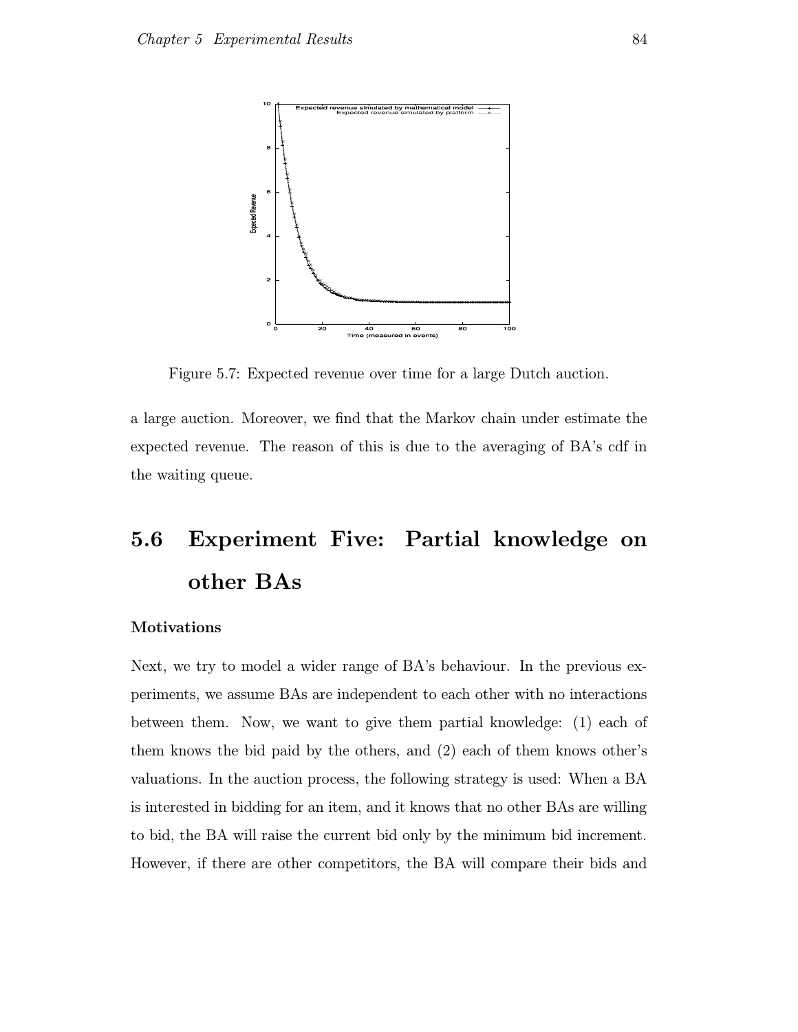Figure 5.7: Expected revenue over time for a large Dutch auction.

a large auction. Moreover, we find that the Markov chain under estimate the expected revenue. The reason of this is due to the averaging of BA's cdf in the waiting queue.

## 5.6 Experiment Five: Partial knowledge on other BAs

#### Motivations

Next, we try to model a wider range of BA's behaviour. In the previous experiments, we assume BAs are independent to each other with no interactions between them. Now, we want to give them partial knowledge: (1) each of them knows the bid paid by the others, and (2) each of them knows other's valuations. In the auction process, the following strategy is used: When a BA is interested in bidding for an item, and it knows that no other BAs are willing to bid, the BA will raise the current bid only by the minimum bid increment. However, if there are other competitors, the BA will compare their bids and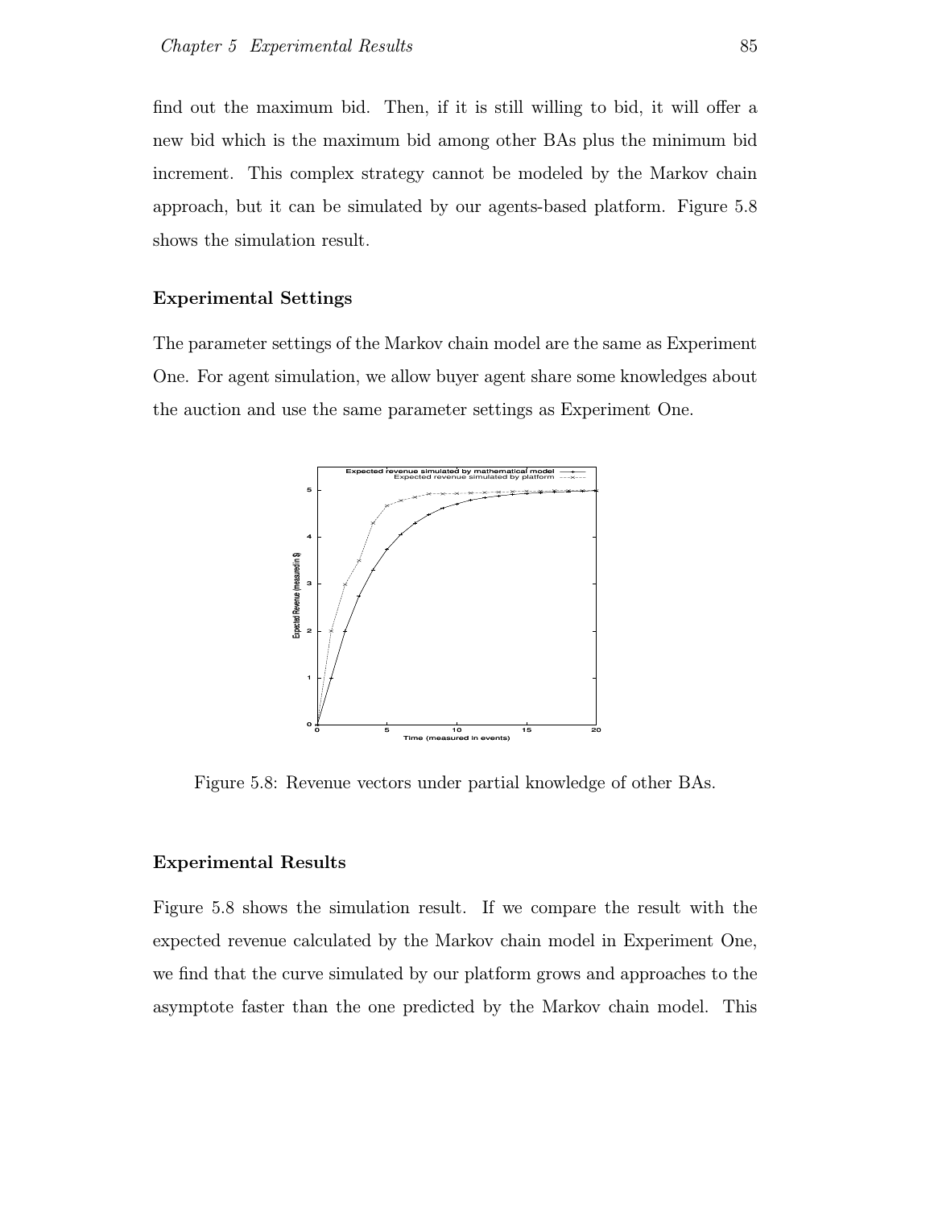find out the maximum bid. Then, if it is still willing to bid, it will offer a new bid which is the maximum bid among other BAs plus the minimum bid increment. This complex strategy cannot be modeled by the Markov chain approach, but it can be simulated by our agents-based platform. Figure 5.8 shows the simulation result.

### Experimental Settings

The parameter settings of the Markov chain model are the same as Experiment One. For agent simulation, we allow buyer agent share some knowledges about the auction and use the same parameter settings as Experiment One.

Figure 5.8: Revenue vectors under partial knowledge of other BAs.

### Experimental Results

Figure 5.8 shows the simulation result. If we compare the result with the expected revenue calculated by the Markov chain model in Experiment One, we find that the curve simulated by our platform grows and approaches to the asymptote faster than the one predicted by the Markov chain model. This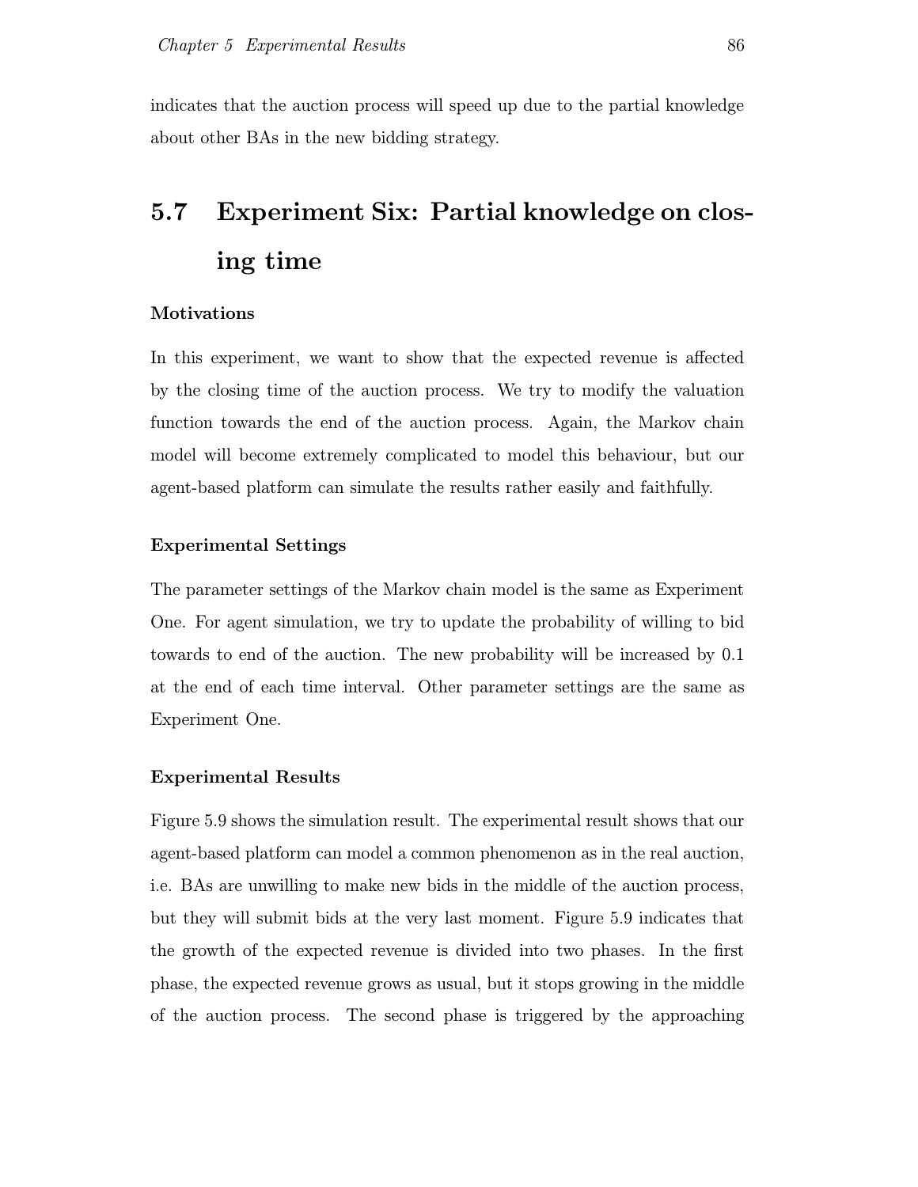indicates that the auction process will speed up due to the partial knowledge about other BAs in the new bidding strategy.

## 5.7 Experiment Six: Partial knowledge on closing time

**Motivations**

In this experiment, we want to show that the expected revenue is affected by the closing time of the auction process. We try to modify the valuation function towards the end of the auction process. Again, the Markov chain model will become extremely complicated to model this behaviour, but our agent-based platform can simulate the results rather easily and faithfully.

**Experimental Settings**

The parameter settings of the Markov chain model is the same as Experiment One. For agent simulation, we try to update the probability of willing to bid towards to end of the auction. The new probability will be increased by 0.1 at the end of each time interval. Other parameter settings are the same as Experiment One.

**Experimental Results**

Figure 5.9 shows the simulation result. The experimental result shows that our agent-based platform can model a common phenomenon as in the real auction, i.e. BAs are unwilling to make new bids in the middle of the auction process, but they will submit bids at the very last moment. Figure 5.9 indicates that the growth of the expected revenue is divided into two phases. In the first phase, the expected revenue grows as usual, but it stops growing in the middle of the auction process. The second phase is triggered by the approaching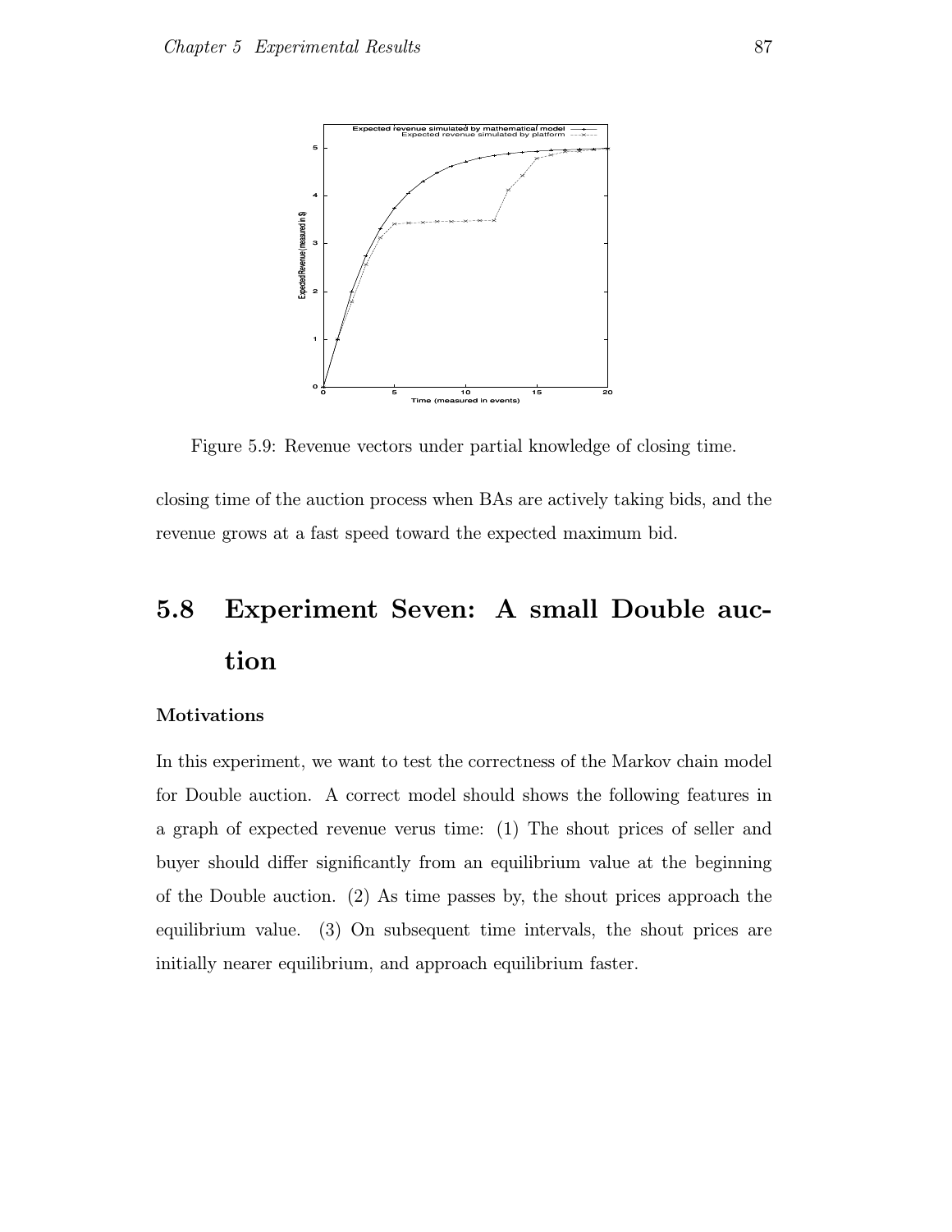Figure 5.9: Revenue vectors under partial knowledge of closing time.

closing time of the auction process when BAs are actively taking bids, and the revenue grows at a fast speed toward the expected maximum bid.

## 5.8 Experiment Seven: A small Double auction

### Motivations

In this experiment, we want to test the correctness of the Markov chain model for Double auction. A correct model should shows the following features in a graph of expected revenue verus time: (1) The shout prices of seller and buyer should differ significantly from an equilibrium value at the beginning of the Double auction. (2) As time passes by, the shout prices approach the equilibrium value. (3) On subsequent time intervals, the shout prices are initially nearer equilibrium, and approach equilibrium faster.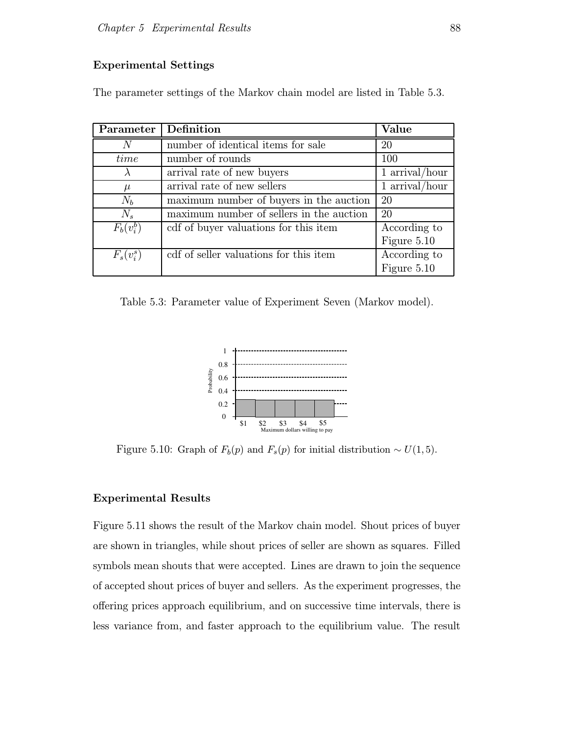### Experimental Settings

The parameter settings of the Markov chain model are listed in Table 5.3.

| Parameter | Definition | Value |
|---|---|---|
| $N$ | number of identical items for sale | 20 |
| $time$ | number of rounds | 100 |
| $\lambda$ | arrival rate of new buyers | 1 arrival/hour |
| $\mu$ | arrival rate of new sellers | 1 arrival/hour |
| $N_b$ | maximum number of buyers in the auction | 20 |
| $N_s$ | maximum number of sellers in the auction | 20 |
| $F_b(v_i^b)$ | cdf of buyer valuations for this item | According to Figure 5.10 |
| $F_s(v_i^s)$ | cdf of seller valuations for this item | According to Figure 5.10 |

Table 5.3: Parameter value of Experiment Seven (Markov model).

Figure 5.10: Graph of $F_b(p)$ and $F_s(p)$ for initial distribution $\sim U(1, 5)$.

### Experimental Results

Figure 5.11 shows the result of the Markov chain model. Shout prices of buyer are shown in triangles, while shout prices of seller are shown as squares. Filled symbols mean shouts that were accepted. Lines are drawn to join the sequence of accepted shout prices of buyer and sellers. As the experiment progresses, the offering prices approach equilibrium, and on successive time intervals, there is less variance from, and faster approach to the equilibrium value. The result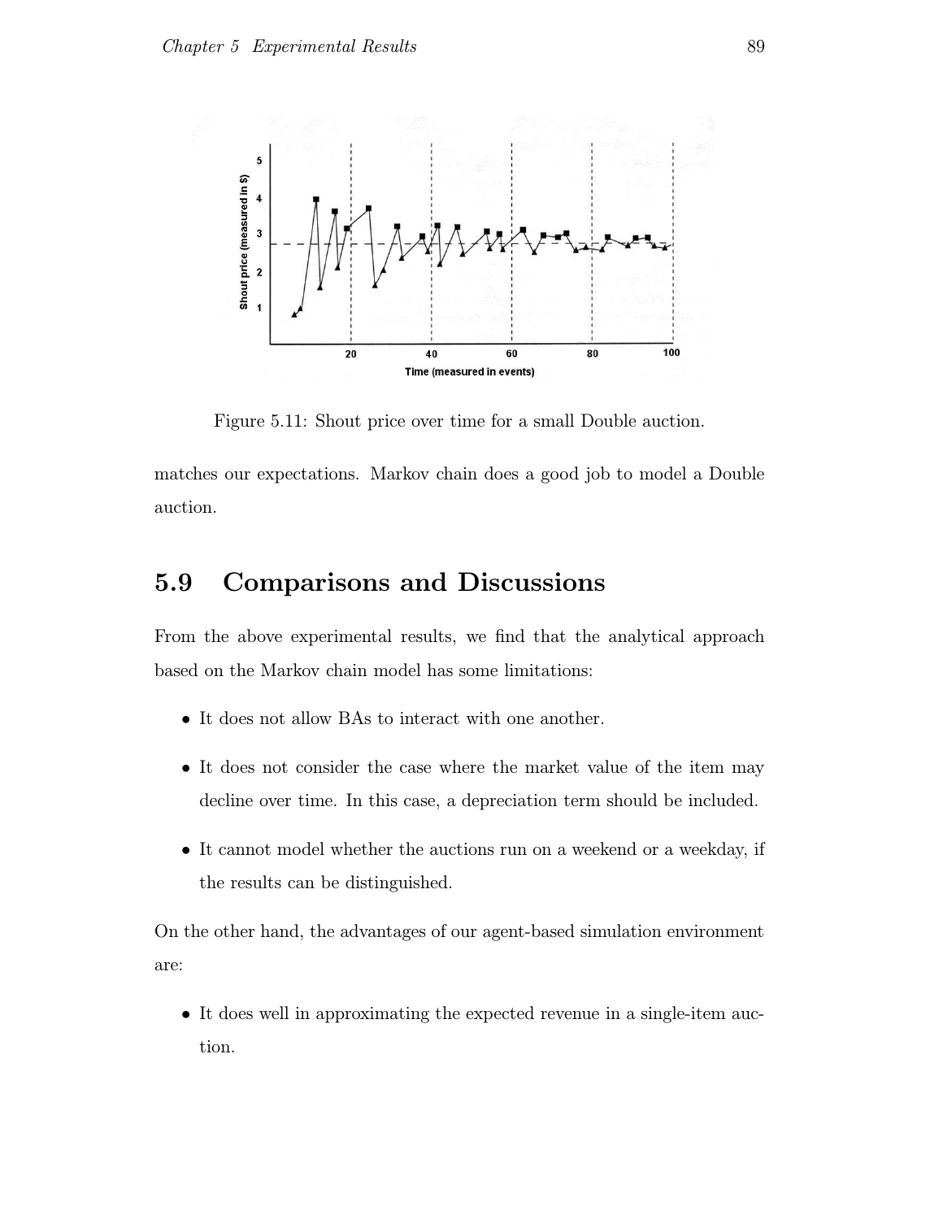Figure 5.11: Shout price over time for a small Double auction.

matches our expectations. Markov chain does a good job to model a Double auction.

## 5.9 Comparisons and Discussions

From the above experimental results, we find that the analytical approach based on the Markov chain model has some limitations:

- It does not allow BAs to interact with one another.
- It does not consider the case where the market value of the item may decline over time. In this case, a depreciation term should be included.
- It cannot model whether the auctions run on a weekend or a weekday, if the results can be distinguished.

On the other hand, the advantages of our agent-based simulation environment are:

- It does well in approximating the expected revenue in a single-item auction.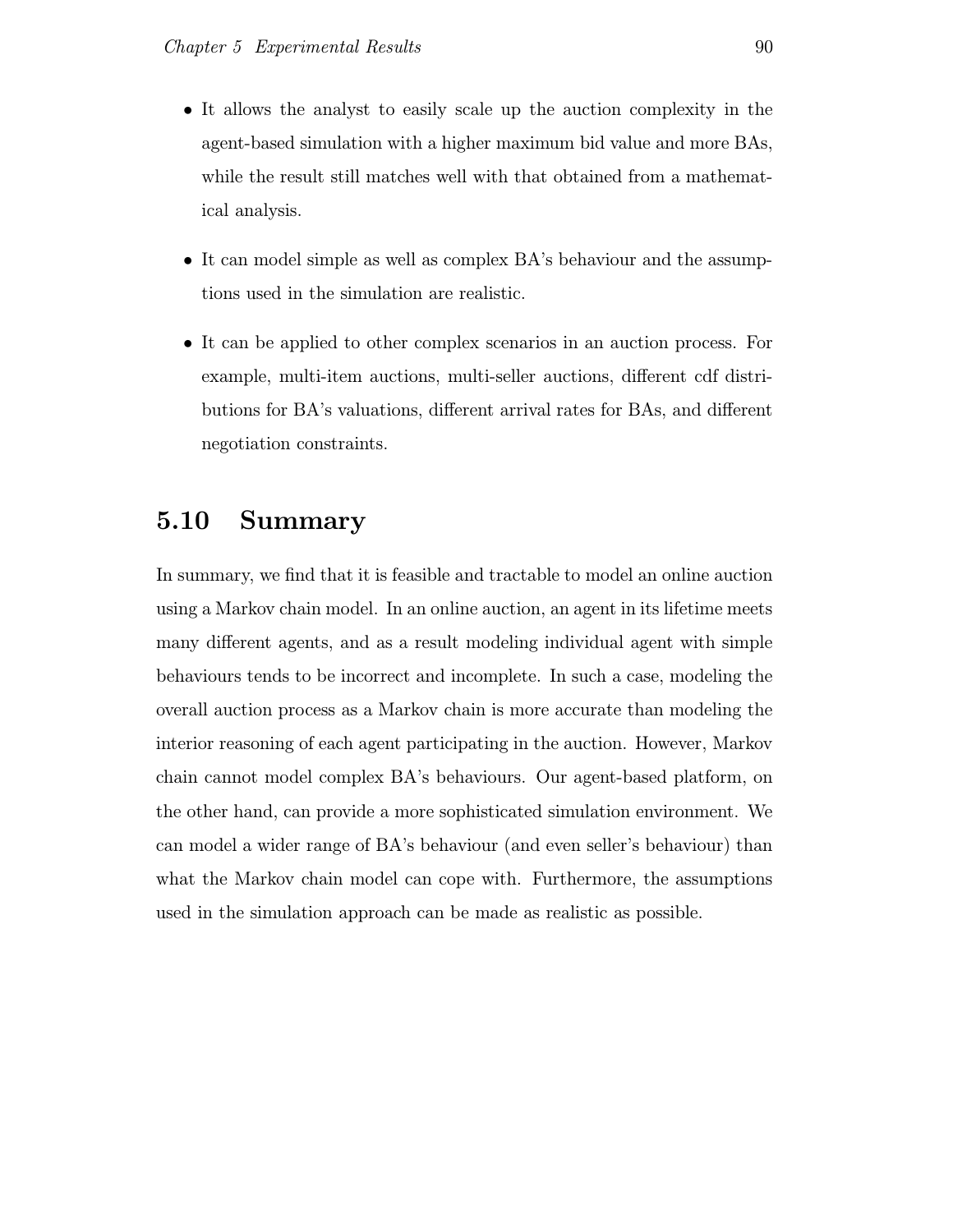- It allows the analyst to easily scale up the auction complexity in the agent-based simulation with a higher maximum bid value and more BAs, while the result still matches well with that obtained from a mathematical analysis.

- It can model simple as well as complex BA's behaviour and the assumptions used in the simulation are realistic.

- It can be applied to other complex scenarios in an auction process. For example, multi-item auctions, multi-seller auctions, different cdf distributions for BA's valuations, different arrival rates for BAs, and different negotiation constraints.

## 5.10 Summary

In summary, we find that it is feasible and tractable to model an online auction using a Markov chain model. In an online auction, an agent in its lifetime meets many different agents, and as a result modeling individual agent with simple behaviours tends to be incorrect and incomplete. In such a case, modeling the overall auction process as a Markov chain is more accurate than modeling the interior reasoning of each agent participating in the auction. However, Markov chain cannot model complex BA's behaviours. Our agent-based platform, on the other hand, can provide a more sophisticated simulation environment. We can model a wider range of BA's behaviour (and even seller's behaviour) than what the Markov chain model can cope with. Furthermore, the assumptions used in the simulation approach can be made as realistic as possible.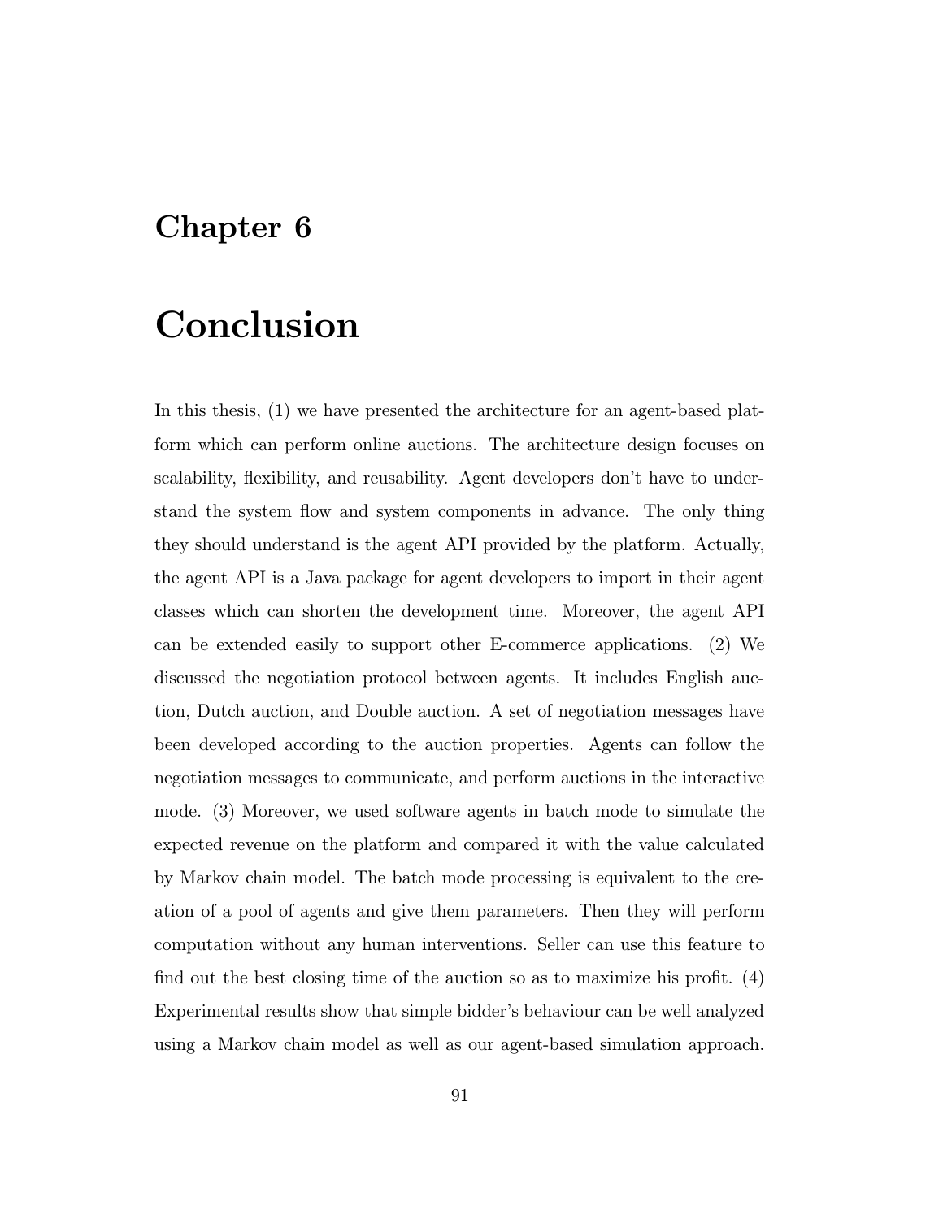# Chapter 6

# Conclusion

In this thesis, (1) we have presented the architecture for an agent-based platform which can perform online auctions. The architecture design focuses on scalability, flexibility, and reusability. Agent developers don't have to understand the system flow and system components in advance. The only thing they should understand is the agent API provided by the platform. Actually, the agent API is a Java package for agent developers to import in their agent classes which can shorten the development time. Moreover, the agent API can be extended easily to support other E-commerce applications. (2) We discussed the negotiation protocol between agents. It includes English auction, Dutch auction, and Double auction. A set of negotiation messages have been developed according to the auction properties. Agents can follow the negotiation messages to communicate, and perform auctions in the interactive mode. (3) Moreover, we used software agents in batch mode to simulate the expected revenue on the platform and compared it with the value calculated by Markov chain model. The batch mode processing is equivalent to the creation of a pool of agents and give them parameters. Then they will perform computation without any human interventions. Seller can use this feature to find out the best closing time of the auction so as to maximize his profit. (4) Experimental results show that simple bidder's behaviour can be well analyzed using a Markov chain model as well as our agent-based simulation approach.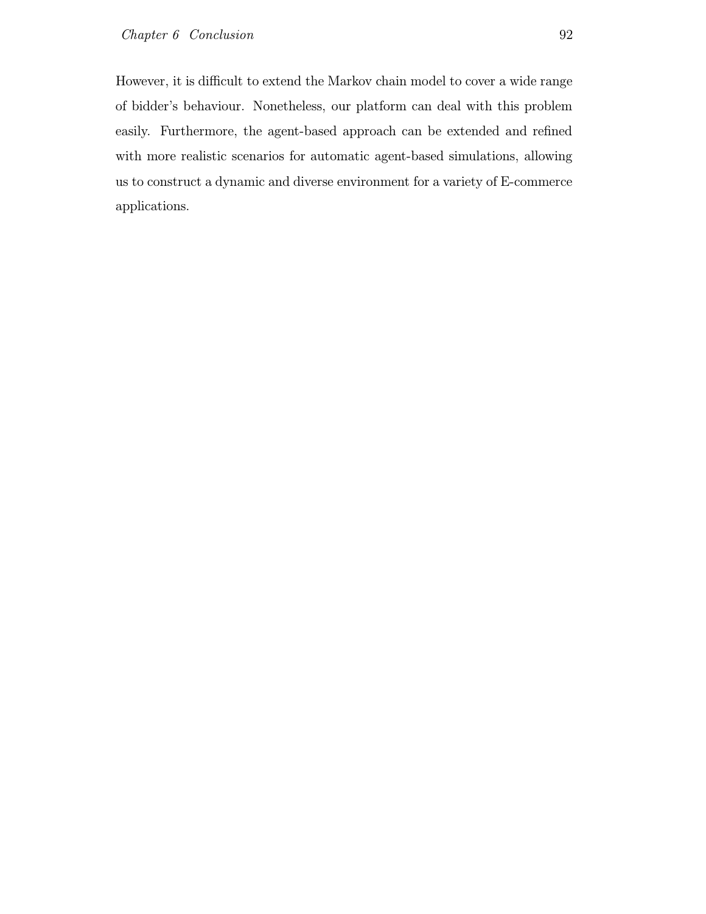However, it is difficult to extend the Markov chain model to cover a wide range of bidder's behaviour. Nonetheless, our platform can deal with this problem easily. Furthermore, the agent-based approach can be extended and refined with more realistic scenarios for automatic agent-based simulations, allowing us to construct a dynamic and diverse environment for a variety of E-commerce applications.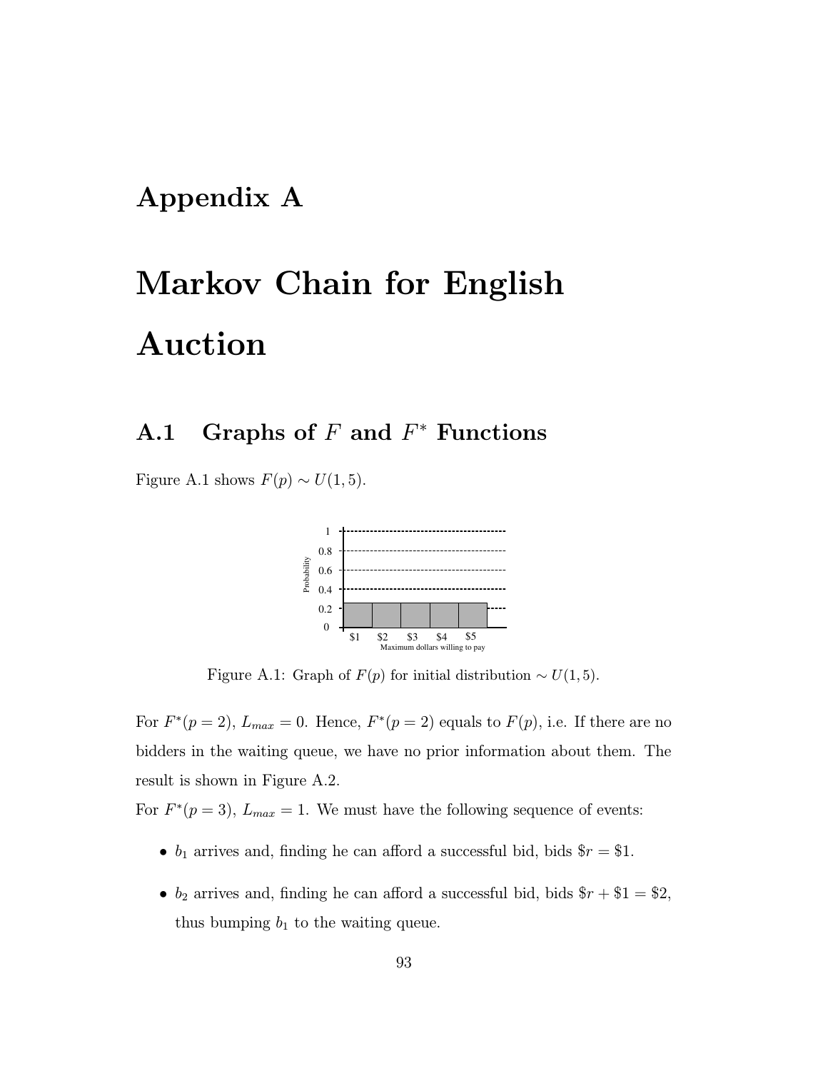# Appendix A

# Markov Chain for English Auction

## A.1 Graphs of $F$ and $F^*$ Functions

Figure A.1 shows $F(p) \sim U(1, 5)$.

Figure A.1: Graph of $F(p)$ for initial distribution $\sim U(1, 5)$.

For $F^*(p = 2)$, $L_{max} = 0$. Hence, $F^*(p = 2)$ equals to $F(p)$, i.e. If there are no bidders in the waiting queue, we have no prior information about them. The result is shown in Figure A.2.

For $F^*(p = 3)$, $L_{max} = 1$. We must have the following sequence of events:

- $b_1$ arrives and, finding he can afford a successful bid, bids $\$r = \$1$.
- $b_2$ arrives and, finding he can afford a successful bid, bids $\$r + \$1 = \$2$, thus bumping $b_1$ to the waiting queue.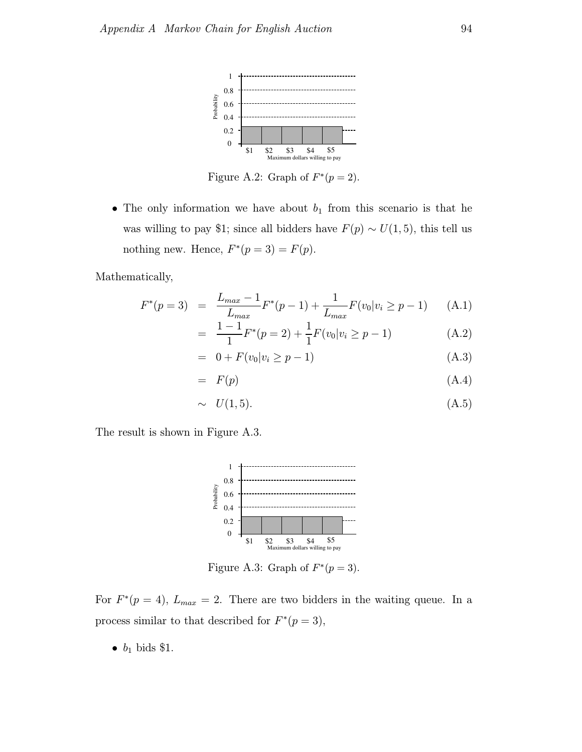Figure A.2: Graph of $F^*(p = 2)$.

- The only information we have about $b_1$ from this scenario is that he was willing to pay \$1; since all bidders have $F(p) \sim U(1, 5)$, this tell us nothing new. Hence, $F^*(p = 3) = F(p)$.

Mathematically,

$$
\begin{aligned}
F^*(p = 3) &= \frac{L_{max} - 1}{L_{max}} F^*(p - 1) + \frac{1}{L_{max}} F(v_0 | v_i \geq p - 1) && \text{(A.1)} \\
&= \frac{1 - 1}{1} F^*(p = 2) + \frac{1}{1} F(v_0 | v_i \geq p - 1) && \text{(A.2)} \\
&= 0 + F(v_0 | v_i \geq p - 1) && \text{(A.3)} \\
&= F(p) && \text{(A.4)} \\
&\sim U(1, 5). && \text{(A.5)}
\end{aligned}
$$

The result is shown in Figure A.3.

Figure A.3: Graph of $F^*(p = 3)$.

For $F^*(p = 4)$, $L_{max} = 2$. There are two bidders in the waiting queue. In a process similar to that described for $F^*(p = 3)$,

- $b_1$ bids \$1.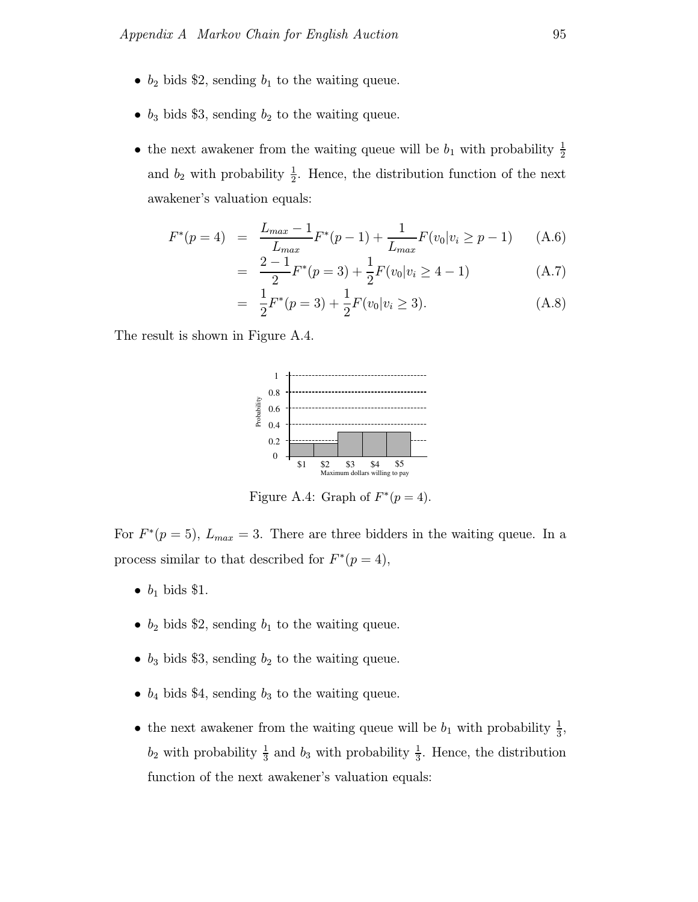- $b_2$ bids \$2, sending $b_1$ to the waiting queue.

- $b_3$ bids \$3, sending $b_2$ to the waiting queue.

- the next awakener from the waiting queue will be $b_1$ with probability $\frac{1}{2}$ and $b_2$ with probability $\frac{1}{2}$. Hence, the distribution function of the next awakener's valuation equals:

$$
\begin{aligned}
F^*(p=4) &= \frac{L_{max}-1}{L_{max}} F^*(p-1) + \frac{1}{L_{max}} F(v_0 | v_i \geq p-1) & \text{(A.6)} \\
&= \frac{2-1}{2} F^*(p=3) + \frac{1}{2} F(v_0 | v_i \geq 4-1) & \text{(A.7)} \\
&= \frac{1}{2} F^*(p=3) + \frac{1}{2} F(v_0 | v_i \geq 3). & \text{(A.8)}
\end{aligned}
$$

The result is shown in Figure A.4.

Figure A.4: Graph of $F^*(p=4)$.

For $F^*(p=5)$, $L_{max}=3$. There are three bidders in the waiting queue. In a process similar to that described for $F^*(p=4)$,

- $b_1$ bids \$1.

- $b_2$ bids \$2, sending $b_1$ to the waiting queue.

- $b_3$ bids \$3, sending $b_2$ to the waiting queue.

- $b_4$ bids \$4, sending $b_3$ to the waiting queue.

- the next awakener from the waiting queue will be $b_1$ with probability $\frac{1}{3}$, $b_2$ with probability $\frac{1}{3}$ and $b_3$ with probability $\frac{1}{3}$. Hence, the distribution function of the next awakener's valuation equals: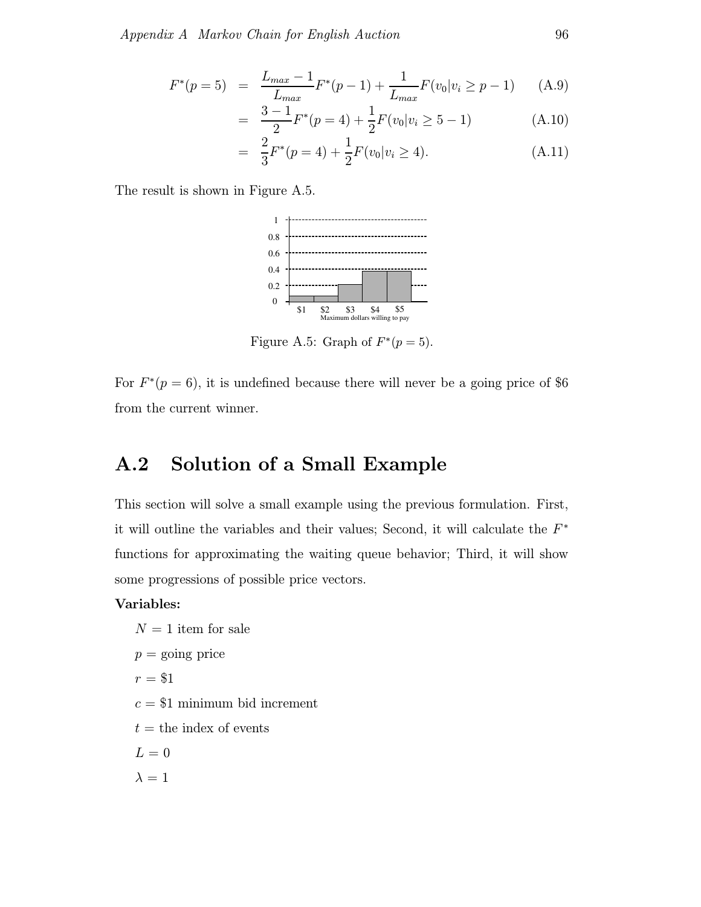$$F^*(p=5) = \frac{L_{max}-1}{L_{max}}F^*(p-1) + \frac{1}{L_{max}}F(v_0|v_i \geq p-1) \quad \text{(A.9)}$$

$$= \frac{3-1}{2}F^*(p=4) + \frac{1}{2}F(v_0|v_i \geq 5-1) \quad \text{(A.10)}$$

$$= \frac{2}{3}F^*(p=4) + \frac{1}{2}F(v_0|v_i \geq 4). \quad \text{(A.11)}$$

The result is shown in Figure A.5.

Figure A.5: Graph of $F^*(p=5)$.

For $F^*(p=6)$, it is undefined because there will never be a going price of \$6 from the current winner.

## A.2 Solution of a Small Example

This section will solve a small example using the previous formulation. First, it will outline the variables and their values; Second, it will calculate the $F^*$ functions for approximating the waiting queue behavior; Third, it will show some progressions of possible price vectors.

**Variables:**

$N = 1$ item for sale

$p =$ going price

$r = \$1$

$c = \$1$ minimum bid increment

$t =$ the index of events

$L = 0$

$\lambda = 1$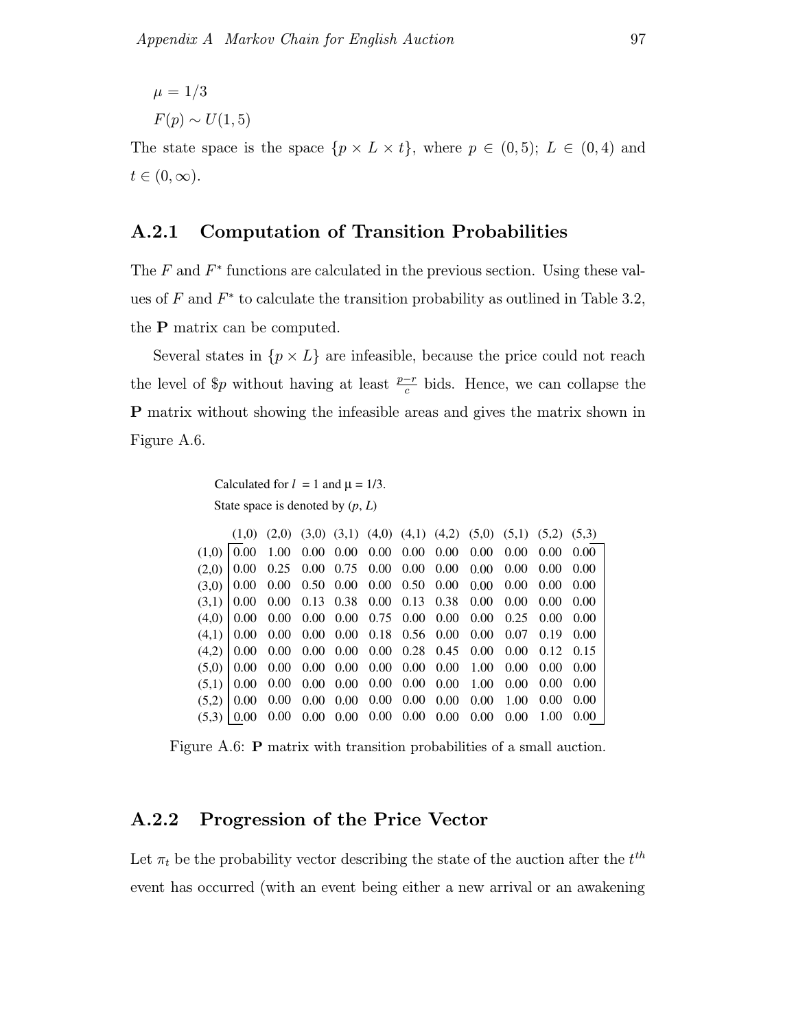$\mu = 1/3$

$F(p) \sim U(1, 5)$

The state space is the space $\{p \times L \times t\}$, where $p \in (0, 5)$; $L \in (0, 4)$ and $t \in (0, \infty)$.

### A.2.1 Computation of Transition Probabilities

The $F$ and $F^*$ functions are calculated in the previous section. Using these values of $F$ and $F^*$ to calculate the transition probability as outlined in Table 3.2, the **P** matrix can be computed.

Several states in $\{p \times L\}$ are infeasible, because the price could not reach the level of \$$p$ without having at least $\frac{p-r}{c}$ bids. Hence, we can collapse the **P** matrix without showing the infeasible areas and gives the matrix shown in Figure A.6.

Calculated for $l = 1$ and $\mu = 1/3$.

State space is denoted by $(p, L)$

| | (1,0) | (2,0) | (3,0) | (3,1) | (4,0) | (4,1) | (4,2) | (5,0) | (5,1) | (5,2) | (5,3) |
|---|---|---|---|---|---|---|---|---|---|---|---|
| (1,0) | 0.00 | 1.00 | 0.00 | 0.00 | 0.00 | 0.00 | 0.00 | 0.00 | 0.00 | 0.00 | 0.00 |
| (2,0) | 0.00 | 0.25 | 0.00 | 0.75 | 0.00 | 0.00 | 0.00 | 0.00 | 0.00 | 0.00 | 0.00 |
| (3,0) | 0.00 | 0.00 | 0.50 | 0.00 | 0.00 | 0.50 | 0.00 | 0.00 | 0.00 | 0.00 | 0.00 |
| (3,1) | 0.00 | 0.00 | 0.13 | 0.38 | 0.00 | 0.13 | 0.38 | 0.00 | 0.00 | 0.00 | 0.00 |
| (4,0) | 0.00 | 0.00 | 0.00 | 0.00 | 0.75 | 0.00 | 0.00 | 0.00 | 0.25 | 0.00 | 0.00 |
| (4,1) | 0.00 | 0.00 | 0.00 | 0.00 | 0.18 | 0.56 | 0.00 | 0.00 | 0.07 | 0.19 | 0.00 |
| (4,2) | 0.00 | 0.00 | 0.00 | 0.00 | 0.00 | 0.28 | 0.45 | 0.00 | 0.00 | 0.12 | 0.15 |
| (5,0) | 0.00 | 0.00 | 0.00 | 0.00 | 0.00 | 0.00 | 0.00 | 1.00 | 0.00 | 0.00 | 0.00 |
| (5,1) | 0.00 | 0.00 | 0.00 | 0.00 | 0.00 | 0.00 | 0.00 | 1.00 | 0.00 | 0.00 | 0.00 |
| (5,2) | 0.00 | 0.00 | 0.00 | 0.00 | 0.00 | 0.00 | 0.00 | 0.00 | 1.00 | 0.00 | 0.00 |
| (5,3) | 0.00 | 0.00 | 0.00 | 0.00 | 0.00 | 0.00 | 0.00 | 0.00 | 0.00 | 1.00 | 0.00 |

Figure A.6: **P** matrix with transition probabilities of a small auction.

### A.2.2 Progression of the Price Vector

Let $\pi_t$ be the probability vector describing the state of the auction after the $t^{th}$ event has occurred (with an event being either a new arrival or an awakening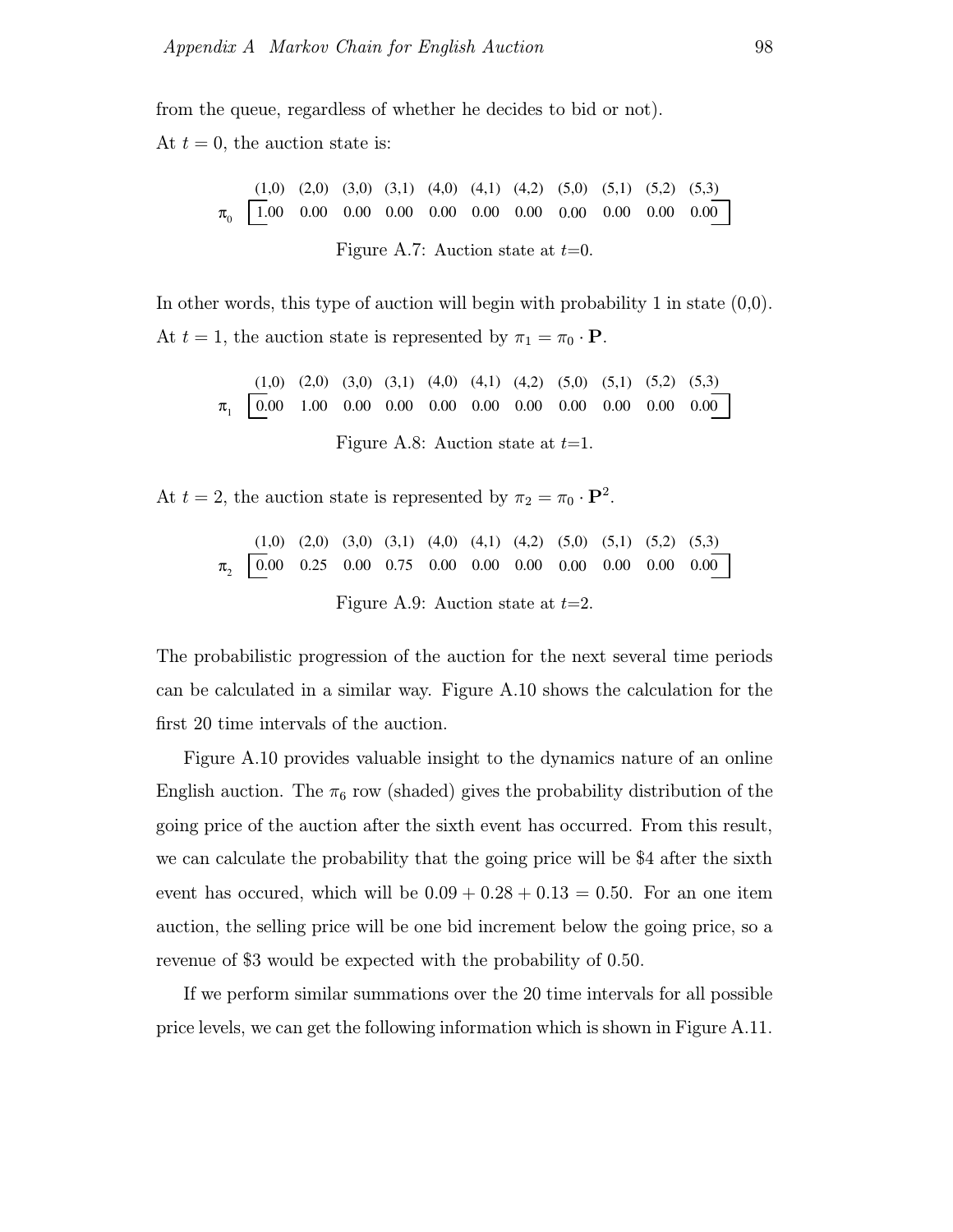from the queue, regardless of whether he decides to bid or not).

At $t = 0$, the auction state is:

| | (1,0) | (2,0) | (3,0) | (3,1) | (4,0) | (4,1) | (4,2) | (5,0) | (5,1) | (5,2) | (5,3) |
|---|---|---|---|---|---|---|---|---|---|---|---|
| $\pi_0$ | 1.00 | 0.00 | 0.00 | 0.00 | 0.00 | 0.00 | 0.00 | 0.00 | 0.00 | 0.00 | 0.00 |

Figure A.7: Auction state at $t$=0.

In other words, this type of auction will begin with probability 1 in state (0,0).

At $t = 1$, the auction state is represented by $\pi_1 = \pi_0 \cdot \mathbf{P}$.

| | (1,0) | (2,0) | (3,0) | (3,1) | (4,0) | (4,1) | (4,2) | (5,0) | (5,1) | (5,2) | (5,3) |
|---|---|---|---|---|---|---|---|---|---|---|---|
| $\pi_1$ | 0.00 | 1.00 | 0.00 | 0.00 | 0.00 | 0.00 | 0.00 | 0.00 | 0.00 | 0.00 | 0.00 |

Figure A.8: Auction state at $t$=1.

At $t = 2$, the auction state is represented by $\pi_2 = \pi_0 \cdot \mathbf{P}^2$.

| | (1,0) | (2,0) | (3,0) | (3,1) | (4,0) | (4,1) | (4,2) | (5,0) | (5,1) | (5,2) | (5,3) |
|---|---|---|---|---|---|---|---|---|---|---|---|
| $\pi_2$ | 0.00 | 0.25 | 0.00 | 0.75 | 0.00 | 0.00 | 0.00 | 0.00 | 0.00 | 0.00 | 0.00 |

Figure A.9: Auction state at $t$=2.

The probabilistic progression of the auction for the next several time periods can be calculated in a similar way. Figure A.10 shows the calculation for the first 20 time intervals of the auction.

Figure A.10 provides valuable insight to the dynamics nature of an online English auction. The $\pi_6$ row (shaded) gives the probability distribution of the going price of the auction after the sixth event has occurred. From this result, we can calculate the probability that the going price will be \$4 after the sixth event has occured, which will be $0.09 + 0.28 + 0.13 = 0.50$. For an one item auction, the selling price will be one bid increment below the going price, so a revenue of \$3 would be expected with the probability of 0.50.

If we perform similar summations over the 20 time intervals for all possible price levels, we can get the following information which is shown in Figure A.11.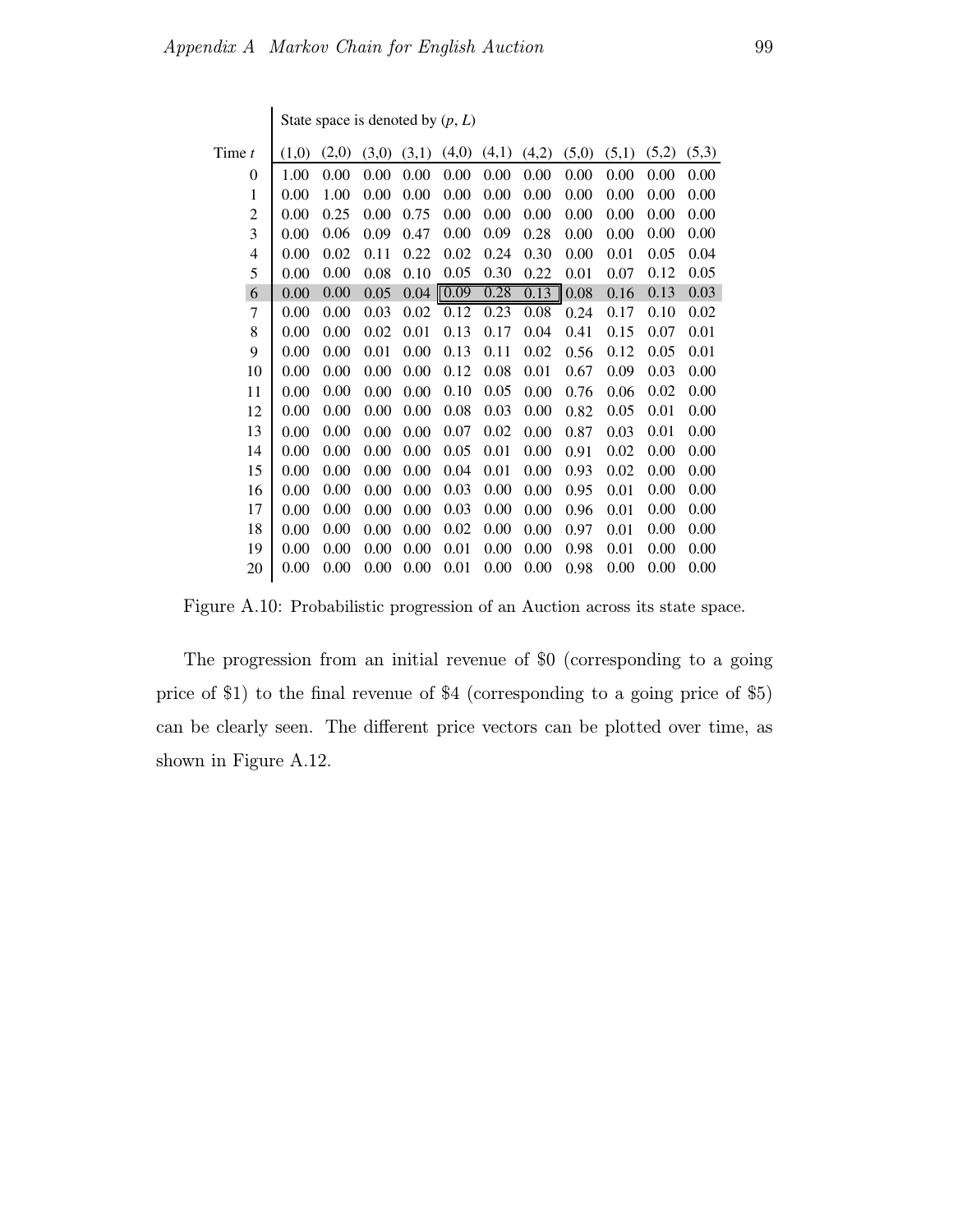| Time $t$ | State space is denoted by $(p, L)$ | | | | | | | | | | |
|---|---|---|---|---|---|---|---|---|---|---|---|
| | (1,0) | (2,0) | (3,0) | (3,1) | (4,0) | (4,1) | (4,2) | (5,0) | (5,1) | (5,2) | (5,3) |
| 0 | 1.00 | 0.00 | 0.00 | 0.00 | 0.00 | 0.00 | 0.00 | 0.00 | 0.00 | 0.00 | 0.00 |
| 1 | 0.00 | 1.00 | 0.00 | 0.00 | 0.00 | 0.00 | 0.00 | 0.00 | 0.00 | 0.00 | 0.00 |
| 2 | 0.00 | 0.25 | 0.00 | 0.75 | 0.00 | 0.00 | 0.00 | 0.00 | 0.00 | 0.00 | 0.00 |
| 3 | 0.00 | 0.06 | 0.09 | 0.47 | 0.00 | 0.09 | 0.28 | 0.00 | 0.00 | 0.00 | 0.00 |
| 4 | 0.00 | 0.02 | 0.11 | 0.22 | 0.02 | 0.24 | 0.30 | 0.00 | 0.01 | 0.05 | 0.04 |
| 5 | 0.00 | 0.00 | 0.08 | 0.10 | 0.05 | 0.30 | 0.22 | 0.01 | 0.07 | 0.12 | 0.05 |
| 6 | 0.00 | 0.00 | 0.05 | 0.04 | 0.09 | 0.28 | 0.13 | 0.08 | 0.16 | 0.13 | 0.03 |
| 7 | 0.00 | 0.00 | 0.03 | 0.02 | 0.12 | 0.23 | 0.08 | 0.24 | 0.17 | 0.10 | 0.02 |
| 8 | 0.00 | 0.00 | 0.02 | 0.01 | 0.13 | 0.17 | 0.04 | 0.41 | 0.15 | 0.07 | 0.01 |
| 9 | 0.00 | 0.00 | 0.01 | 0.00 | 0.13 | 0.11 | 0.02 | 0.56 | 0.12 | 0.05 | 0.01 |
| 10 | 0.00 | 0.00 | 0.00 | 0.00 | 0.12 | 0.08 | 0.01 | 0.67 | 0.09 | 0.03 | 0.00 |
| 11 | 0.00 | 0.00 | 0.00 | 0.00 | 0.10 | 0.05 | 0.00 | 0.76 | 0.06 | 0.02 | 0.00 |
| 12 | 0.00 | 0.00 | 0.00 | 0.00 | 0.08 | 0.03 | 0.00 | 0.82 | 0.05 | 0.01 | 0.00 |
| 13 | 0.00 | 0.00 | 0.00 | 0.00 | 0.07 | 0.02 | 0.00 | 0.87 | 0.03 | 0.01 | 0.00 |
| 14 | 0.00 | 0.00 | 0.00 | 0.00 | 0.05 | 0.01 | 0.00 | 0.91 | 0.02 | 0.00 | 0.00 |
| 15 | 0.00 | 0.00 | 0.00 | 0.00 | 0.04 | 0.01 | 0.00 | 0.93 | 0.02 | 0.00 | 0.00 |
| 16 | 0.00 | 0.00 | 0.00 | 0.00 | 0.03 | 0.00 | 0.00 | 0.95 | 0.01 | 0.00 | 0.00 |
| 17 | 0.00 | 0.00 | 0.00 | 0.00 | 0.03 | 0.00 | 0.00 | 0.96 | 0.01 | 0.00 | 0.00 |
| 18 | 0.00 | 0.00 | 0.00 | 0.00 | 0.02 | 0.00 | 0.00 | 0.97 | 0.01 | 0.00 | 0.00 |
| 19 | 0.00 | 0.00 | 0.00 | 0.00 | 0.01 | 0.00 | 0.00 | 0.98 | 0.01 | 0.00 | 0.00 |
| 20 | 0.00 | 0.00 | 0.00 | 0.00 | 0.01 | 0.00 | 0.00 | 0.98 | 0.00 | 0.00 | 0.00 |

Figure A.10: Probabilistic progression of an Auction across its state space.

The progression from an initial revenue of \$0 (corresponding to a going price of \$1) to the final revenue of \$4 (corresponding to a going price of \$5) can be clearly seen. The different price vectors can be plotted over time, as shown in Figure A.12.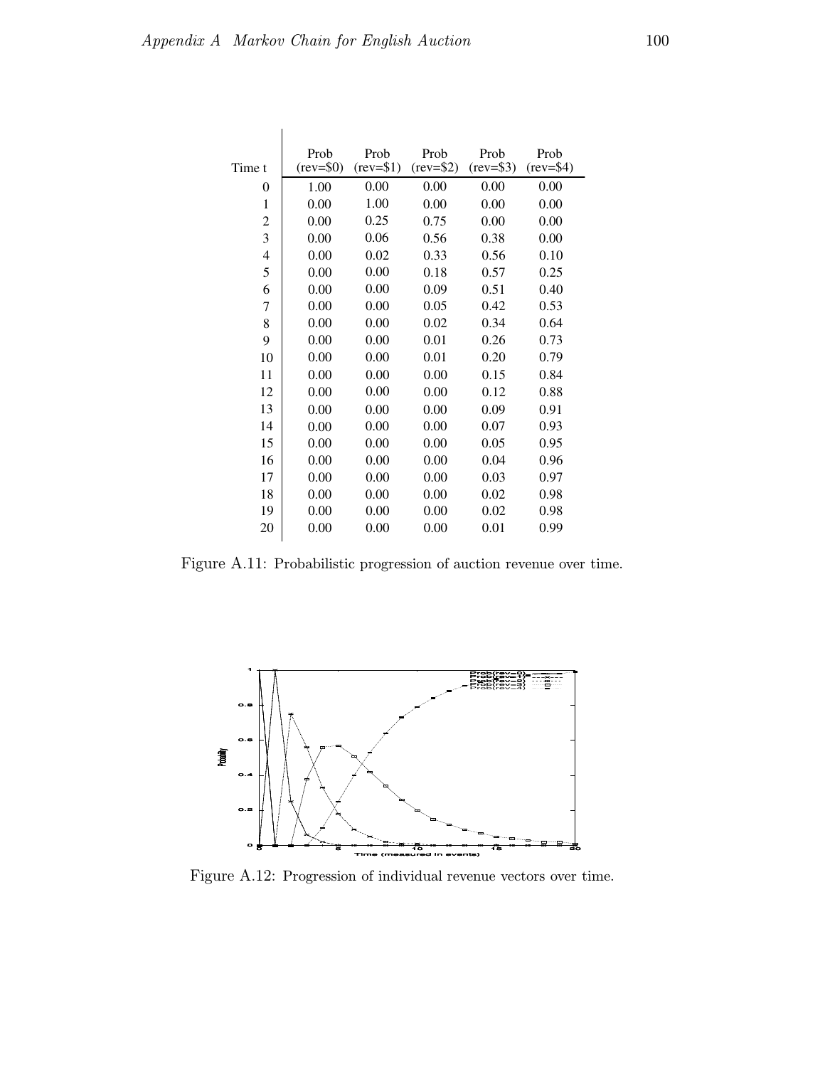| Time t | Prob (rev=\$0) | Prob (rev=\$1) | Prob (rev=\$2) | Prob (rev=\$3) | Prob (rev=\$4) |
|---|---|---|---|---|---|
| 0 | 1.00 | 0.00 | 0.00 | 0.00 | 0.00 |
| 1 | 0.00 | 1.00 | 0.00 | 0.00 | 0.00 |
| 2 | 0.00 | 0.25 | 0.75 | 0.00 | 0.00 |
| 3 | 0.00 | 0.06 | 0.56 | 0.38 | 0.00 |
| 4 | 0.00 | 0.02 | 0.33 | 0.56 | 0.10 |
| 5 | 0.00 | 0.00 | 0.18 | 0.57 | 0.25 |
| 6 | 0.00 | 0.00 | 0.09 | 0.51 | 0.40 |
| 7 | 0.00 | 0.00 | 0.05 | 0.42 | 0.53 |
| 8 | 0.00 | 0.00 | 0.02 | 0.34 | 0.64 |
| 9 | 0.00 | 0.00 | 0.01 | 0.26 | 0.73 |
| 10 | 0.00 | 0.00 | 0.01 | 0.20 | 0.79 |
| 11 | 0.00 | 0.00 | 0.00 | 0.15 | 0.84 |
| 12 | 0.00 | 0.00 | 0.00 | 0.12 | 0.88 |
| 13 | 0.00 | 0.00 | 0.00 | 0.09 | 0.91 |
| 14 | 0.00 | 0.00 | 0.00 | 0.07 | 0.93 |
| 15 | 0.00 | 0.00 | 0.00 | 0.05 | 0.95 |
| 16 | 0.00 | 0.00 | 0.00 | 0.04 | 0.96 |
| 17 | 0.00 | 0.00 | 0.00 | 0.03 | 0.97 |
| 18 | 0.00 | 0.00 | 0.00 | 0.02 | 0.98 |
| 19 | 0.00 | 0.00 | 0.00 | 0.02 | 0.98 |
| 20 | 0.00 | 0.00 | 0.00 | 0.01 | 0.99 |

Figure A.11: Probabilistic progression of auction revenue over time.

Figure A.12: Progression of individual revenue vectors over time.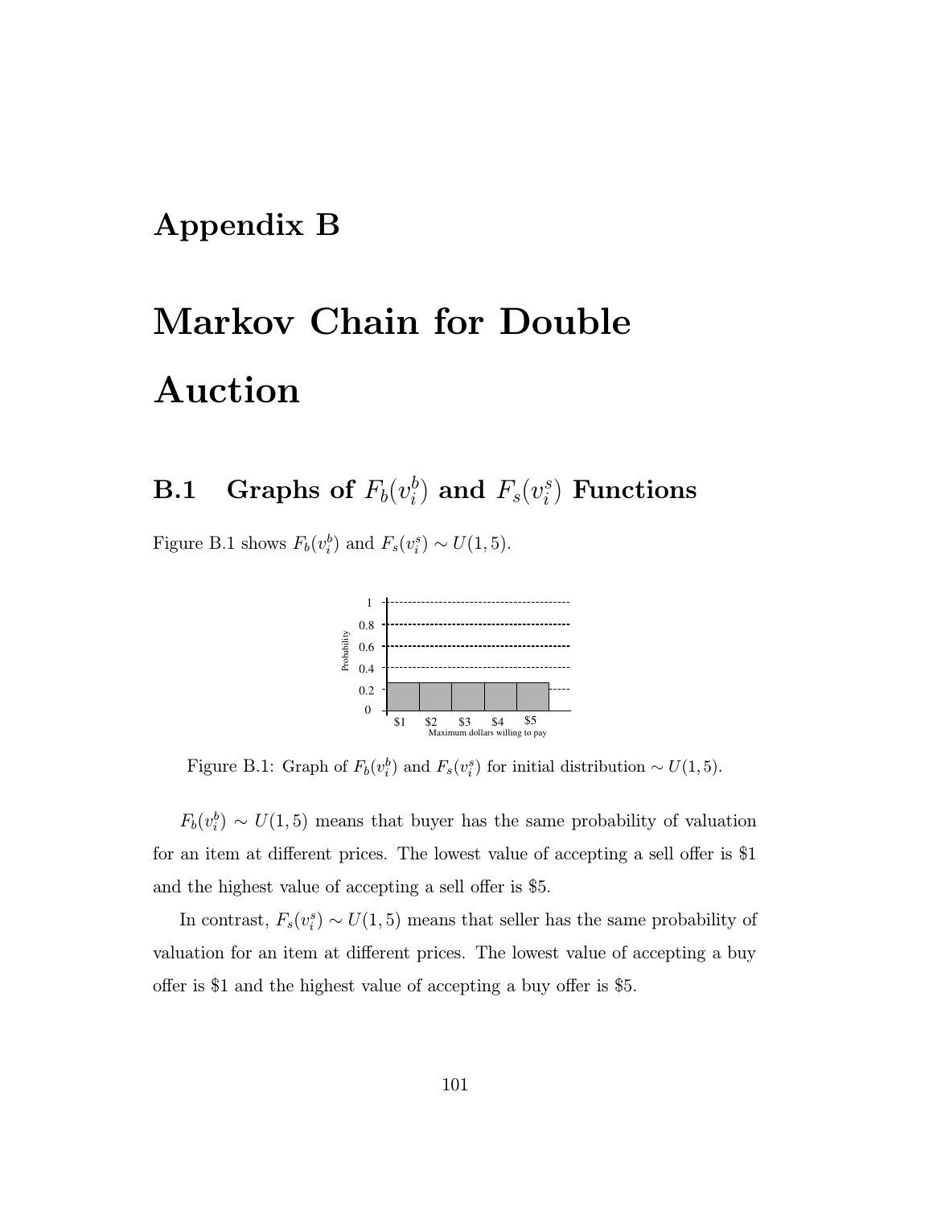# Appendix B

# Markov Chain for Double Auction

## B.1 Graphs of $F_b(v_i^b)$ and $F_s(v_i^s)$ Functions

Figure B.1 shows $F_b(v_i^b)$ and $F_s(v_i^s) \sim U(1, 5)$.

Figure B.1: Graph of $F_b(v_i^b)$ and $F_s(v_i^s)$ for initial distribution $\sim U(1, 5)$.

$F_b(v_i^b) \sim U(1, 5)$ means that buyer has the same probability of valuation for an item at different prices. The lowest value of accepting a sell offer is \$1 and the highest value of accepting a sell offer is \$5.

In contrast, $F_s(v_i^s) \sim U(1, 5)$ means that seller has the same probability of valuation for an item at different prices. The lowest value of accepting a buy offer is \$1 and the highest value of accepting a buy offer is \$5.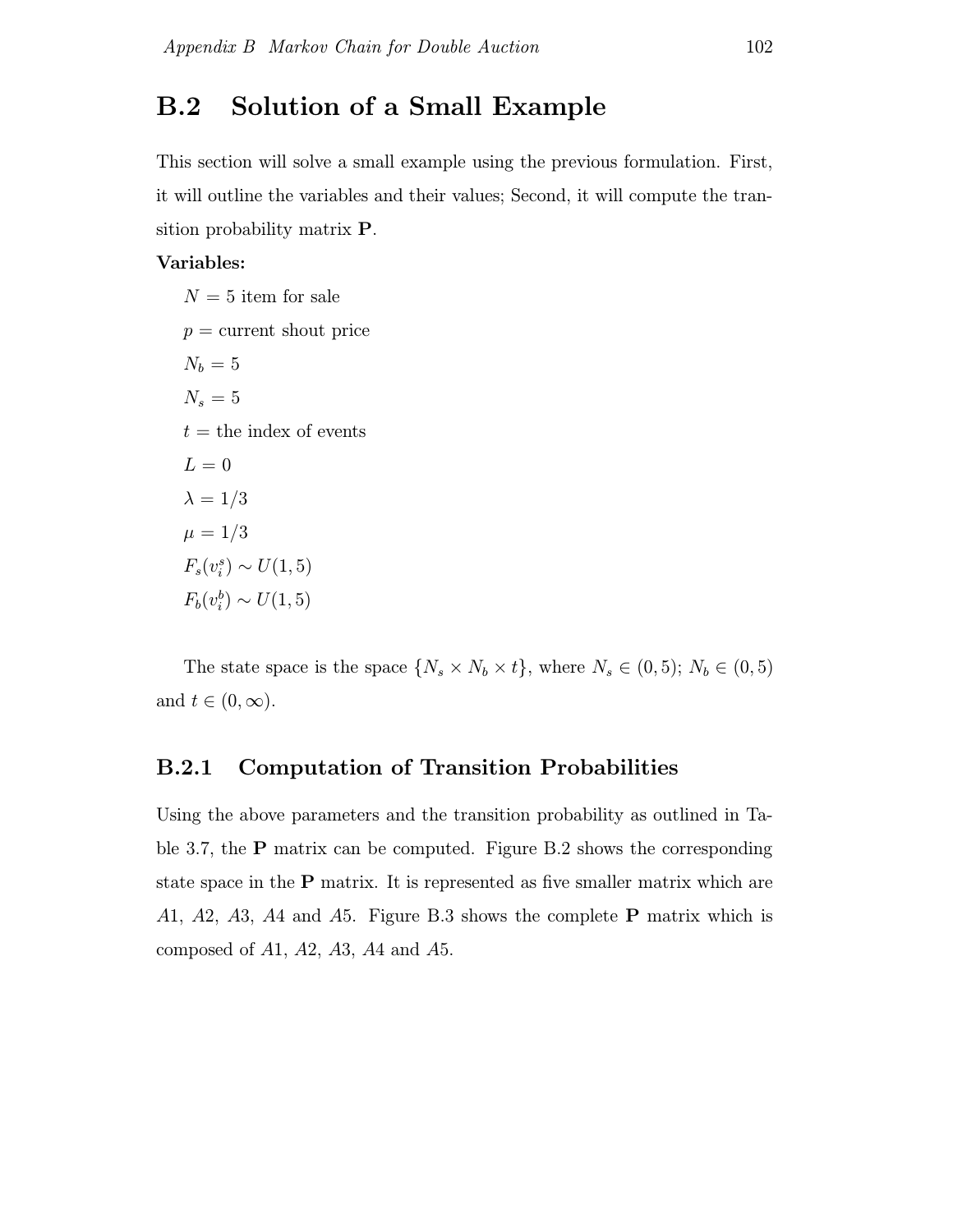## B.2 Solution of a Small Example

This section will solve a small example using the previous formulation. First, it will outline the variables and their values; Second, it will compute the transition probability matrix $\mathbf{P}$.

**Variables:**

$N = 5$ item for sale

$p =$ current shout price

$N_b = 5$

$N_s = 5$

$t =$ the index of events

$L = 0$

$\lambda = 1/3$

$\mu = 1/3$

$F_s(v_i^s) \sim U(1, 5)$

$F_b(v_i^b) \sim U(1, 5)$

The state space is the space $\{N_s \times N_b \times t\}$, where $N_s \in (0, 5)$; $N_b \in (0, 5)$ and $t \in (0, \infty)$.

### B.2.1 Computation of Transition Probabilities

Using the above parameters and the transition probability as outlined in Table 3.7, the $\mathbf{P}$ matrix can be computed. Figure B.2 shows the corresponding state space in the $\mathbf{P}$ matrix. It is represented as five smaller matrix which are $A1$, $A2$, $A3$, $A4$ and $A5$. Figure B.3 shows the complete $\mathbf{P}$ matrix which is composed of $A1$, $A2$, $A3$, $A4$ and $A5$.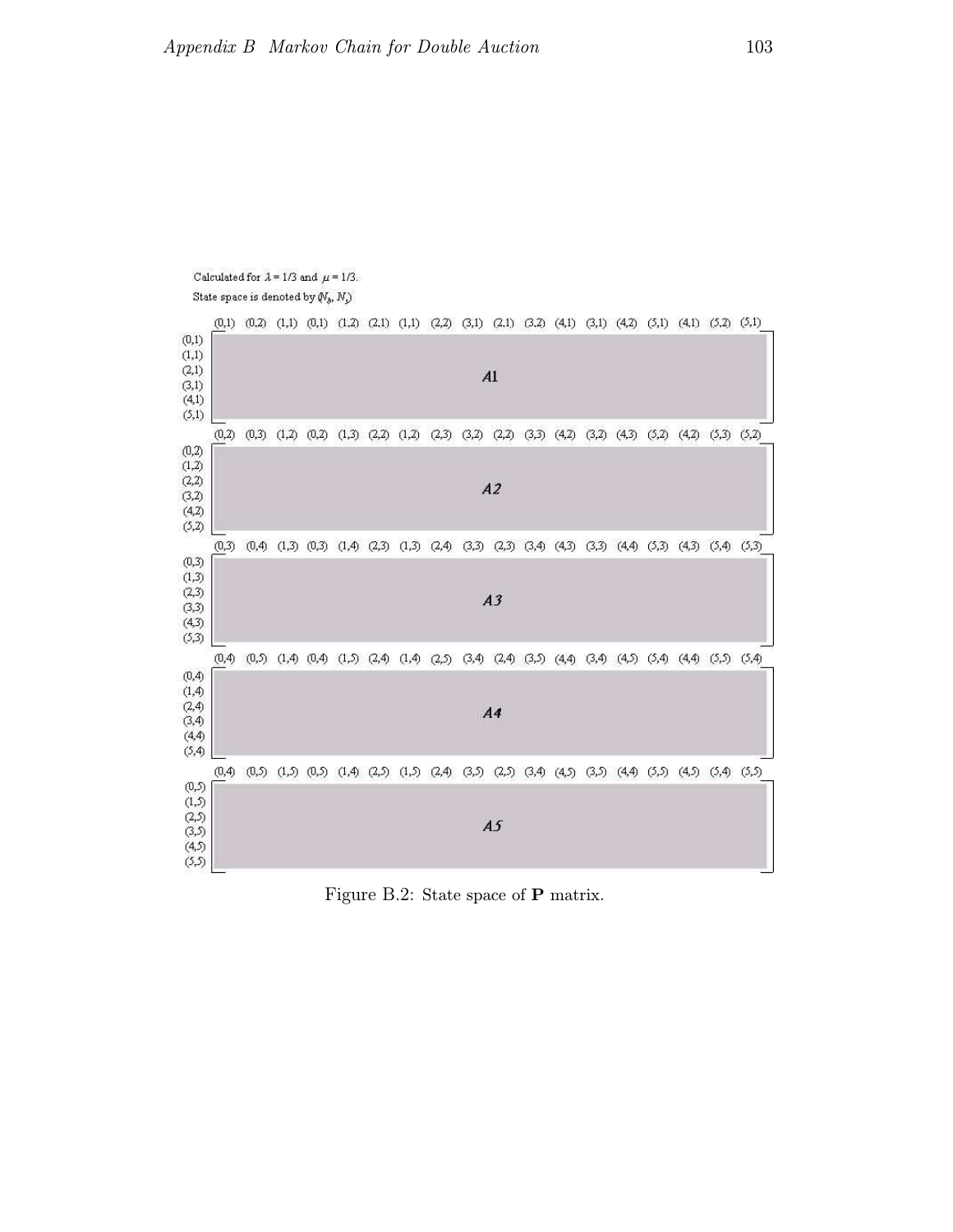Calculated for $\lambda = 1/3$ and $\mu = 1/3$.

State space is denoted by $(N_b, N_s)$

|  | (0,1) | (0,2) | (1,1) | (0,1) | (1,2) | (2,1) | (1,1) | (2,2) | (3,1) | (2,1) | (3,2) | (4,1) | (3,1) | (4,2) | (5,1) | (4,1) | (5,2) | (5,1) |
|---|---|---|---|---|---|---|---|---|---|---|---|---|---|---|---|---|---|---|
| (0,1) (1,1) (2,1) (3,1) (4,1) (5,1) | | | | | | | | | *A1* | | | | | | | | | |

|  | (0,2) | (0,3) | (1,2) | (0,2) | (1,3) | (2,2) | (1,2) | (2,3) | (3,2) | (2,2) | (3,3) | (4,2) | (3,2) | (4,3) | (5,2) | (4,2) | (5,3) | (5,2) |
|---|---|---|---|---|---|---|---|---|---|---|---|---|---|---|---|---|---|---|
| (0,2) (1,2) (2,2) (3,2) (4,2) (5,2) | | | | | | | | | *A2* | | | | | | | | | |

|  | (0,3) | (0,4) | (1,3) | (0,3) | (1,4) | (2,3) | (1,3) | (2,4) | (3,3) | (2,3) | (3,4) | (4,3) | (3,3) | (4,4) | (5,3) | (4,3) | (5,4) | (5,3) |
|---|---|---|---|---|---|---|---|---|---|---|---|---|---|---|---|---|---|---|
| (0,3) (1,3) (2,3) (3,3) (4,3) (5,3) | | | | | | | | | *A3* | | | | | | | | | |

|  | (0,4) | (0,5) | (1,4) | (0,4) | (1,5) | (2,4) | (1,4) | (2,5) | (3,4) | (2,4) | (3,5) | (4,4) | (3,4) | (4,5) | (5,4) | (4,4) | (5,5) | (5,4) |
|---|---|---|---|---|---|---|---|---|---|---|---|---|---|---|---|---|---|---|
| (0,4) (1,4) (2,4) (3,4) (4,4) (5,4) | | | | | | | | | *A4* | | | | | | | | | |

|  | (0,4) | (0,5) | (1,5) | (0,5) | (1,4) | (2,5) | (1,5) | (2,4) | (3,5) | (2,5) | (3,4) | (4,5) | (3,5) | (4,4) | (5,5) | (4,5) | (5,4) | (5,5) |
|---|---|---|---|---|---|---|---|---|---|---|---|---|---|---|---|---|---|---|
| (0,5) (1,5) (2,5) (3,5) (4,5) (5,5) | | | | | | | | | *A5* | | | | | | | | | |

Figure B.2: State space of **P** matrix.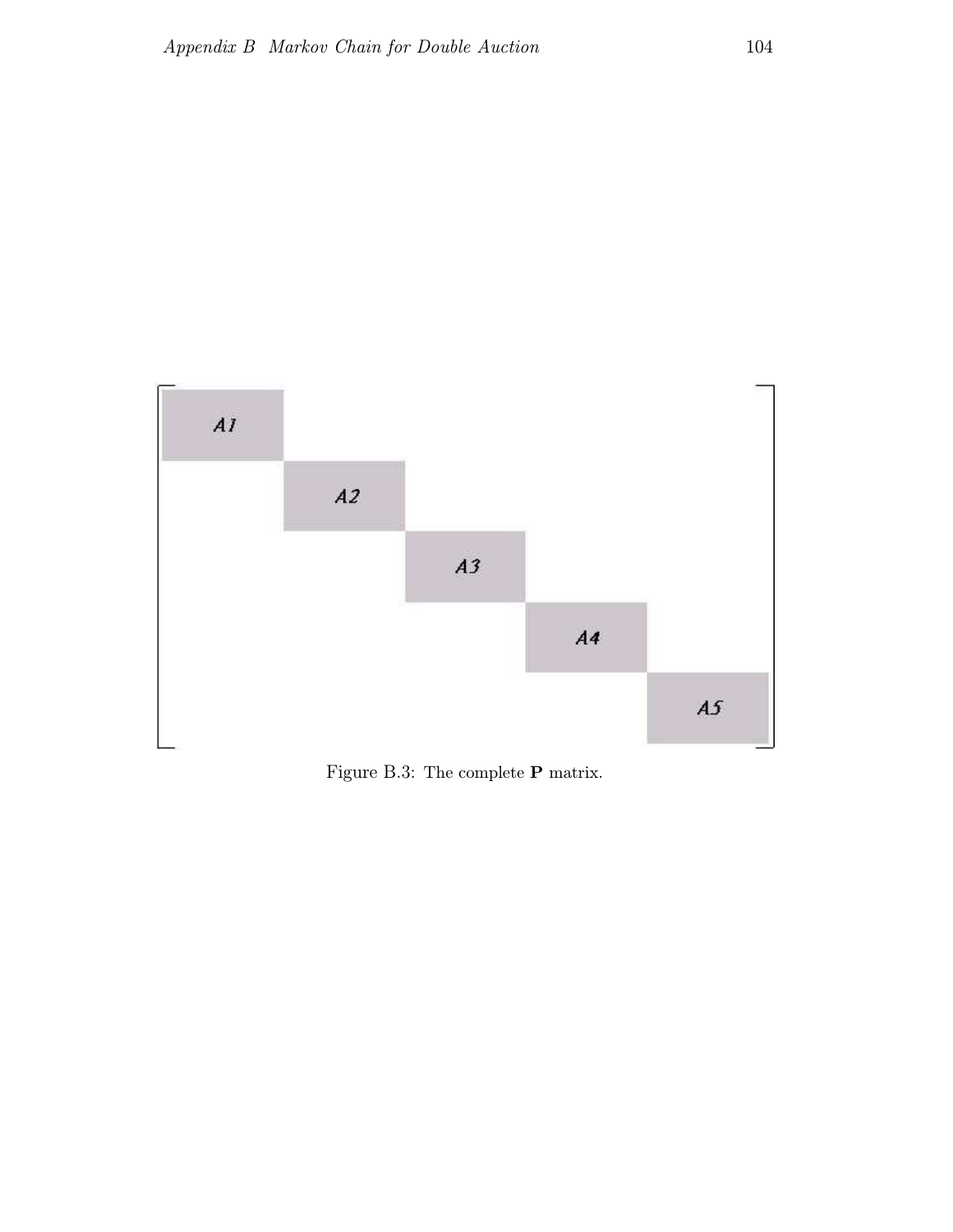$$
\begin{bmatrix}
A1 & & & & \\
 & A2 & & & \\
 & & A3 & & \\
 & & & A4 & \\
 & & & & A5
\end{bmatrix}
$$

Figure B.3: The complete **P** matrix.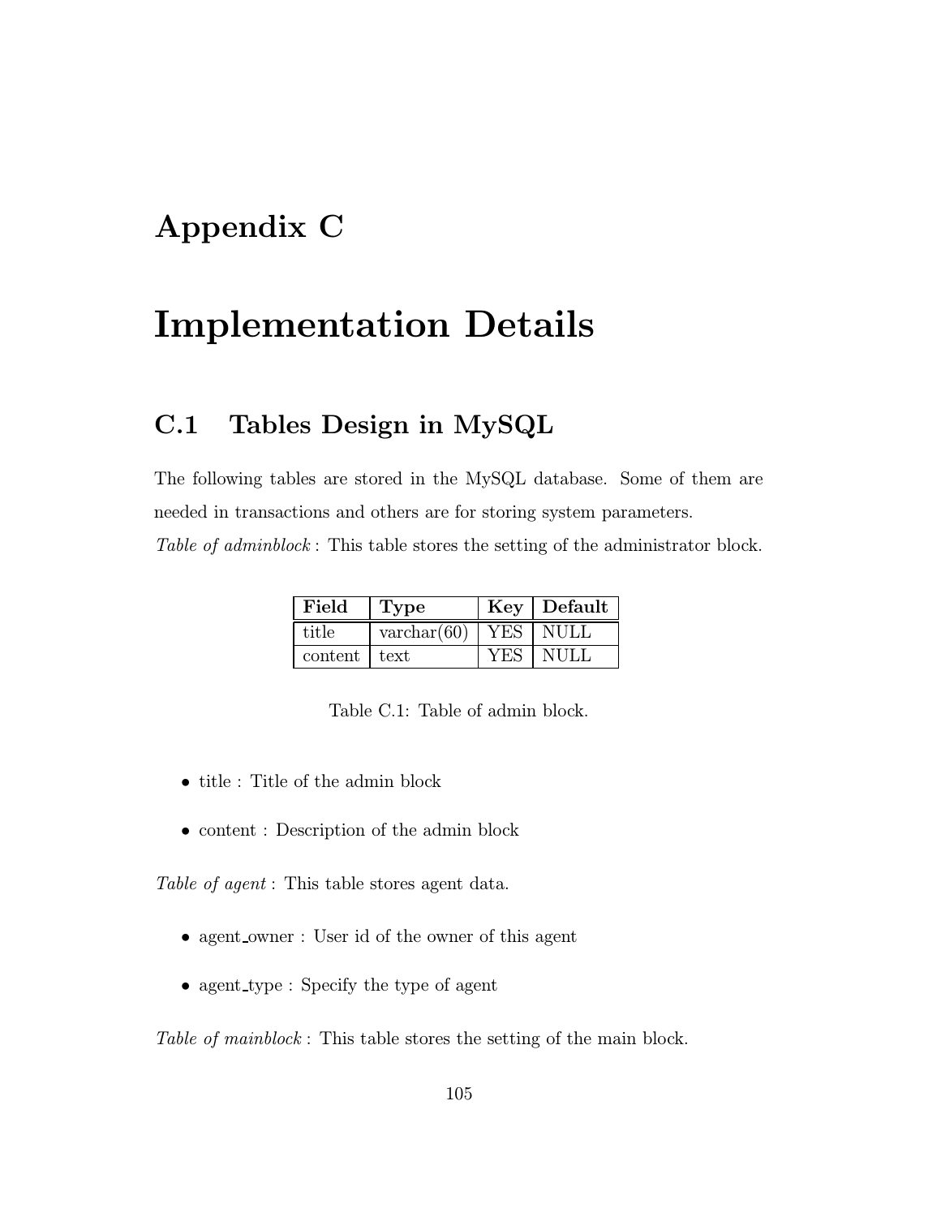# Appendix C

# Implementation Details

## C.1 Tables Design in MySQL

The following tables are stored in the MySQL database. Some of them are needed in transactions and others are for storing system parameters.

*Table of adminblock* : This table stores the setting of the administrator block.

| **Field** | **Type** | **Key** | **Default** |
|---|---|---|---|
| title | varchar(60) | YES | NULL |
| content | text | YES | NULL |

Table C.1: Table of admin block.

- title : Title of the admin block
- content : Description of the admin block

*Table of agent* : This table stores agent data.

- agent_owner : User id of the owner of this agent
- agent_type : Specify the type of agent

*Table of mainblock* : This table stores the setting of the main block.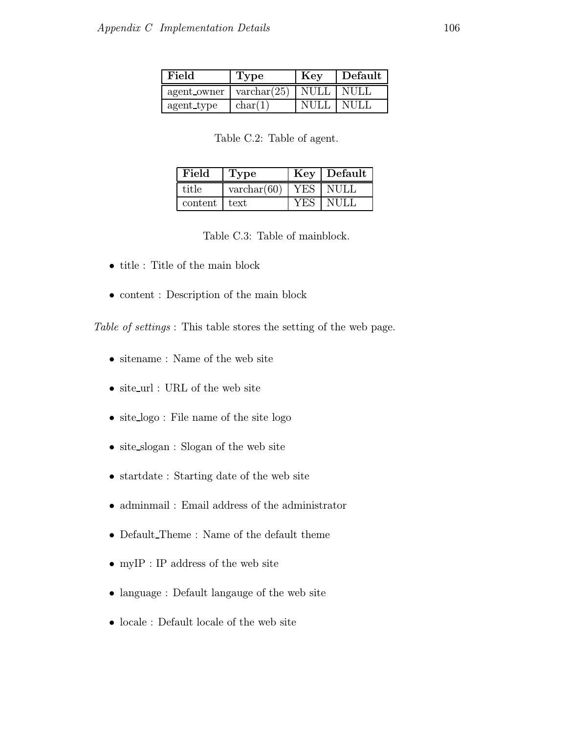| Field | Type | Key | Default |
|---|---|---|---|
| agent_owner | varchar(25) | NULL | NULL |
| agent_type | char(1) | NULL | NULL |

Table C.2: Table of agent.

| Field | Type | Key | Default |
|---|---|---|---|
| title | varchar(60) | YES | NULL |
| content | text | YES | NULL |

Table C.3: Table of mainblock.

- title : Title of the main block
- content : Description of the main block

*Table of settings* : This table stores the setting of the web page.

- sitename : Name of the web site
- site_url : URL of the web site
- site_logo : File name of the site logo
- site_slogan : Slogan of the web site
- startdate : Starting date of the web site
- adminmail : Email address of the administrator
- Default_Theme : Name of the default theme
- myIP : IP address of the web site
- language : Default langauge of the web site
- locale : Default locale of the web site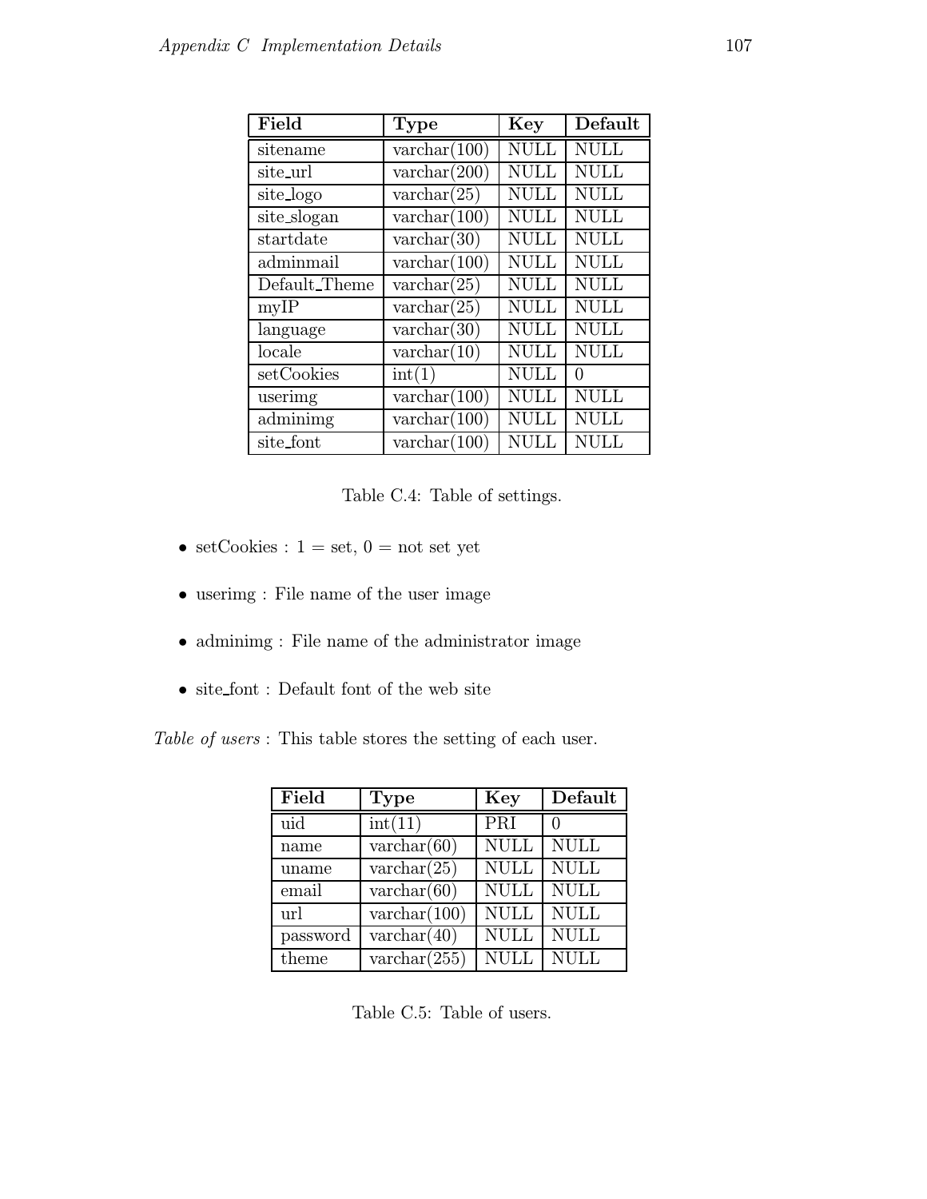| Field | Type | Key | Default |
|---|---|---|---|
| sitename | varchar(100) | NULL | NULL |
| site_url | varchar(200) | NULL | NULL |
| site_logo | varchar(25) | NULL | NULL |
| site_slogan | varchar(100) | NULL | NULL |
| startdate | varchar(30) | NULL | NULL |
| adminmail | varchar(100) | NULL | NULL |
| Default_Theme | varchar(25) | NULL | NULL |
| myIP | varchar(25) | NULL | NULL |
| language | varchar(30) | NULL | NULL |
| locale | varchar(10) | NULL | NULL |
| setCookies | int(1) | NULL | 0 |
| userimg | varchar(100) | NULL | NULL |
| adminimg | varchar(100) | NULL | NULL |
| site_font | varchar(100) | NULL | NULL |

Table C.4: Table of settings.

- setCookies : 1 = set, 0 = not set yet
- userimg : File name of the user image
- adminimg : File name of the administrator image
- site_font : Default font of the web site

*Table of users* : This table stores the setting of each user.

| Field | Type | Key | Default |
|---|---|---|---|
| uid | int(11) | PRI | 0 |
| name | varchar(60) | NULL | NULL |
| uname | varchar(25) | NULL | NULL |
| email | varchar(60) | NULL | NULL |
| url | varchar(100) | NULL | NULL |
| password | varchar(40) | NULL | NULL |
| theme | varchar(255) | NULL | NULL |

Table C.5: Table of users.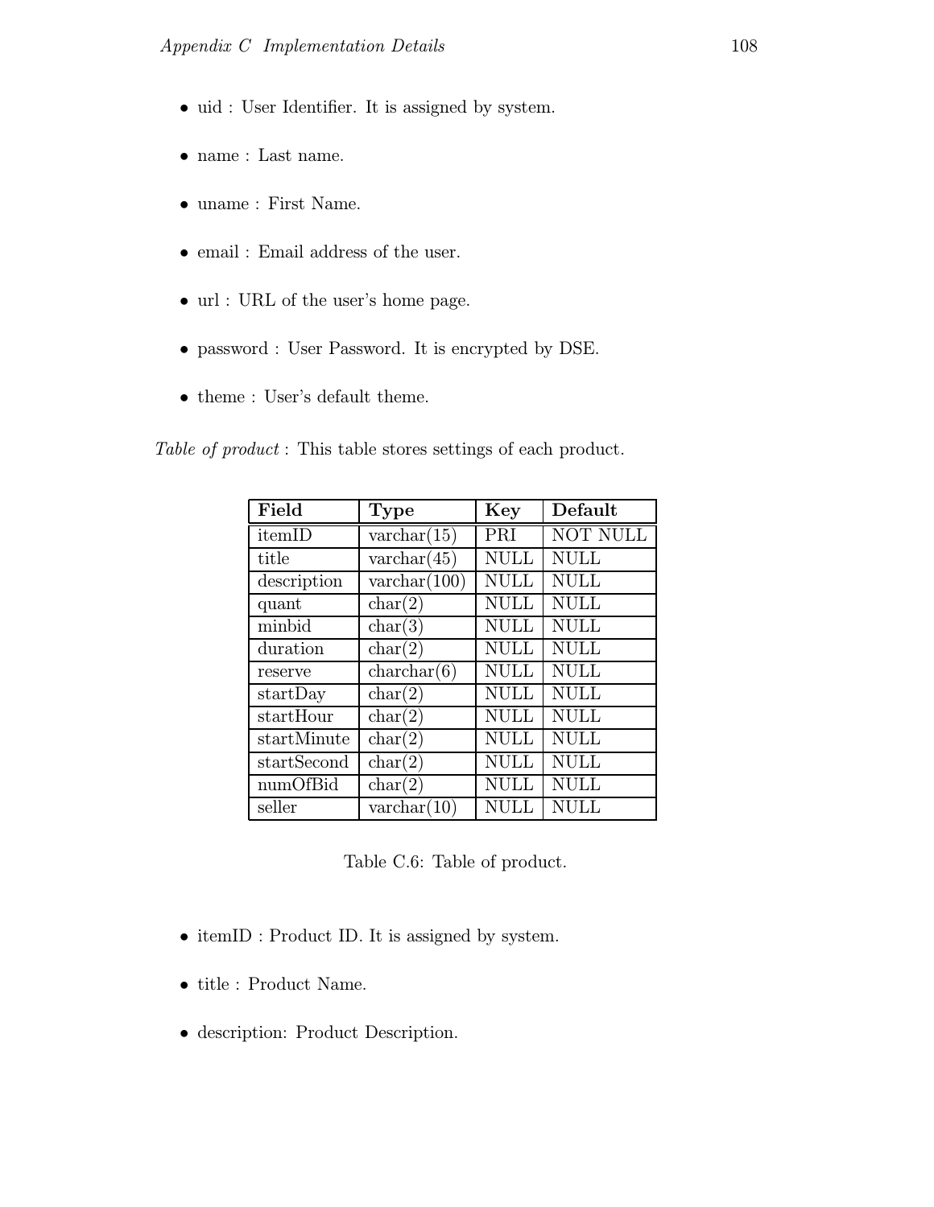- uid : User Identifier. It is assigned by system.
- name : Last name.
- uname : First Name.
- email : Email address of the user.
- url : URL of the user's home page.
- password : User Password. It is encrypted by DSE.
- theme : User's default theme.

*Table of product* : This table stores settings of each product.

| Field | Type | Key | Default |
|---|---|---|---|
| itemID | varchar(15) | PRI | NOT NULL |
| title | varchar(45) | NULL | NULL |
| description | varchar(100) | NULL | NULL |
| quant | char(2) | NULL | NULL |
| minbid | char(3) | NULL | NULL |
| duration | char(2) | NULL | NULL |
| reserve | charchar(6) | NULL | NULL |
| startDay | char(2) | NULL | NULL |
| startHour | char(2) | NULL | NULL |
| startMinute | char(2) | NULL | NULL |
| startSecond | char(2) | NULL | NULL |
| numOfBid | char(2) | NULL | NULL |
| seller | varchar(10) | NULL | NULL |

Table C.6: Table of product.

- itemID : Product ID. It is assigned by system.
- title : Product Name.
- description: Product Description.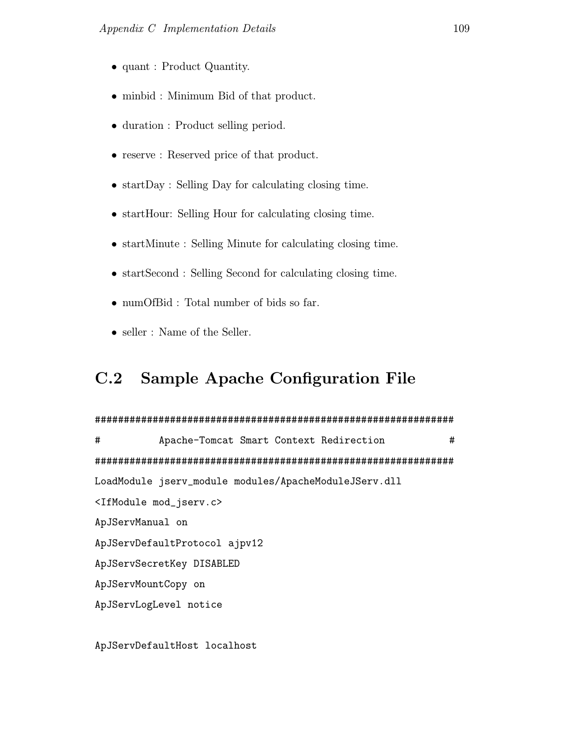- quant : Product Quantity.
- minbid : Minimum Bid of that product.
- duration : Product selling period.
- reserve : Reserved price of that product.
- startDay : Selling Day for calculating closing time.
- startHour: Selling Hour for calculating closing time.
- startMinute : Selling Minute for calculating closing time.
- startSecond : Selling Second for calculating closing time.
- numOfBid : Total number of bids so far.
- seller : Name of the Seller.

## C.2 Sample Apache Configuration File

```
##############################################################
#          Apache-Tomcat Smart Context Redirection           #
##############################################################
LoadModule jserv_module modules/ApacheModuleJServ.dll
<IfModule mod_jserv.c>
ApJServManual on
ApJServDefaultProtocol ajpv12
ApJServSecretKey DISABLED
ApJServMountCopy on
ApJServLogLevel notice

ApJServDefaultHost localhost
```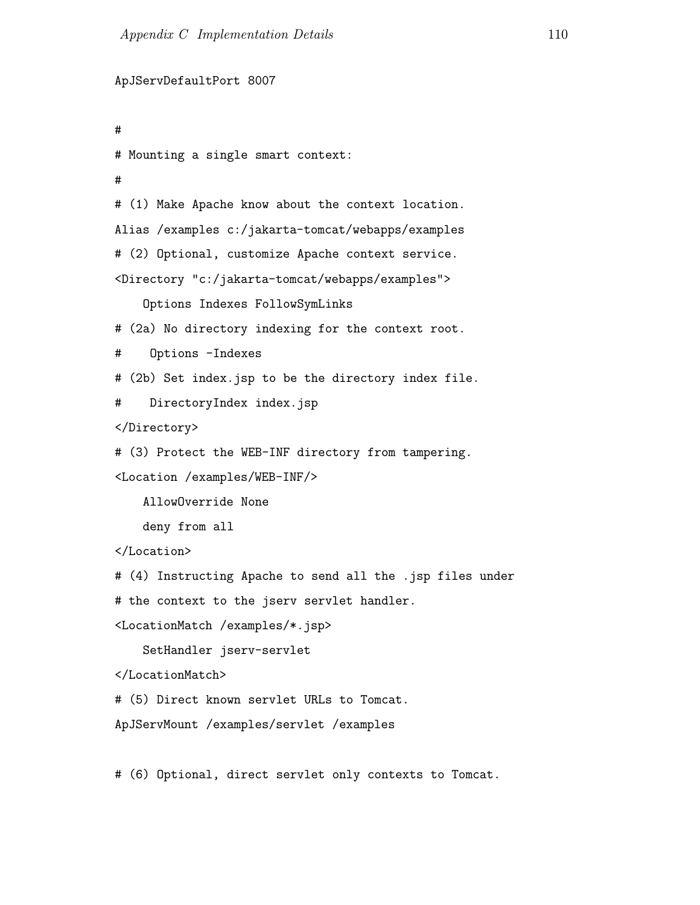```
ApJServDefaultPort 8007

#
# Mounting a single smart context:
#
# (1) Make Apache know about the context location.
Alias /examples c:/jakarta-tomcat/webapps/examples
# (2) Optional, customize Apache context service.
<Directory "c:/jakarta-tomcat/webapps/examples">
    Options Indexes FollowSymLinks
# (2a) No directory indexing for the context root.
#    Options -Indexes
# (2b) Set index.jsp to be the directory index file.
#    DirectoryIndex index.jsp
</Directory>
# (3) Protect the WEB-INF directory from tampering.
<Location /examples/WEB-INF/>
    AllowOverride None
    deny from all
</Location>
# (4) Instructing Apache to send all the .jsp files under
# the context to the jserv servlet handler.
<LocationMatch /examples/*.jsp>
    SetHandler jserv-servlet
</LocationMatch>
# (5) Direct known servlet URLs to Tomcat.
ApJServMount /examples/servlet /examples

# (6) Optional, direct servlet only contexts to Tomcat.
```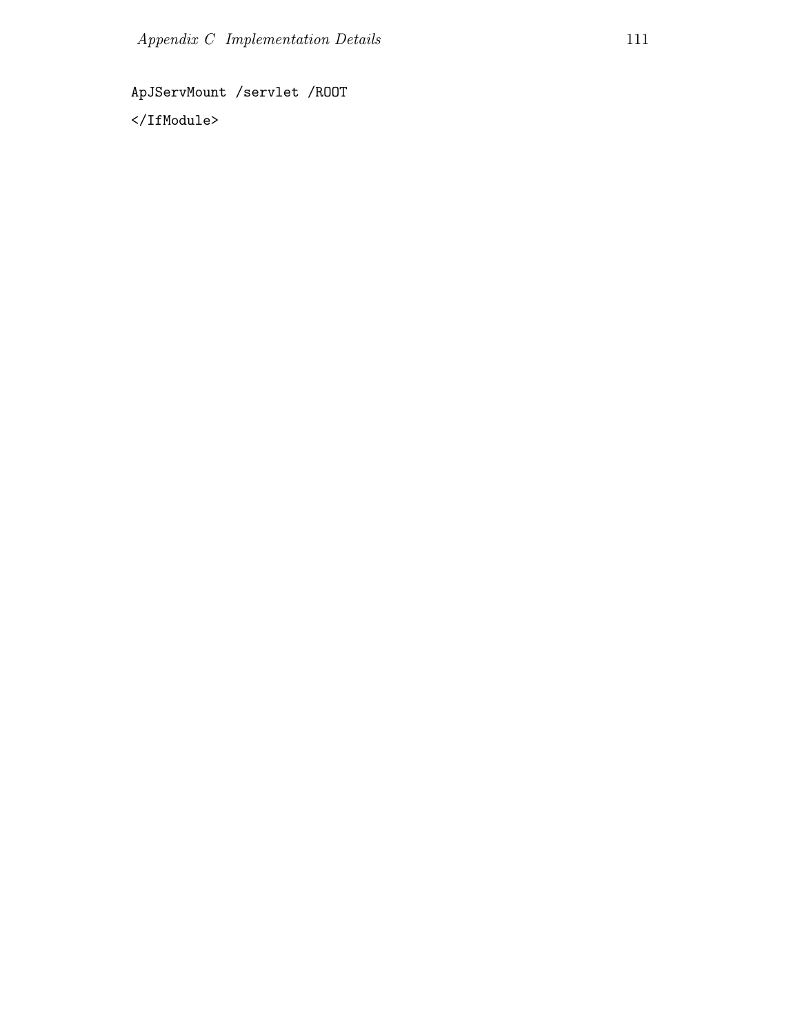```
ApJServMount /servlet /ROOT

</IfModule>
```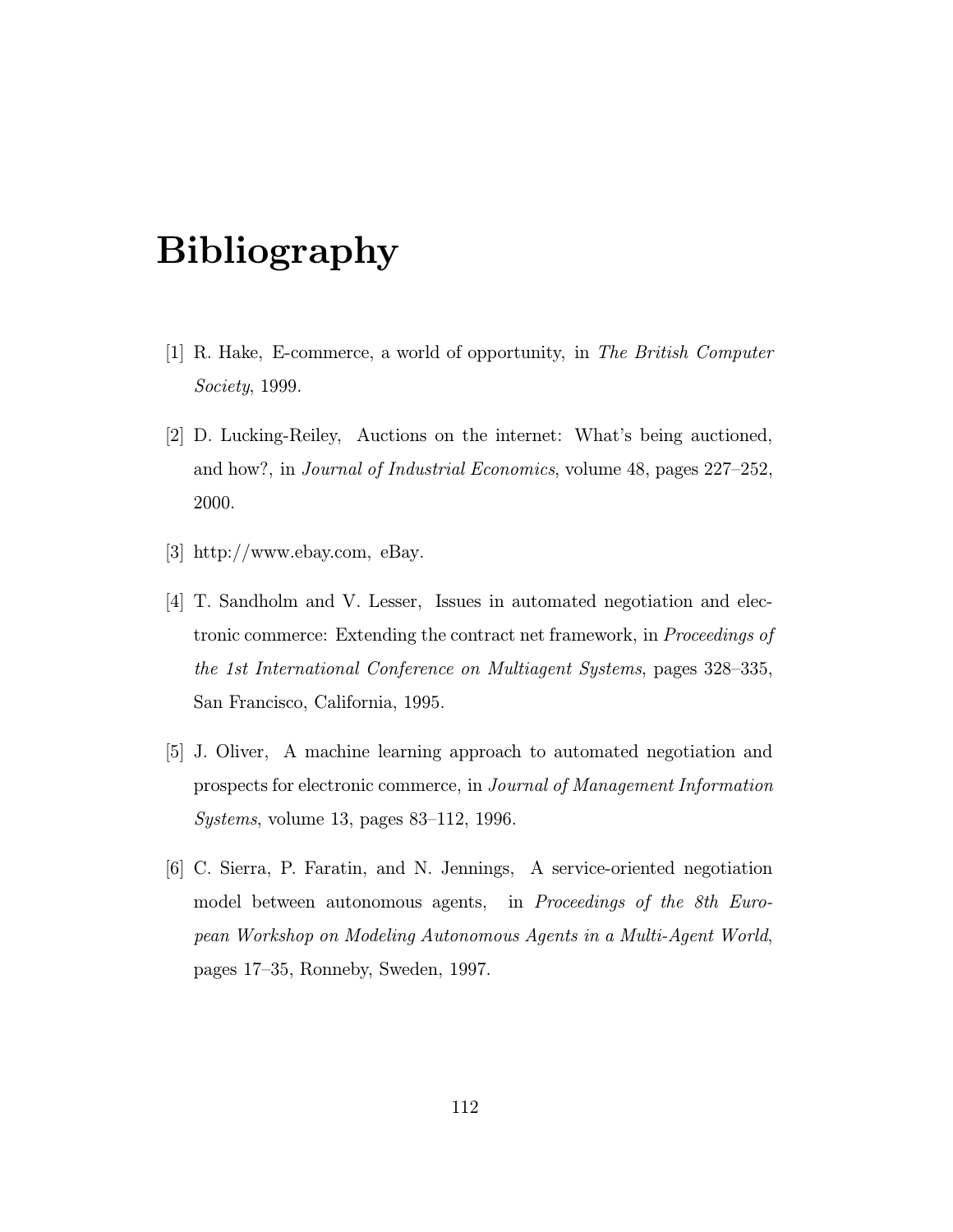# Bibliography

[1] R. Hake, E-commerce, a world of opportunity, in *The British Computer Society*, 1999.

[2] D. Lucking-Reiley, Auctions on the internet: What's being auctioned, and how?, in *Journal of Industrial Economics*, volume 48, pages 227–252, 2000.

[3] http://www.ebay.com, eBay.

[4] T. Sandholm and V. Lesser, Issues in automated negotiation and electronic commerce: Extending the contract net framework, in *Proceedings of the 1st International Conference on Multiagent Systems*, pages 328–335, San Francisco, California, 1995.

[5] J. Oliver, A machine learning approach to automated negotiation and prospects for electronic commerce, in *Journal of Management Information Systems*, volume 13, pages 83–112, 1996.

[6] C. Sierra, P. Faratin, and N. Jennings, A service-oriented negotiation model between autonomous agents, in *Proceedings of the 8th European Workshop on Modeling Autonomous Agents in a Multi-Agent World*, pages 17–35, Ronneby, Sweden, 1997.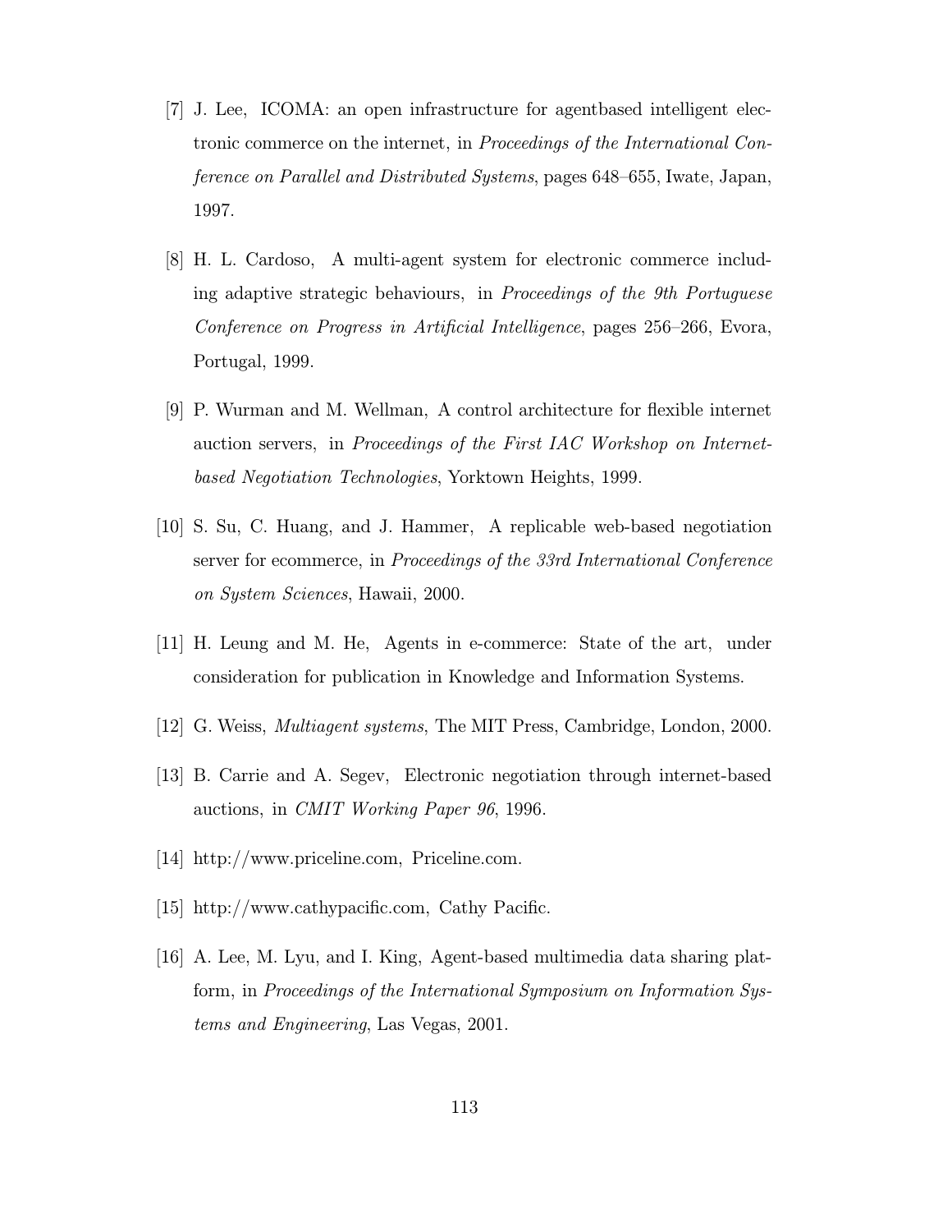[7] J. Lee, ICOMA: an open infrastructure for agentbased intelligent electronic commerce on the internet, in *Proceedings of the International Conference on Parallel and Distributed Systems*, pages 648–655, Iwate, Japan, 1997.

[8] H. L. Cardoso, A multi-agent system for electronic commerce including adaptive strategic behaviours, in *Proceedings of the 9th Portuguese Conference on Progress in Artificial Intelligence*, pages 256–266, Evora, Portugal, 1999.

[9] P. Wurman and M. Wellman, A control architecture for flexible internet auction servers, in *Proceedings of the First IAC Workshop on Internet-based Negotiation Technologies*, Yorktown Heights, 1999.

[10] S. Su, C. Huang, and J. Hammer, A replicable web-based negotiation server for ecommerce, in *Proceedings of the 33rd International Conference on System Sciences*, Hawaii, 2000.

[11] H. Leung and M. He, Agents in e-commerce: State of the art, under consideration for publication in Knowledge and Information Systems.

[12] G. Weiss, *Multiagent systems*, The MIT Press, Cambridge, London, 2000.

[13] B. Carrie and A. Segev, Electronic negotiation through internet-based auctions, in *CMIT Working Paper 96*, 1996.

[14] http://www.priceline.com, Priceline.com.

[15] http://www.cathypacific.com, Cathy Pacific.

[16] A. Lee, M. Lyu, and I. King, Agent-based multimedia data sharing platform, in *Proceedings of the International Symposium on Information Systems and Engineering*, Las Vegas, 2001.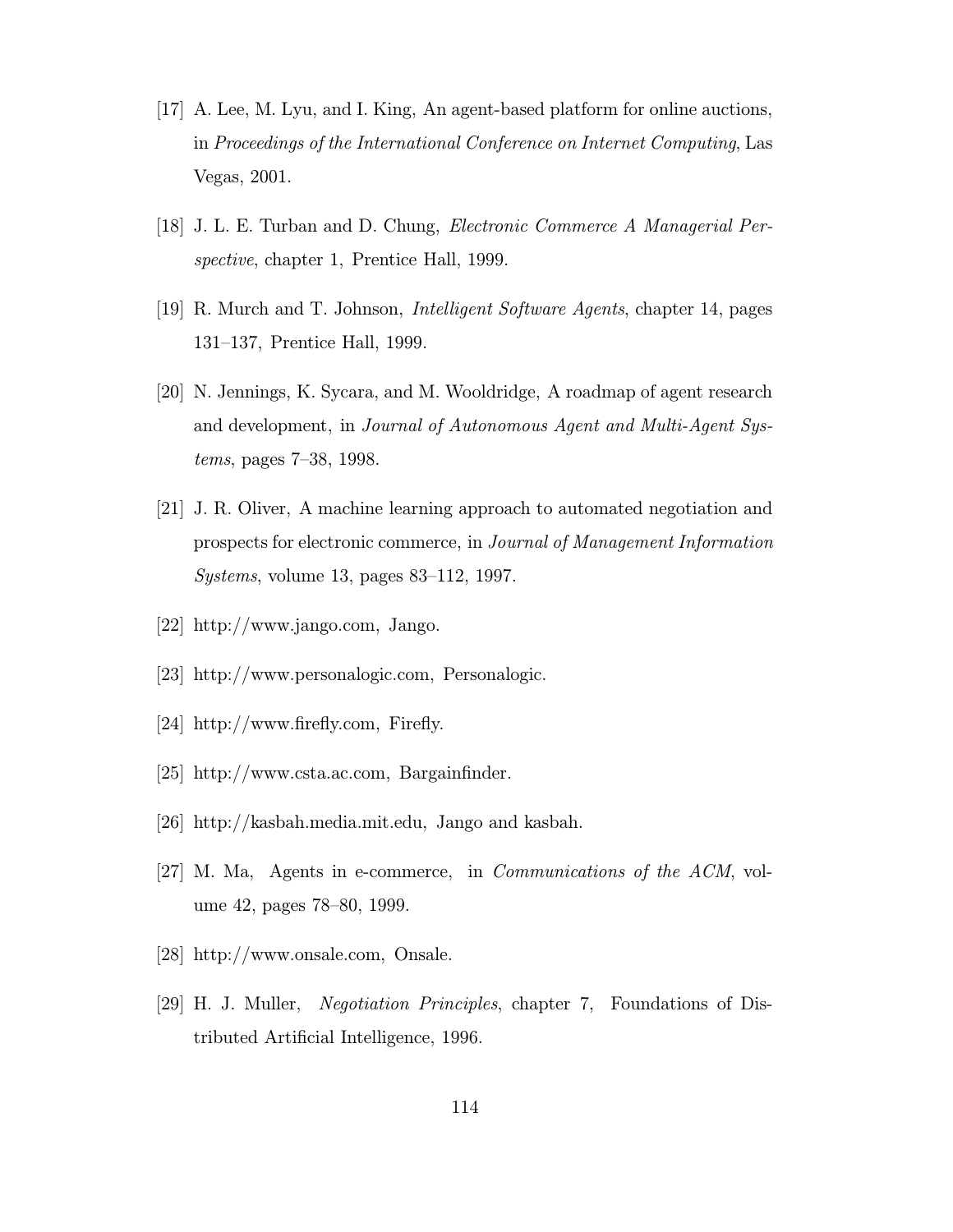[17] A. Lee, M. Lyu, and I. King, An agent-based platform for online auctions, in *Proceedings of the International Conference on Internet Computing*, Las Vegas, 2001.

[18] J. L. E. Turban and D. Chung, *Electronic Commerce A Managerial Perspective*, chapter 1, Prentice Hall, 1999.

[19] R. Murch and T. Johnson, *Intelligent Software Agents*, chapter 14, pages 131–137, Prentice Hall, 1999.

[20] N. Jennings, K. Sycara, and M. Wooldridge, A roadmap of agent research and development, in *Journal of Autonomous Agent and Multi-Agent Systems*, pages 7–38, 1998.

[21] J. R. Oliver, A machine learning approach to automated negotiation and prospects for electronic commerce, in *Journal of Management Information Systems*, volume 13, pages 83–112, 1997.

[22] http://www.jango.com, Jango.

[23] http://www.personalogic.com, Personalogic.

[24] http://www.firefly.com, Firefly.

[25] http://www.csta.ac.com, Bargainfinder.

[26] http://kasbah.media.mit.edu, Jango and kasbah.

[27] M. Ma, Agents in e-commerce, in *Communications of the ACM*, volume 42, pages 78–80, 1999.

[28] http://www.onsale.com, Onsale.

[29] H. J. Muller, *Negotiation Principles*, chapter 7, Foundations of Distributed Artificial Intelligence, 1996.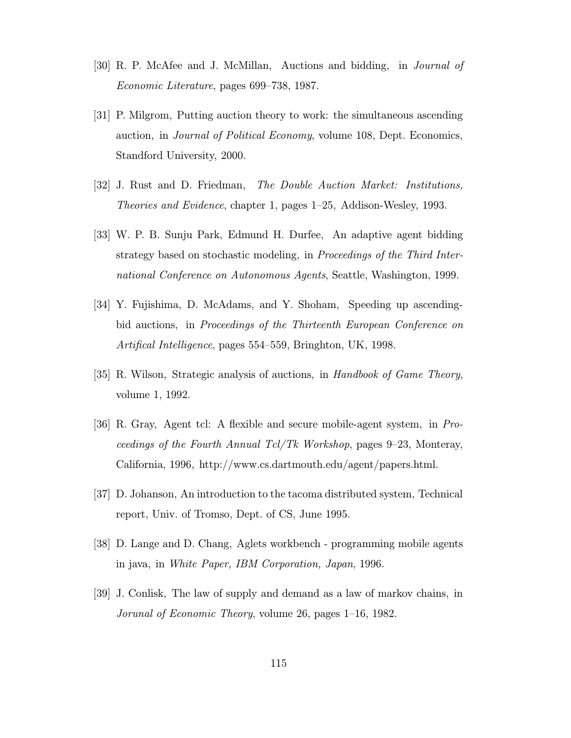[30] R. P. McAfee and J. McMillan, Auctions and bidding, in *Journal of Economic Literature*, pages 699–738, 1987.

[31] P. Milgrom, Putting auction theory to work: the simultaneous ascending auction, in *Journal of Political Economy*, volume 108, Dept. Economics, Standford University, 2000.

[32] J. Rust and D. Friedman, *The Double Auction Market: Institutions, Theories and Evidence*, chapter 1, pages 1–25, Addison-Wesley, 1993.

[33] W. P. B. Sunju Park, Edmund H. Durfee, An adaptive agent bidding strategy based on stochastic modeling, in *Proceedings of the Third International Conference on Autonomous Agents*, Seattle, Washington, 1999.

[34] Y. Fujishima, D. McAdams, and Y. Shoham, Speeding up ascending-bid auctions, in *Proceedings of the Thirteenth European Conference on Artifical Intelligence*, pages 554–559, Bringhton, UK, 1998.

[35] R. Wilson, Strategic analysis of auctions, in *Handbook of Game Theory*, volume 1, 1992.

[36] R. Gray, Agent tcl: A flexible and secure mobile-agent system, in *Proceedings of the Fourth Annual Tcl/Tk Workshop*, pages 9–23, Monteray, California, 1996, http://www.cs.dartmouth.edu/agent/papers.html.

[37] D. Johanson, An introduction to the tacoma distributed system, Technical report, Univ. of Tromso, Dept. of CS, June 1995.

[38] D. Lange and D. Chang, Aglets workbench - programming mobile agents in java, in *White Paper, IBM Corporation, Japan*, 1996.

[39] J. Conlisk, The law of supply and demand as a law of markov chains, in *Jorunal of Economic Theory*, volume 26, pages 1–16, 1982.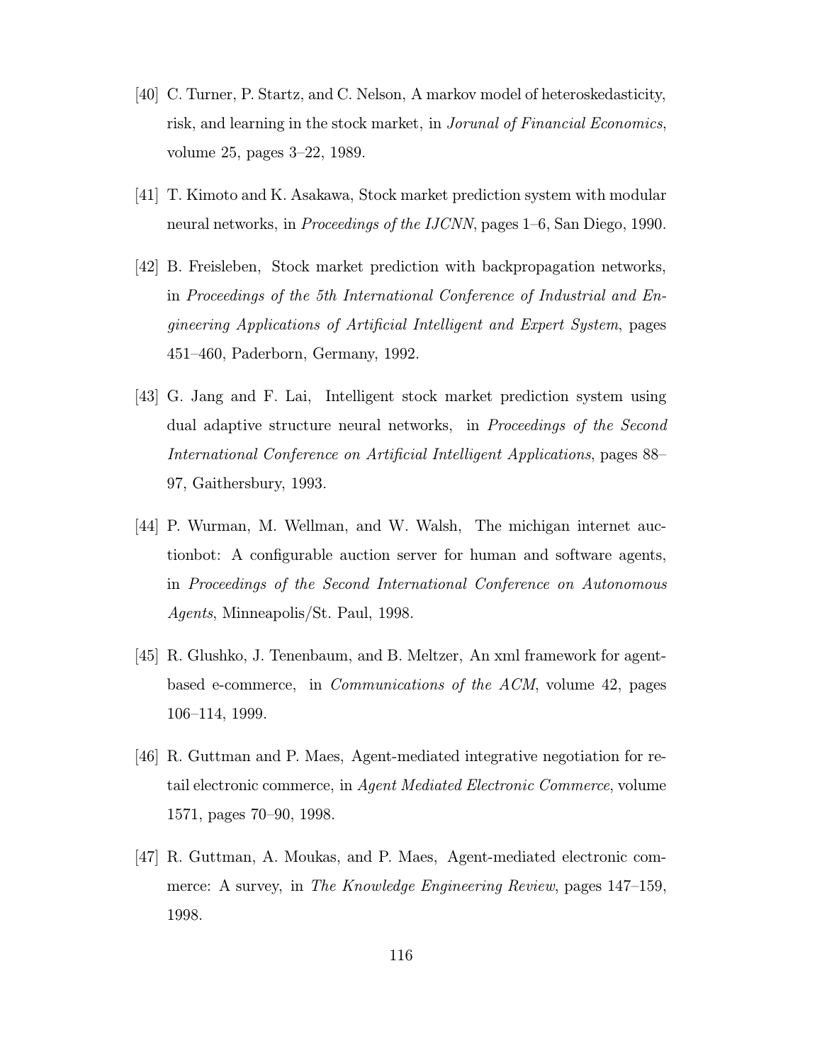[40] C. Turner, P. Startz, and C. Nelson, A markov model of heteroskedasticity, risk, and learning in the stock market, in *Jorunal of Financial Economics*, volume 25, pages 3–22, 1989.

[41] T. Kimoto and K. Asakawa, Stock market prediction system with modular neural networks, in *Proceedings of the IJCNN*, pages 1–6, San Diego, 1990.

[42] B. Freisleben, Stock market prediction with backpropagation networks, in *Proceedings of the 5th International Conference of Industrial and Engineering Applications of Artificial Intelligent and Expert System*, pages 451–460, Paderborn, Germany, 1992.

[43] G. Jang and F. Lai, Intelligent stock market prediction system using dual adaptive structure neural networks, in *Proceedings of the Second International Conference on Artificial Intelligent Applications*, pages 88–97, Gaithersbury, 1993.

[44] P. Wurman, M. Wellman, and W. Walsh, The michigan internet auctionbot: A configurable auction server for human and software agents, in *Proceedings of the Second International Conference on Autonomous Agents*, Minneapolis/St. Paul, 1998.

[45] R. Glushko, J. Tenenbaum, and B. Meltzer, An xml framework for agent-based e-commerce, in *Communications of the ACM*, volume 42, pages 106–114, 1999.

[46] R. Guttman and P. Maes, Agent-mediated integrative negotiation for retail electronic commerce, in *Agent Mediated Electronic Commerce*, volume 1571, pages 70–90, 1998.

[47] R. Guttman, A. Moukas, and P. Maes, Agent-mediated electronic commerce: A survey, in *The Knowledge Engineering Review*, pages 147–159, 1998.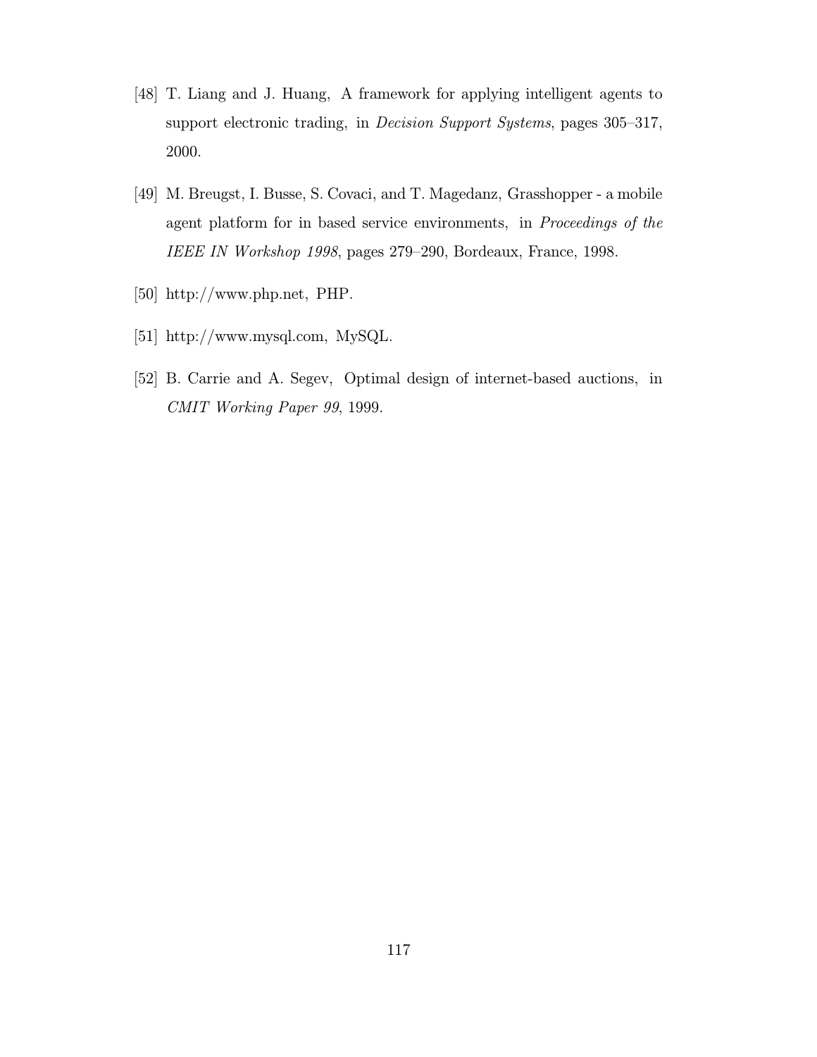[48] T. Liang and J. Huang, A framework for applying intelligent agents to support electronic trading, in *Decision Support Systems*, pages 305–317, 2000.

[49] M. Breugst, I. Busse, S. Covaci, and T. Magedanz, Grasshopper - a mobile agent platform for in based service environments, in *Proceedings of the IEEE IN Workshop 1998*, pages 279–290, Bordeaux, France, 1998.

[50] http://www.php.net, PHP.

[51] http://www.mysql.com, MySQL.

[52] B. Carrie and A. Segev, Optimal design of internet-based auctions, in *CMIT Working Paper 99*, 1999.